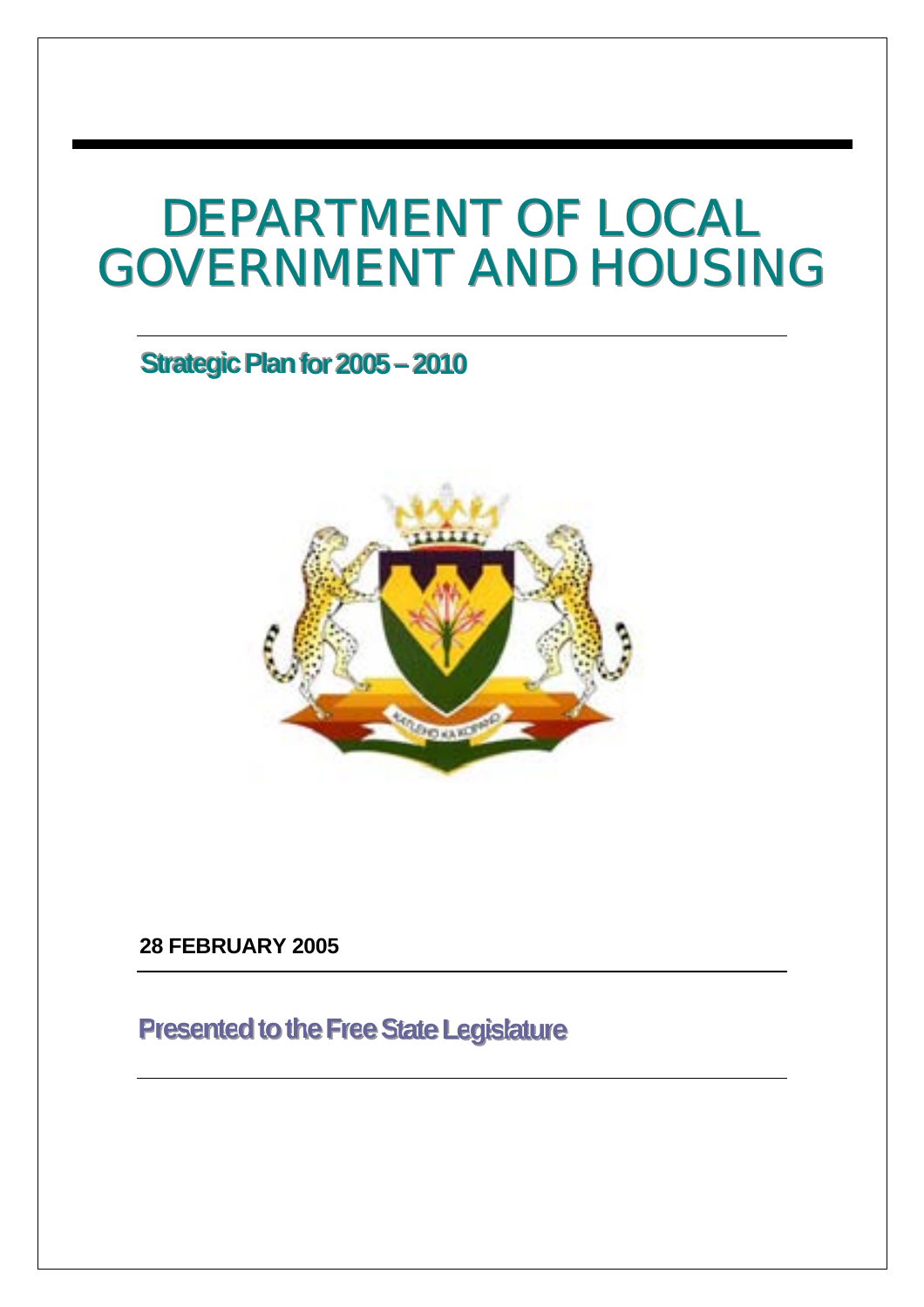# DEPARTMENT OF LOCAL GOVERNMENT AND HOUSING

## Strategic Plan for 2005 – 2010

**28 FEBRUARY 2005**

**Presented to the Free State Legislature**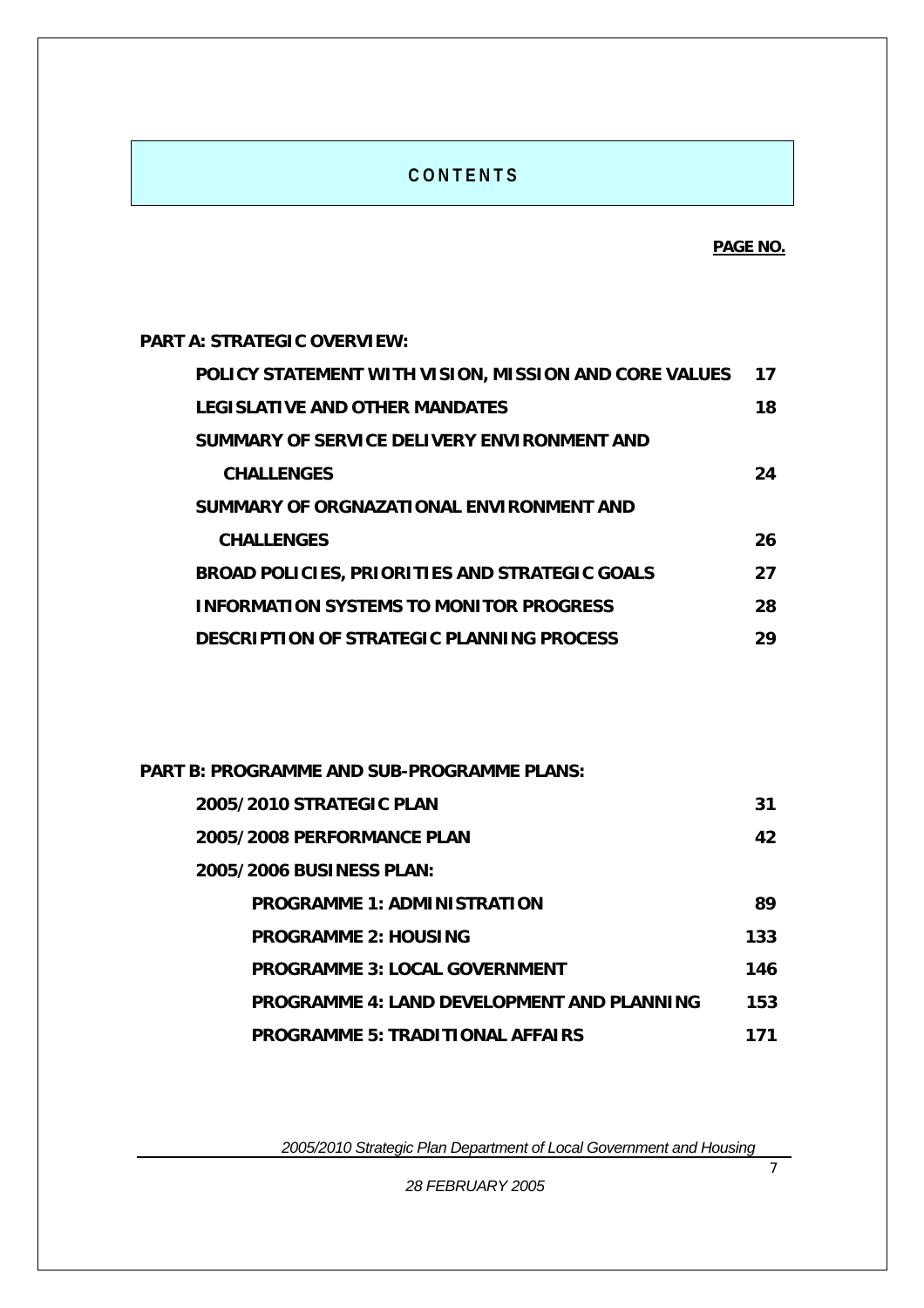# CONTENTS

| | PAGE NO. |
|---|---|
| **PART A: STRATEGIC OVERVIEW:** | |
| **POLICY STATEMENT WITH VISION, MISSION AND CORE VALUES** | **17** |
| **LEGISLATIVE AND OTHER MANDATES** | **18** |
| **SUMMARY OF SERVICE DELIVERY ENVIRONMENT AND CHALLENGES** | **24** |
| **SUMMARY OF ORGNAZATIONAL ENVIRONMENT AND CHALLENGES** | **26** |
| **BROAD POLICIES, PRIORITIES AND STRATEGIC GOALS** | **27** |
| **INFORMATION SYSTEMS TO MONITOR PROGRESS** | **28** |
| **DESCRIPTION OF STRATEGIC PLANNING PROCESS** | **29** |
| **PART B: PROGRAMME AND SUB-PROGRAMME PLANS:** | |
| **2005/2010 STRATEGIC PLAN** | **31** |
| **2005/2008 PERFORMANCE PLAN** | **42** |
| **2005/2006 BUSINESS PLAN:** | |
| **PROGRAMME 1: ADMINISTRATION** | **89** |
| **PROGRAMME 2: HOUSING** | **133** |
| **PROGRAMME 3: LOCAL GOVERNMENT** | **146** |
| **PROGRAMME 4: LAND DEVELOPMENT AND PLANNING** | **153** |
| **PROGRAMME 5: TRADITIONAL AFFAIRS** | **171** |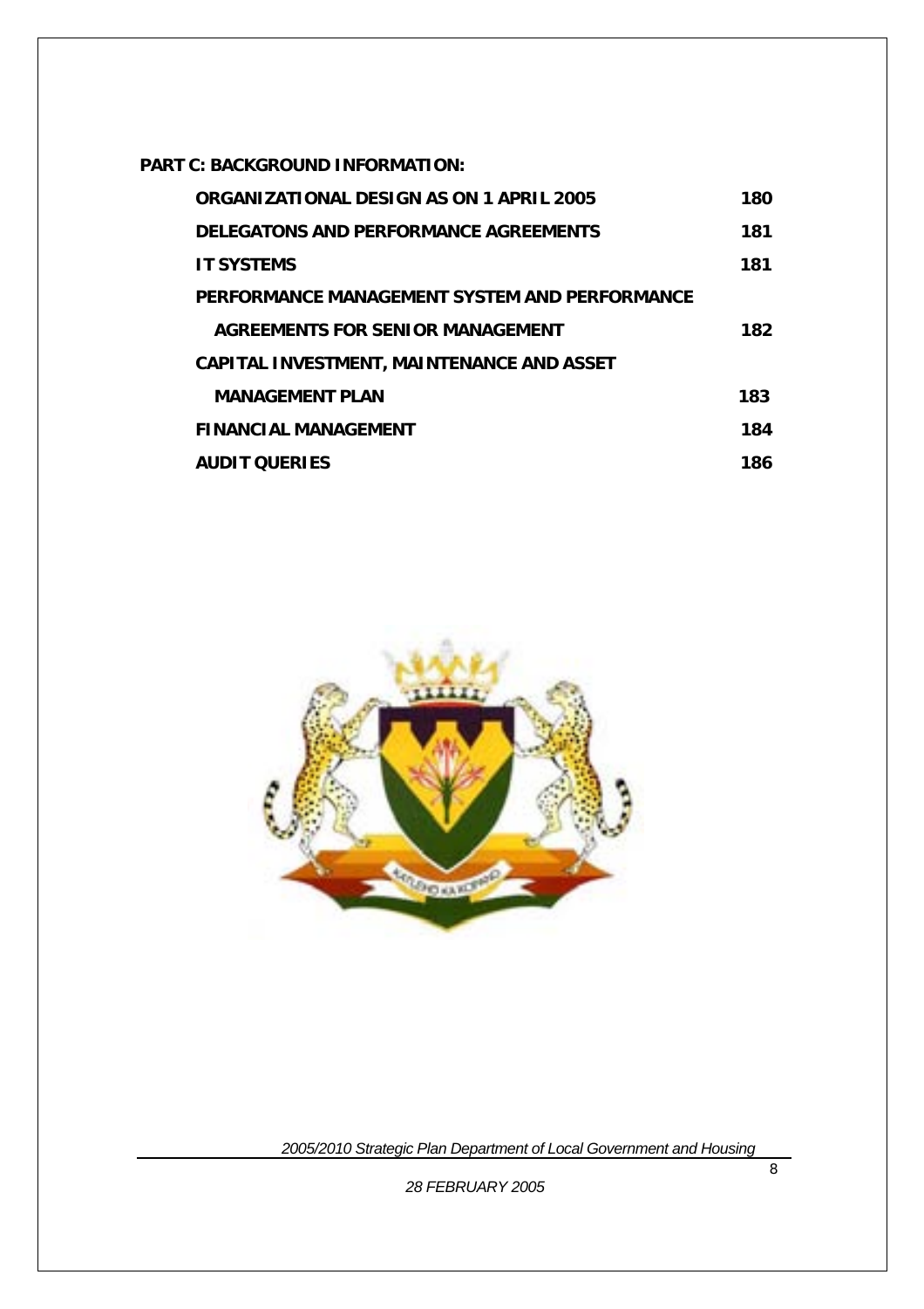**PART C: BACKGROUND INFORMATION:**

| | |
|---|---|
| **ORGANIZATIONAL DESIGN AS ON 1 APRIL 2005** | **180** |
| **DELEGATONS AND PERFORMANCE AGREEMENTS** | **181** |
| **IT SYSTEMS** | **181** |
| **PERFORMANCE MANAGEMENT SYSTEM AND PERFORMANCE AGREEMENTS FOR SENIOR MANAGEMENT** | **182** |
| **CAPITAL INVESTMENT, MAINTENANCE AND ASSET MANAGEMENT PLAN** | **183** |
| **FINANCIAL MANAGEMENT** | **184** |
| **AUDIT QUERIES** | **186** |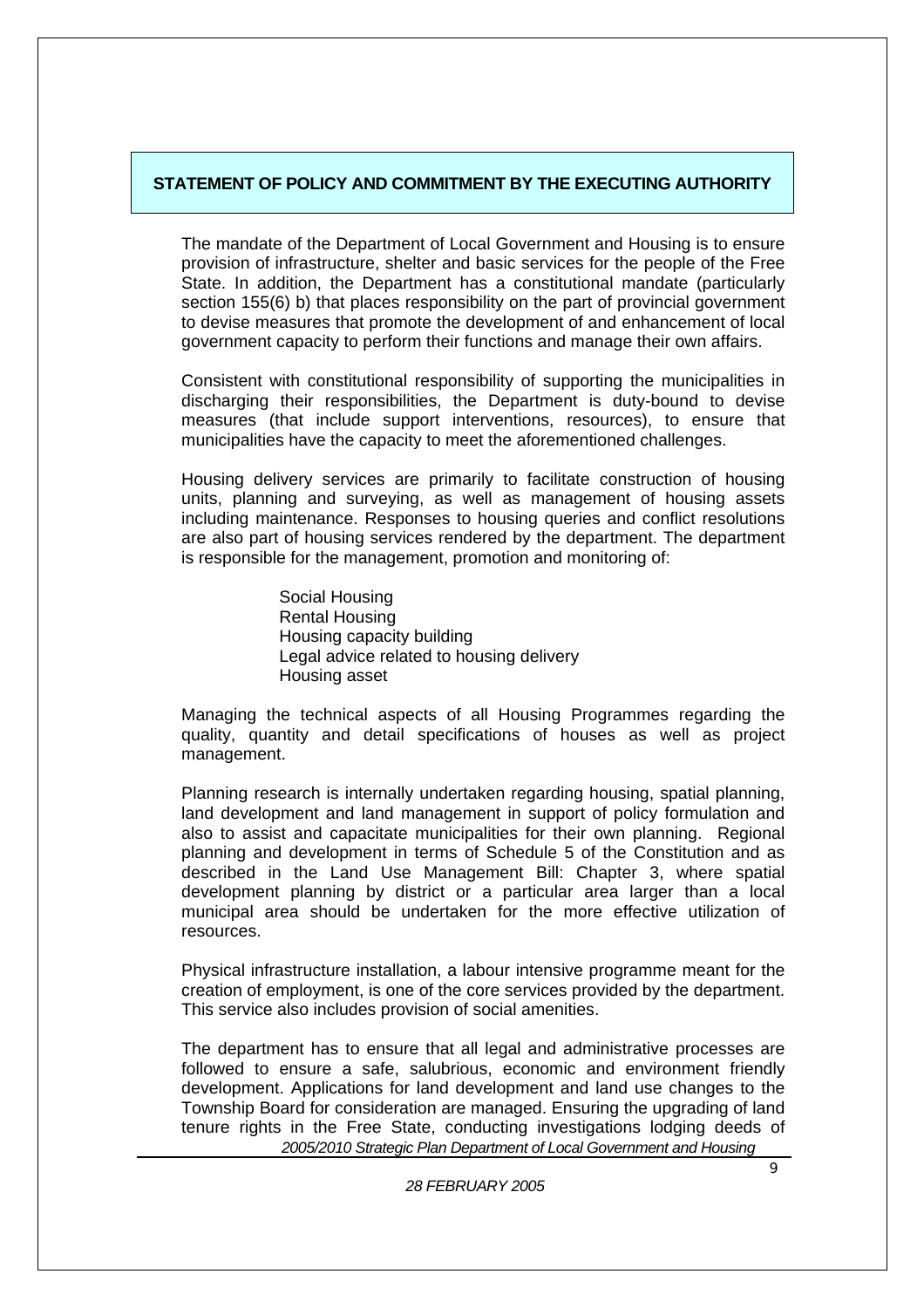## STATEMENT OF POLICY AND COMMITMENT BY THE EXECUTING AUTHORITY

The mandate of the Department of Local Government and Housing is to ensure provision of infrastructure, shelter and basic services for the people of the Free State. In addition, the Department has a constitutional mandate (particularly section 155(6) b) that places responsibility on the part of provincial government to devise measures that promote the development of and enhancement of local government capacity to perform their functions and manage their own affairs.

Consistent with constitutional responsibility of supporting the municipalities in discharging their responsibilities, the Department is duty-bound to devise measures (that include support interventions, resources), to ensure that municipalities have the capacity to meet the aforementioned challenges.

Housing delivery services are primarily to facilitate construction of housing units, planning and surveying, as well as management of housing assets including maintenance. Responses to housing queries and conflict resolutions are also part of housing services rendered by the department. The department is responsible for the management, promotion and monitoring of:

- Social Housing
- Rental Housing
- Housing capacity building
- Legal advice related to housing delivery
- Housing asset

Managing the technical aspects of all Housing Programmes regarding the quality, quantity and detail specifications of houses as well as project management.

Planning research is internally undertaken regarding housing, spatial planning, land development and land management in support of policy formulation and also to assist and capacitate municipalities for their own planning. Regional planning and development in terms of Schedule 5 of the Constitution and as described in the Land Use Management Bill: Chapter 3, where spatial development planning by district or a particular area larger than a local municipal area should be undertaken for the more effective utilization of resources.

Physical infrastructure installation, a labour intensive programme meant for the creation of employment, is one of the core services provided by the department. This service also includes provision of social amenities.

The department has to ensure that all legal and administrative processes are followed to ensure a safe, salubrious, economic and environment friendly development. Applications for land development and land use changes to the Township Board for consideration are managed. Ensuring the upgrading of land tenure rights in the Free State, conducting investigations lodging deeds of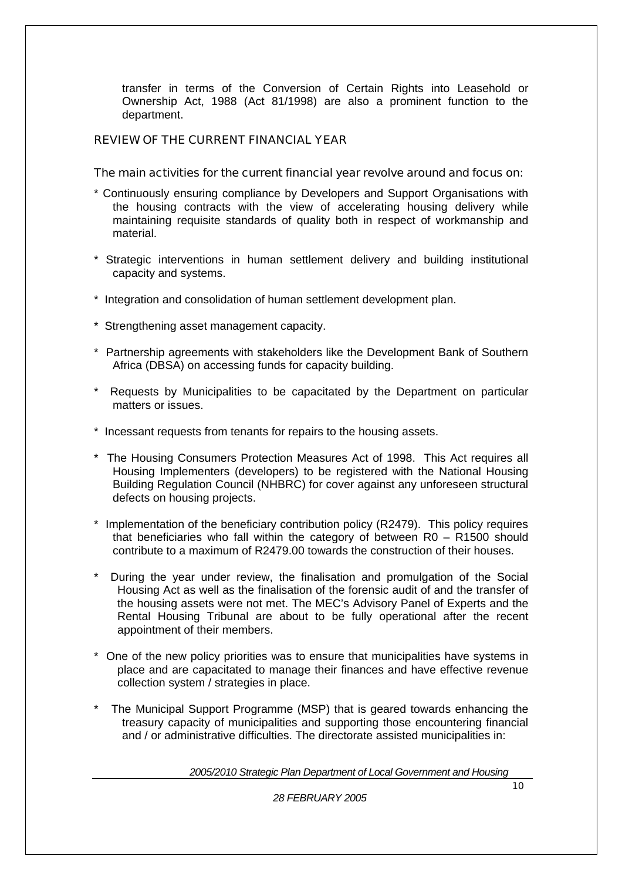transfer in terms of the Conversion of Certain Rights into Leasehold or Ownership Act, 1988 (Act 81/1998) are also a prominent function to the department.

## REVIEW OF THE CURRENT FINANCIAL YEAR

The main activities for the current financial year revolve around and focus on:

* Continuously ensuring compliance by Developers and Support Organisations with the housing contracts with the view of accelerating housing delivery while maintaining requisite standards of quality both in respect of workmanship and material.
* Strategic interventions in human settlement delivery and building institutional capacity and systems.
* Integration and consolidation of human settlement development plan.
* Strengthening asset management capacity.
* Partnership agreements with stakeholders like the Development Bank of Southern Africa (DBSA) on accessing funds for capacity building.
* Requests by Municipalities to be capacitated by the Department on particular matters or issues.
* Incessant requests from tenants for repairs to the housing assets.
* The Housing Consumers Protection Measures Act of 1998. This Act requires all Housing Implementers (developers) to be registered with the National Housing Building Regulation Council (NHBRC) for cover against any unforeseen structural defects on housing projects.
* Implementation of the beneficiary contribution policy (R2479). This policy requires that beneficiaries who fall within the category of between R0 – R1500 should contribute to a maximum of R2479.00 towards the construction of their houses.
* During the year under review, the finalisation and promulgation of the Social Housing Act as well as the finalisation of the forensic audit of and the transfer of the housing assets were not met. The MEC's Advisory Panel of Experts and the Rental Housing Tribunal are about to be fully operational after the recent appointment of their members.
* One of the new policy priorities was to ensure that municipalities have systems in place and are capacitated to manage their finances and have effective revenue collection system / strategies in place.
* The Municipal Support Programme (MSP) that is geared towards enhancing the treasury capacity of municipalities and supporting those encountering financial and / or administrative difficulties. The directorate assisted municipalities in: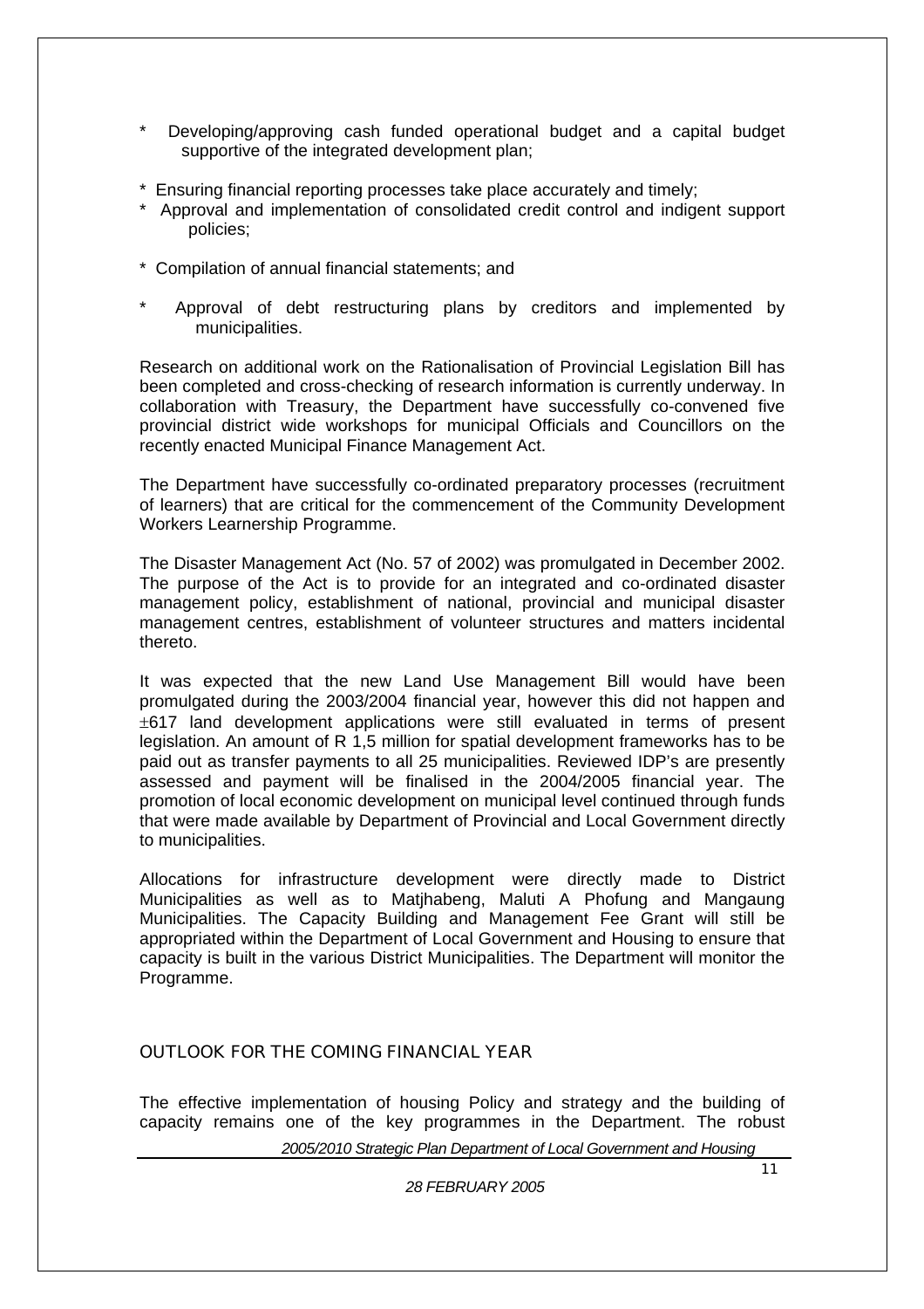* Developing/approving cash funded operational budget and a capital budget supportive of the integrated development plan;

* Ensuring financial reporting processes take place accurately and timely;
* Approval and implementation of consolidated credit control and indigent support policies;

* Compilation of annual financial statements; and

* Approval of debt restructuring plans by creditors and implemented by municipalities.

Research on additional work on the Rationalisation of Provincial Legislation Bill has been completed and cross-checking of research information is currently underway. In collaboration with Treasury, the Department have successfully co-convened five provincial district wide workshops for municipal Officials and Councillors on the recently enacted Municipal Finance Management Act.

The Department have successfully co-ordinated preparatory processes (recruitment of learners) that are critical for the commencement of the Community Development Workers Learnership Programme.

The Disaster Management Act (No. 57 of 2002) was promulgated in December 2002. The purpose of the Act is to provide for an integrated and co-ordinated disaster management policy, establishment of national, provincial and municipal disaster management centres, establishment of volunteer structures and matters incidental thereto.

It was expected that the new Land Use Management Bill would have been promulgated during the 2003/2004 financial year, however this did not happen and ±617 land development applications were still evaluated in terms of present legislation. An amount of R 1,5 million for spatial development frameworks has to be paid out as transfer payments to all 25 municipalities. Reviewed IDP's are presently assessed and payment will be finalised in the 2004/2005 financial year. The promotion of local economic development on municipal level continued through funds that were made available by Department of Provincial and Local Government directly to municipalities.

Allocations for infrastructure development were directly made to District Municipalities as well as to Matjhabeng, Maluti A Phofung and Mangaung Municipalities. The Capacity Building and Management Fee Grant will still be appropriated within the Department of Local Government and Housing to ensure that capacity is built in the various District Municipalities. The Department will monitor the Programme.

## OUTLOOK FOR THE COMING FINANCIAL YEAR

The effective implementation of housing Policy and strategy and the building of capacity remains one of the key programmes in the Department. The robust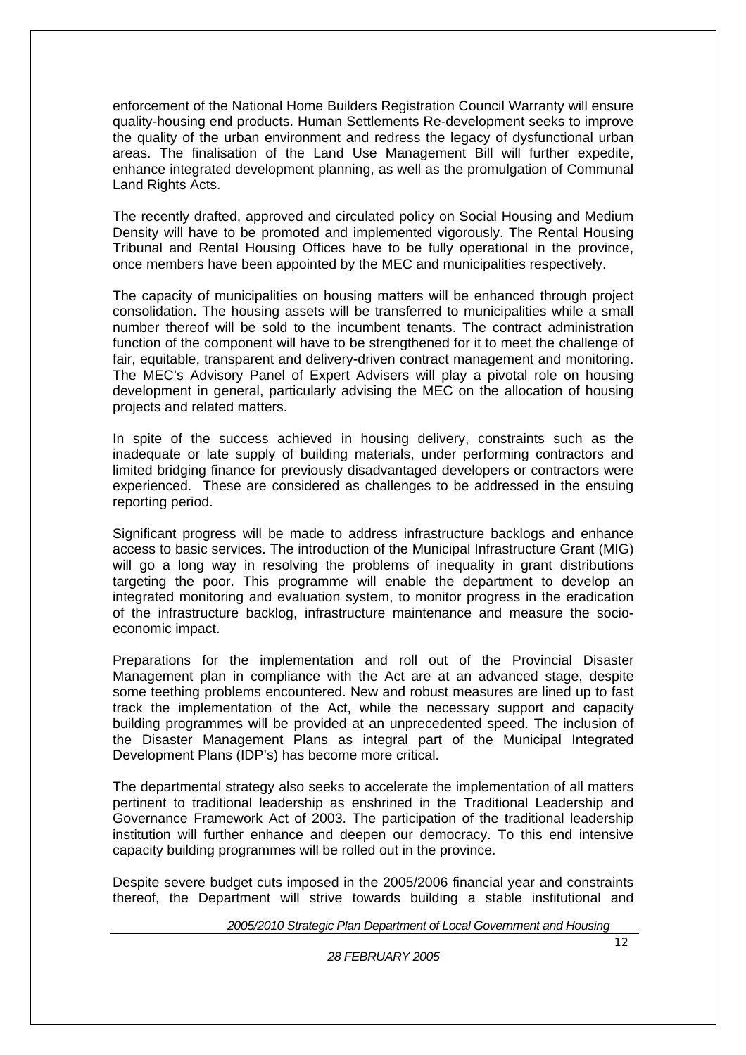enforcement of the National Home Builders Registration Council Warranty will ensure quality-housing end products. Human Settlements Re-development seeks to improve the quality of the urban environment and redress the legacy of dysfunctional urban areas. The finalisation of the Land Use Management Bill will further expedite, enhance integrated development planning, as well as the promulgation of Communal Land Rights Acts.

The recently drafted, approved and circulated policy on Social Housing and Medium Density will have to be promoted and implemented vigorously. The Rental Housing Tribunal and Rental Housing Offices have to be fully operational in the province, once members have been appointed by the MEC and municipalities respectively.

The capacity of municipalities on housing matters will be enhanced through project consolidation. The housing assets will be transferred to municipalities while a small number thereof will be sold to the incumbent tenants. The contract administration function of the component will have to be strengthened for it to meet the challenge of fair, equitable, transparent and delivery-driven contract management and monitoring. The MEC's Advisory Panel of Expert Advisers will play a pivotal role on housing development in general, particularly advising the MEC on the allocation of housing projects and related matters.

In spite of the success achieved in housing delivery, constraints such as the inadequate or late supply of building materials, under performing contractors and limited bridging finance for previously disadvantaged developers or contractors were experienced. These are considered as challenges to be addressed in the ensuing reporting period.

Significant progress will be made to address infrastructure backlogs and enhance access to basic services. The introduction of the Municipal Infrastructure Grant (MIG) will go a long way in resolving the problems of inequality in grant distributions targeting the poor. This programme will enable the department to develop an integrated monitoring and evaluation system, to monitor progress in the eradication of the infrastructure backlog, infrastructure maintenance and measure the socio-economic impact.

Preparations for the implementation and roll out of the Provincial Disaster Management plan in compliance with the Act are at an advanced stage, despite some teething problems encountered. New and robust measures are lined up to fast track the implementation of the Act, while the necessary support and capacity building programmes will be provided at an unprecedented speed. The inclusion of the Disaster Management Plans as integral part of the Municipal Integrated Development Plans (IDP's) has become more critical.

The departmental strategy also seeks to accelerate the implementation of all matters pertinent to traditional leadership as enshrined in the Traditional Leadership and Governance Framework Act of 2003. The participation of the traditional leadership institution will further enhance and deepen our democracy. To this end intensive capacity building programmes will be rolled out in the province.

Despite severe budget cuts imposed in the 2005/2006 financial year and constraints thereof, the Department will strive towards building a stable institutional and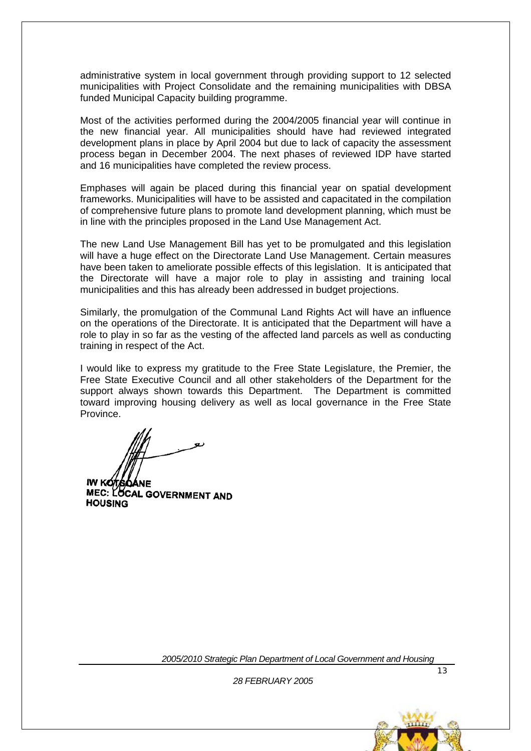administrative system in local government through providing support to 12 selected municipalities with Project Consolidate and the remaining municipalities with DBSA funded Municipal Capacity building programme.

Most of the activities performed during the 2004/2005 financial year will continue in the new financial year. All municipalities should have had reviewed integrated development plans in place by April 2004 but due to lack of capacity the assessment process began in December 2004. The next phases of reviewed IDP have started and 16 municipalities have completed the review process.

Emphases will again be placed during this financial year on spatial development frameworks. Municipalities will have to be assisted and capacitated in the compilation of comprehensive future plans to promote land development planning, which must be in line with the principles proposed in the Land Use Management Act.

The new Land Use Management Bill has yet to be promulgated and this legislation will have a huge effect on the Directorate Land Use Management. Certain measures have been taken to ameliorate possible effects of this legislation. It is anticipated that the Directorate will have a major role to play in assisting and training local municipalities and this has already been addressed in budget projections.

Similarly, the promulgation of the Communal Land Rights Act will have an influence on the operations of the Directorate. It is anticipated that the Department will have a role to play in so far as the vesting of the affected land parcels as well as conducting training in respect of the Act.

I would like to express my gratitude to the Free State Legislature, the Premier, the Free State Executive Council and all other stakeholders of the Department for the support always shown towards this Department. The Department is committed toward improving housing delivery as well as local governance in the Free State Province.

**IW KOTSOANE**
**MEC: LOCAL GOVERNMENT AND HOUSING**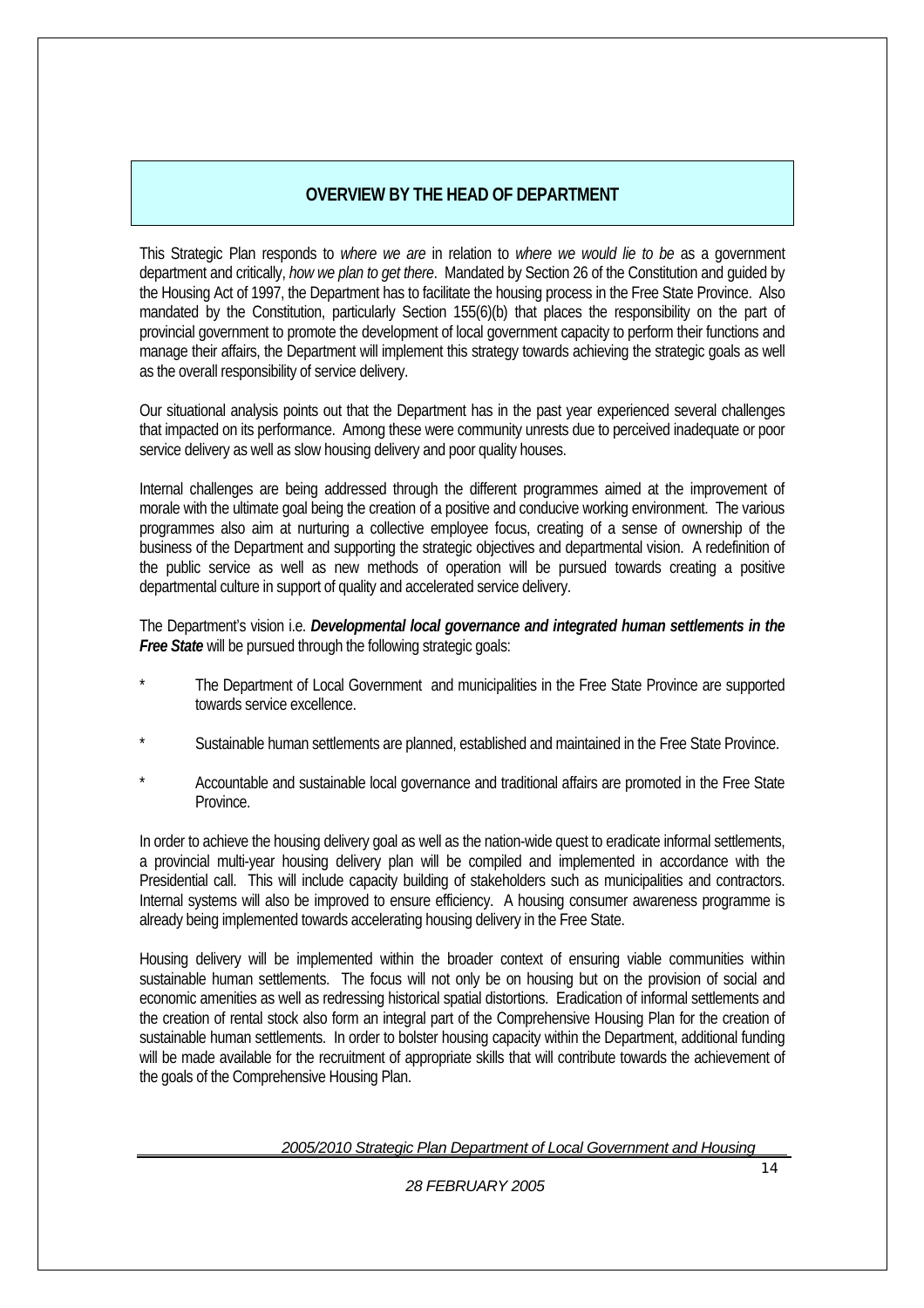## OVERVIEW BY THE HEAD OF DEPARTMENT

This Strategic Plan responds to *where we are* in relation to *where we would lie to be* as a government department and critically, *how we plan to get there*. Mandated by Section 26 of the Constitution and guided by the Housing Act of 1997, the Department has to facilitate the housing process in the Free State Province. Also mandated by the Constitution, particularly Section 155(6)(b) that places the responsibility on the part of provincial government to promote the development of local government capacity to perform their functions and manage their affairs, the Department will implement this strategy towards achieving the strategic goals as well as the overall responsibility of service delivery.

Our situational analysis points out that the Department has in the past year experienced several challenges that impacted on its performance. Among these were community unrests due to perceived inadequate or poor service delivery as well as slow housing delivery and poor quality houses.

Internal challenges are being addressed through the different programmes aimed at the improvement of morale with the ultimate goal being the creation of a positive and conducive working environment. The various programmes also aim at nurturing a collective employee focus, creating of a sense of ownership of the business of the Department and supporting the strategic objectives and departmental vision. A redefinition of the public service as well as new methods of operation will be pursued towards creating a positive departmental culture in support of quality and accelerated service delivery.

The Department's vision i.e. ***Developmental local governance and integrated human settlements in the Free State*** will be pursued through the following strategic goals:

* The Department of Local Government and municipalities in the Free State Province are supported towards service excellence.
* Sustainable human settlements are planned, established and maintained in the Free State Province.
* Accountable and sustainable local governance and traditional affairs are promoted in the Free State Province.

In order to achieve the housing delivery goal as well as the nation-wide quest to eradicate informal settlements, a provincial multi-year housing delivery plan will be compiled and implemented in accordance with the Presidential call. This will include capacity building of stakeholders such as municipalities and contractors. Internal systems will also be improved to ensure efficiency. A housing consumer awareness programme is already being implemented towards accelerating housing delivery in the Free State.

Housing delivery will be implemented within the broader context of ensuring viable communities within sustainable human settlements. The focus will not only be on housing but on the provision of social and economic amenities as well as redressing historical spatial distortions. Eradication of informal settlements and the creation of rental stock also form an integral part of the Comprehensive Housing Plan for the creation of sustainable human settlements. In order to bolster housing capacity within the Department, additional funding will be made available for the recruitment of appropriate skills that will contribute towards the achievement of the goals of the Comprehensive Housing Plan.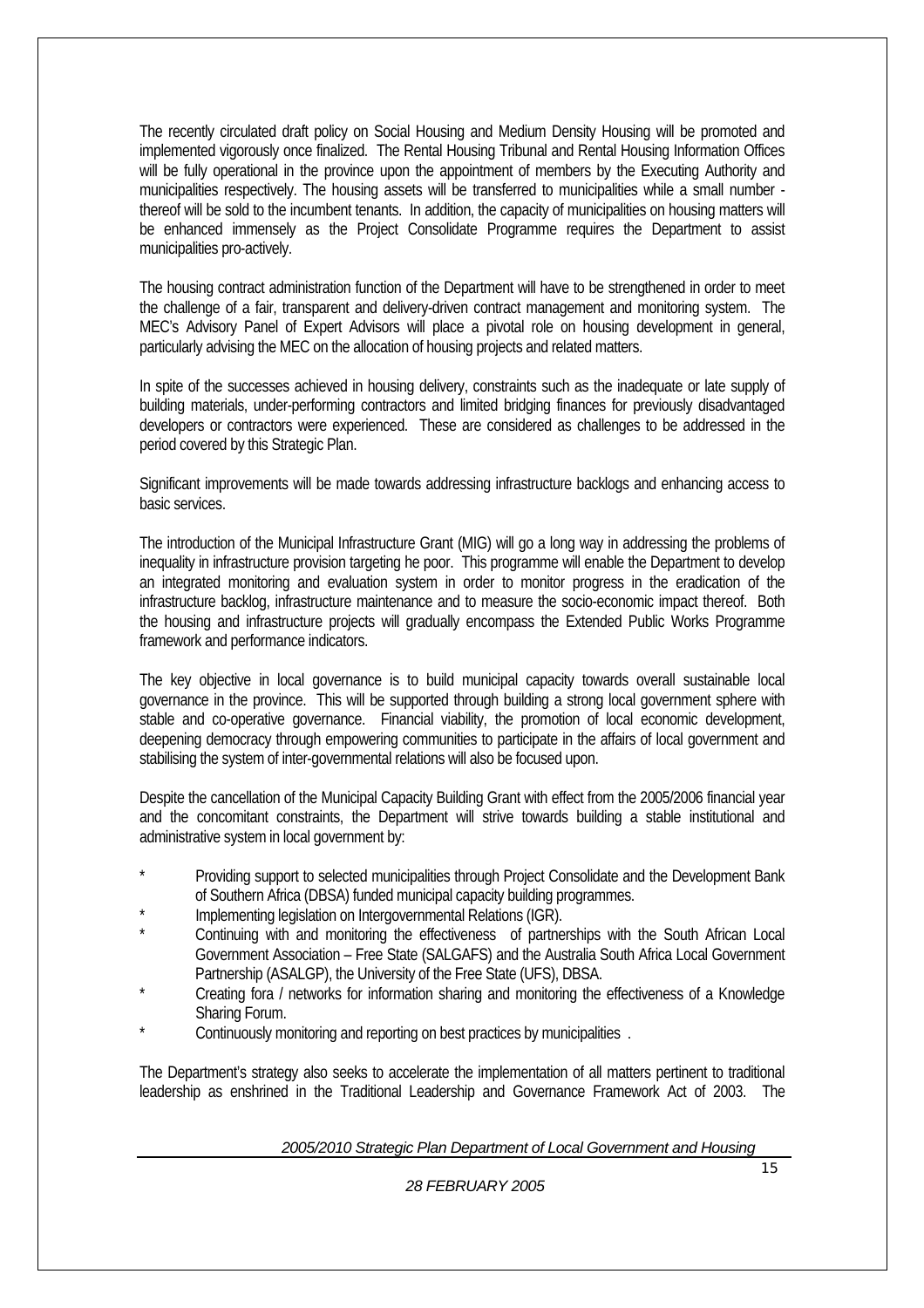The recently circulated draft policy on Social Housing and Medium Density Housing will be promoted and implemented vigorously once finalized. The Rental Housing Tribunal and Rental Housing Information Offices will be fully operational in the province upon the appointment of members by the Executing Authority and municipalities respectively. The housing assets will be transferred to municipalities while a small number - thereof will be sold to the incumbent tenants. In addition, the capacity of municipalities on housing matters will be enhanced immensely as the Project Consolidate Programme requires the Department to assist municipalities pro-actively.

The housing contract administration function of the Department will have to be strengthened in order to meet the challenge of a fair, transparent and delivery-driven contract management and monitoring system. The MEC's Advisory Panel of Expert Advisors will place a pivotal role on housing development in general, particularly advising the MEC on the allocation of housing projects and related matters.

In spite of the successes achieved in housing delivery, constraints such as the inadequate or late supply of building materials, under-performing contractors and limited bridging finances for previously disadvantaged developers or contractors were experienced. These are considered as challenges to be addressed in the period covered by this Strategic Plan.

Significant improvements will be made towards addressing infrastructure backlogs and enhancing access to basic services.

The introduction of the Municipal Infrastructure Grant (MIG) will go a long way in addressing the problems of inequality in infrastructure provision targeting he poor. This programme will enable the Department to develop an integrated monitoring and evaluation system in order to monitor progress in the eradication of the infrastructure backlog, infrastructure maintenance and to measure the socio-economic impact thereof. Both the housing and infrastructure projects will gradually encompass the Extended Public Works Programme framework and performance indicators.

The key objective in local governance is to build municipal capacity towards overall sustainable local governance in the province. This will be supported through building a strong local government sphere with stable and co-operative governance. Financial viability, the promotion of local economic development, deepening democracy through empowering communities to participate in the affairs of local government and stabilising the system of inter-governmental relations will also be focused upon.

Despite the cancellation of the Municipal Capacity Building Grant with effect from the 2005/2006 financial year and the concomitant constraints, the Department will strive towards building a stable institutional and administrative system in local government by:

* Providing support to selected municipalities through Project Consolidate and the Development Bank of Southern Africa (DBSA) funded municipal capacity building programmes.
* Implementing legislation on Intergovernmental Relations (IGR).
* Continuing with and monitoring the effectiveness of partnerships with the South African Local Government Association – Free State (SALGAFS) and the Australia South Africa Local Government Partnership (ASALGP), the University of the Free State (UFS), DBSA.
* Creating fora / networks for information sharing and monitoring the effectiveness of a Knowledge Sharing Forum.
* Continuously monitoring and reporting on best practices by municipalities .

The Department's strategy also seeks to accelerate the implementation of all matters pertinent to traditional leadership as enshrined in the Traditional Leadership and Governance Framework Act of 2003. The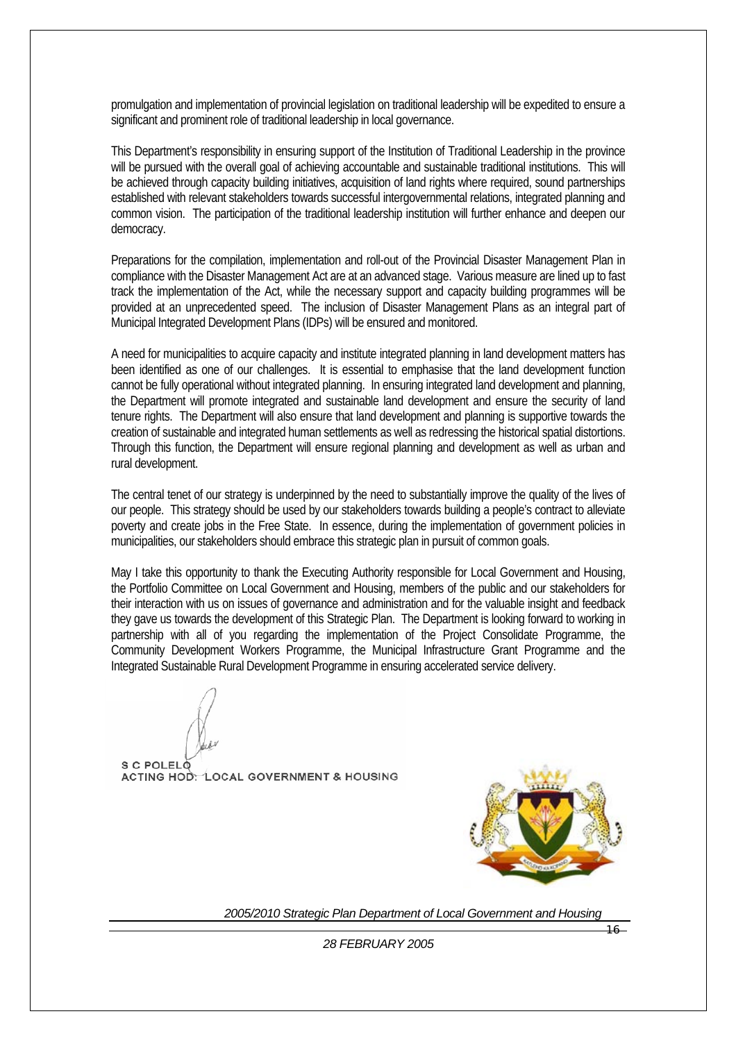promulgation and implementation of provincial legislation on traditional leadership will be expedited to ensure a significant and prominent role of traditional leadership in local governance.

This Department's responsibility in ensuring support of the Institution of Traditional Leadership in the province will be pursued with the overall goal of achieving accountable and sustainable traditional institutions. This will be achieved through capacity building initiatives, acquisition of land rights where required, sound partnerships established with relevant stakeholders towards successful intergovernmental relations, integrated planning and common vision. The participation of the traditional leadership institution will further enhance and deepen our democracy.

Preparations for the compilation, implementation and roll-out of the Provincial Disaster Management Plan in compliance with the Disaster Management Act are at an advanced stage. Various measure are lined up to fast track the implementation of the Act, while the necessary support and capacity building programmes will be provided at an unprecedented speed. The inclusion of Disaster Management Plans as an integral part of Municipal Integrated Development Plans (IDPs) will be ensured and monitored.

A need for municipalities to acquire capacity and institute integrated planning in land development matters has been identified as one of our challenges. It is essential to emphasise that the land development function cannot be fully operational without integrated planning. In ensuring integrated land development and planning, the Department will promote integrated and sustainable land development and ensure the security of land tenure rights. The Department will also ensure that land development and planning is supportive towards the creation of sustainable and integrated human settlements as well as redressing the historical spatial distortions. Through this function, the Department will ensure regional planning and development as well as urban and rural development.

The central tenet of our strategy is underpinned by the need to substantially improve the quality of the lives of our people. This strategy should be used by our stakeholders towards building a people's contract to alleviate poverty and create jobs in the Free State. In essence, during the implementation of government policies in municipalities, our stakeholders should embrace this strategic plan in pursuit of common goals.

May I take this opportunity to thank the Executing Authority responsible for Local Government and Housing, the Portfolio Committee on Local Government and Housing, members of the public and our stakeholders for their interaction with us on issues of governance and administration and for the valuable insight and feedback they gave us towards the development of this Strategic Plan. The Department is looking forward to working in partnership with all of you regarding the implementation of the Project Consolidate Programme, the Community Development Workers Programme, the Municipal Infrastructure Grant Programme and the Integrated Sustainable Rural Development Programme in ensuring accelerated service delivery.

**S C POLELO**
**ACTING HOD: LOCAL GOVERNMENT & HOUSING**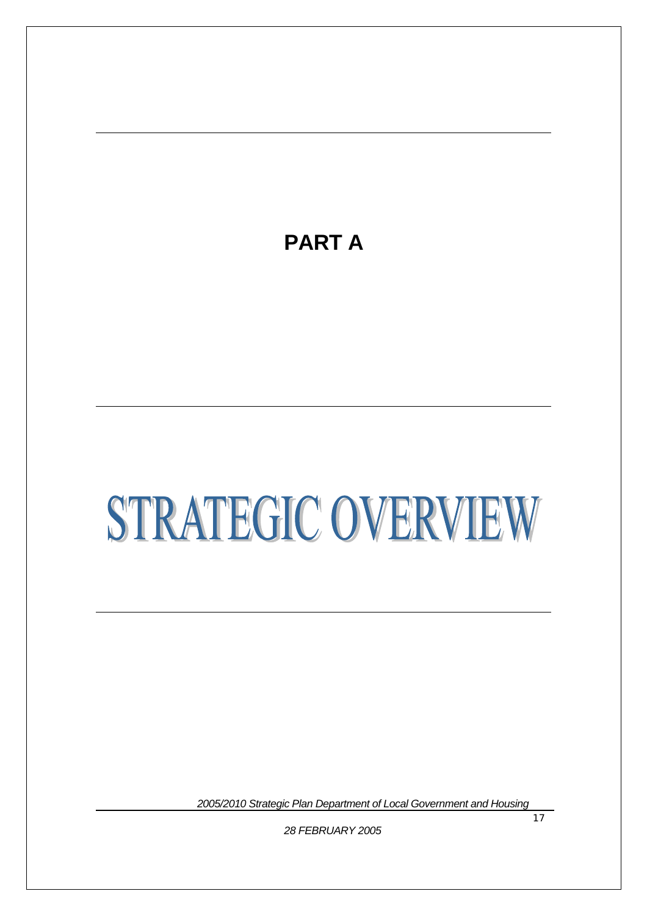# PART A

# STRATEGIC OVERVIEW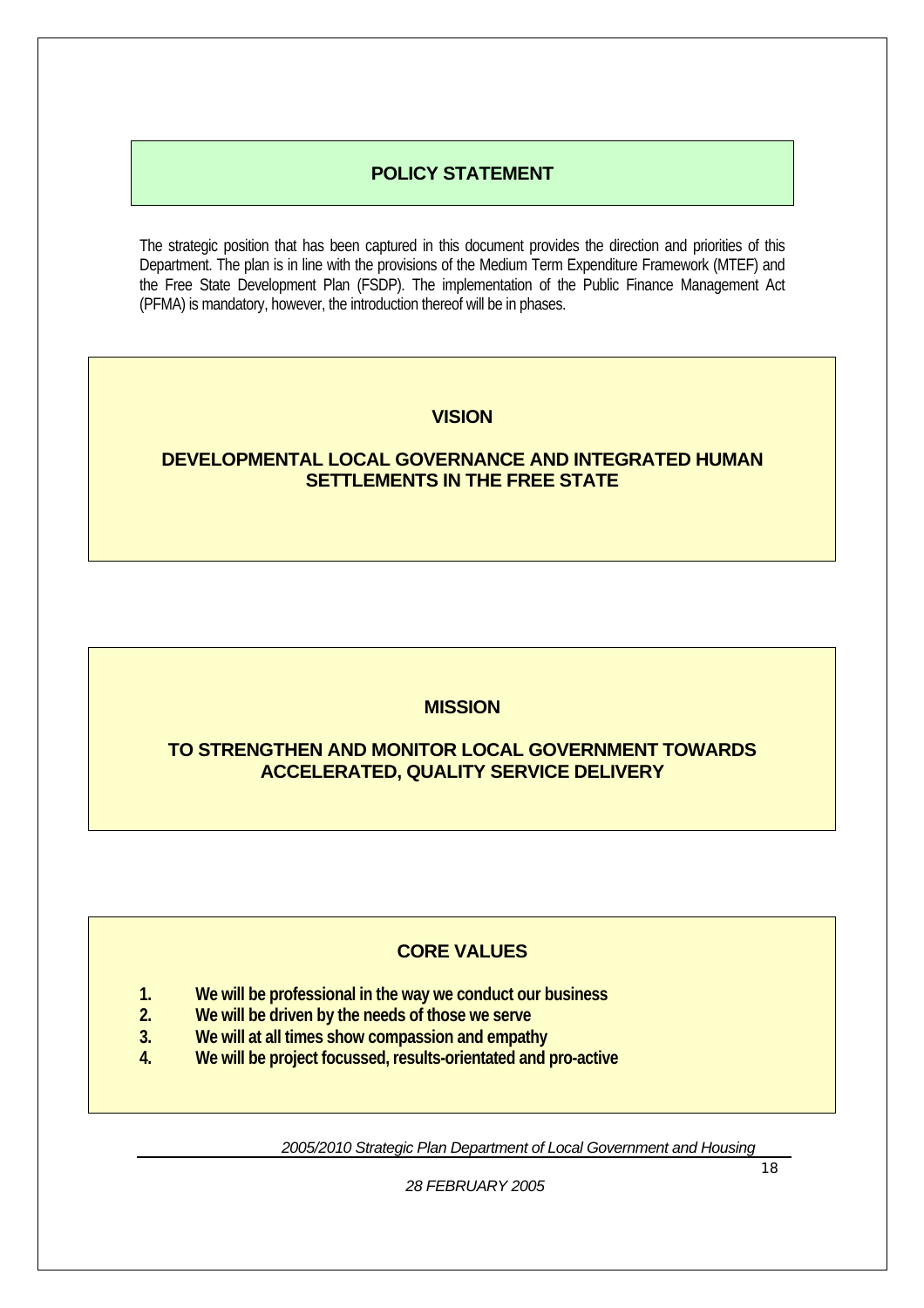## POLICY STATEMENT

The strategic position that has been captured in this document provides the direction and priorities of this Department. The plan is in line with the provisions of the Medium Term Expenditure Framework (MTEF) and the Free State Development Plan (FSDP). The implementation of the Public Finance Management Act (PFMA) is mandatory, however, the introduction thereof will be in phases.

## VISION

**DEVELOPMENTAL LOCAL GOVERNANCE AND INTEGRATED HUMAN SETTLEMENTS IN THE FREE STATE**

## MISSION

**TO STRENGTHEN AND MONITOR LOCAL GOVERNMENT TOWARDS ACCELERATED, QUALITY SERVICE DELIVERY**

## CORE VALUES

1. **We will be professional in the way we conduct our business**
2. **We will be driven by the needs of those we serve**
3. **We will at all times show compassion and empathy**
4. **We will be project focussed, results-orientated and pro-active**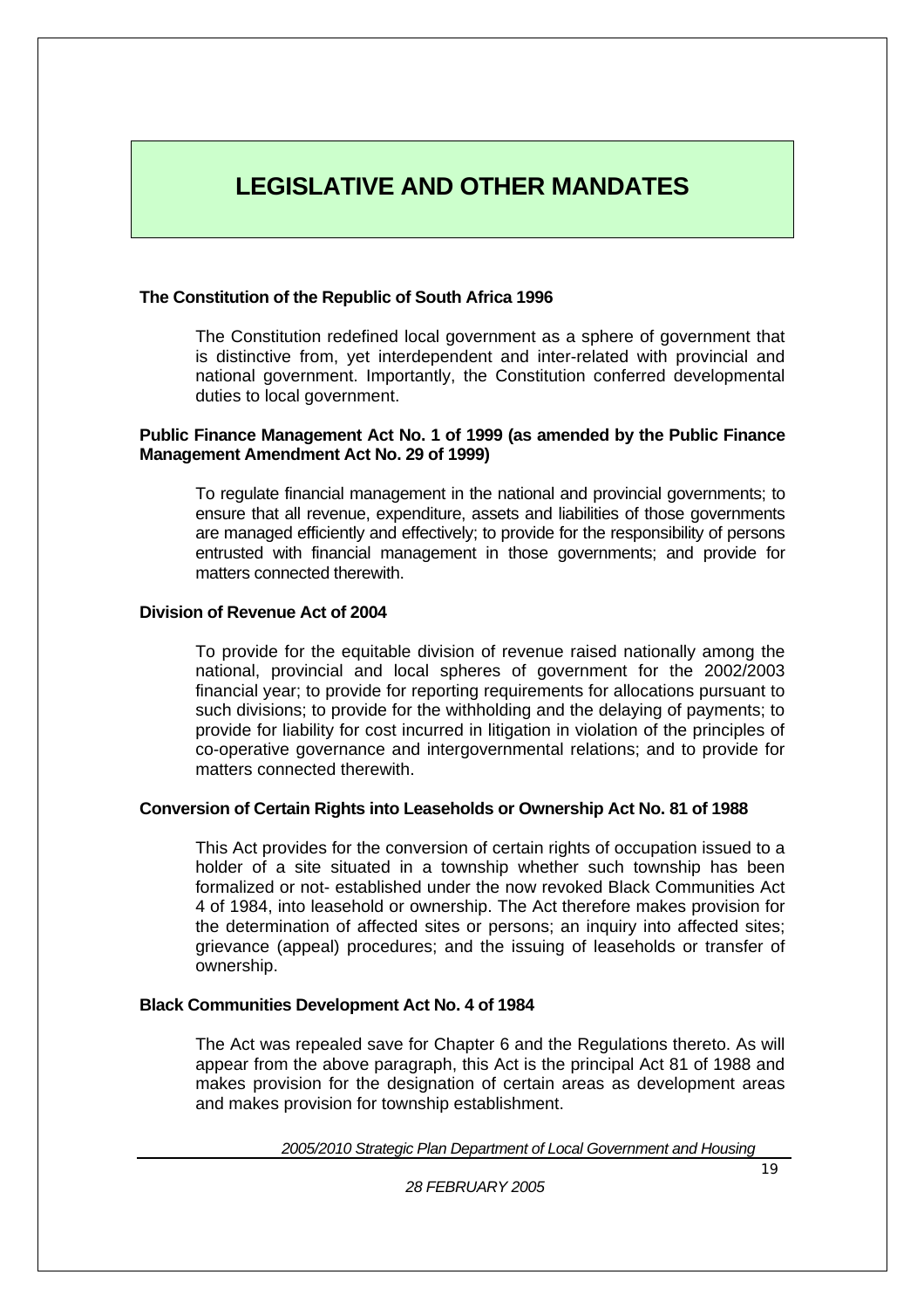# LEGISLATIVE AND OTHER MANDATES

**The Constitution of the Republic of South Africa 1996**

The Constitution redefined local government as a sphere of government that is distinctive from, yet interdependent and inter-related with provincial and national government. Importantly, the Constitution conferred developmental duties to local government.

**Public Finance Management Act No. 1 of 1999 (as amended by the Public Finance Management Amendment Act No. 29 of 1999)**

To regulate financial management in the national and provincial governments; to ensure that all revenue, expenditure, assets and liabilities of those governments are managed efficiently and effectively; to provide for the responsibility of persons entrusted with financial management in those governments; and provide for matters connected therewith.

**Division of Revenue Act of 2004**

To provide for the equitable division of revenue raised nationally among the national, provincial and local spheres of government for the 2002/2003 financial year; to provide for reporting requirements for allocations pursuant to such divisions; to provide for the withholding and the delaying of payments; to provide for liability for cost incurred in litigation in violation of the principles of co-operative governance and intergovernmental relations; and to provide for matters connected therewith.

**Conversion of Certain Rights into Leaseholds or Ownership Act No. 81 of 1988**

This Act provides for the conversion of certain rights of occupation issued to a holder of a site situated in a township whether such township has been formalized or not- established under the now revoked Black Communities Act 4 of 1984, into leasehold or ownership. The Act therefore makes provision for the determination of affected sites or persons; an inquiry into affected sites; grievance (appeal) procedures; and the issuing of leaseholds or transfer of ownership.

**Black Communities Development Act No. 4 of 1984**

The Act was repealed save for Chapter 6 and the Regulations thereto. As will appear from the above paragraph, this Act is the principal Act 81 of 1988 and makes provision for the designation of certain areas as development areas and makes provision for township establishment.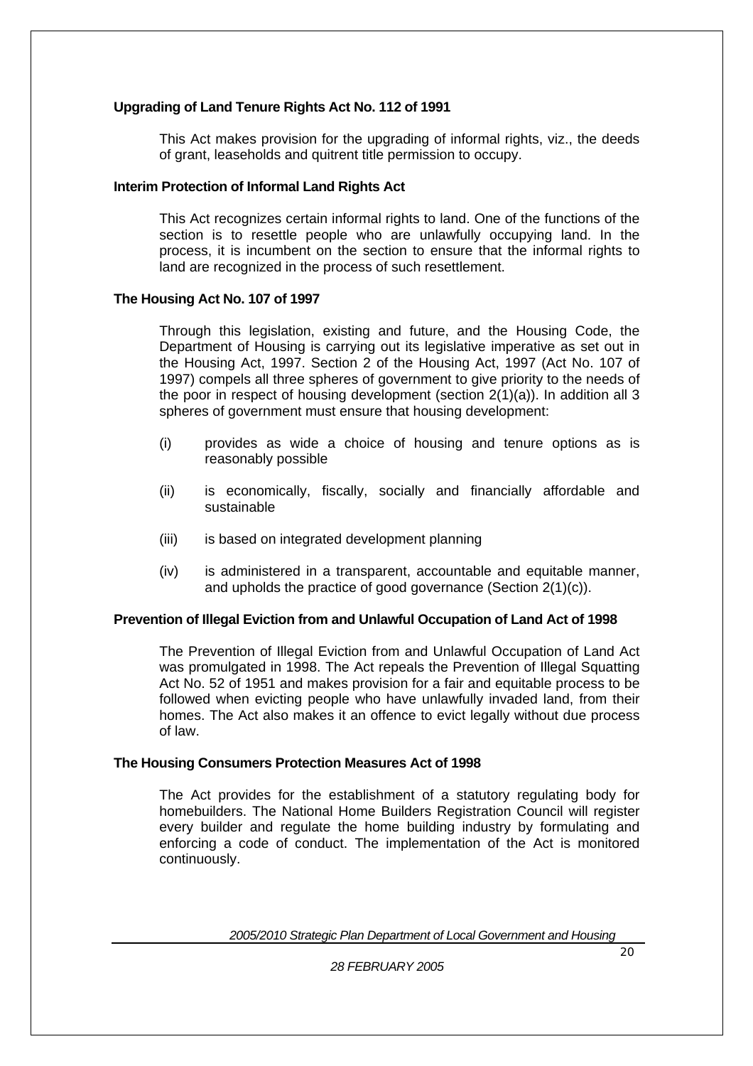**Upgrading of Land Tenure Rights Act No. 112 of 1991**

This Act makes provision for the upgrading of informal rights, viz., the deeds of grant, leaseholds and quitrent title permission to occupy.

**Interim Protection of Informal Land Rights Act**

This Act recognizes certain informal rights to land. One of the functions of the section is to resettle people who are unlawfully occupying land. In the process, it is incumbent on the section to ensure that the informal rights to land are recognized in the process of such resettlement.

**The Housing Act No. 107 of 1997**

Through this legislation, existing and future, and the Housing Code, the Department of Housing is carrying out its legislative imperative as set out in the Housing Act, 1997. Section 2 of the Housing Act, 1997 (Act No. 107 of 1997) compels all three spheres of government to give priority to the needs of the poor in respect of housing development (section 2(1)(a)). In addition all 3 spheres of government must ensure that housing development:

(i) provides as wide a choice of housing and tenure options as is reasonably possible

(ii) is economically, fiscally, socially and financially affordable and sustainable

(iii) is based on integrated development planning

(iv) is administered in a transparent, accountable and equitable manner, and upholds the practice of good governance (Section 2(1)(c)).

**Prevention of Illegal Eviction from and Unlawful Occupation of Land Act of 1998**

The Prevention of Illegal Eviction from and Unlawful Occupation of Land Act was promulgated in 1998. The Act repeals the Prevention of Illegal Squatting Act No. 52 of 1951 and makes provision for a fair and equitable process to be followed when evicting people who have unlawfully invaded land, from their homes. The Act also makes it an offence to evict legally without due process of law.

**The Housing Consumers Protection Measures Act of 1998**

The Act provides for the establishment of a statutory regulating body for homebuilders. The National Home Builders Registration Council will register every builder and regulate the home building industry by formulating and enforcing a code of conduct. The implementation of the Act is monitored continuously.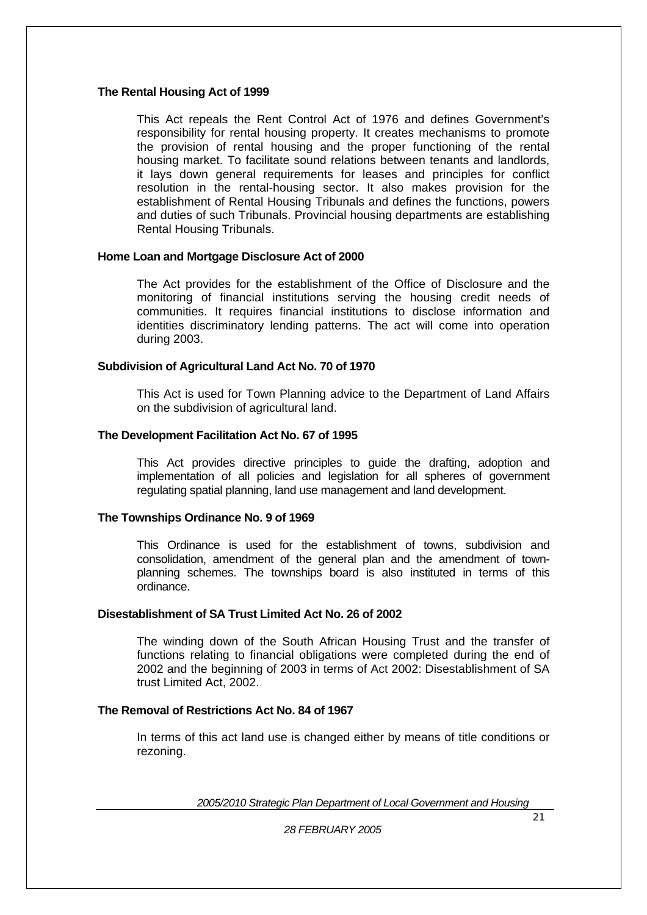**The Rental Housing Act of 1999**

This Act repeals the Rent Control Act of 1976 and defines Government's responsibility for rental housing property. It creates mechanisms to promote the provision of rental housing and the proper functioning of the rental housing market. To facilitate sound relations between tenants and landlords, it lays down general requirements for leases and principles for conflict resolution in the rental-housing sector. It also makes provision for the establishment of Rental Housing Tribunals and defines the functions, powers and duties of such Tribunals. Provincial housing departments are establishing Rental Housing Tribunals.

**Home Loan and Mortgage Disclosure Act of 2000**

The Act provides for the establishment of the Office of Disclosure and the monitoring of financial institutions serving the housing credit needs of communities. It requires financial institutions to disclose information and identities discriminatory lending patterns. The act will come into operation during 2003.

**Subdivision of Agricultural Land Act No. 70 of 1970**

This Act is used for Town Planning advice to the Department of Land Affairs on the subdivision of agricultural land.

**The Development Facilitation Act No. 67 of 1995**

This Act provides directive principles to guide the drafting, adoption and implementation of all policies and legislation for all spheres of government regulating spatial planning, land use management and land development.

**The Townships Ordinance No. 9 of 1969**

This Ordinance is used for the establishment of towns, subdivision and consolidation, amendment of the general plan and the amendment of town-planning schemes. The townships board is also instituted in terms of this ordinance.

**Disestablishment of SA Trust Limited Act No. 26 of 2002**

The winding down of the South African Housing Trust and the transfer of functions relating to financial obligations were completed during the end of 2002 and the beginning of 2003 in terms of Act 2002: Disestablishment of SA trust Limited Act, 2002.

**The Removal of Restrictions Act No. 84 of 1967**

In terms of this act land use is changed either by means of title conditions or rezoning.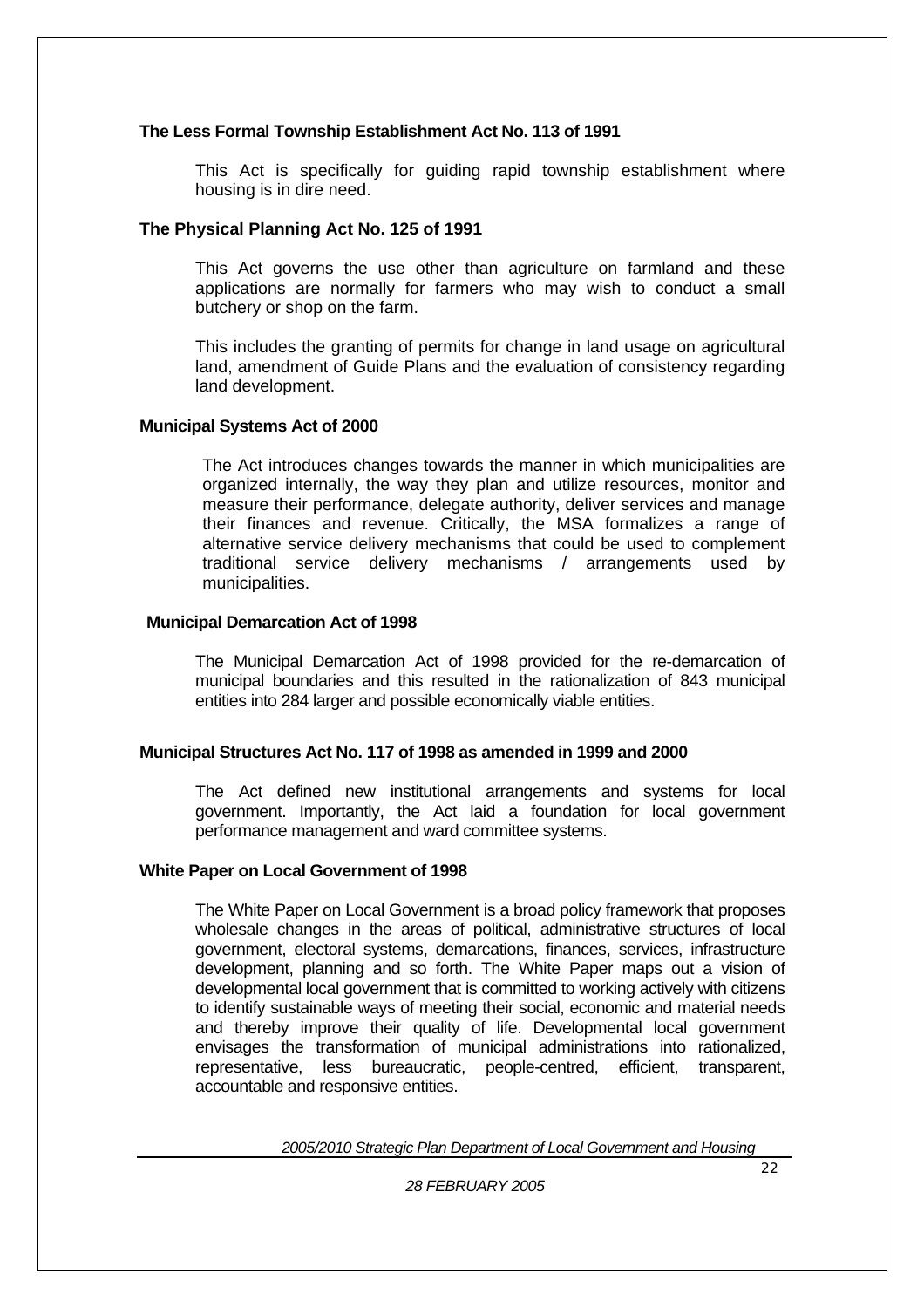**The Less Formal Township Establishment Act No. 113 of 1991**

This Act is specifically for guiding rapid township establishment where housing is in dire need.

**The Physical Planning Act No. 125 of 1991**

This Act governs the use other than agriculture on farmland and these applications are normally for farmers who may wish to conduct a small butchery or shop on the farm.

This includes the granting of permits for change in land usage on agricultural land, amendment of Guide Plans and the evaluation of consistency regarding land development.

**Municipal Systems Act of 2000**

The Act introduces changes towards the manner in which municipalities are organized internally, the way they plan and utilize resources, monitor and measure their performance, delegate authority, deliver services and manage their finances and revenue. Critically, the MSA formalizes a range of alternative service delivery mechanisms that could be used to complement traditional service delivery mechanisms / arrangements used by municipalities.

**Municipal Demarcation Act of 1998**

The Municipal Demarcation Act of 1998 provided for the re-demarcation of municipal boundaries and this resulted in the rationalization of 843 municipal entities into 284 larger and possible economically viable entities.

**Municipal Structures Act No. 117 of 1998 as amended in 1999 and 2000**

The Act defined new institutional arrangements and systems for local government. Importantly, the Act laid a foundation for local government performance management and ward committee systems.

**White Paper on Local Government of 1998**

The White Paper on Local Government is a broad policy framework that proposes wholesale changes in the areas of political, administrative structures of local government, electoral systems, demarcations, finances, services, infrastructure development, planning and so forth. The White Paper maps out a vision of developmental local government that is committed to working actively with citizens to identify sustainable ways of meeting their social, economic and material needs and thereby improve their quality of life. Developmental local government envisages the transformation of municipal administrations into rationalized, representative, less bureaucratic, people-centred, efficient, transparent, accountable and responsive entities.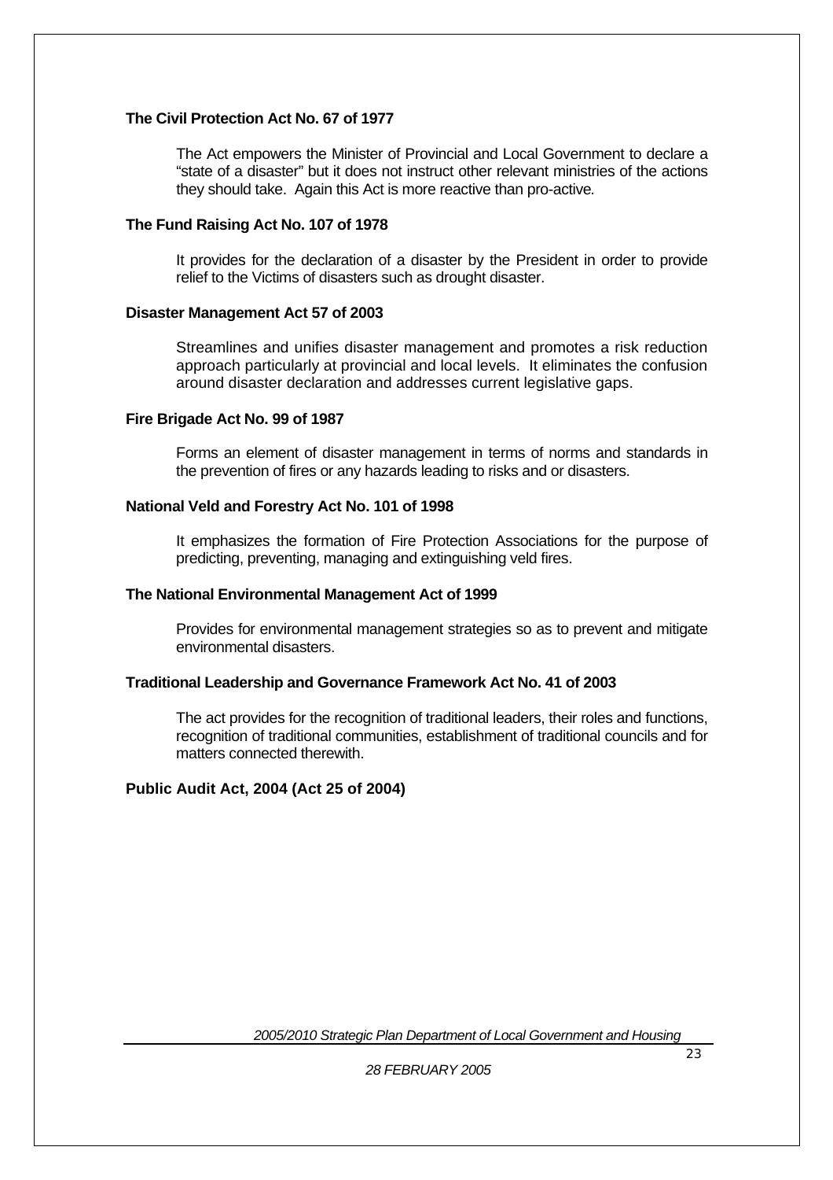**The Civil Protection Act No. 67 of 1977**

The Act empowers the Minister of Provincial and Local Government to declare a "state of a disaster" but it does not instruct other relevant ministries of the actions they should take. Again this Act is more reactive than pro-active.

**The Fund Raising Act No. 107 of 1978**

It provides for the declaration of a disaster by the President in order to provide relief to the Victims of disasters such as drought disaster.

**Disaster Management Act 57 of 2003**

Streamlines and unifies disaster management and promotes a risk reduction approach particularly at provincial and local levels. It eliminates the confusion around disaster declaration and addresses current legislative gaps.

**Fire Brigade Act No. 99 of 1987**

Forms an element of disaster management in terms of norms and standards in the prevention of fires or any hazards leading to risks and or disasters.

**National Veld and Forestry Act No. 101 of 1998**

It emphasizes the formation of Fire Protection Associations for the purpose of predicting, preventing, managing and extinguishing veld fires.

**The National Environmental Management Act of 1999**

Provides for environmental management strategies so as to prevent and mitigate environmental disasters.

**Traditional Leadership and Governance Framework Act No. 41 of 2003**

The act provides for the recognition of traditional leaders, their roles and functions, recognition of traditional communities, establishment of traditional councils and for matters connected therewith.

**Public Audit Act, 2004 (Act 25 of 2004)**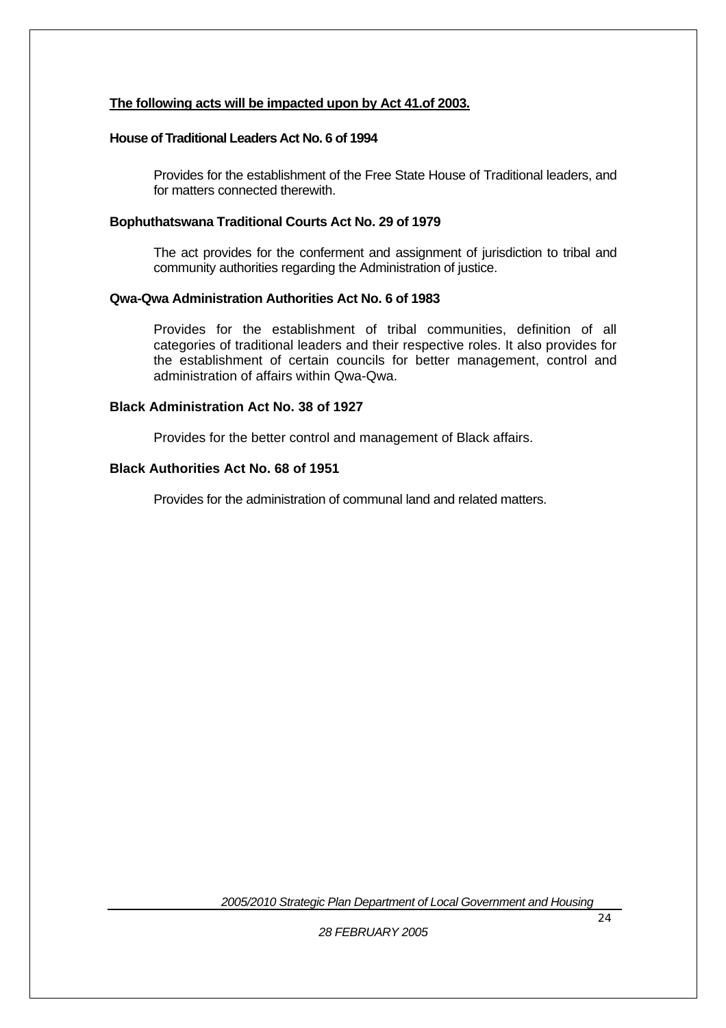**The following acts will be impacted upon by Act 41.of 2003.**

**House of Traditional Leaders Act No. 6 of 1994**

Provides for the establishment of the Free State House of Traditional leaders, and for matters connected therewith.

**Bophuthatswana Traditional Courts Act No. 29 of 1979**

The act provides for the conferment and assignment of jurisdiction to tribal and community authorities regarding the Administration of justice.

**Qwa-Qwa Administration Authorities Act No. 6 of 1983**

Provides for the establishment of tribal communities, definition of all categories of traditional leaders and their respective roles. It also provides for the establishment of certain councils for better management, control and administration of affairs within Qwa-Qwa.

**Black Administration Act No. 38 of 1927**

Provides for the better control and management of Black affairs.

**Black Authorities Act No. 68 of 1951**

Provides for the administration of communal land and related matters.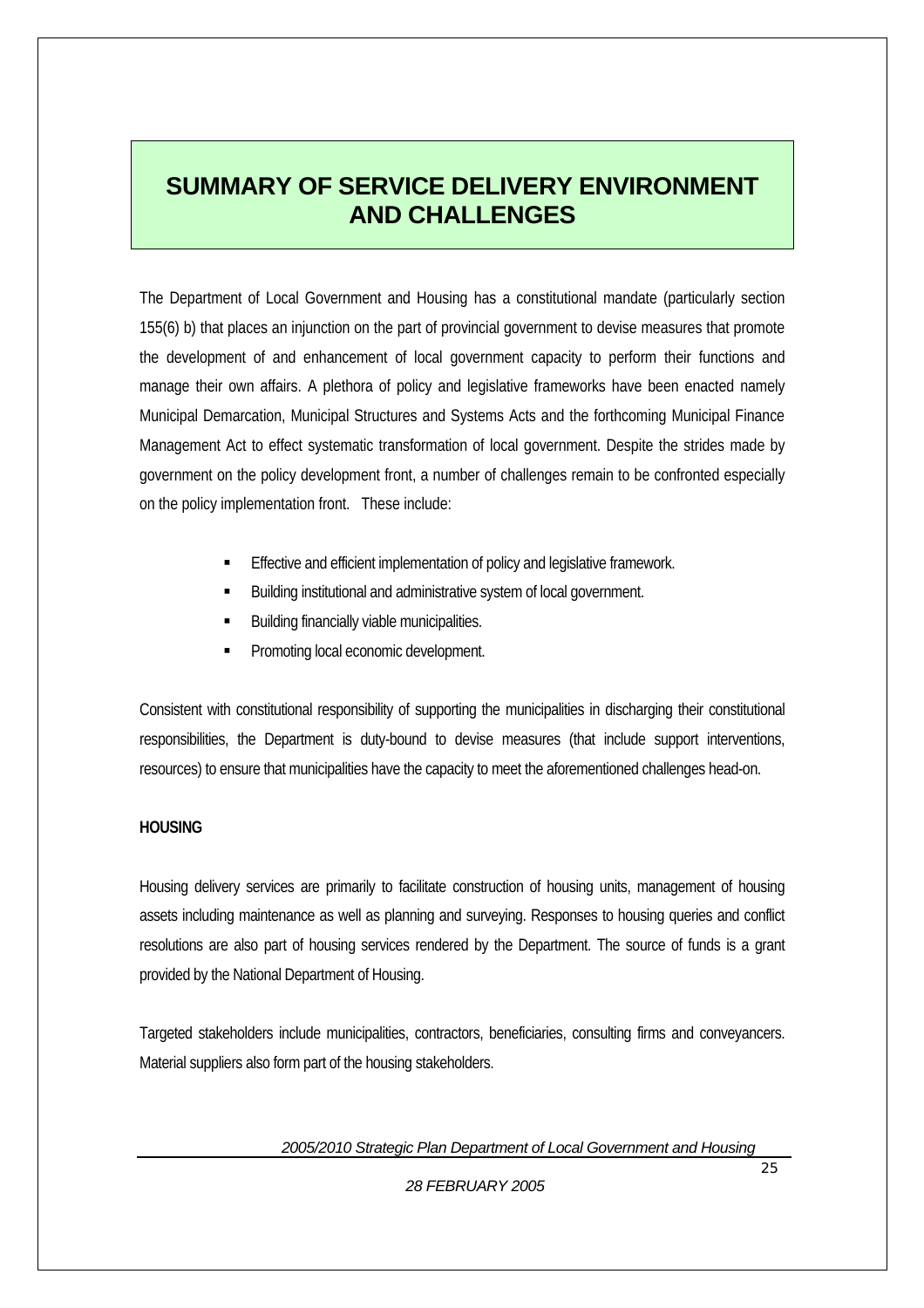# SUMMARY OF SERVICE DELIVERY ENVIRONMENT AND CHALLENGES

The Department of Local Government and Housing has a constitutional mandate (particularly section 155(6) b) that places an injunction on the part of provincial government to devise measures that promote the development of and enhancement of local government capacity to perform their functions and manage their own affairs. A plethora of policy and legislative frameworks have been enacted namely Municipal Demarcation, Municipal Structures and Systems Acts and the forthcoming Municipal Finance Management Act to effect systematic transformation of local government. Despite the strides made by government on the policy development front, a number of challenges remain to be confronted especially on the policy implementation front. These include:

- Effective and efficient implementation of policy and legislative framework.
- Building institutional and administrative system of local government.
- Building financially viable municipalities.
- Promoting local economic development.

Consistent with constitutional responsibility of supporting the municipalities in discharging their constitutional responsibilities, the Department is duty-bound to devise measures (that include support interventions, resources) to ensure that municipalities have the capacity to meet the aforementioned challenges head-on.

**HOUSING**

Housing delivery services are primarily to facilitate construction of housing units, management of housing assets including maintenance as well as planning and surveying. Responses to housing queries and conflict resolutions are also part of housing services rendered by the Department. The source of funds is a grant provided by the National Department of Housing.

Targeted stakeholders include municipalities, contractors, beneficiaries, consulting firms and conveyancers. Material suppliers also form part of the housing stakeholders.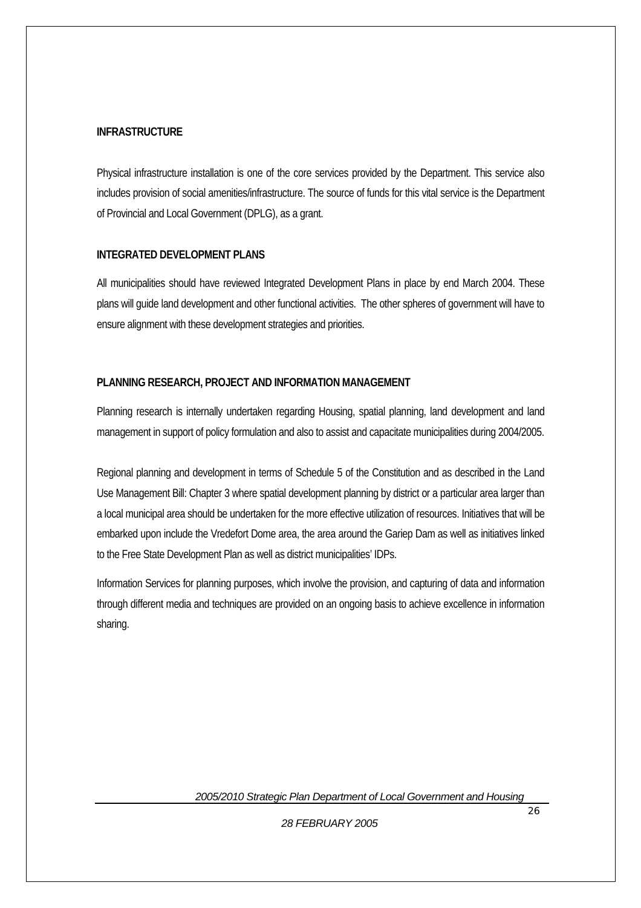**INFRASTRUCTURE**

Physical infrastructure installation is one of the core services provided by the Department. This service also includes provision of social amenities/infrastructure. The source of funds for this vital service is the Department of Provincial and Local Government (DPLG), as a grant.

**INTEGRATED DEVELOPMENT PLANS**

All municipalities should have reviewed Integrated Development Plans in place by end March 2004. These plans will guide land development and other functional activities. The other spheres of government will have to ensure alignment with these development strategies and priorities.

**PLANNING RESEARCH, PROJECT AND INFORMATION MANAGEMENT**

Planning research is internally undertaken regarding Housing, spatial planning, land development and land management in support of policy formulation and also to assist and capacitate municipalities during 2004/2005.

Regional planning and development in terms of Schedule 5 of the Constitution and as described in the Land Use Management Bill: Chapter 3 where spatial development planning by district or a particular area larger than a local municipal area should be undertaken for the more effective utilization of resources. Initiatives that will be embarked upon include the Vredefort Dome area, the area around the Gariep Dam as well as initiatives linked to the Free State Development Plan as well as district municipalities' IDPs.

Information Services for planning purposes, which involve the provision, and capturing of data and information through different media and techniques are provided on an ongoing basis to achieve excellence in information sharing.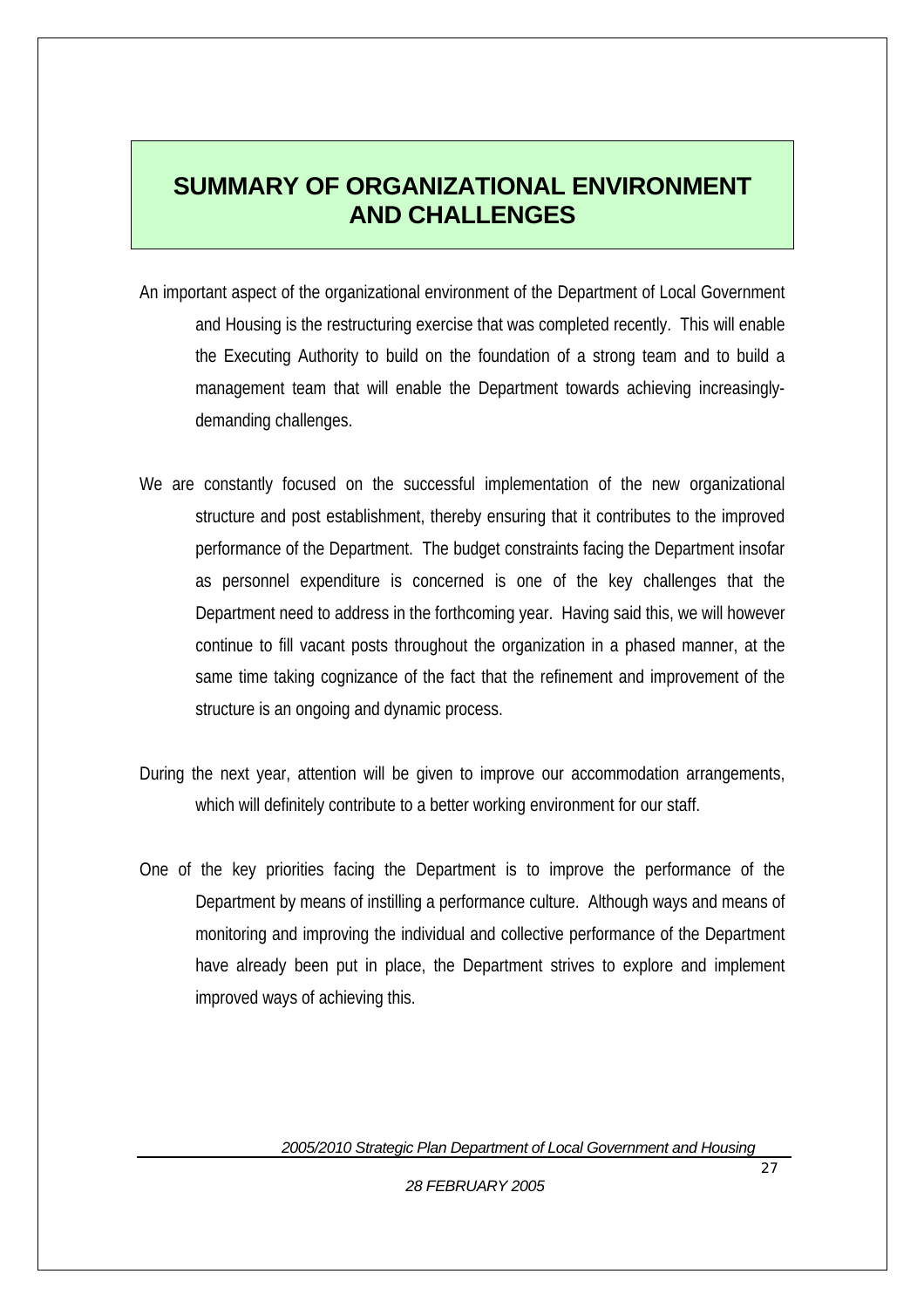# SUMMARY OF ORGANIZATIONAL ENVIRONMENT AND CHALLENGES

An important aspect of the organizational environment of the Department of Local Government and Housing is the restructuring exercise that was completed recently. This will enable the Executing Authority to build on the foundation of a strong team and to build a management team that will enable the Department towards achieving increasingly-demanding challenges.

We are constantly focused on the successful implementation of the new organizational structure and post establishment, thereby ensuring that it contributes to the improved performance of the Department. The budget constraints facing the Department insofar as personnel expenditure is concerned is one of the key challenges that the Department need to address in the forthcoming year. Having said this, we will however continue to fill vacant posts throughout the organization in a phased manner, at the same time taking cognizance of the fact that the refinement and improvement of the structure is an ongoing and dynamic process.

During the next year, attention will be given to improve our accommodation arrangements, which will definitely contribute to a better working environment for our staff.

One of the key priorities facing the Department is to improve the performance of the Department by means of instilling a performance culture. Although ways and means of monitoring and improving the individual and collective performance of the Department have already been put in place, the Department strives to explore and implement improved ways of achieving this.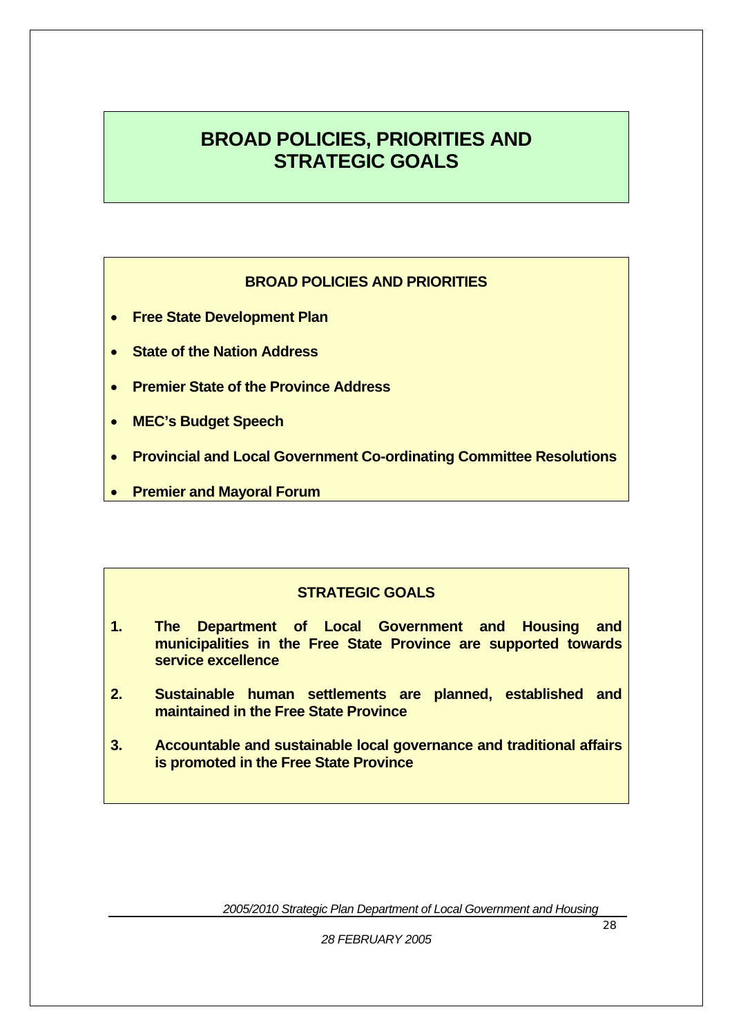# BROAD POLICIES, PRIORITIES AND STRATEGIC GOALS

## BROAD POLICIES AND PRIORITIES

- **Free State Development Plan**
- **State of the Nation Address**
- **Premier State of the Province Address**
- **MEC's Budget Speech**
- **Provincial and Local Government Co-ordinating Committee Resolutions**
- **Premier and Mayoral Forum**

## STRATEGIC GOALS

1. **The Department of Local Government and Housing and municipalities in the Free State Province are supported towards service excellence**
2. **Sustainable human settlements are planned, established and maintained in the Free State Province**
3. **Accountable and sustainable local governance and traditional affairs is promoted in the Free State Province**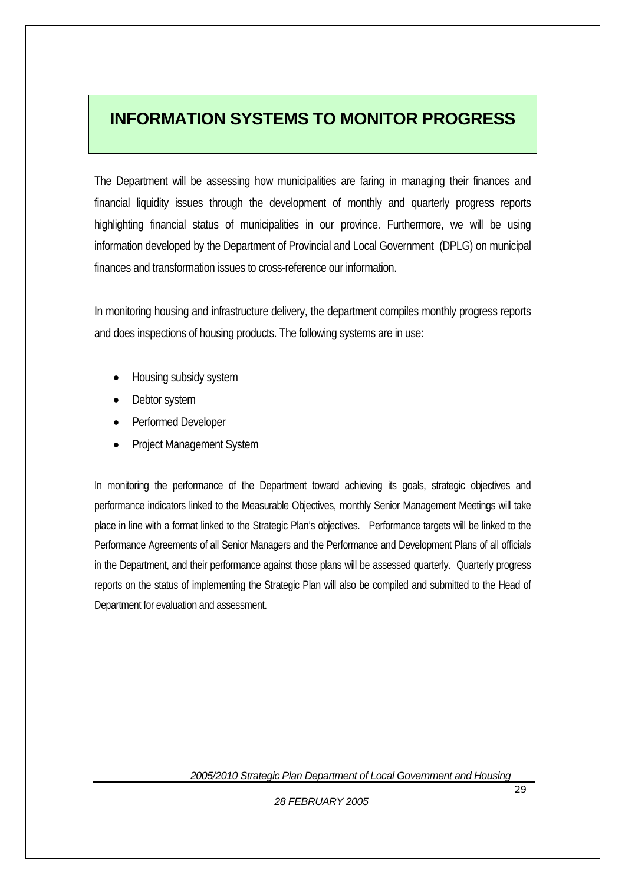# INFORMATION SYSTEMS TO MONITOR PROGRESS

The Department will be assessing how municipalities are faring in managing their finances and financial liquidity issues through the development of monthly and quarterly progress reports highlighting financial status of municipalities in our province. Furthermore, we will be using information developed by the Department of Provincial and Local Government (DPLG) on municipal finances and transformation issues to cross-reference our information.

In monitoring housing and infrastructure delivery, the department compiles monthly progress reports and does inspections of housing products. The following systems are in use:

- Housing subsidy system
- Debtor system
- Performed Developer
- Project Management System

In monitoring the performance of the Department toward achieving its goals, strategic objectives and performance indicators linked to the Measurable Objectives, monthly Senior Management Meetings will take place in line with a format linked to the Strategic Plan's objectives. Performance targets will be linked to the Performance Agreements of all Senior Managers and the Performance and Development Plans of all officials in the Department, and their performance against those plans will be assessed quarterly. Quarterly progress reports on the status of implementing the Strategic Plan will also be compiled and submitted to the Head of Department for evaluation and assessment.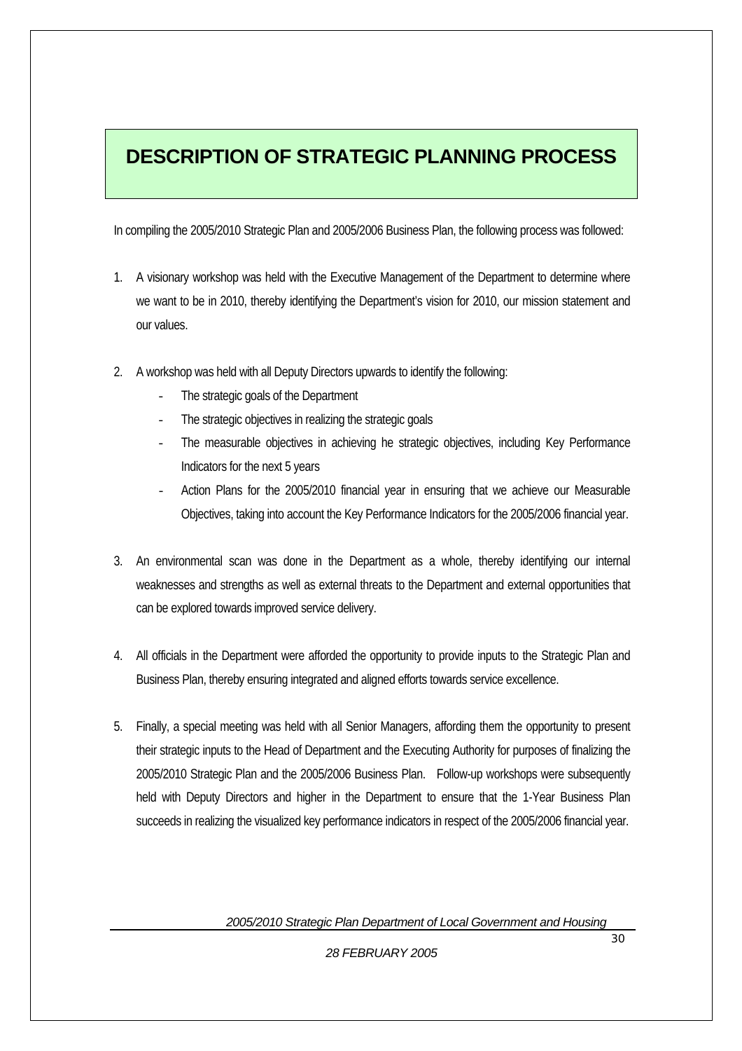# DESCRIPTION OF STRATEGIC PLANNING PROCESS

In compiling the 2005/2010 Strategic Plan and 2005/2006 Business Plan, the following process was followed:

1. A visionary workshop was held with the Executive Management of the Department to determine where we want to be in 2010, thereby identifying the Department's vision for 2010, our mission statement and our values.

2. A workshop was held with all Deputy Directors upwards to identify the following:
   - The strategic goals of the Department
   - The strategic objectives in realizing the strategic goals
   - The measurable objectives in achieving he strategic objectives, including Key Performance Indicators for the next 5 years
   - Action Plans for the 2005/2010 financial year in ensuring that we achieve our Measurable Objectives, taking into account the Key Performance Indicators for the 2005/2006 financial year.

3. An environmental scan was done in the Department as a whole, thereby identifying our internal weaknesses and strengths as well as external threats to the Department and external opportunities that can be explored towards improved service delivery.

4. All officials in the Department were afforded the opportunity to provide inputs to the Strategic Plan and Business Plan, thereby ensuring integrated and aligned efforts towards service excellence.

5. Finally, a special meeting was held with all Senior Managers, affording them the opportunity to present their strategic inputs to the Head of Department and the Executing Authority for purposes of finalizing the 2005/2010 Strategic Plan and the 2005/2006 Business Plan. Follow-up workshops were subsequently held with Deputy Directors and higher in the Department to ensure that the 1-Year Business Plan succeeds in realizing the visualized key performance indicators in respect of the 2005/2006 financial year.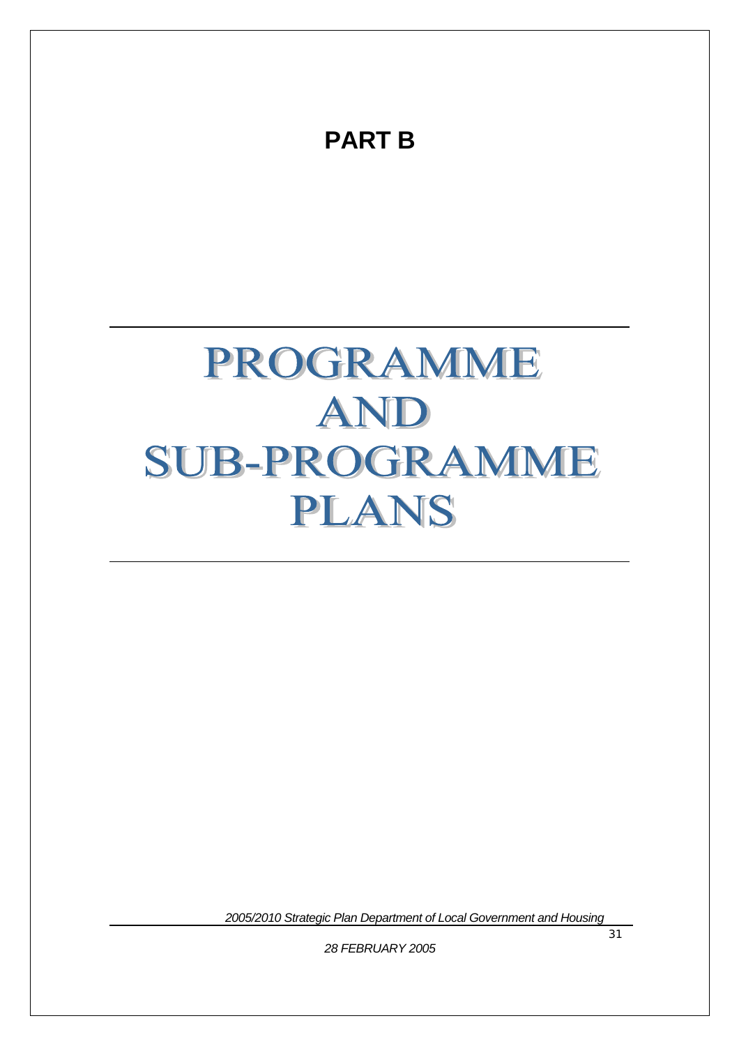# PART B

# PROGRAMME AND SUB-PROGRAMME PLANS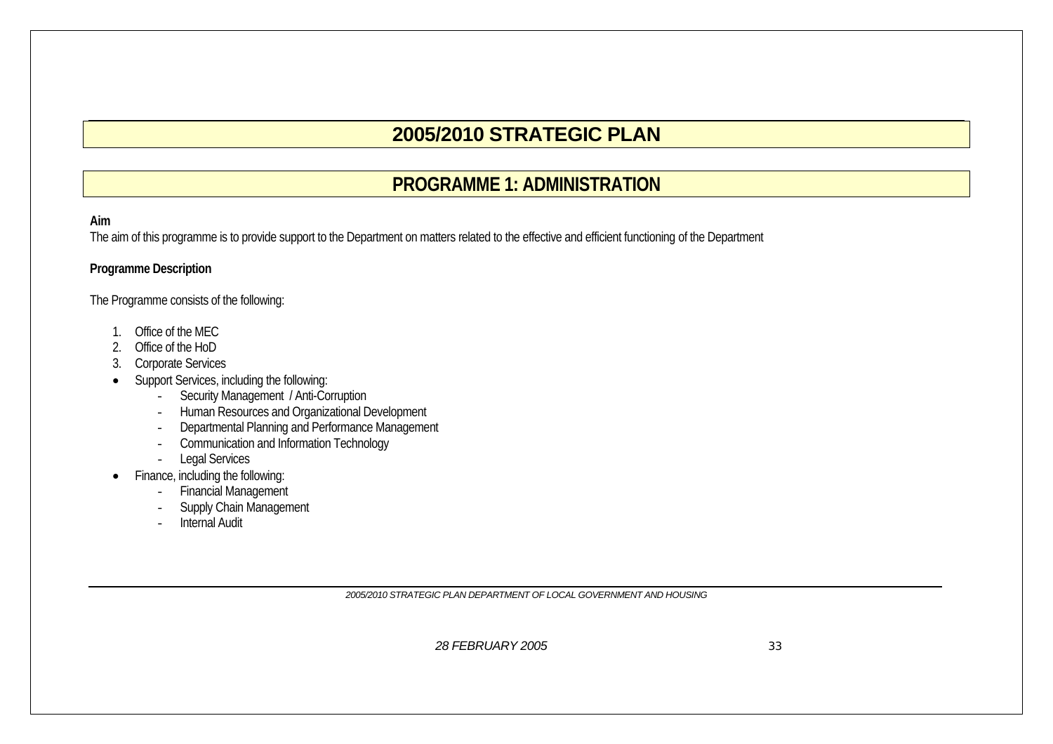# 2005/2010 STRATEGIC PLAN

## PROGRAMME 1: ADMINISTRATION

**Aim**

The aim of this programme is to provide support to the Department on matters related to the effective and efficient functioning of the Department

**Programme Description**

The Programme consists of the following:

1. Office of the MEC
2. Office of the HoD
3. Corporate Services

- Support Services, including the following:
    - Security Management / Anti-Corruption
    - Human Resources and Organizational Development
    - Departmental Planning and Performance Management
    - Communication and Information Technology
    - Legal Services
- Finance, including the following:
    - Financial Management
    - Supply Chain Management
    - Internal Audit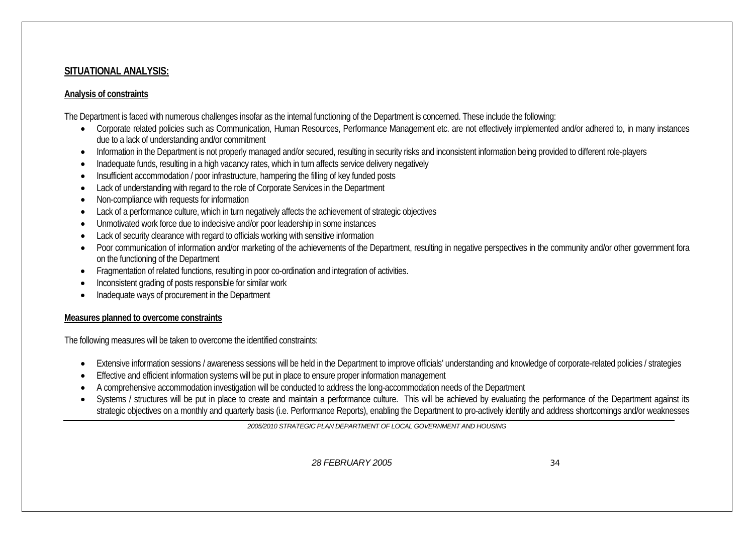## SITUATIONAL ANALYSIS:

### Analysis of constraints

The Department is faced with numerous challenges insofar as the internal functioning of the Department is concerned. These include the following:

- Corporate related policies such as Communication, Human Resources, Performance Management etc. are not effectively implemented and/or adhered to, in many instances due to a lack of understanding and/or commitment
- Information in the Department is not properly managed and/or secured, resulting in security risks and inconsistent information being provided to different role-players
- Inadequate funds, resulting in a high vacancy rates, which in turn affects service delivery negatively
- Insufficient accommodation / poor infrastructure, hampering the filling of key funded posts
- Lack of understanding with regard to the role of Corporate Services in the Department
- Non-compliance with requests for information
- Lack of a performance culture, which in turn negatively affects the achievement of strategic objectives
- Unmotivated work force due to indecisive and/or poor leadership in some instances
- Lack of security clearance with regard to officials working with sensitive information
- Poor communication of information and/or marketing of the achievements of the Department, resulting in negative perspectives in the community and/or other government fora on the functioning of the Department
- Fragmentation of related functions, resulting in poor co-ordination and integration of activities.
- Inconsistent grading of posts responsible for similar work
- Inadequate ways of procurement in the Department

### Measures planned to overcome constraints

The following measures will be taken to overcome the identified constraints:

- Extensive information sessions / awareness sessions will be held in the Department to improve officials' understanding and knowledge of corporate-related policies / strategies
- Effective and efficient information systems will be put in place to ensure proper information management
- A comprehensive accommodation investigation will be conducted to address the long-accommodation needs of the Department
- Systems / structures will be put in place to create and maintain a performance culture. This will be achieved by evaluating the performance of the Department against its strategic objectives on a monthly and quarterly basis (i.e. Performance Reports), enabling the Department to pro-actively identify and address shortcomings and/or weaknesses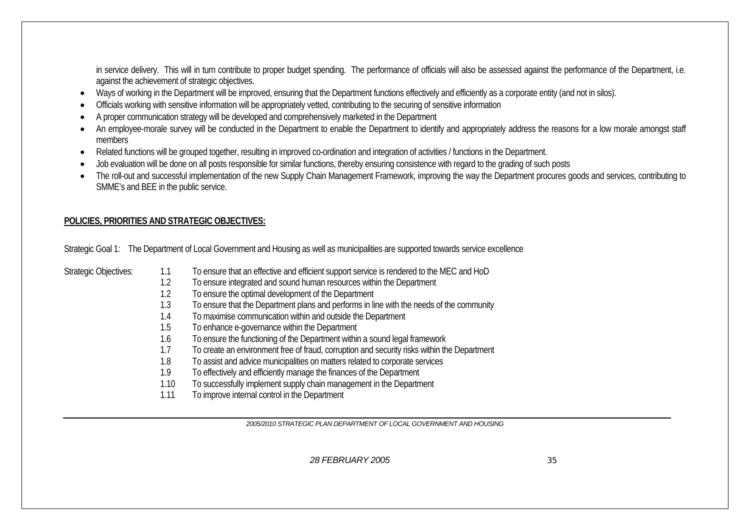in service delivery. This will in turn contribute to proper budget spending. The performance of officials will also be assessed against the performance of the Department, i.e. against the achievement of strategic objectives.

- Ways of working in the Department will be improved, ensuring that the Department functions effectively and efficiently as a corporate entity (and not in silos).
- Officials working with sensitive information will be appropriately vetted, contributing to the securing of sensitive information
- A proper communication strategy will be developed and comprehensively marketed in the Department
- An employee-morale survey will be conducted in the Department to enable the Department to identify and appropriately address the reasons for a low morale amongst staff members
- Related functions will be grouped together, resulting in improved co-ordination and integration of activities / functions in the Department.
- Job evaluation will be done on all posts responsible for similar functions, thereby ensuring consistence with regard to the grading of such posts
- The roll-out and successful implementation of the new Supply Chain Management Framework, improving the way the Department procures goods and services, contributing to SMME's and BEE in the public service.

**POLICIES, PRIORITIES AND STRATEGIC OBJECTIVES:**

Strategic Goal 1: The Department of Local Government and Housing as well as municipalities are supported towards service excellence

Strategic Objectives:

1.1 To ensure that an effective and efficient support service is rendered to the MEC and HoD
1.2 To ensure integrated and sound human resources within the Department
1.2 To ensure the optimal development of the Department
1.3 To ensure that the Department plans and performs in line with the needs of the community
1.4 To maximise communication within and outside the Department
1.5 To enhance e-governance within the Department
1.6 To ensure the functioning of the Department within a sound legal framework
1.7 To create an environment free of fraud, corruption and security risks within the Department
1.8 To assist and advice municipalities on matters related to corporate services
1.9 To effectively and efficiently manage the finances of the Department
1.10 To successfully implement supply chain management in the Department
1.11 To improve internal control in the Department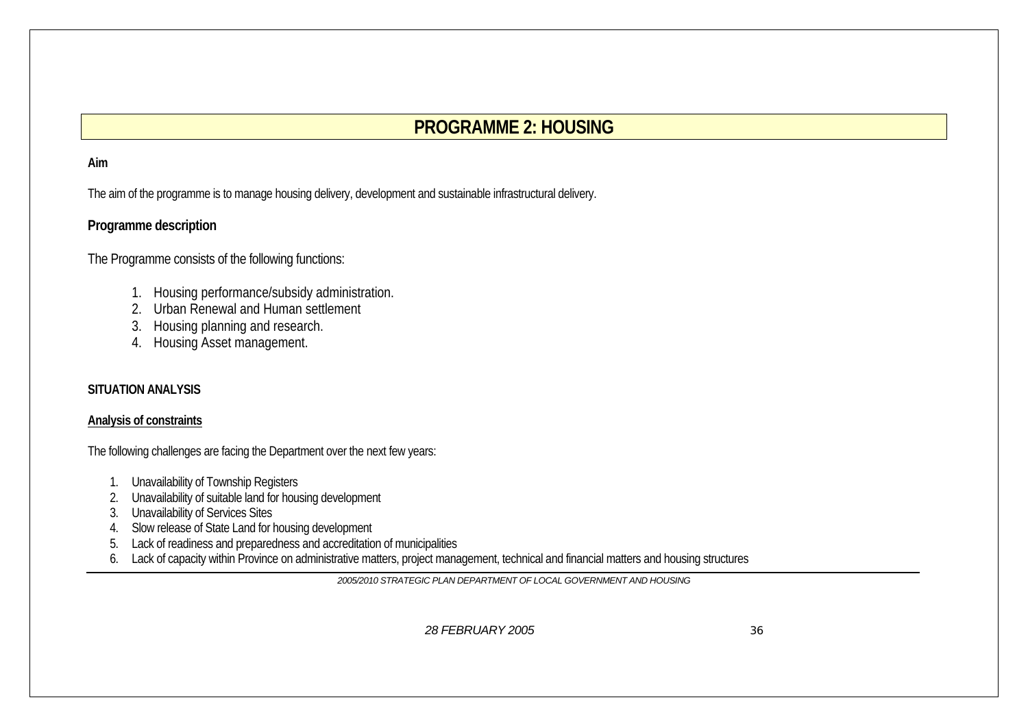# PROGRAMME 2: HOUSING

**Aim**

The aim of the programme is to manage housing delivery, development and sustainable infrastructural delivery.

## Programme description

The Programme consists of the following functions:

1. Housing performance/subsidy administration.
2. Urban Renewal and Human settlement
3. Housing planning and research.
4. Housing Asset management.

**SITUATION ANALYSIS**

**Analysis of constraints**

The following challenges are facing the Department over the next few years:

1. Unavailability of Township Registers
2. Unavailability of suitable land for housing development
3. Unavailability of Services Sites
4. Slow release of State Land for housing development
5. Lack of readiness and preparedness and accreditation of municipalities
6. Lack of capacity within Province on administrative matters, project management, technical and financial matters and housing structures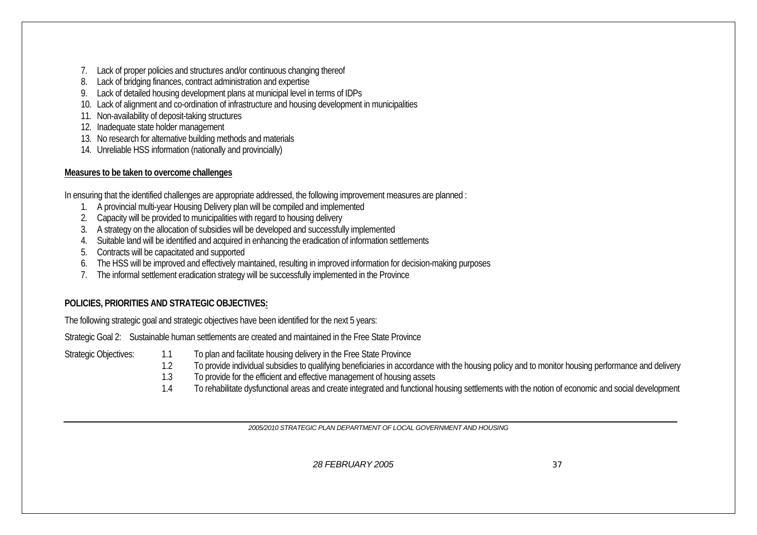7. Lack of proper policies and structures and/or continuous changing thereof
8. Lack of bridging finances, contract administration and expertise
9. Lack of detailed housing development plans at municipal level in terms of IDPs
10. Lack of alignment and co-ordination of infrastructure and housing development in municipalities
11. Non-availability of deposit-taking structures
12. Inadequate state holder management
13. No research for alternative building methods and materials
14. Unreliable HSS information (nationally and provincially)

**Measures to be taken to overcome challenges**

In ensuring that the identified challenges are appropriate addressed, the following improvement measures are planned :

1. A provincial multi-year Housing Delivery plan will be compiled and implemented
2. Capacity will be provided to municipalities with regard to housing delivery
3. A strategy on the allocation of subsidies will be developed and successfully implemented
4. Suitable land will be identified and acquired in enhancing the eradication of information settlements
5. Contracts will be capacitated and supported
6. The HSS will be improved and effectively maintained, resulting in improved information for decision-making purposes
7. The informal settlement eradication strategy will be successfully implemented in the Province

**POLICIES, PRIORITIES AND STRATEGIC OBJECTIVES:**

The following strategic goal and strategic objectives have been identified for the next 5 years:

Strategic Goal 2: Sustainable human settlements are created and maintained in the Free State Province

Strategic Objectives:

- 1.1 To plan and facilitate housing delivery in the Free State Province
- 1.2 To provide individual subsidies to qualifying beneficiaries in accordance with the housing policy and to monitor housing performance and delivery
- 1.3 To provide for the efficient and effective management of housing assets
- 1.4 To rehabilitate dysfunctional areas and create integrated and functional housing settlements with the notion of economic and social development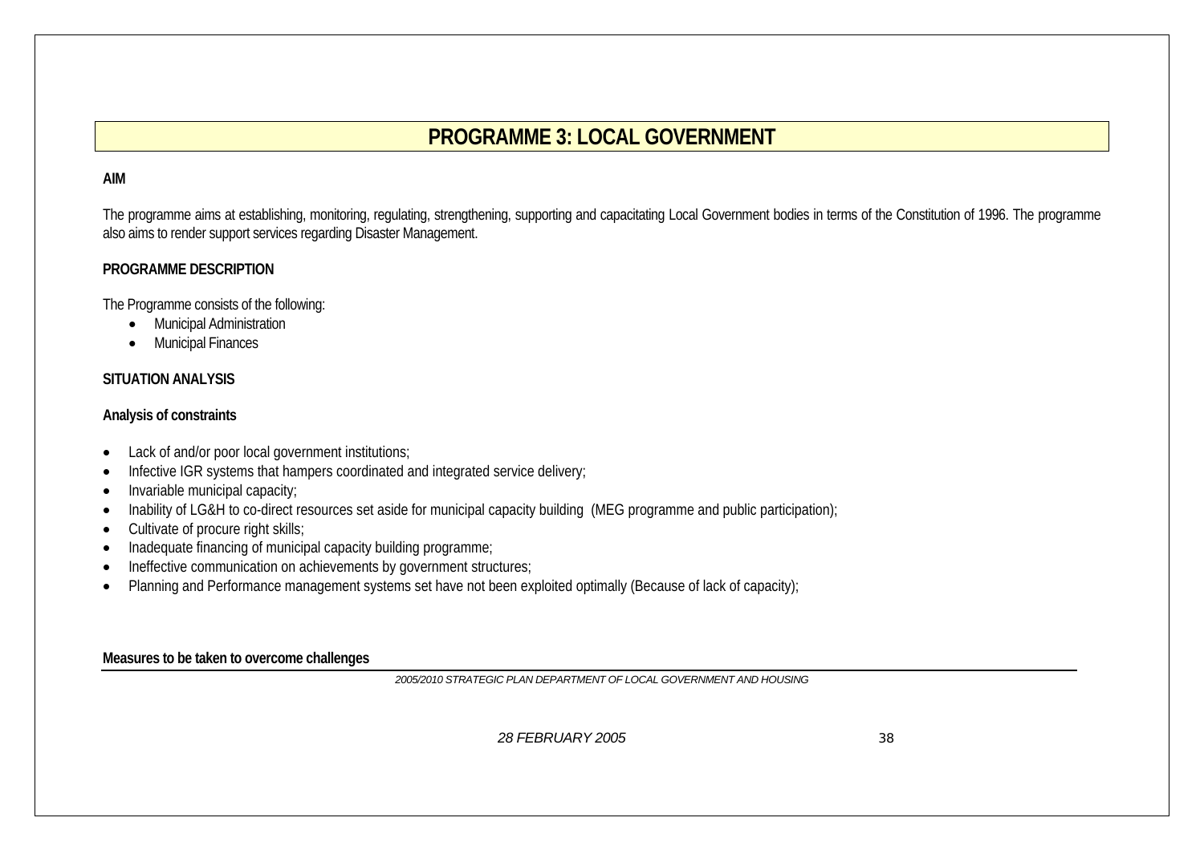# PROGRAMME 3: LOCAL GOVERNMENT

**AIM**

The programme aims at establishing, monitoring, regulating, strengthening, supporting and capacitating Local Government bodies in terms of the Constitution of 1996. The programme also aims to render support services regarding Disaster Management.

**PROGRAMME DESCRIPTION**

The Programme consists of the following:

- Municipal Administration
- Municipal Finances

**SITUATION ANALYSIS**

**Analysis of constraints**

- Lack of and/or poor local government institutions;
- Infective IGR systems that hampers coordinated and integrated service delivery;
- Invariable municipal capacity;
- Inability of LG&H to co-direct resources set aside for municipal capacity building (MEG programme and public participation);
- Cultivate of procure right skills;
- Inadequate financing of municipal capacity building programme;
- Ineffective communication on achievements by government structures;
- Planning and Performance management systems set have not been exploited optimally (Because of lack of capacity);

**Measures to be taken to overcome challenges**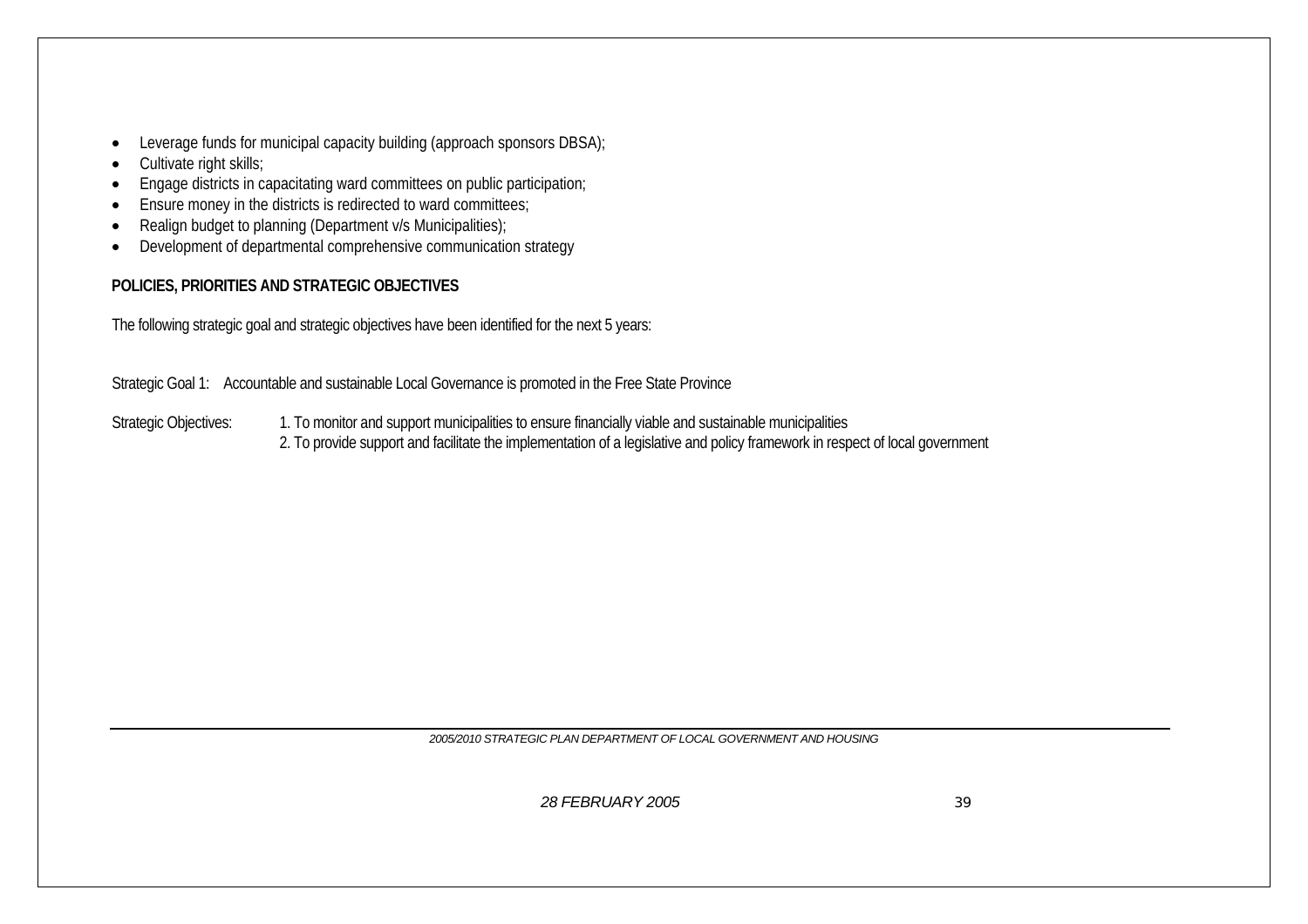- Leverage funds for municipal capacity building (approach sponsors DBSA);
- Cultivate right skills;
- Engage districts in capacitating ward committees on public participation;
- Ensure money in the districts is redirected to ward committees;
- Realign budget to planning (Department v/s Municipalities);
- Development of departmental comprehensive communication strategy

**POLICIES, PRIORITIES AND STRATEGIC OBJECTIVES**

The following strategic goal and strategic objectives have been identified for the next 5 years:

Strategic Goal 1: Accountable and sustainable Local Governance is promoted in the Free State Province

Strategic Objectives:

1. To monitor and support municipalities to ensure financially viable and sustainable municipalities
2. To provide support and facilitate the implementation of a legislative and policy framework in respect of local government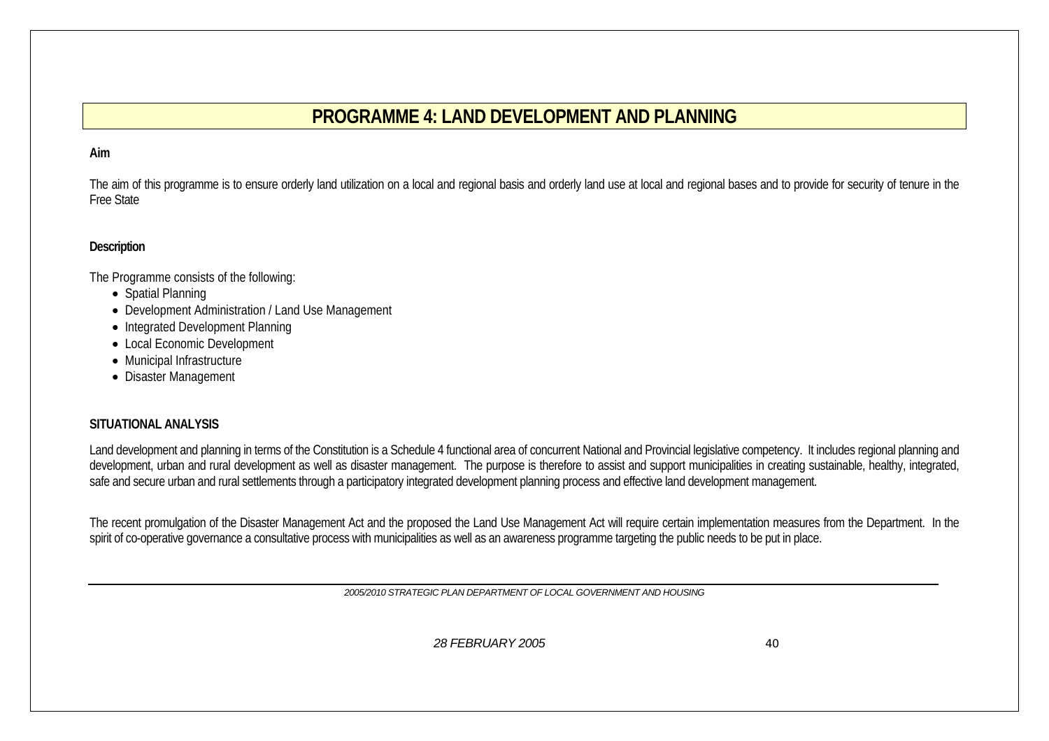# PROGRAMME 4: LAND DEVELOPMENT AND PLANNING

**Aim**

The aim of this programme is to ensure orderly land utilization on a local and regional basis and orderly land use at local and regional bases and to provide for security of tenure in the Free State

**Description**

The Programme consists of the following:

- Spatial Planning
- Development Administration / Land Use Management
- Integrated Development Planning
- Local Economic Development
- Municipal Infrastructure
- Disaster Management

**SITUATIONAL ANALYSIS**

Land development and planning in terms of the Constitution is a Schedule 4 functional area of concurrent National and Provincial legislative competency. It includes regional planning and development, urban and rural development as well as disaster management. The purpose is therefore to assist and support municipalities in creating sustainable, healthy, integrated, safe and secure urban and rural settlements through a participatory integrated development planning process and effective land development management.

The recent promulgation of the Disaster Management Act and the proposed the Land Use Management Act will require certain implementation measures from the Department. In the spirit of co-operative governance a consultative process with municipalities as well as an awareness programme targeting the public needs to be put in place.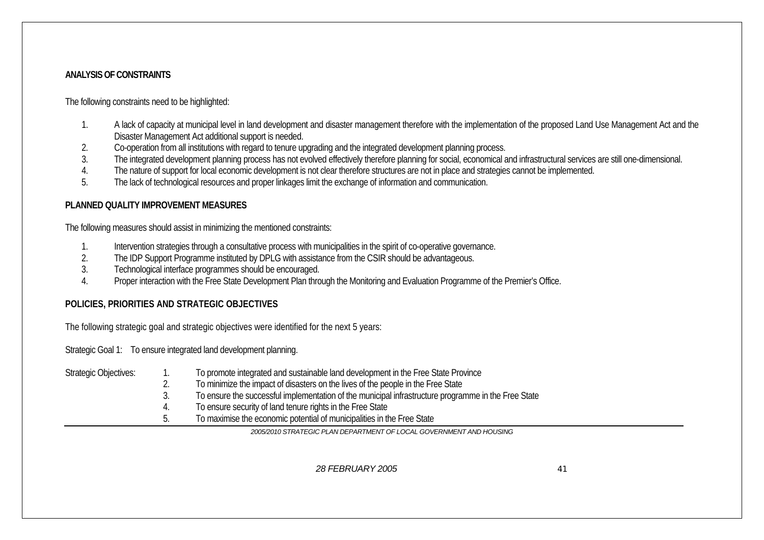**ANALYSIS OF CONSTRAINTS**

The following constraints need to be highlighted:

1. A lack of capacity at municipal level in land development and disaster management therefore with the implementation of the proposed Land Use Management Act and the Disaster Management Act additional support is needed.
2. Co-operation from all institutions with regard to tenure upgrading and the integrated development planning process.
3. The integrated development planning process has not evolved effectively therefore planning for social, economical and infrastructural services are still one-dimensional.
4. The nature of support for local economic development is not clear therefore structures are not in place and strategies cannot be implemented.
5. The lack of technological resources and proper linkages limit the exchange of information and communication.

**PLANNED QUALITY IMPROVEMENT MEASURES**

The following measures should assist in minimizing the mentioned constraints:

1. Intervention strategies through a consultative process with municipalities in the spirit of co-operative governance.
2. The IDP Support Programme instituted by DPLG with assistance from the CSIR should be advantageous.
3. Technological interface programmes should be encouraged.
4. Proper interaction with the Free State Development Plan through the Monitoring and Evaluation Programme of the Premier's Office.

**POLICIES, PRIORITIES AND STRATEGIC OBJECTIVES**

The following strategic goal and strategic objectives were identified for the next 5 years:

Strategic Goal 1: To ensure integrated land development planning.

Strategic Objectives:

1. To promote integrated and sustainable land development in the Free State Province
2. To minimize the impact of disasters on the lives of the people in the Free State
3. To ensure the successful implementation of the municipal infrastructure programme in the Free State
4. To ensure security of land tenure rights in the Free State
5. To maximise the economic potential of municipalities in the Free State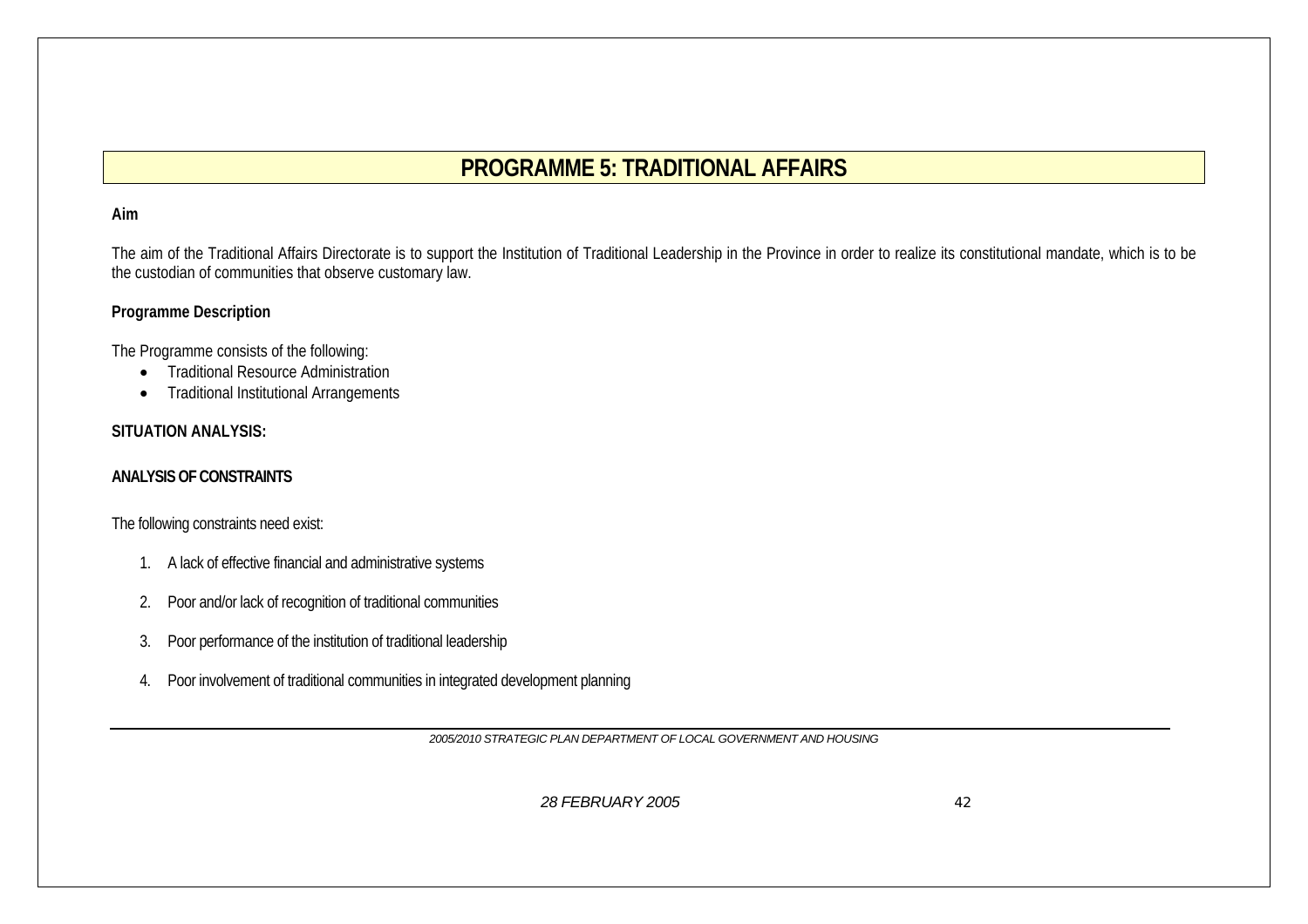# PROGRAMME 5: TRADITIONAL AFFAIRS

**Aim**

The aim of the Traditional Affairs Directorate is to support the Institution of Traditional Leadership in the Province in order to realize its constitutional mandate, which is to be the custodian of communities that observe customary law.

**Programme Description**

The Programme consists of the following:

- Traditional Resource Administration
- Traditional Institutional Arrangements

**SITUATION ANALYSIS:**

**ANALYSIS OF CONSTRAINTS**

The following constraints need exist:

1. A lack of effective financial and administrative systems
2. Poor and/or lack of recognition of traditional communities
3. Poor performance of the institution of traditional leadership
4. Poor involvement of traditional communities in integrated development planning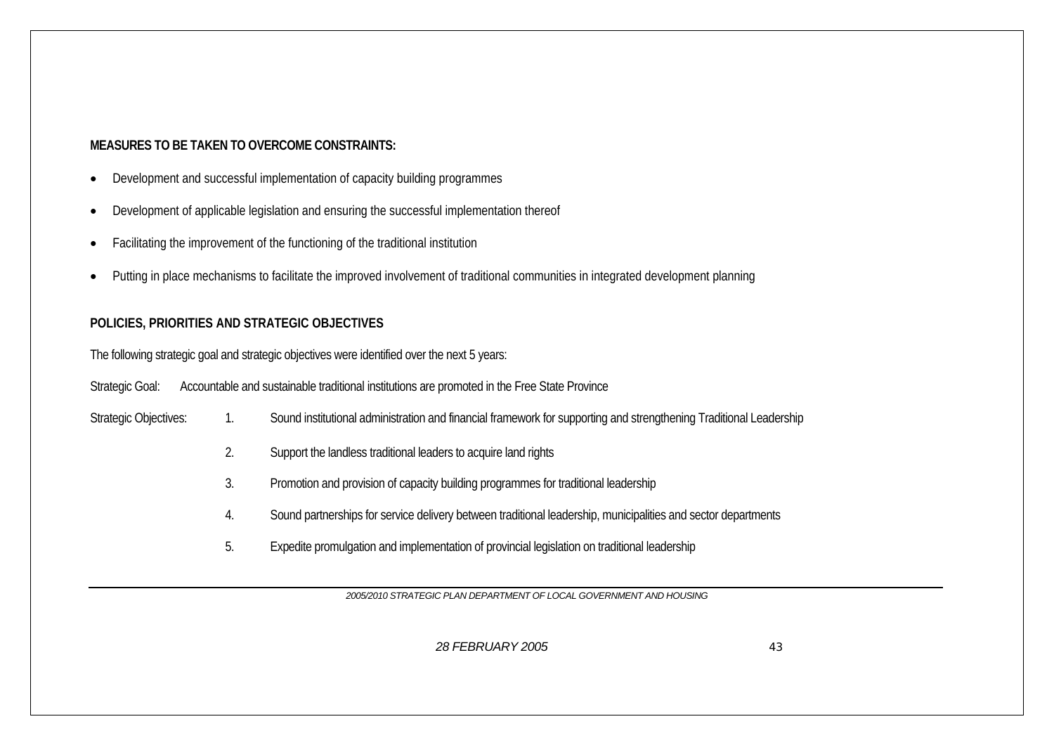**MEASURES TO BE TAKEN TO OVERCOME CONSTRAINTS:**

- Development and successful implementation of capacity building programmes
- Development of applicable legislation and ensuring the successful implementation thereof
- Facilitating the improvement of the functioning of the traditional institution
- Putting in place mechanisms to facilitate the improved involvement of traditional communities in integrated development planning

**POLICIES, PRIORITIES AND STRATEGIC OBJECTIVES**

The following strategic goal and strategic objectives were identified over the next 5 years:

Strategic Goal: Accountable and sustainable traditional institutions are promoted in the Free State Province

Strategic Objectives:

1. Sound institutional administration and financial framework for supporting and strengthening Traditional Leadership
2. Support the landless traditional leaders to acquire land rights
3. Promotion and provision of capacity building programmes for traditional leadership
4. Sound partnerships for service delivery between traditional leadership, municipalities and sector departments
5. Expedite promulgation and implementation of provincial legislation on traditional leadership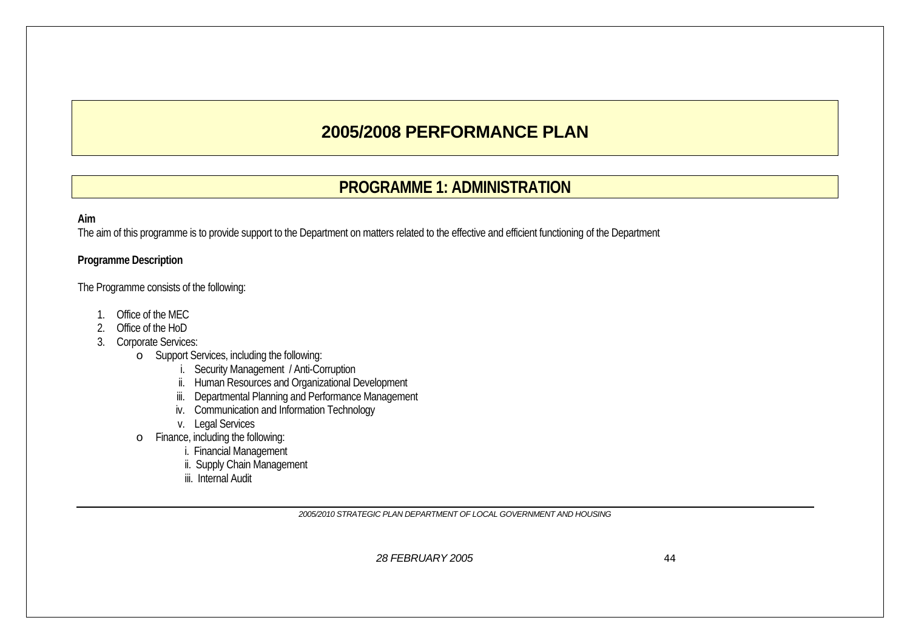# 2005/2008 PERFORMANCE PLAN

## PROGRAMME 1: ADMINISTRATION

**Aim**

The aim of this programme is to provide support to the Department on matters related to the effective and efficient functioning of the Department

**Programme Description**

The Programme consists of the following:

1. Office of the MEC
2. Office of the HoD
3. Corporate Services:
   - Support Services, including the following:
     - i. Security Management / Anti-Corruption
     - ii. Human Resources and Organizational Development
     - iii. Departmental Planning and Performance Management
     - iv. Communication and Information Technology
     - v. Legal Services
   - Finance, including the following:
     - i. Financial Management
     - ii. Supply Chain Management
     - iii. Internal Audit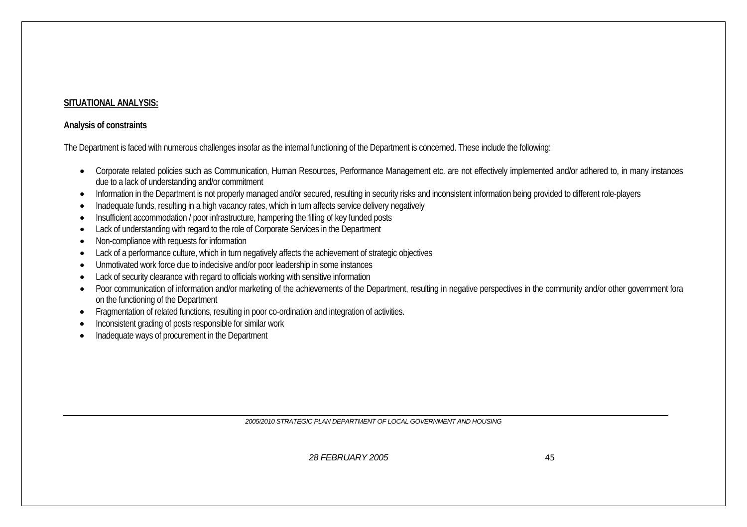**SITUATIONAL ANALYSIS:**

**Analysis of constraints**

The Department is faced with numerous challenges insofar as the internal functioning of the Department is concerned. These include the following:

- Corporate related policies such as Communication, Human Resources, Performance Management etc. are not effectively implemented and/or adhered to, in many instances due to a lack of understanding and/or commitment
- Information in the Department is not properly managed and/or secured, resulting in security risks and inconsistent information being provided to different role-players
- Inadequate funds, resulting in a high vacancy rates, which in turn affects service delivery negatively
- Insufficient accommodation / poor infrastructure, hampering the filling of key funded posts
- Lack of understanding with regard to the role of Corporate Services in the Department
- Non-compliance with requests for information
- Lack of a performance culture, which in turn negatively affects the achievement of strategic objectives
- Unmotivated work force due to indecisive and/or poor leadership in some instances
- Lack of security clearance with regard to officials working with sensitive information
- Poor communication of information and/or marketing of the achievements of the Department, resulting in negative perspectives in the community and/or other government fora on the functioning of the Department
- Fragmentation of related functions, resulting in poor co-ordination and integration of activities.
- Inconsistent grading of posts responsible for similar work
- Inadequate ways of procurement in the Department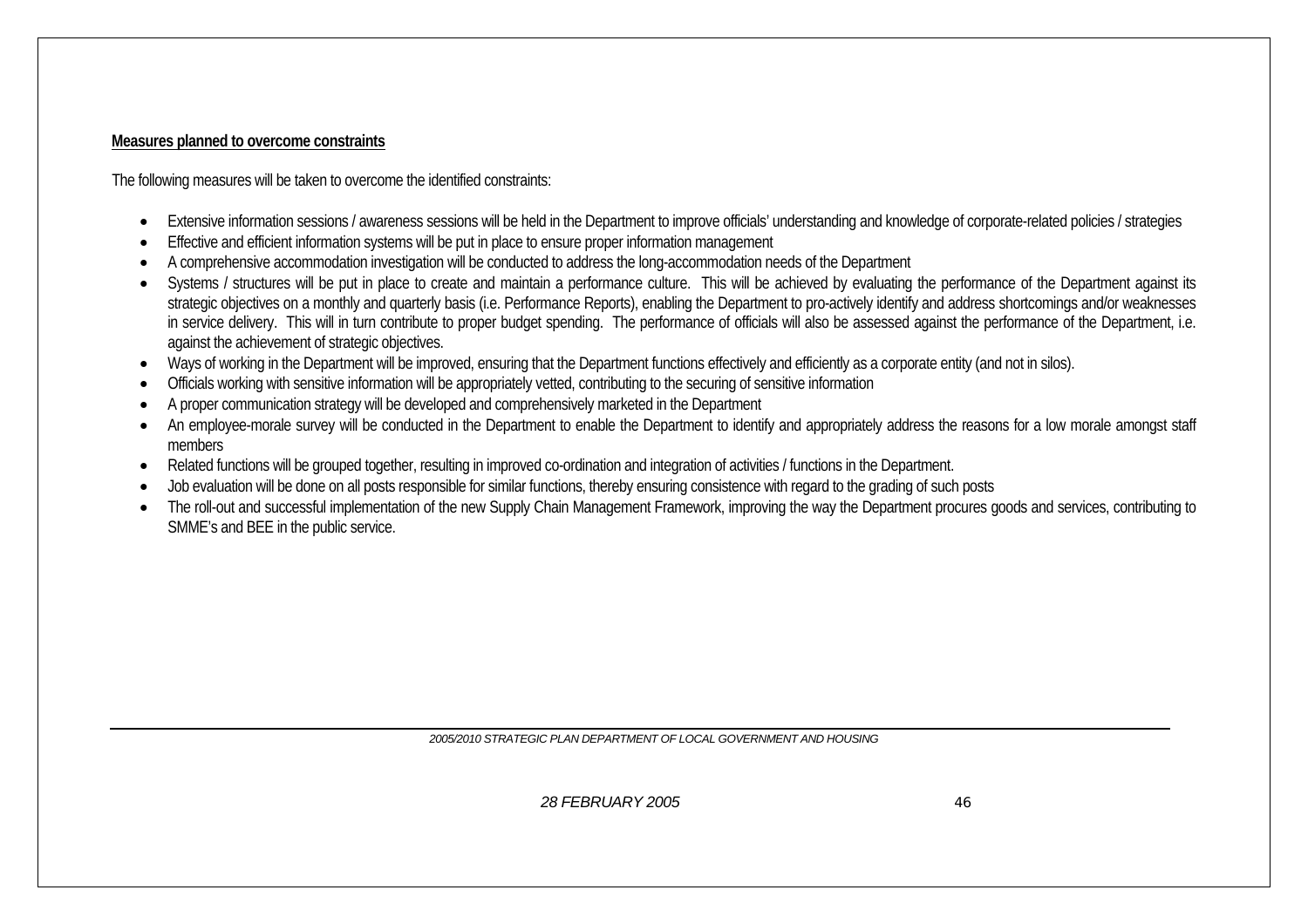**Measures planned to overcome constraints**

The following measures will be taken to overcome the identified constraints:

- Extensive information sessions / awareness sessions will be held in the Department to improve officials' understanding and knowledge of corporate-related policies / strategies
- Effective and efficient information systems will be put in place to ensure proper information management
- A comprehensive accommodation investigation will be conducted to address the long-accommodation needs of the Department
- Systems / structures will be put in place to create and maintain a performance culture. This will be achieved by evaluating the performance of the Department against its strategic objectives on a monthly and quarterly basis (i.e. Performance Reports), enabling the Department to pro-actively identify and address shortcomings and/or weaknesses in service delivery. This will in turn contribute to proper budget spending. The performance of officials will also be assessed against the performance of the Department, i.e. against the achievement of strategic objectives.
- Ways of working in the Department will be improved, ensuring that the Department functions effectively and efficiently as a corporate entity (and not in silos).
- Officials working with sensitive information will be appropriately vetted, contributing to the securing of sensitive information
- A proper communication strategy will be developed and comprehensively marketed in the Department
- An employee-morale survey will be conducted in the Department to enable the Department to identify and appropriately address the reasons for a low morale amongst staff members
- Related functions will be grouped together, resulting in improved co-ordination and integration of activities / functions in the Department.
- Job evaluation will be done on all posts responsible for similar functions, thereby ensuring consistence with regard to the grading of such posts
- The roll-out and successful implementation of the new Supply Chain Management Framework, improving the way the Department procures goods and services, contributing to SMME's and BEE in the public service.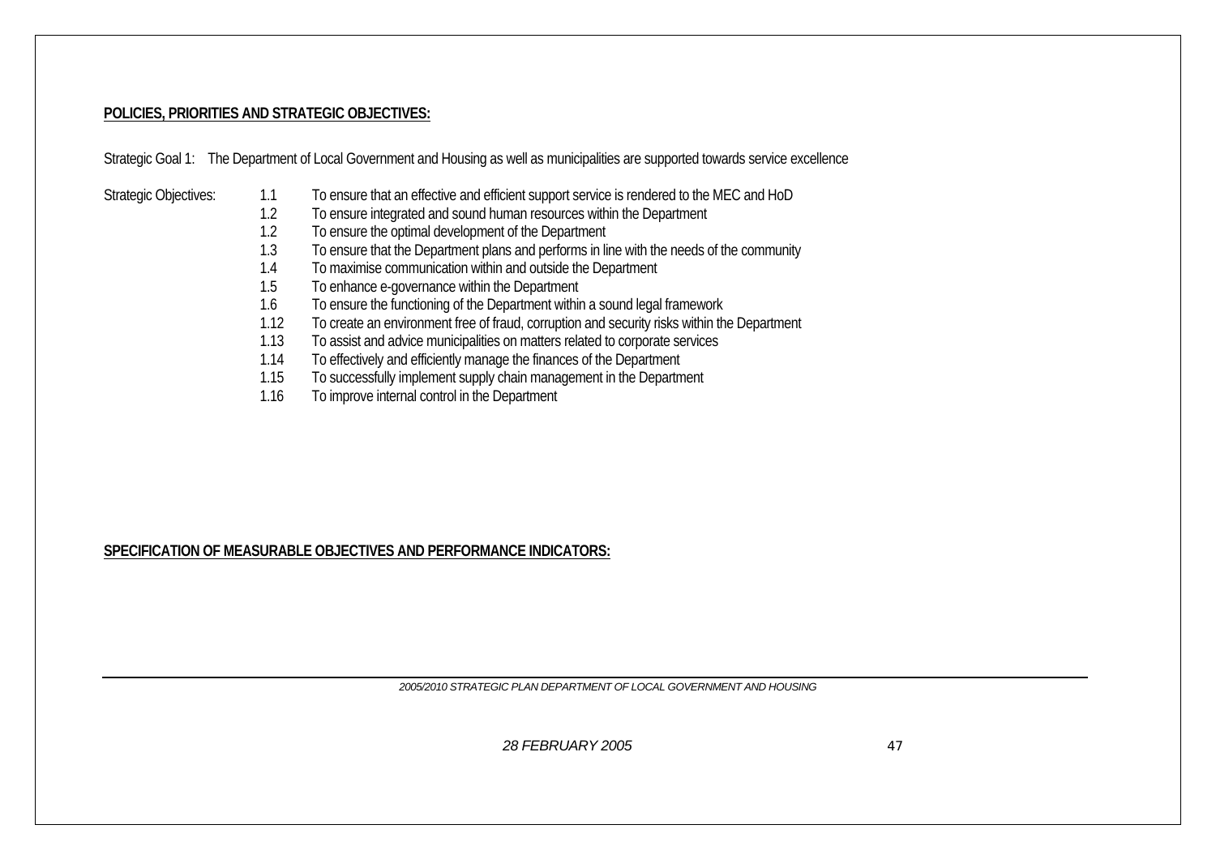**POLICIES, PRIORITIES AND STRATEGIC OBJECTIVES:**

Strategic Goal 1: The Department of Local Government and Housing as well as municipalities are supported towards service excellence

Strategic Objectives:

1.1 To ensure that an effective and efficient support service is rendered to the MEC and HoD
1.2 To ensure integrated and sound human resources within the Department
1.2 To ensure the optimal development of the Department
1.3 To ensure that the Department plans and performs in line with the needs of the community
1.4 To maximise communication within and outside the Department
1.5 To enhance e-governance within the Department
1.6 To ensure the functioning of the Department within a sound legal framework
1.12 To create an environment free of fraud, corruption and security risks within the Department
1.13 To assist and advice municipalities on matters related to corporate services
1.14 To effectively and efficiently manage the finances of the Department
1.15 To successfully implement supply chain management in the Department
1.16 To improve internal control in the Department

**SPECIFICATION OF MEASURABLE OBJECTIVES AND PERFORMANCE INDICATORS:**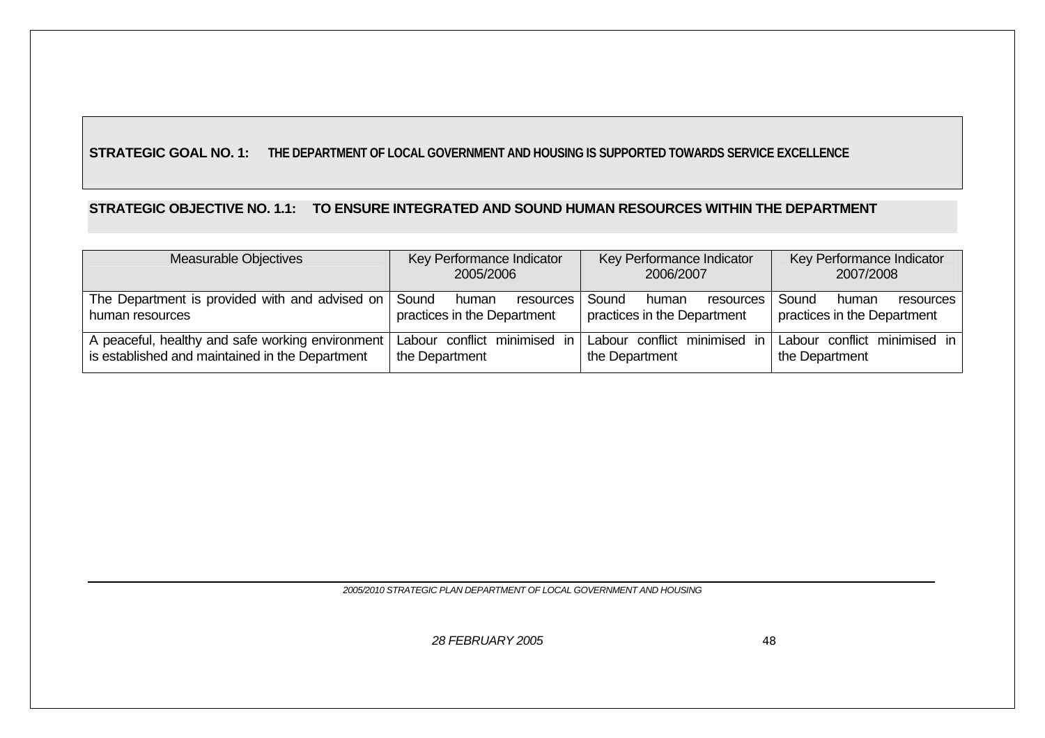**STRATEGIC GOAL NO. 1: THE DEPARTMENT OF LOCAL GOVERNMENT AND HOUSING IS SUPPORTED TOWARDS SERVICE EXCELLENCE**

**STRATEGIC OBJECTIVE NO. 1.1: TO ENSURE INTEGRATED AND SOUND HUMAN RESOURCES WITHIN THE DEPARTMENT**

| Measurable Objectives | Key Performance Indicator 2005/2006 | Key Performance Indicator 2006/2007 | Key Performance Indicator 2007/2008 |
|---|---|---|---|
| The Department is provided with and advised on human resources | Sound human resources practices in the Department | Sound human resources practices in the Department | Sound human resources practices in the Department |
| A peaceful, healthy and safe working environment is established and maintained in the Department | Labour conflict minimised in the Department | Labour conflict minimised in the Department | Labour conflict minimised in the Department |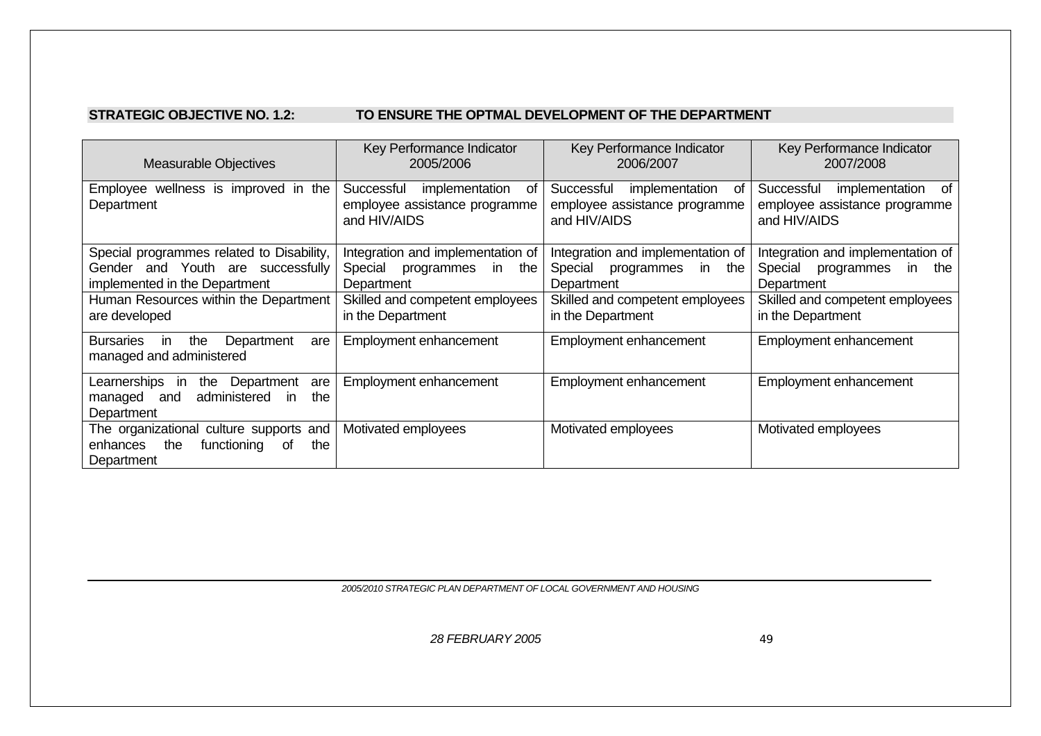**STRATEGIC OBJECTIVE NO. 1.2: TO ENSURE THE OPTMAL DEVELOPMENT OF THE DEPARTMENT**

| Measurable Objectives | Key Performance Indicator 2005/2006 | Key Performance Indicator 2006/2007 | Key Performance Indicator 2007/2008 |
|---|---|---|---|
| Employee wellness is improved in the Department | Successful implementation of employee assistance programme and HIV/AIDS | Successful implementation of employee assistance programme and HIV/AIDS | Successful implementation of employee assistance programme and HIV/AIDS |
| Special programmes related to Disability, Gender and Youth are successfully implemented in the Department | Integration and implementation of Special programmes in the Department | Integration and implementation of Special programmes in the Department | Integration and implementation of Special programmes in the Department |
| Human Resources within the Department are developed | Skilled and competent employees in the Department | Skilled and competent employees in the Department | Skilled and competent employees in the Department |
| Bursaries in the Department are managed and administered | Employment enhancement | Employment enhancement | Employment enhancement |
| Learnerships in the Department are managed and administered in the Department | Employment enhancement | Employment enhancement | Employment enhancement |
| The organizational culture supports and enhances the functioning of the Department | Motivated employees | Motivated employees | Motivated employees |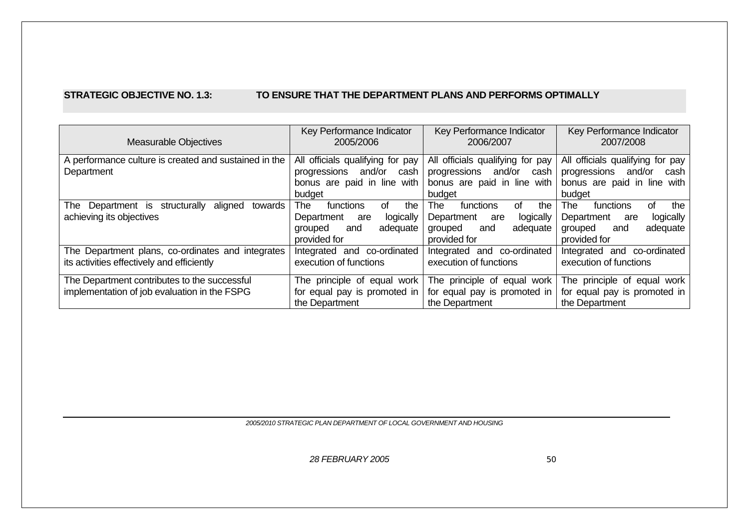**STRATEGIC OBJECTIVE NO. 1.3: TO ENSURE THAT THE DEPARTMENT PLANS AND PERFORMS OPTIMALLY**

| Measurable Objectives | Key Performance Indicator 2005/2006 | Key Performance Indicator 2006/2007 | Key Performance Indicator 2007/2008 |
|---|---|---|---|
| A performance culture is created and sustained in the Department | All officials qualifying for pay progressions and/or cash bonus are paid in line with budget | All officials qualifying for pay progressions and/or cash bonus are paid in line with budget | All officials qualifying for pay progressions and/or cash bonus are paid in line with budget |
| The Department is structurally aligned towards achieving its objectives | The functions of the Department are logically grouped and adequate provided for | The functions of the Department are logically grouped and adequate provided for | The functions of the Department are logically grouped and adequate provided for |
| The Department plans, co-ordinates and integrates its activities effectively and efficiently | Integrated and co-ordinated execution of functions | Integrated and co-ordinated execution of functions | Integrated and co-ordinated execution of functions |
| The Department contributes to the successful implementation of job evaluation in the FSPG | The principle of equal work for equal pay is promoted in the Department | The principle of equal work for equal pay is promoted in the Department | The principle of equal work for equal pay is promoted in the Department |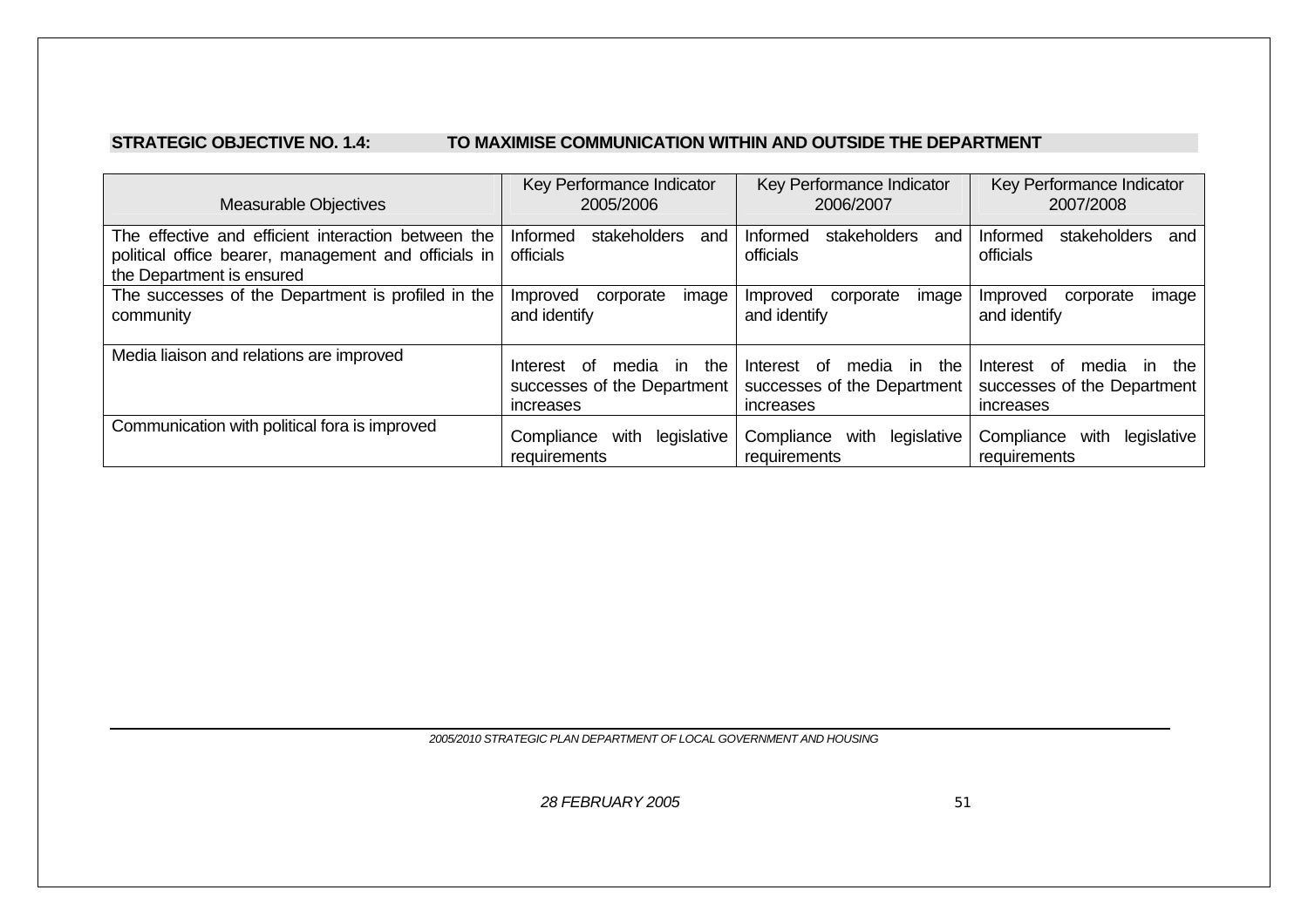**STRATEGIC OBJECTIVE NO. 1.4: TO MAXIMISE COMMUNICATION WITHIN AND OUTSIDE THE DEPARTMENT**

| Measurable Objectives | Key Performance Indicator 2005/2006 | Key Performance Indicator 2006/2007 | Key Performance Indicator 2007/2008 |
|---|---|---|---|
| The effective and efficient interaction between the political office bearer, management and officials in the Department is ensured | Informed stakeholders and officials | Informed stakeholders and officials | Informed stakeholders and officials |
| The successes of the Department is profiled in the community | Improved corporate image and identify | Improved corporate image and identify | Improved corporate image and identify |
| Media liaison and relations are improved | Interest of media in the successes of the Department increases | Interest of media in the successes of the Department increases | Interest of media in the successes of the Department increases |
| Communication with political fora is improved | Compliance with legislative requirements | Compliance with legislative requirements | Compliance with legislative requirements |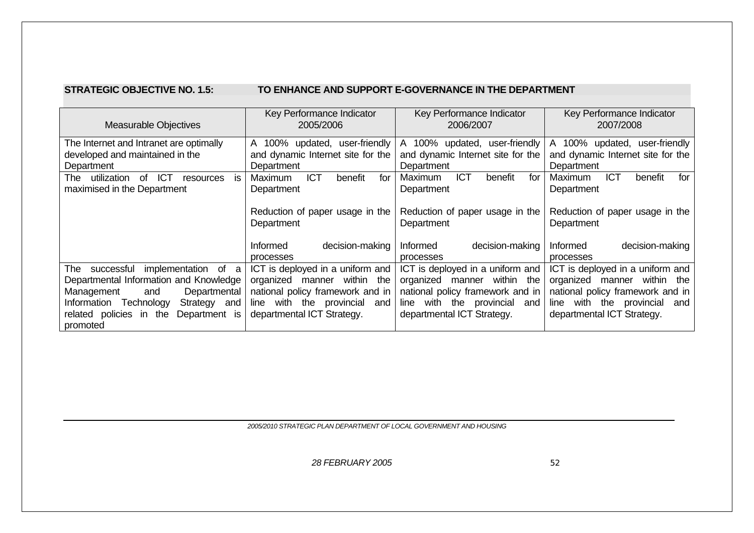**STRATEGIC OBJECTIVE NO. 1.5: TO ENHANCE AND SUPPORT E-GOVERNANCE IN THE DEPARTMENT**

| Measurable Objectives | Key Performance Indicator 2005/2006 | Key Performance Indicator 2006/2007 | Key Performance Indicator 2007/2008 |
|---|---|---|---|
| The Internet and Intranet are optimally developed and maintained in the Department | A 100% updated, user-friendly and dynamic Internet site for the Department | A 100% updated, user-friendly and dynamic Internet site for the Department | A 100% updated, user-friendly and dynamic Internet site for the Department |
| The utilization of ICT resources is maximised in the Department | Maximum ICT benefit for Department<br><br>Reduction of paper usage in the Department<br><br>Informed decision-making processes | Maximum ICT benefit for Department<br><br>Reduction of paper usage in the Department<br><br>Informed decision-making processes | Maximum ICT benefit for Department<br><br>Reduction of paper usage in the Department<br><br>Informed decision-making processes |
| The successful implementation of a Departmental Information and Knowledge Management and Departmental Information Technology Strategy and related policies in the Department is promoted | ICT is deployed in a uniform and organized manner within the national policy framework and in line with the provincial and departmental ICT Strategy. | ICT is deployed in a uniform and organized manner within the national policy framework and in line with the provincial and departmental ICT Strategy. | ICT is deployed in a uniform and organized manner within the national policy framework and in line with the provincial and departmental ICT Strategy. |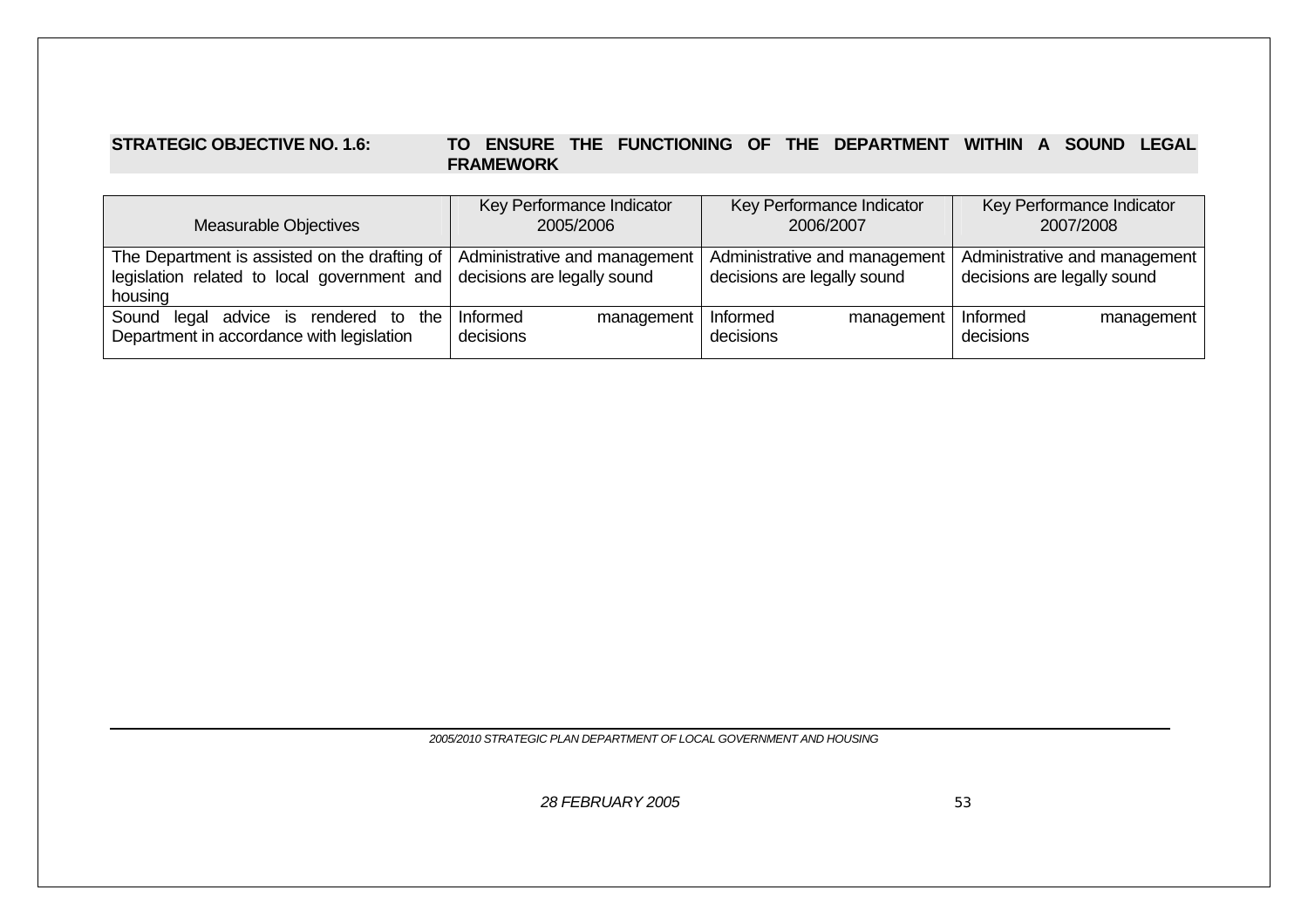**STRATEGIC OBJECTIVE NO. 1.6: TO ENSURE THE FUNCTIONING OF THE DEPARTMENT WITHIN A SOUND LEGAL FRAMEWORK**

| Measurable Objectives | Key Performance Indicator 2005/2006 | Key Performance Indicator 2006/2007 | Key Performance Indicator 2007/2008 |
|---|---|---|---|
| The Department is assisted on the drafting of legislation related to local government and housing | Administrative and management decisions are legally sound | Administrative and management decisions are legally sound | Administrative and management decisions are legally sound |
| Sound legal advice is rendered to the Department in accordance with legislation | Informed management decisions | Informed management decisions | Informed management decisions |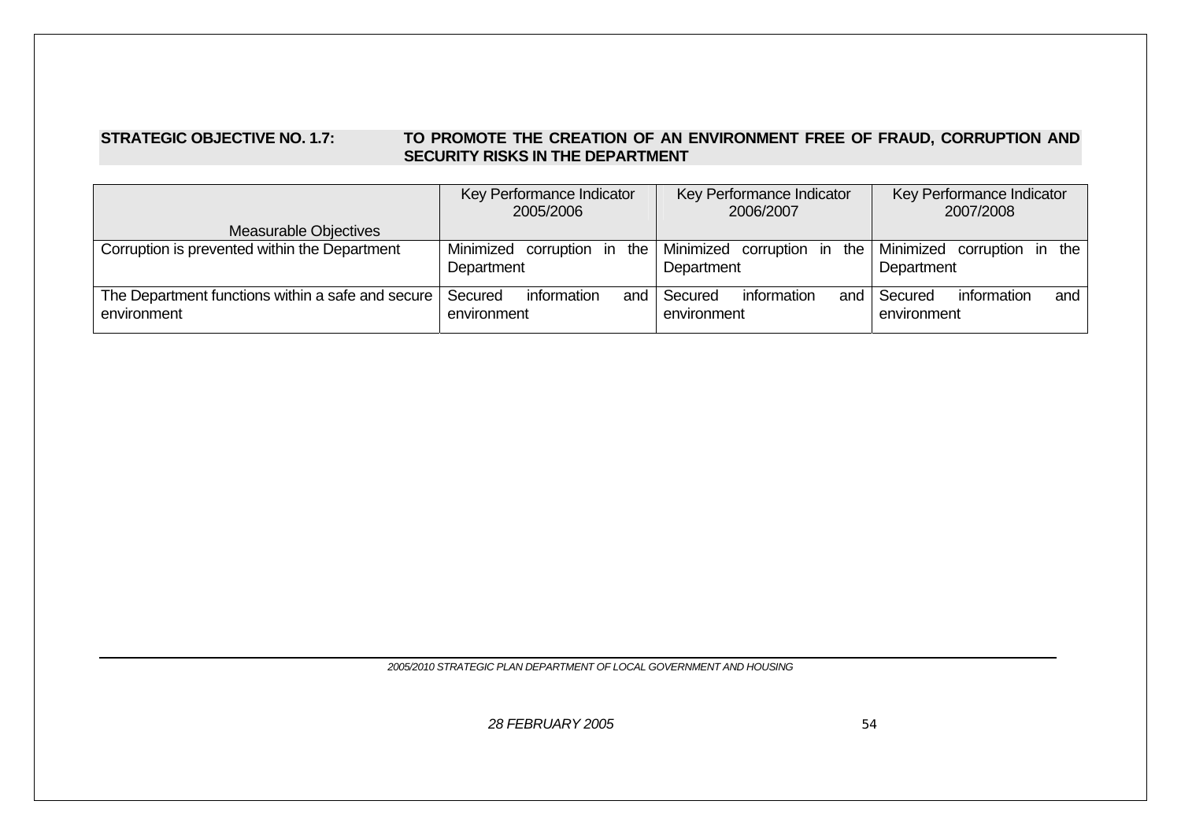**STRATEGIC OBJECTIVE NO. 1.7: TO PROMOTE THE CREATION OF AN ENVIRONMENT FREE OF FRAUD, CORRUPTION AND SECURITY RISKS IN THE DEPARTMENT**

| Measurable Objectives | Key Performance Indicator 2005/2006 | Key Performance Indicator 2006/2007 | Key Performance Indicator 2007/2008 |
|---|---|---|---|
| Corruption is prevented within the Department | Minimized corruption in the Department | Minimized corruption in the Department | Minimized corruption in the Department |
| The Department functions within a safe and secure environment | Secured information and environment | Secured information and environment | Secured information and environment |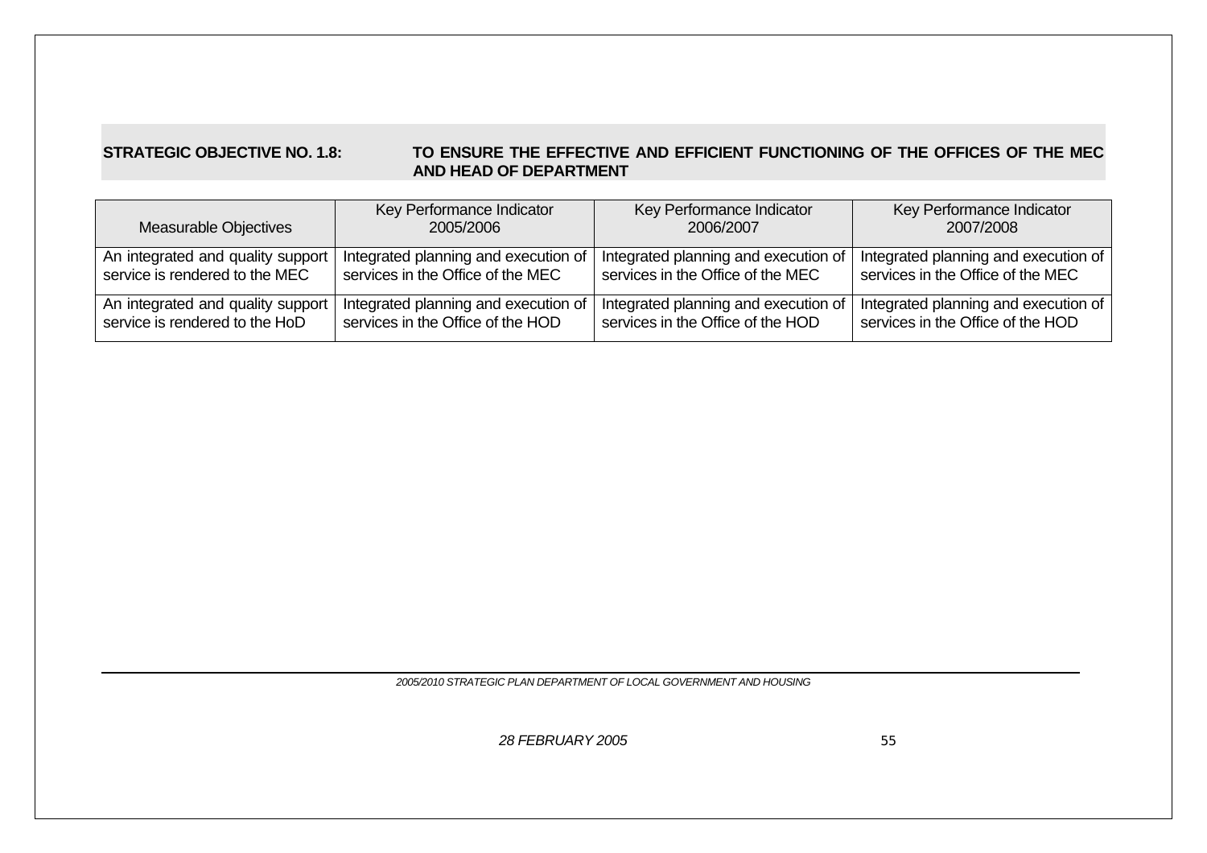**STRATEGIC OBJECTIVE NO. 1.8: TO ENSURE THE EFFECTIVE AND EFFICIENT FUNCTIONING OF THE OFFICES OF THE MEC AND HEAD OF DEPARTMENT**

| Measurable Objectives | Key Performance Indicator 2005/2006 | Key Performance Indicator 2006/2007 | Key Performance Indicator 2007/2008 |
|---|---|---|---|
| An integrated and quality support service is rendered to the MEC | Integrated planning and execution of services in the Office of the MEC | Integrated planning and execution of services in the Office of the MEC | Integrated planning and execution of services in the Office of the MEC |
| An integrated and quality support service is rendered to the HoD | Integrated planning and execution of services in the Office of the HOD | Integrated planning and execution of services in the Office of the HOD | Integrated planning and execution of services in the Office of the HOD |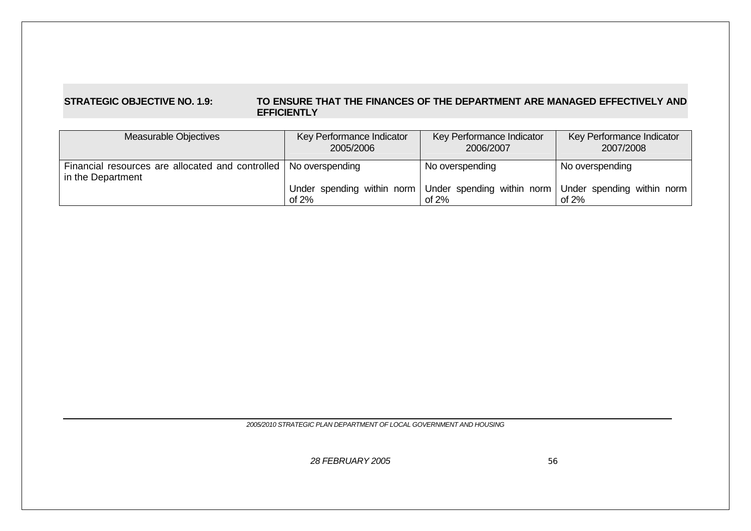**STRATEGIC OBJECTIVE NO. 1.9: TO ENSURE THAT THE FINANCES OF THE DEPARTMENT ARE MANAGED EFFECTIVELY AND EFFICIENTLY**

| Measurable Objectives | Key Performance Indicator 2005/2006 | Key Performance Indicator 2006/2007 | Key Performance Indicator 2007/2008 |
|---|---|---|---|
| Financial resources are allocated and controlled in the Department | No overspending<br><br>Under spending within norm of 2% | No overspending<br><br>Under spending within norm of 2% | No overspending<br><br>Under spending within norm of 2% |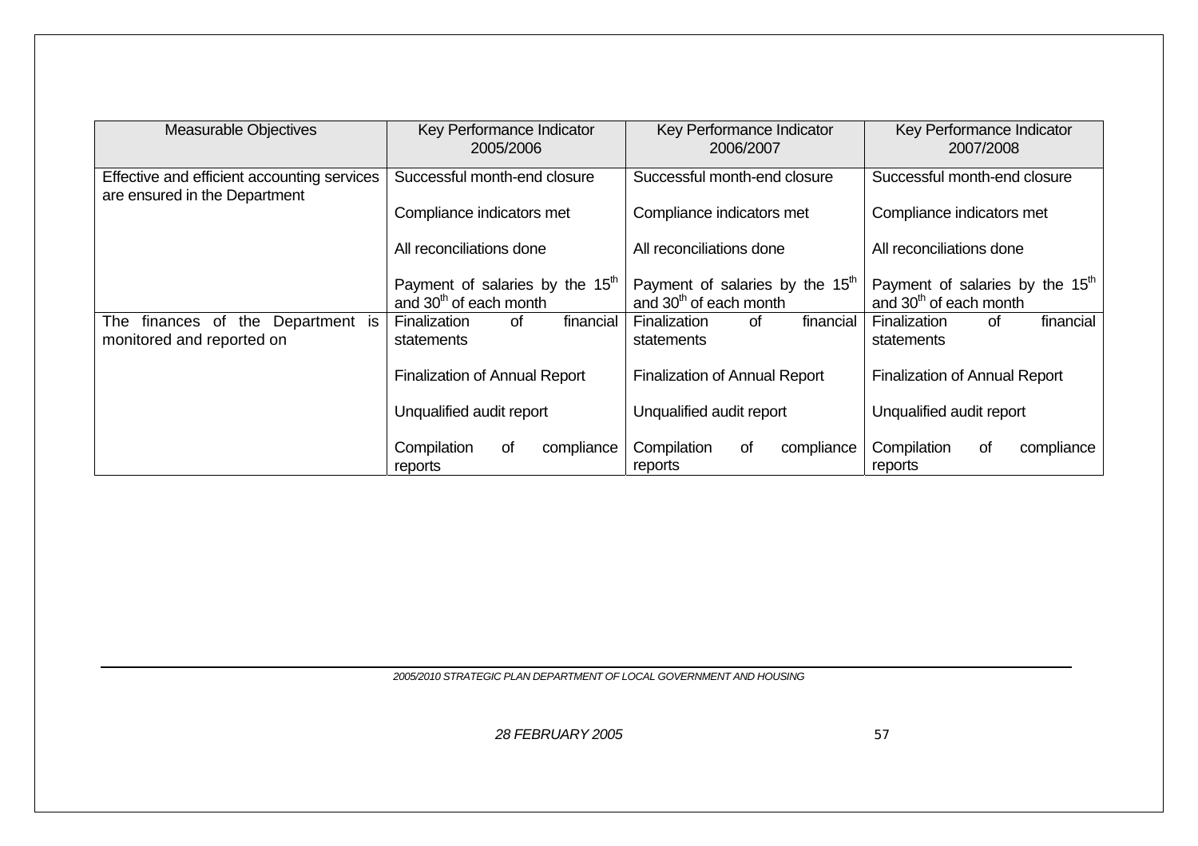| Measurable Objectives | Key Performance Indicator 2005/2006 | Key Performance Indicator 2006/2007 | Key Performance Indicator 2007/2008 |
|---|---|---|---|
| Effective and efficient accounting services are ensured in the Department | Successful month-end closure<br><br>Compliance indicators met<br><br>All reconciliations done<br><br>Payment of salaries by the 15th and 30th of each month | Successful month-end closure<br><br>Compliance indicators met<br><br>All reconciliations done<br><br>Payment of salaries by the 15th and 30th of each month | Successful month-end closure<br><br>Compliance indicators met<br><br>All reconciliations done<br><br>Payment of salaries by the 15th and 30th of each month |
| The finances of the Department is monitored and reported on | Finalization of financial statements<br><br>Finalization of Annual Report<br><br>Unqualified audit report<br><br>Compilation of compliance reports | Finalization of financial statements<br><br>Finalization of Annual Report<br><br>Unqualified audit report<br><br>Compilation of compliance reports | Finalization of financial statements<br><br>Finalization of Annual Report<br><br>Unqualified audit report<br><br>Compilation of compliance reports |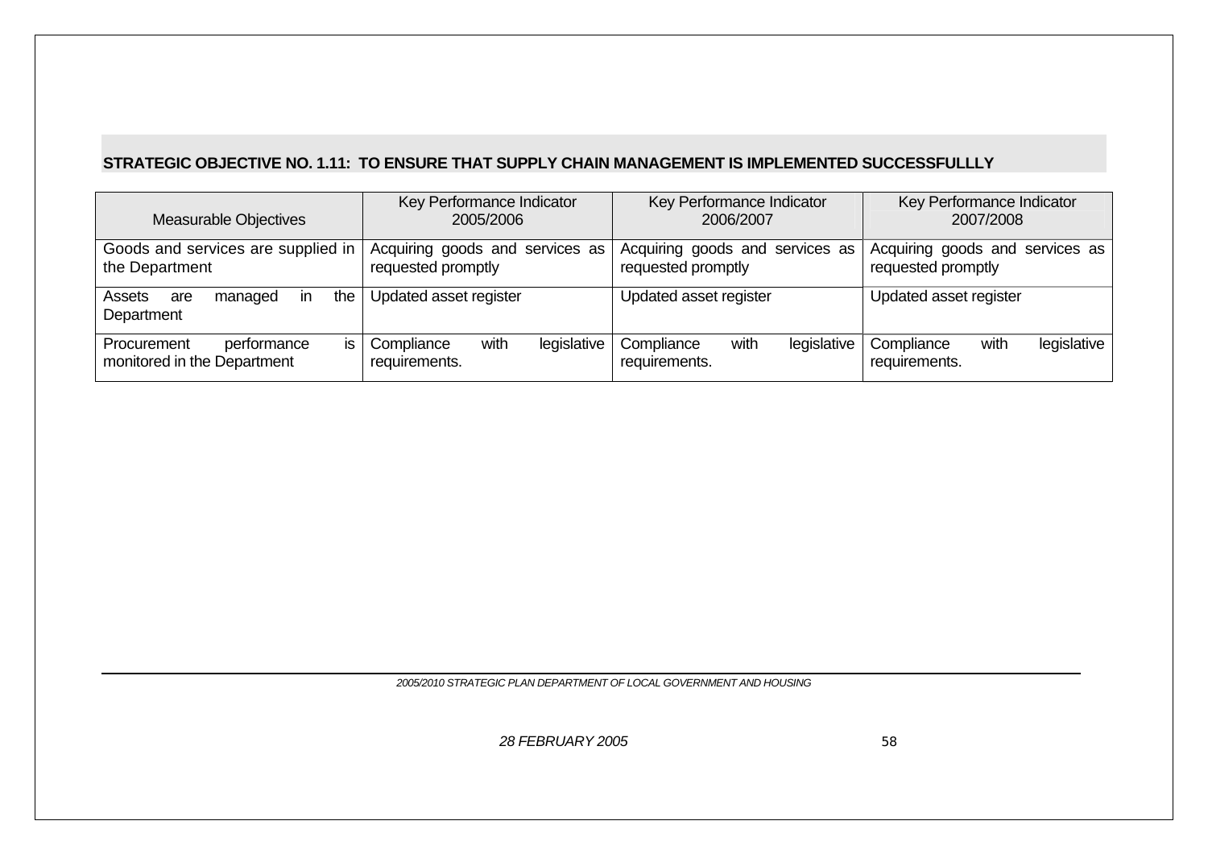**STRATEGIC OBJECTIVE NO. 1.11: TO ENSURE THAT SUPPLY CHAIN MANAGEMENT IS IMPLEMENTED SUCCESSFULLLY**

| Measurable Objectives | Key Performance Indicator 2005/2006 | Key Performance Indicator 2006/2007 | Key Performance Indicator 2007/2008 |
|---|---|---|---|
| Goods and services are supplied in the Department | Acquiring goods and services as requested promptly | Acquiring goods and services as requested promptly | Acquiring goods and services as requested promptly |
| Assets are managed in the Department | Updated asset register | Updated asset register | Updated asset register |
| Procurement performance is monitored in the Department | Compliance with legislative requirements. | Compliance with legislative requirements. | Compliance with legislative requirements. |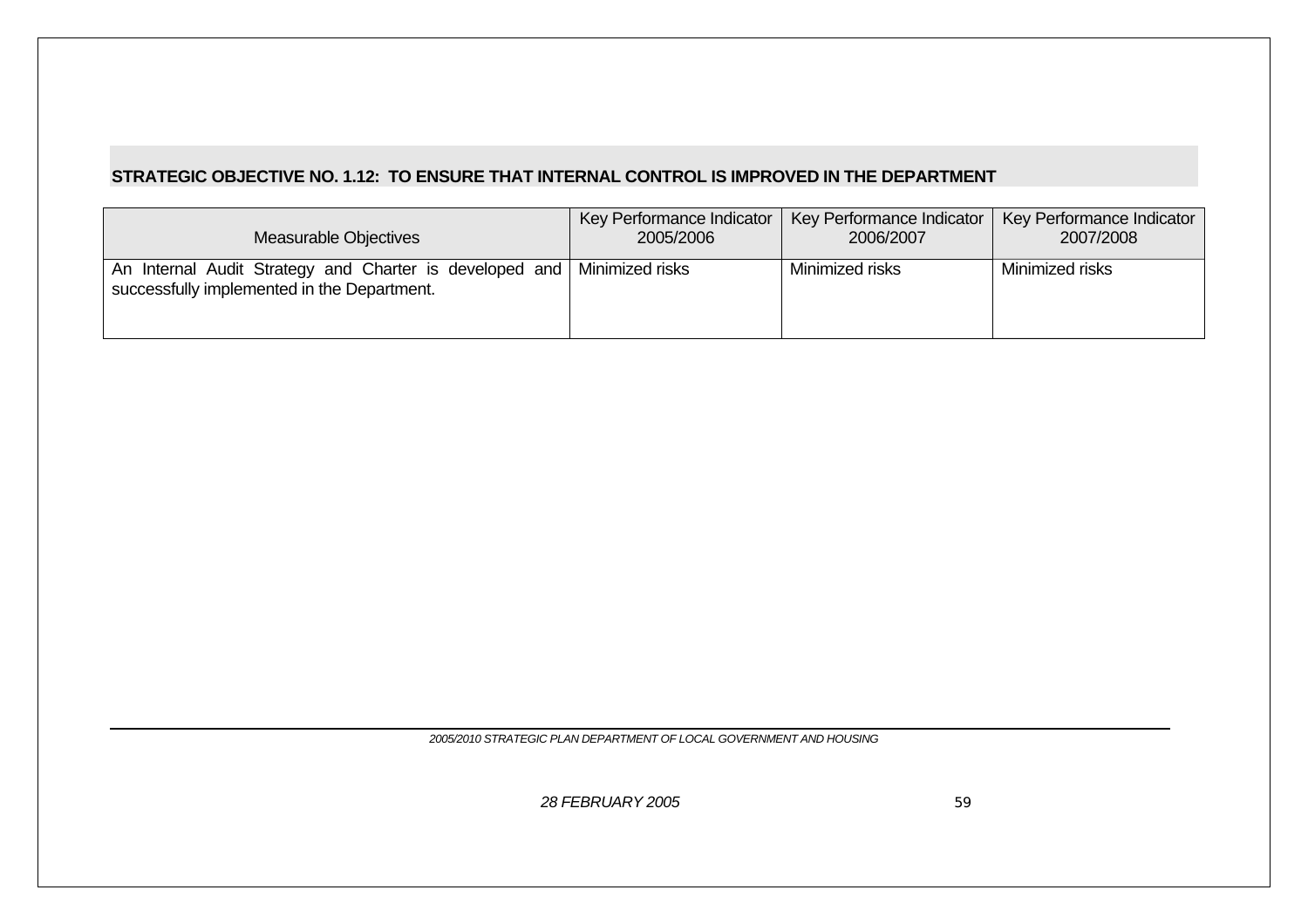**STRATEGIC OBJECTIVE NO. 1.12: TO ENSURE THAT INTERNAL CONTROL IS IMPROVED IN THE DEPARTMENT**

| Measurable Objectives | Key Performance Indicator 2005/2006 | Key Performance Indicator 2006/2007 | Key Performance Indicator 2007/2008 |
|---|---|---|---|
| An Internal Audit Strategy and Charter is developed and successfully implemented in the Department. | Minimized risks | Minimized risks | Minimized risks |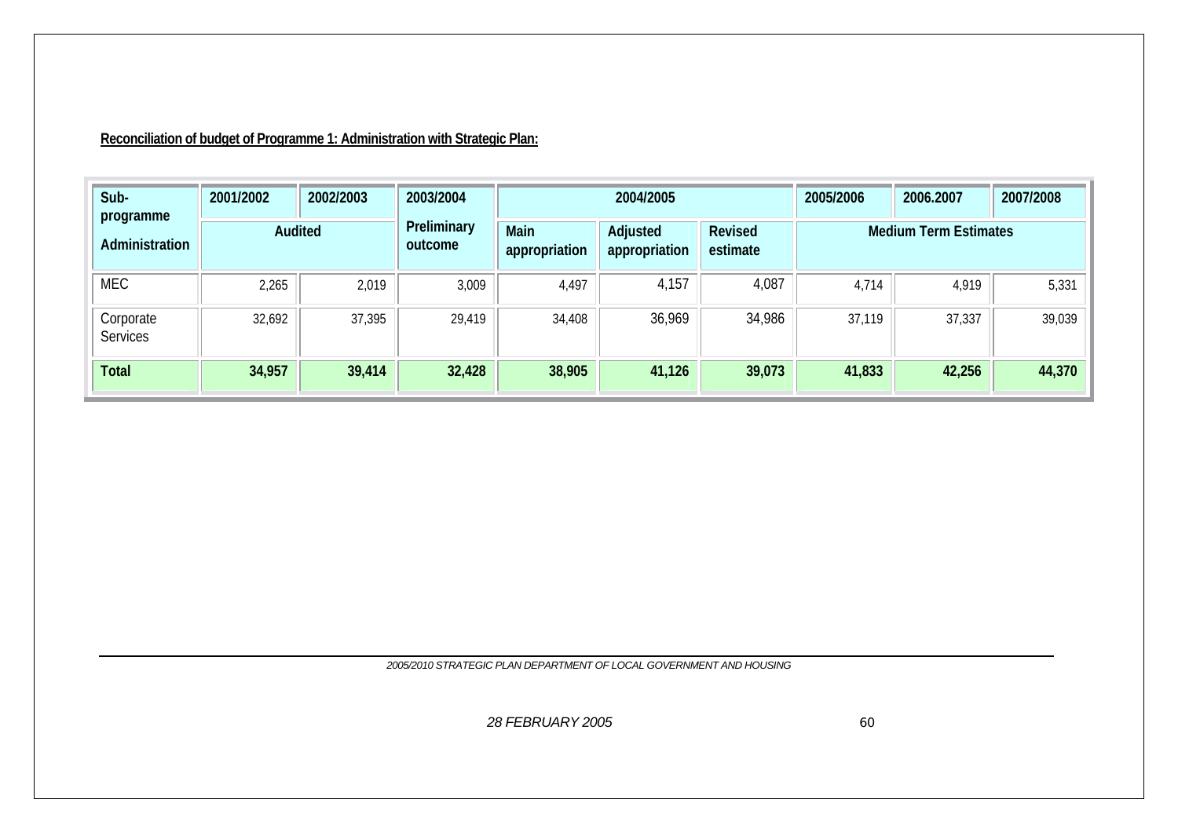**Reconciliation of budget of Programme 1: Administration with Strategic Plan:**

| Sub-programme | 2001/2002 | 2002/2003 | 2003/2004 | 2004/2005 | | | 2005/2006 | 2006.2007 | 2007/2008 |
|---|---|---|---|---|---|---|---|---|---|
| Administration | Audited | | Preliminary outcome | Main appropriation | Adjusted appropriation | Revised estimate | Medium Term Estimates | | |
| MEC | 2,265 | 2,019 | 3,009 | 4,497 | 4,157 | 4,087 | 4,714 | 4,919 | 5,331 |
| Corporate Services | 32,692 | 37,395 | 29,419 | 34,408 | 36,969 | 34,986 | 37,119 | 37,337 | 39,039 |
| **Total** | **34,957** | **39,414** | **32,428** | **38,905** | **41,126** | **39,073** | **41,833** | **42,256** | **44,370** |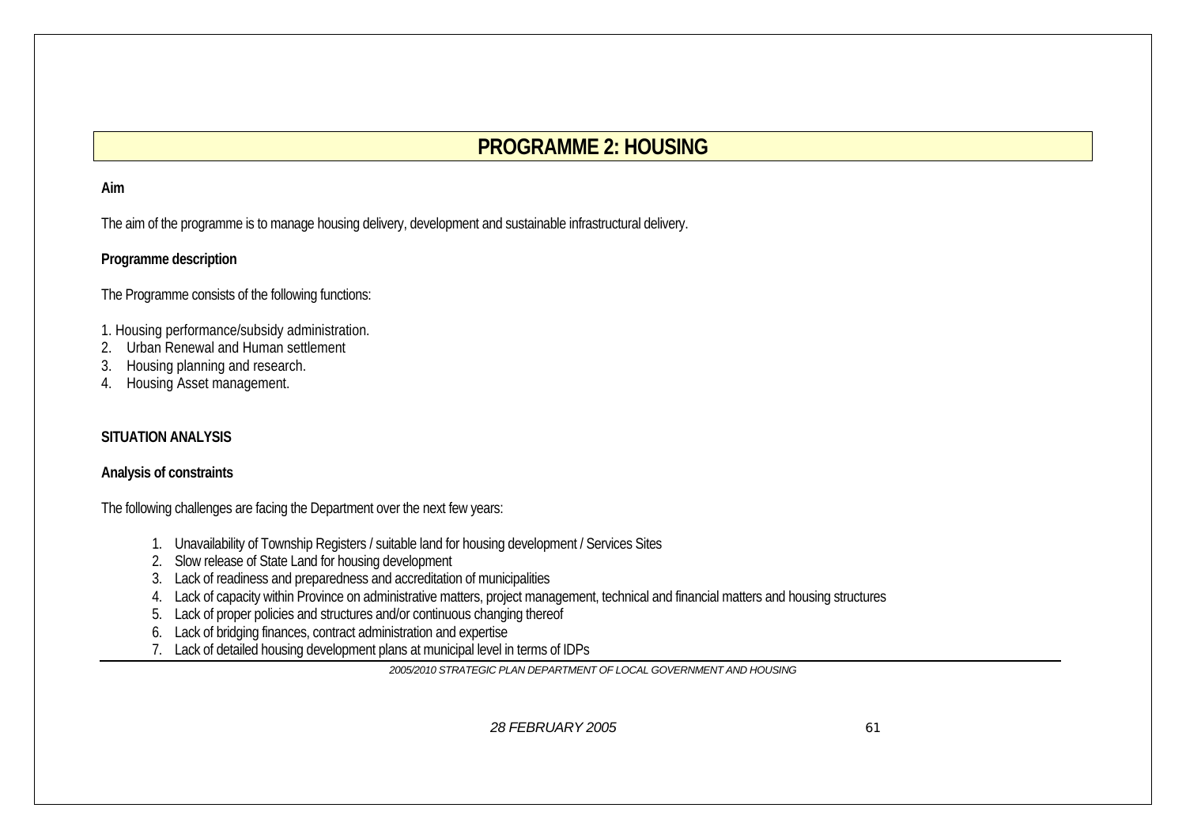# PROGRAMME 2: HOUSING

**Aim**

The aim of the programme is to manage housing delivery, development and sustainable infrastructural delivery.

**Programme description**

The Programme consists of the following functions:

1. Housing performance/subsidy administration.
2. Urban Renewal and Human settlement
3. Housing planning and research.
4. Housing Asset management.

**SITUATION ANALYSIS**

**Analysis of constraints**

The following challenges are facing the Department over the next few years:

1. Unavailability of Township Registers / suitable land for housing development / Services Sites
2. Slow release of State Land for housing development
3. Lack of readiness and preparedness and accreditation of municipalities
4. Lack of capacity within Province on administrative matters, project management, technical and financial matters and housing structures
5. Lack of proper policies and structures and/or continuous changing thereof
6. Lack of bridging finances, contract administration and expertise
7. Lack of detailed housing development plans at municipal level in terms of IDPs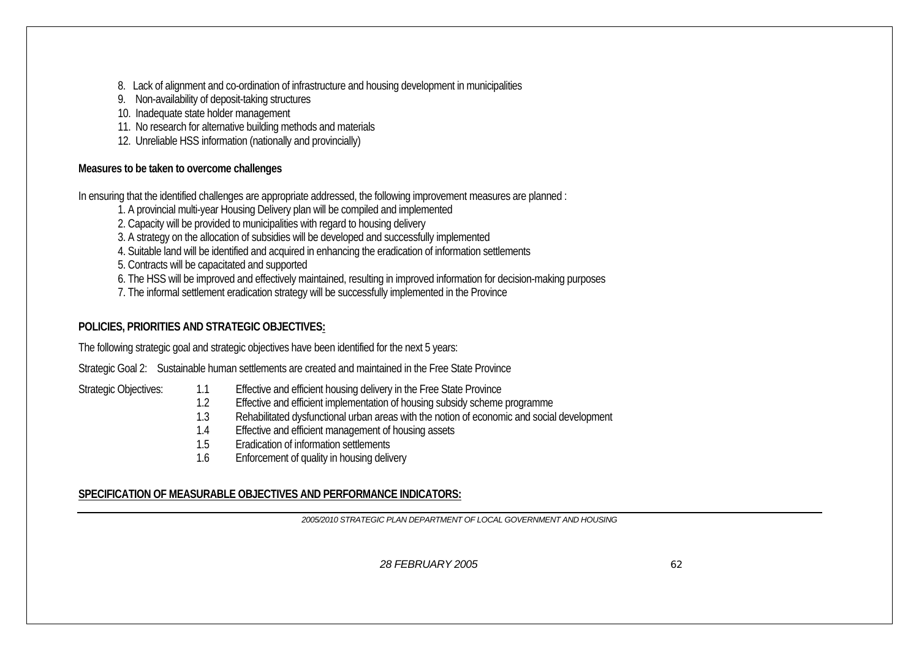8. Lack of alignment and co-ordination of infrastructure and housing development in municipalities
9. Non-availability of deposit-taking structures
10. Inadequate state holder management
11. No research for alternative building methods and materials
12. Unreliable HSS information (nationally and provincially)

**Measures to be taken to overcome challenges**

In ensuring that the identified challenges are appropriate addressed, the following improvement measures are planned :

1. A provincial multi-year Housing Delivery plan will be compiled and implemented
2. Capacity will be provided to municipalities with regard to housing delivery
3. A strategy on the allocation of subsidies will be developed and successfully implemented
4. Suitable land will be identified and acquired in enhancing the eradication of information settlements
5. Contracts will be capacitated and supported
6. The HSS will be improved and effectively maintained, resulting in improved information for decision-making purposes
7. The informal settlement eradication strategy will be successfully implemented in the Province

**POLICIES, PRIORITIES AND STRATEGIC OBJECTIVES:**

The following strategic goal and strategic objectives have been identified for the next 5 years:

Strategic Goal 2: Sustainable human settlements are created and maintained in the Free State Province

Strategic Objectives:

- 1.1 Effective and efficient housing delivery in the Free State Province
- 1.2 Effective and efficient implementation of housing subsidy scheme programme
- 1.3 Rehabilitated dysfunctional urban areas with the notion of economic and social development
- 1.4 Effective and efficient management of housing assets
- 1.5 Eradication of information settlements
- 1.6 Enforcement of quality in housing delivery

**SPECIFICATION OF MEASURABLE OBJECTIVES AND PERFORMANCE INDICATORS:**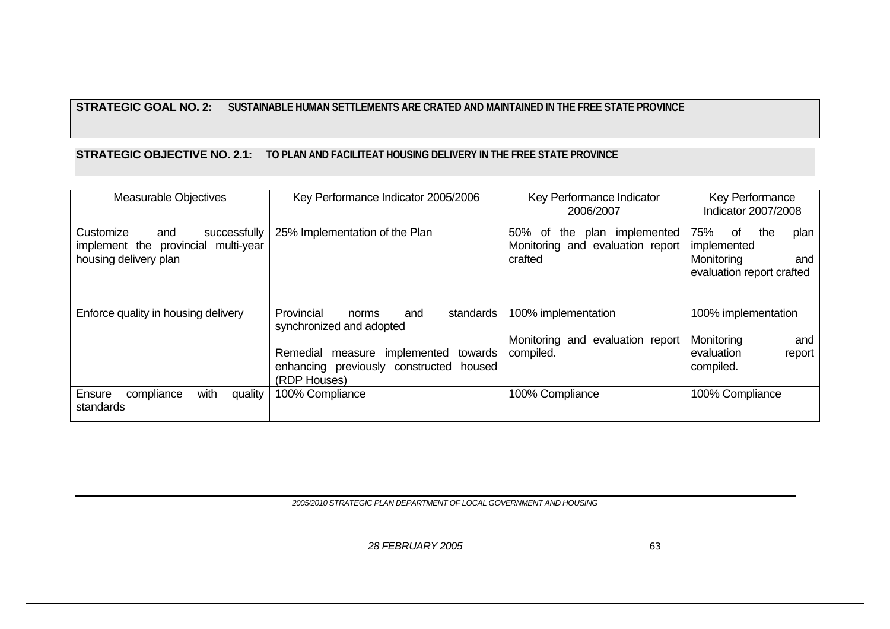**STRATEGIC GOAL NO. 2: SUSTAINABLE HUMAN SETTLEMENTS ARE CRATED AND MAINTAINED IN THE FREE STATE PROVINCE**

**STRATEGIC OBJECTIVE NO. 2.1: TO PLAN AND FACILITEAT HOUSING DELIVERY IN THE FREE STATE PROVINCE**

| Measurable Objectives | Key Performance Indicator 2005/2006 | Key Performance Indicator 2006/2007 | Key Performance Indicator 2007/2008 |
|---|---|---|---|
| Customize and successfully implement the provincial multi-year housing delivery plan | 25% Implementation of the Plan | 50% of the plan implemented Monitoring and evaluation report crafted | 75% of the plan implemented Monitoring and evaluation report crafted |
| Enforce quality in housing delivery | Provincial norms and standards synchronized and adopted<br><br>Remedial measure implemented towards enhancing previously constructed housed (RDP Houses) | 100% implementation<br><br>Monitoring and evaluation report compiled. | 100% implementation<br><br>Monitoring and evaluation report compiled. |
| Ensure compliance with quality standards | 100% Compliance | 100% Compliance | 100% Compliance |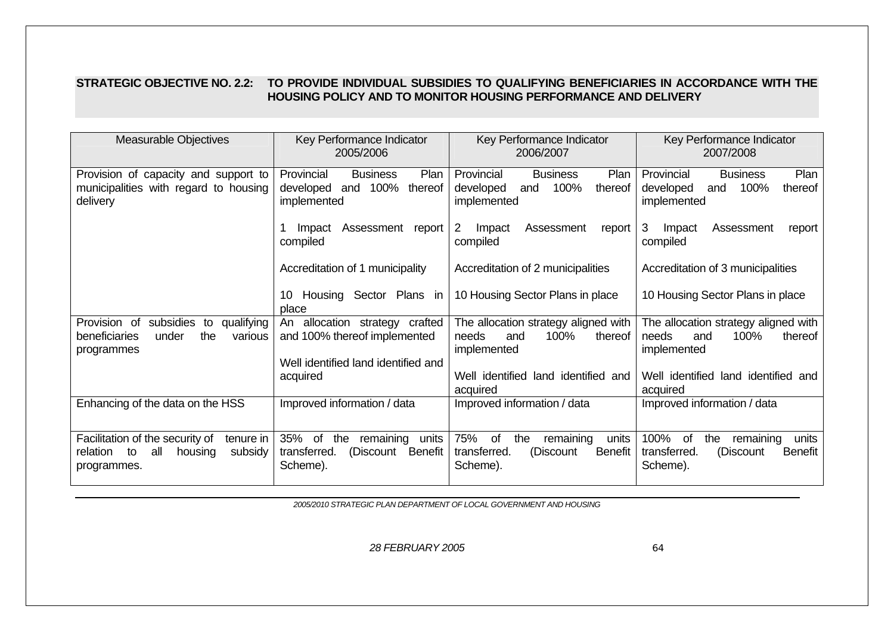**STRATEGIC OBJECTIVE NO. 2.2: TO PROVIDE INDIVIDUAL SUBSIDIES TO QUALIFYING BENEFICIARIES IN ACCORDANCE WITH THE HOUSING POLICY AND TO MONITOR HOUSING PERFORMANCE AND DELIVERY**

| Measurable Objectives | Key Performance Indicator 2005/2006 | Key Performance Indicator 2006/2007 | Key Performance Indicator 2007/2008 |
|---|---|---|---|
| Provision of capacity and support to municipalities with regard to housing delivery | Provincial Business Plan developed and 100% thereof implemented<br><br>1 Impact Assessment report compiled<br><br>Accreditation of 1 municipality<br><br>10 Housing Sector Plans in place | Provincial Business Plan developed and 100% thereof implemented<br><br>2 Impact Assessment report compiled<br><br>Accreditation of 2 municipalities<br><br>10 Housing Sector Plans in place | Provincial Business Plan developed and 100% thereof implemented<br><br>3 Impact Assessment report compiled<br><br>Accreditation of 3 municipalities<br><br>10 Housing Sector Plans in place |
| Provision of subsidies to qualifying beneficiaries under the various programmes | An allocation strategy crafted and 100% thereof implemented<br><br>Well identified land identified and acquired | The allocation strategy aligned with needs and 100% thereof implemented<br><br>Well identified land identified and acquired | The allocation strategy aligned with needs and 100% thereof implemented<br><br>Well identified land identified and acquired |
| Enhancing of the data on the HSS | Improved information / data | Improved information / data | Improved information / data |
| Facilitation of the security of tenure in relation to all housing subsidy programmes. | 35% of the remaining units transferred. (Discount Benefit Scheme). | 75% of the remaining units transferred. (Discount Benefit Scheme). | 100% of the remaining units transferred. (Discount Benefit Scheme). |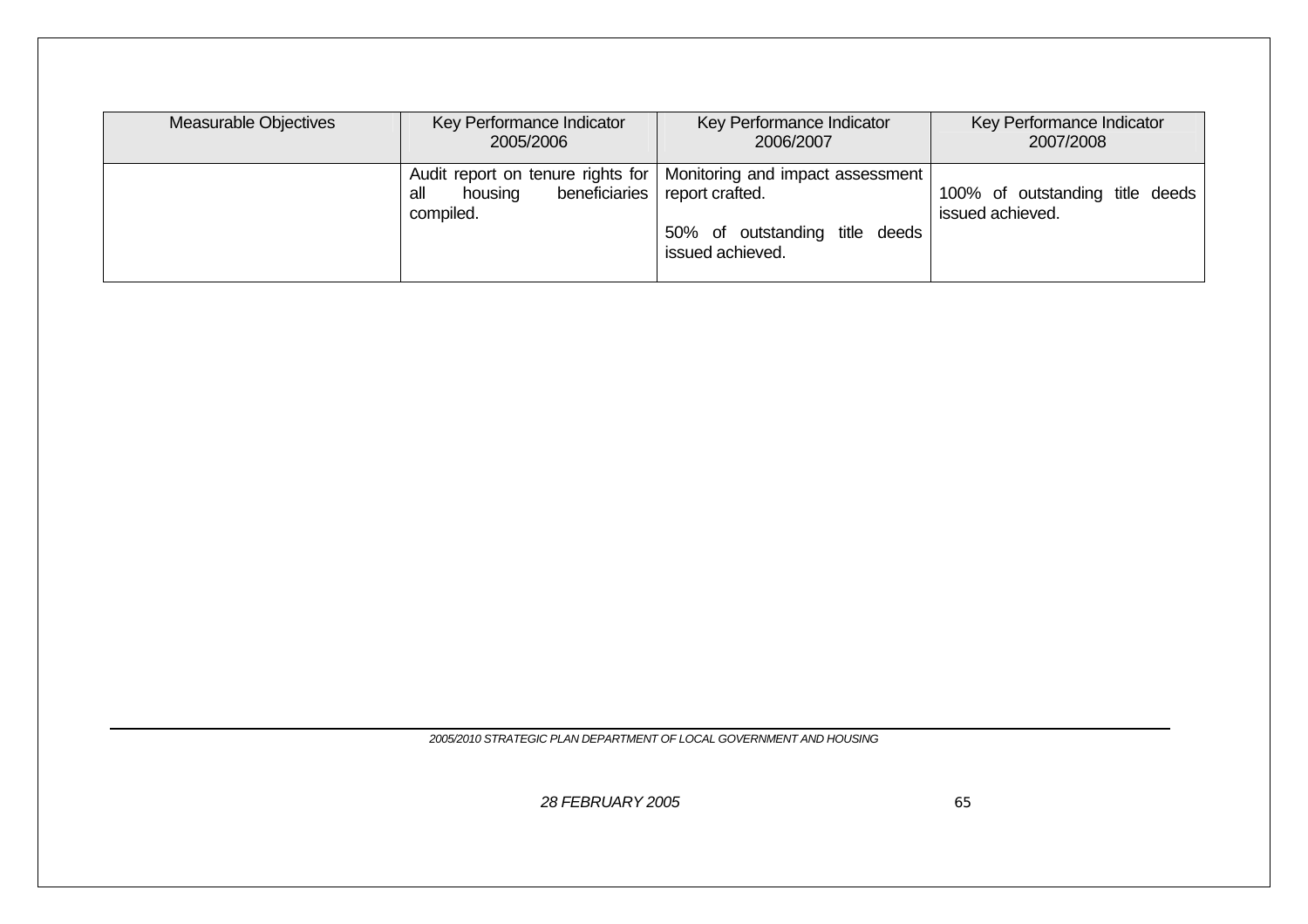| Measurable Objectives | Key Performance Indicator 2005/2006 | Key Performance Indicator 2006/2007 | Key Performance Indicator 2007/2008 |
|---|---|---|---|
| | Audit report on tenure rights for all housing beneficiaries compiled. | Monitoring and impact assessment report crafted.<br><br>50% of outstanding title deeds issued achieved. | 100% of outstanding title deeds issued achieved. |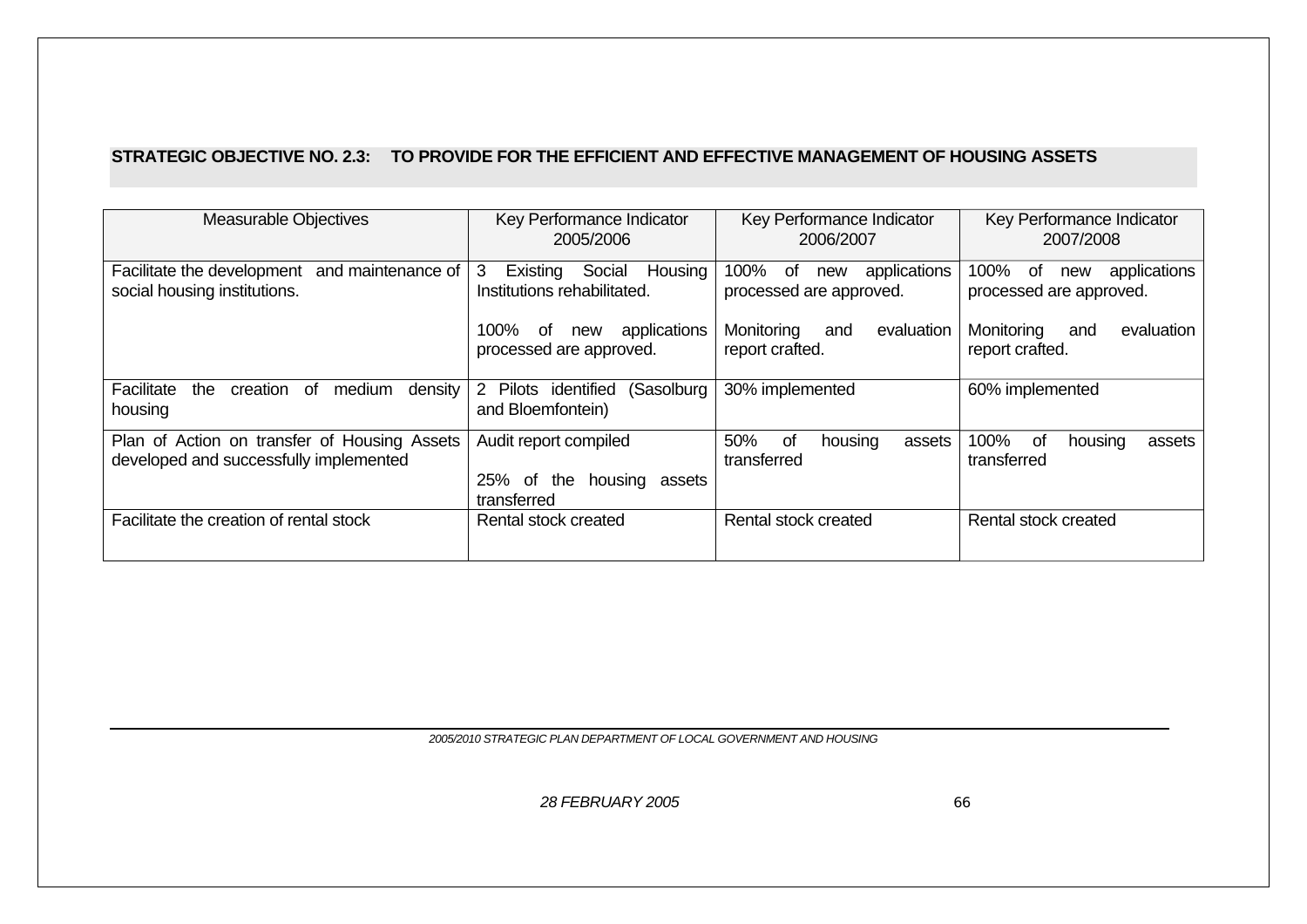**STRATEGIC OBJECTIVE NO. 2.3: TO PROVIDE FOR THE EFFICIENT AND EFFECTIVE MANAGEMENT OF HOUSING ASSETS**

| Measurable Objectives | Key Performance Indicator 2005/2006 | Key Performance Indicator 2006/2007 | Key Performance Indicator 2007/2008 |
|---|---|---|---|
| Facilitate the development and maintenance of social housing institutions. | 3 Existing Social Housing Institutions rehabilitated.<br><br>100% of new applications processed are approved. | 100% of new applications processed are approved.<br><br>Monitoring and evaluation report crafted. | 100% of new applications processed are approved.<br><br>Monitoring and evaluation report crafted. |
| Facilitate the creation of medium density housing | 2 Pilots identified (Sasolburg and Bloemfontein) | 30% implemented | 60% implemented |
| Plan of Action on transfer of Housing Assets developed and successfully implemented | Audit report compiled<br><br>25% of the housing assets transferred | 50% of housing assets transferred | 100% of housing assets transferred |
| Facilitate the creation of rental stock | Rental stock created | Rental stock created | Rental stock created |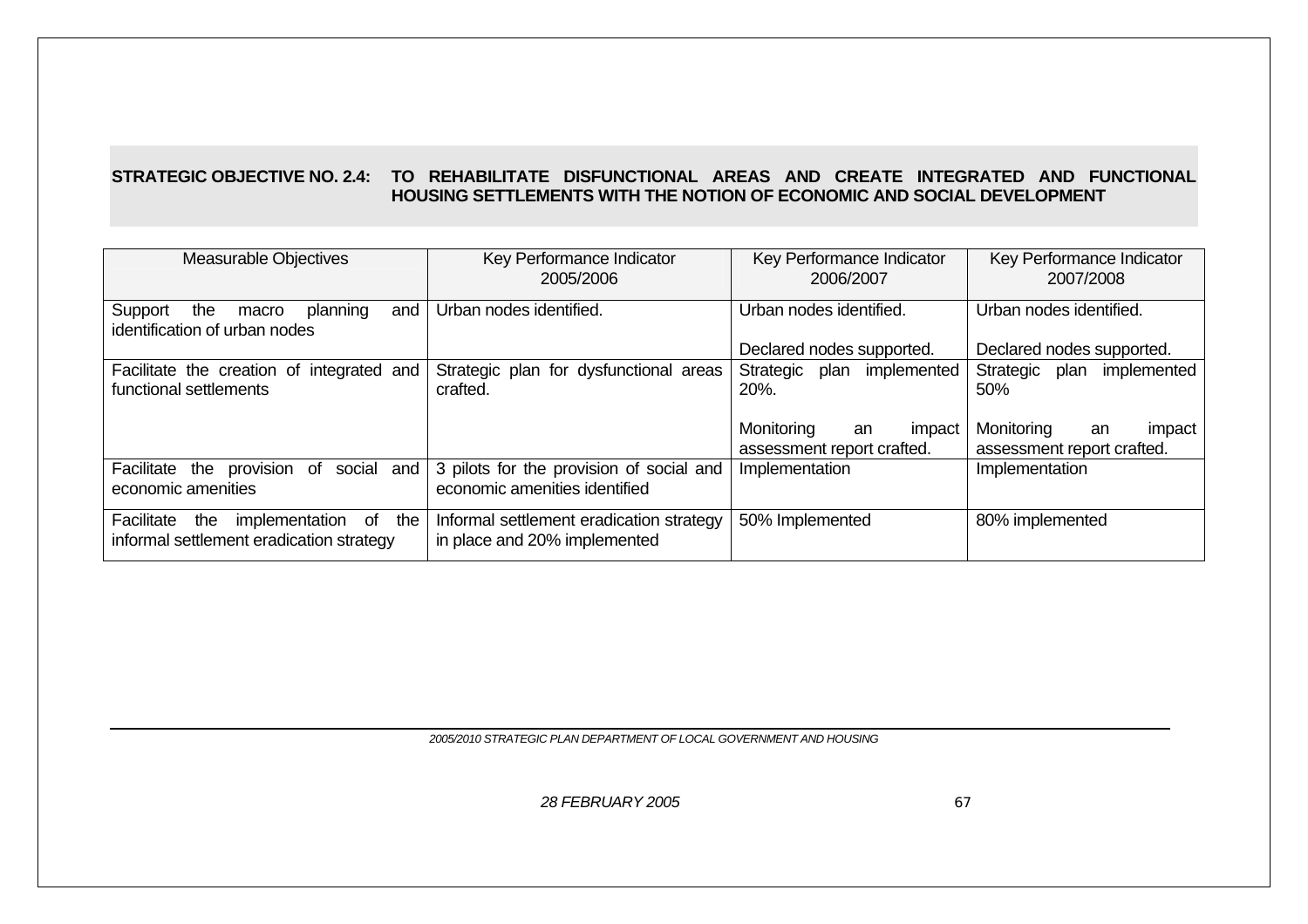**STRATEGIC OBJECTIVE NO. 2.4: TO REHABILITATE DISFUNCTIONAL AREAS AND CREATE INTEGRATED AND FUNCTIONAL HOUSING SETTLEMENTS WITH THE NOTION OF ECONOMIC AND SOCIAL DEVELOPMENT**

| Measurable Objectives | Key Performance Indicator 2005/2006 | Key Performance Indicator 2006/2007 | Key Performance Indicator 2007/2008 |
|---|---|---|---|
| Support the macro planning and identification of urban nodes | Urban nodes identified. | Urban nodes identified.<br><br>Declared nodes supported. | Urban nodes identified.<br><br>Declared nodes supported. |
| Facilitate the creation of integrated and functional settlements | Strategic plan for dysfunctional areas crafted. | Strategic plan implemented 20%.<br><br>Monitoring an impact assessment report crafted. | Strategic plan implemented 50%<br><br>Monitoring an impact assessment report crafted. |
| Facilitate the provision of social and economic amenities | 3 pilots for the provision of social and economic amenities identified | Implementation | Implementation |
| Facilitate the implementation of the informal settlement eradication strategy | Informal settlement eradication strategy in place and 20% implemented | 50% Implemented | 80% implemented |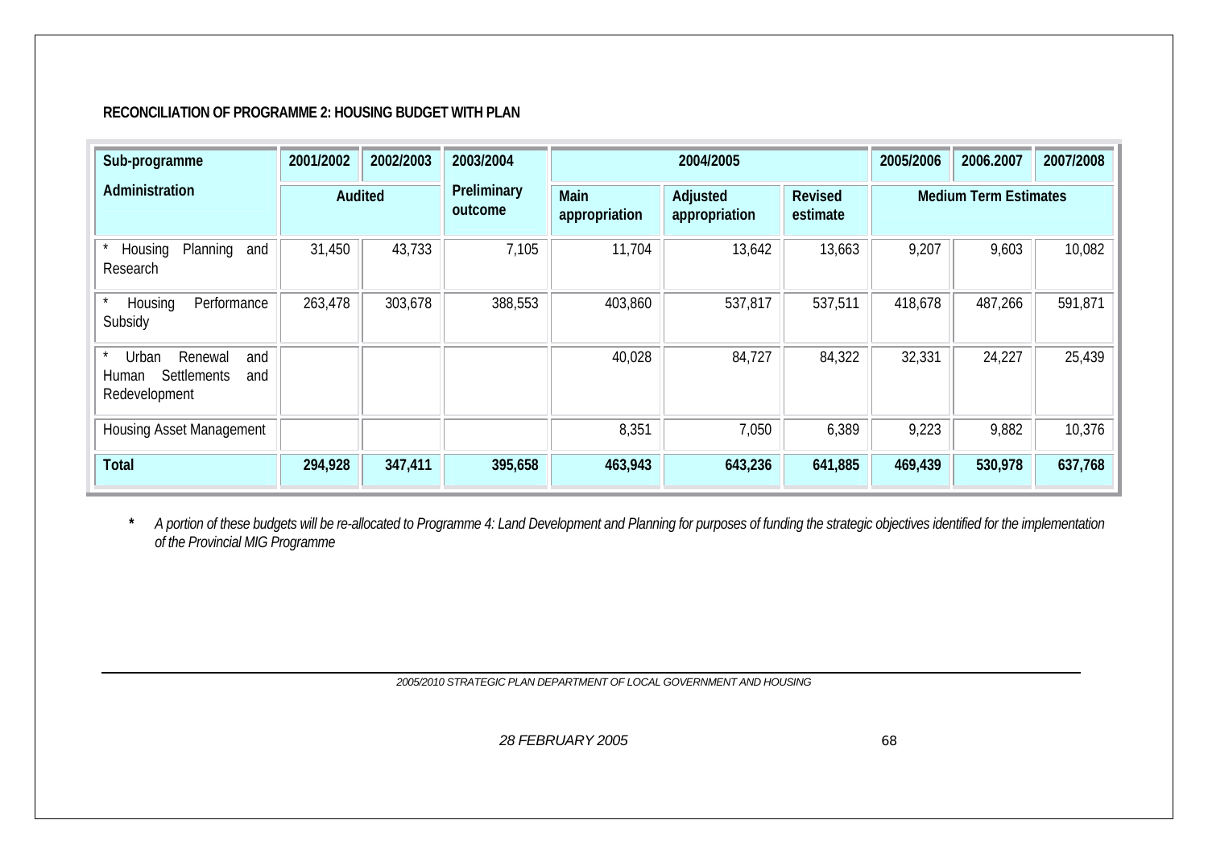**RECONCILIATION OF PROGRAMME 2: HOUSING BUDGET WITH PLAN**

| Sub-programme | 2001/2002 | 2002/2003 | 2003/2004 | 2004/2005 | | | 2005/2006 | 2006.2007 | 2007/2008 |
|---|---|---|---|---|---|---|---|---|---|
| Administration | Audited | | Preliminary outcome | Main appropriation | Adjusted appropriation | Revised estimate | Medium Term Estimates | | |
| * Housing Planning and Research | 31,450 | 43,733 | 7,105 | 11,704 | 13,642 | 13,663 | 9,207 | 9,603 | 10,082 |
| * Housing Performance Subsidy | 263,478 | 303,678 | 388,553 | 403,860 | 537,817 | 537,511 | 418,678 | 487,266 | 591,871 |
| * Urban Renewal and Human Settlements and Redevelopment | | | | 40,028 | 84,727 | 84,322 | 32,331 | 24,227 | 25,439 |
| Housing Asset Management | | | | 8,351 | 7,050 | 6,389 | 9,223 | 9,882 | 10,376 |
| **Total** | **294,928** | **347,411** | **395,658** | **463,943** | **643,236** | **641,885** | **469,439** | **530,978** | **637,768** |

***** *A portion of these budgets will be re-allocated to Programme 4: Land Development and Planning for purposes of funding the strategic objectives identified for the implementation of the Provincial MIG Programme*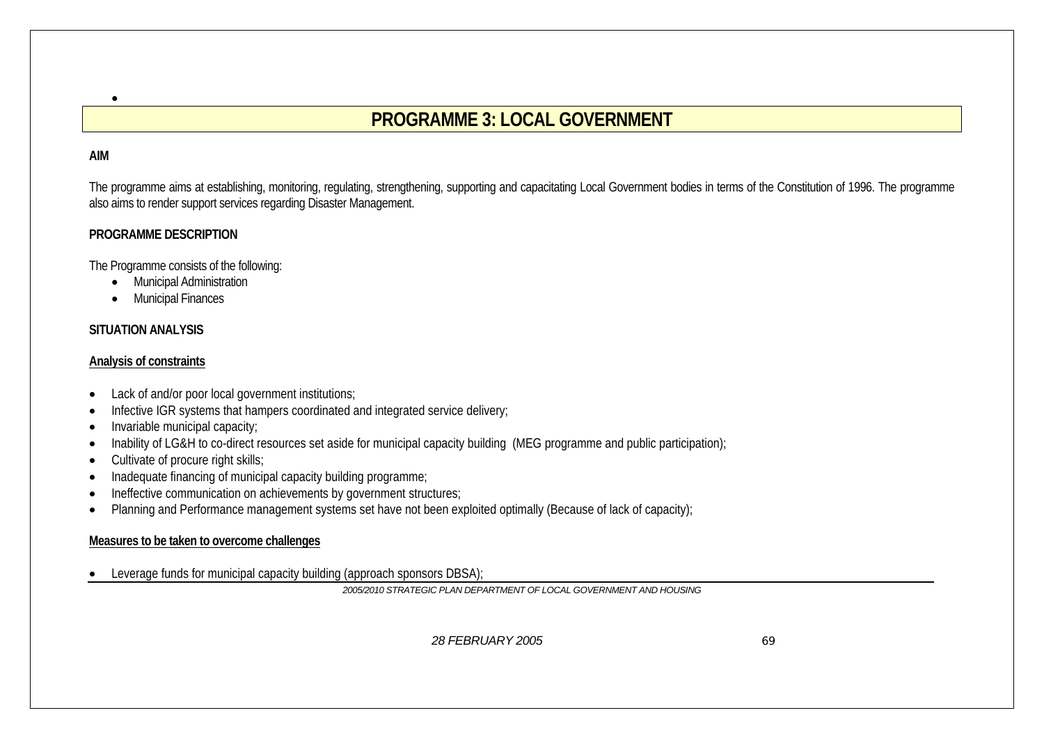# PROGRAMME 3: LOCAL GOVERNMENT

**AIM**

The programme aims at establishing, monitoring, regulating, strengthening, supporting and capacitating Local Government bodies in terms of the Constitution of 1996. The programme also aims to render support services regarding Disaster Management.

**PROGRAMME DESCRIPTION**

The Programme consists of the following:

- Municipal Administration
- Municipal Finances

**SITUATION ANALYSIS**

**Analysis of constraints**

- Lack of and/or poor local government institutions;
- Infective IGR systems that hampers coordinated and integrated service delivery;
- Invariable municipal capacity;
- Inability of LG&H to co-direct resources set aside for municipal capacity building (MEG programme and public participation);
- Cultivate of procure right skills;
- Inadequate financing of municipal capacity building programme;
- Ineffective communication on achievements by government structures;
- Planning and Performance management systems set have not been exploited optimally (Because of lack of capacity);

**Measures to be taken to overcome challenges**

- Leverage funds for municipal capacity building (approach sponsors DBSA);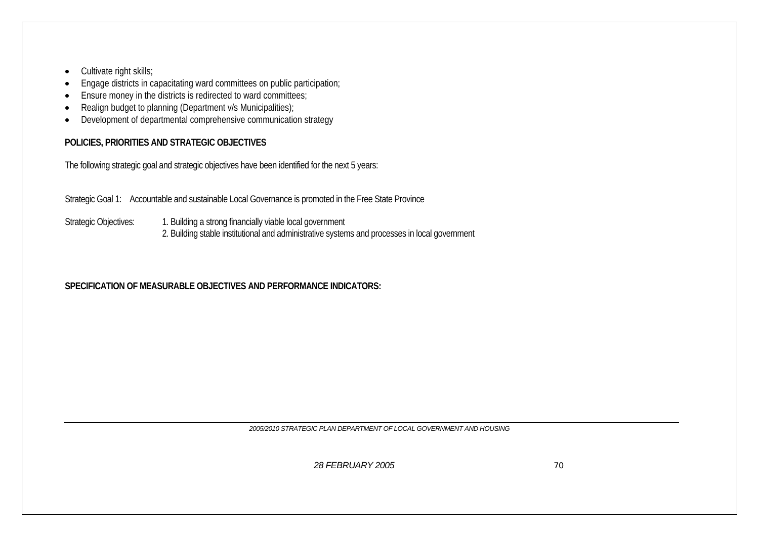- Cultivate right skills;
- Engage districts in capacitating ward committees on public participation;
- Ensure money in the districts is redirected to ward committees;
- Realign budget to planning (Department v/s Municipalities);
- Development of departmental comprehensive communication strategy

**POLICIES, PRIORITIES AND STRATEGIC OBJECTIVES**

The following strategic goal and strategic objectives have been identified for the next 5 years:

Strategic Goal 1: Accountable and sustainable Local Governance is promoted in the Free State Province

Strategic Objectives:
1. Building a strong financially viable local government
2. Building stable institutional and administrative systems and processes in local government

**SPECIFICATION OF MEASURABLE OBJECTIVES AND PERFORMANCE INDICATORS:**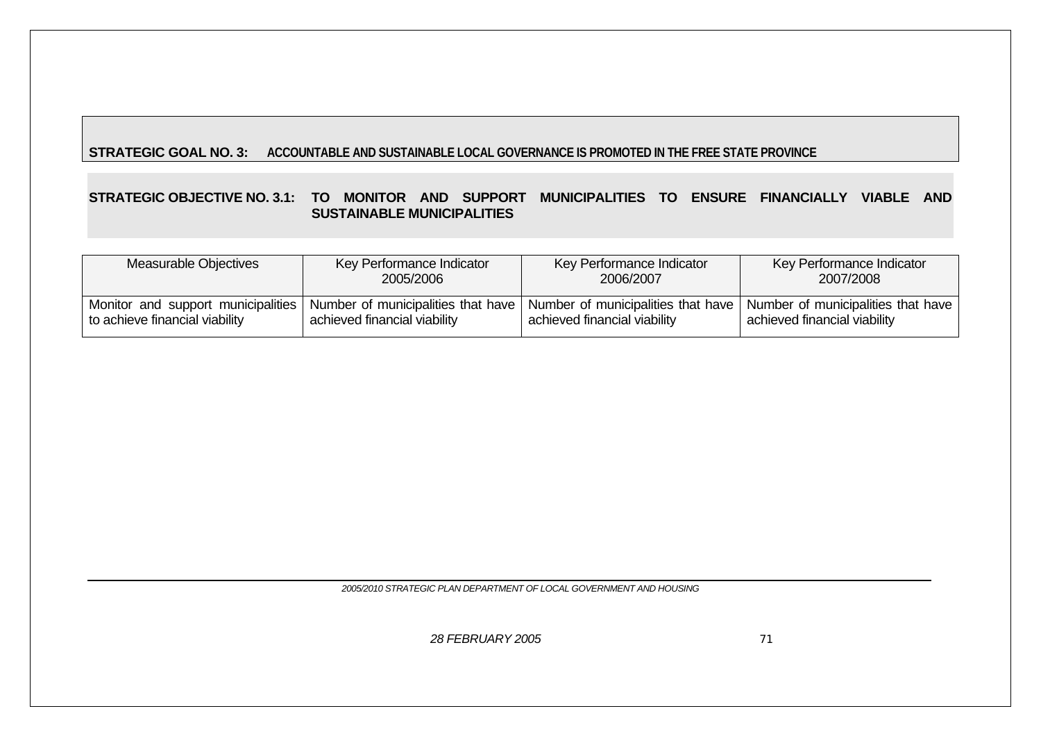**STRATEGIC GOAL NO. 3: ACCOUNTABLE AND SUSTAINABLE LOCAL GOVERNANCE IS PROMOTED IN THE FREE STATE PROVINCE**

**STRATEGIC OBJECTIVE NO. 3.1: TO MONITOR AND SUPPORT MUNICIPALITIES TO ENSURE FINANCIALLY VIABLE AND SUSTAINABLE MUNICIPALITIES**

| Measurable Objectives | Key Performance Indicator 2005/2006 | Key Performance Indicator 2006/2007 | Key Performance Indicator 2007/2008 |
|---|---|---|---|
| Monitor and support municipalities to achieve financial viability | Number of municipalities that have achieved financial viability | Number of municipalities that have achieved financial viability | Number of municipalities that have achieved financial viability |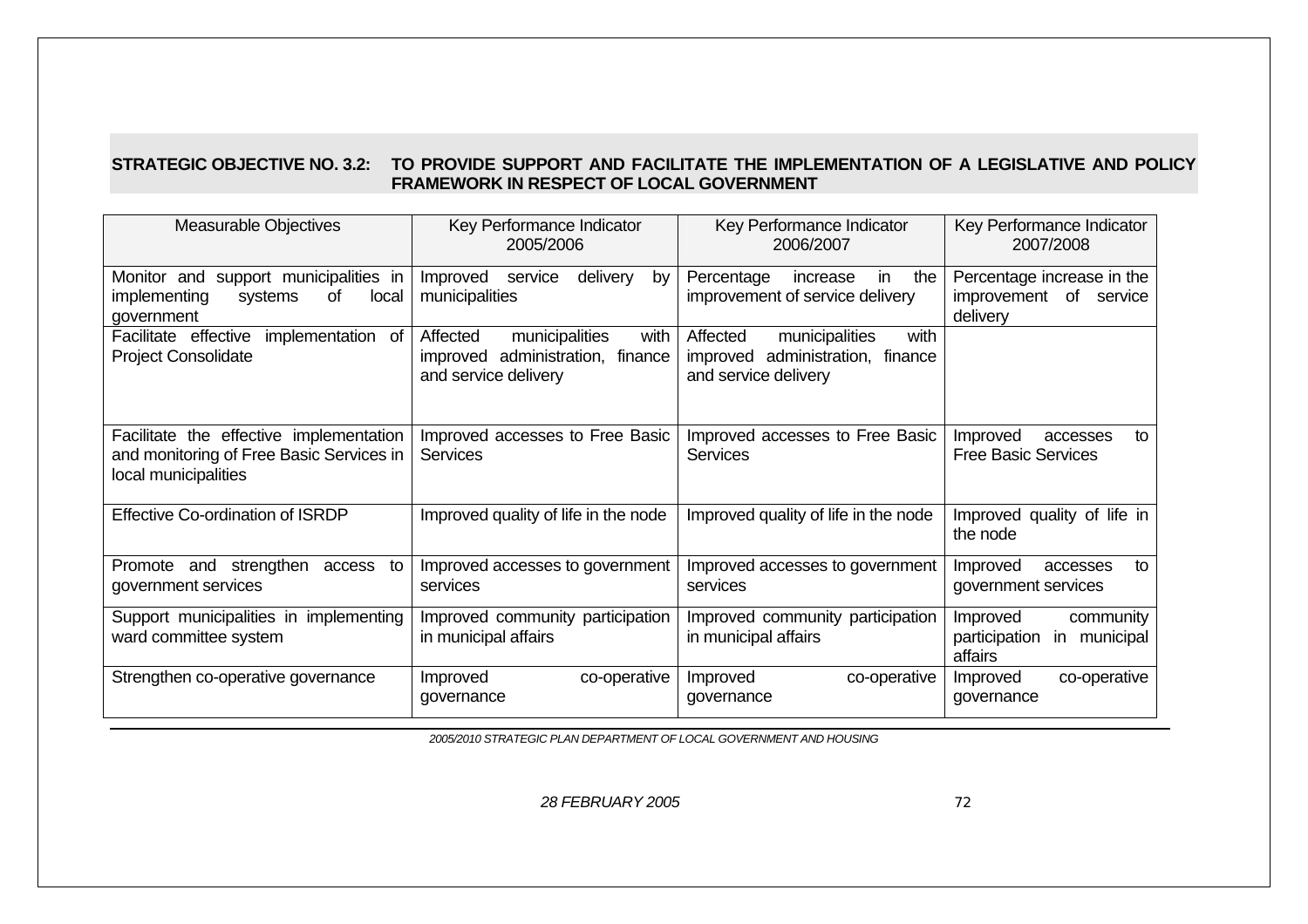**STRATEGIC OBJECTIVE NO. 3.2: TO PROVIDE SUPPORT AND FACILITATE THE IMPLEMENTATION OF A LEGISLATIVE AND POLICY FRAMEWORK IN RESPECT OF LOCAL GOVERNMENT**

| Measurable Objectives | Key Performance Indicator 2005/2006 | Key Performance Indicator 2006/2007 | Key Performance Indicator 2007/2008 |
|---|---|---|---|
| Monitor and support municipalities in implementing systems of local government | Improved service delivery by municipalities | Percentage increase in the improvement of service delivery | Percentage increase in the improvement of service delivery |
| Facilitate effective implementation of Project Consolidate | Affected municipalities with improved administration, finance and service delivery | Affected municipalities with improved administration, finance and service delivery | |
| Facilitate the effective implementation and monitoring of Free Basic Services in local municipalities | Improved accesses to Free Basic Services | Improved accesses to Free Basic Services | Improved accesses to Free Basic Services |
| Effective Co-ordination of ISRDP | Improved quality of life in the node | Improved quality of life in the node | Improved quality of life in the node |
| Promote and strengthen access to government services | Improved accesses to government services | Improved accesses to government services | Improved accesses to government services |
| Support municipalities in implementing ward committee system | Improved community participation in municipal affairs | Improved community participation in municipal affairs | Improved community participation in municipal affairs |
| Strengthen co-operative governance | Improved co-operative governance | Improved co-operative governance | Improved co-operative governance |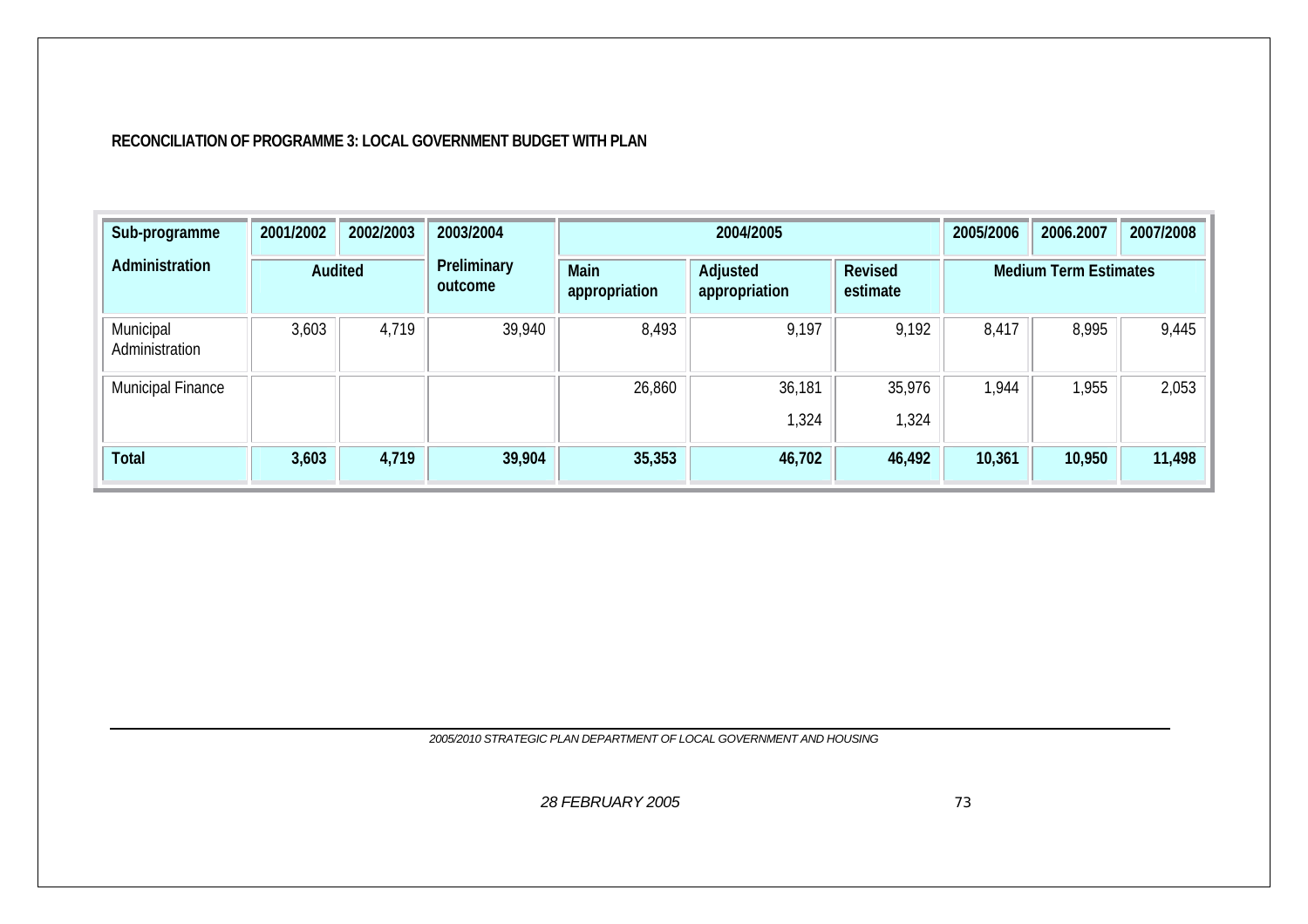**RECONCILIATION OF PROGRAMME 3: LOCAL GOVERNMENT BUDGET WITH PLAN**

| Sub-programme | 2001/2002 | 2002/2003 | 2003/2004 | 2004/2005 | | | 2005/2006 | 2006.2007 | 2007/2008 |
|---|---|---|---|---|---|---|---|---|---|
| Administration | Audited | | Preliminary outcome | Main appropriation | Adjusted appropriation | Revised estimate | Medium Term Estimates | | |
| Municipal Administration | 3,603 | 4,719 | 39,940 | 8,493 | 9,197 | 9,192 | 8,417 | 8,995 | 9,445 |
| Municipal Finance | | | | 26,860 | 36,181<br>1,324 | 35,976<br>1,324 | 1,944 | 1,955 | 2,053 |
| **Total** | **3,603** | **4,719** | **39,904** | **35,353** | **46,702** | **46,492** | **10,361** | **10,950** | **11,498** |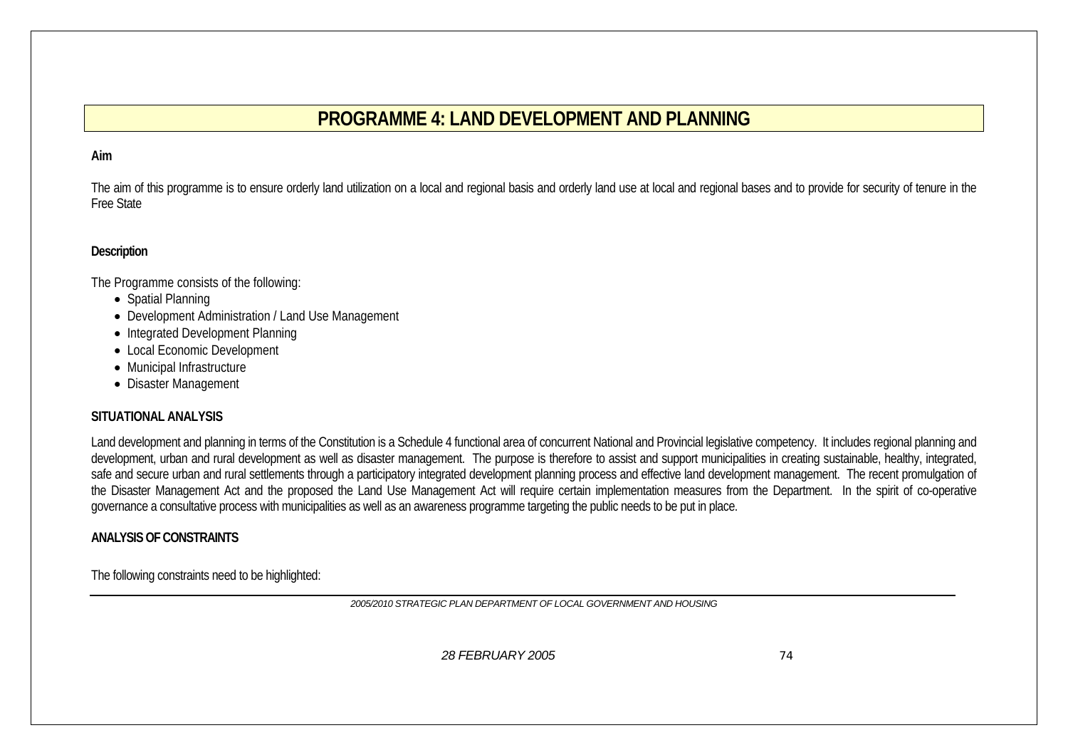# PROGRAMME 4: LAND DEVELOPMENT AND PLANNING

**Aim**

The aim of this programme is to ensure orderly land utilization on a local and regional basis and orderly land use at local and regional bases and to provide for security of tenure in the Free State

**Description**

The Programme consists of the following:

- Spatial Planning
- Development Administration / Land Use Management
- Integrated Development Planning
- Local Economic Development
- Municipal Infrastructure
- Disaster Management

**SITUATIONAL ANALYSIS**

Land development and planning in terms of the Constitution is a Schedule 4 functional area of concurrent National and Provincial legislative competency. It includes regional planning and development, urban and rural development as well as disaster management. The purpose is therefore to assist and support municipalities in creating sustainable, healthy, integrated, safe and secure urban and rural settlements through a participatory integrated development planning process and effective land development management. The recent promulgation of the Disaster Management Act and the proposed the Land Use Management Act will require certain implementation measures from the Department. In the spirit of co-operative governance a consultative process with municipalities as well as an awareness programme targeting the public needs to be put in place.

**ANALYSIS OF CONSTRAINTS**

The following constraints need to be highlighted: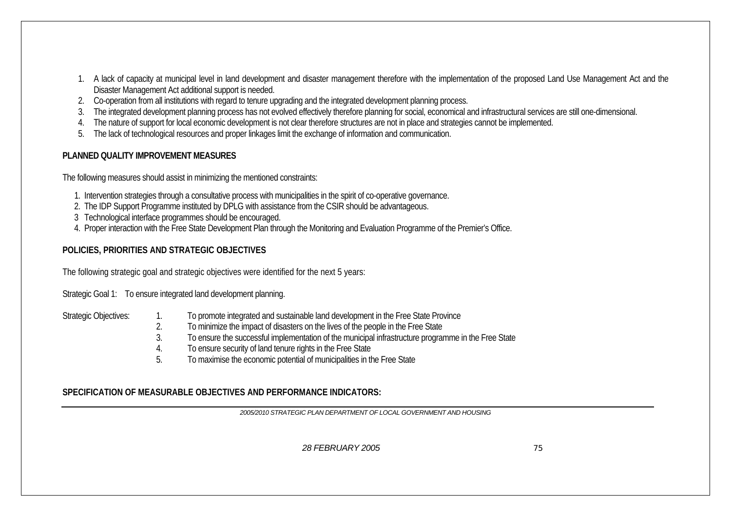1. A lack of capacity at municipal level in land development and disaster management therefore with the implementation of the proposed Land Use Management Act and the Disaster Management Act additional support is needed.
2. Co-operation from all institutions with regard to tenure upgrading and the integrated development planning process.
3. The integrated development planning process has not evolved effectively therefore planning for social, economical and infrastructural services are still one-dimensional.
4. The nature of support for local economic development is not clear therefore structures are not in place and strategies cannot be implemented.
5. The lack of technological resources and proper linkages limit the exchange of information and communication.

**PLANNED QUALITY IMPROVEMENT MEASURES**

The following measures should assist in minimizing the mentioned constraints:

1. Intervention strategies through a consultative process with municipalities in the spirit of co-operative governance.
2. The IDP Support Programme instituted by DPLG with assistance from the CSIR should be advantageous.
3. Technological interface programmes should be encouraged.
4. Proper interaction with the Free State Development Plan through the Monitoring and Evaluation Programme of the Premier's Office.

**POLICIES, PRIORITIES AND STRATEGIC OBJECTIVES**

The following strategic goal and strategic objectives were identified for the next 5 years:

Strategic Goal 1: To ensure integrated land development planning.

Strategic Objectives:

1. To promote integrated and sustainable land development in the Free State Province
2. To minimize the impact of disasters on the lives of the people in the Free State
3. To ensure the successful implementation of the municipal infrastructure programme in the Free State
4. To ensure security of land tenure rights in the Free State
5. To maximise the economic potential of municipalities in the Free State

**SPECIFICATION OF MEASURABLE OBJECTIVES AND PERFORMANCE INDICATORS:**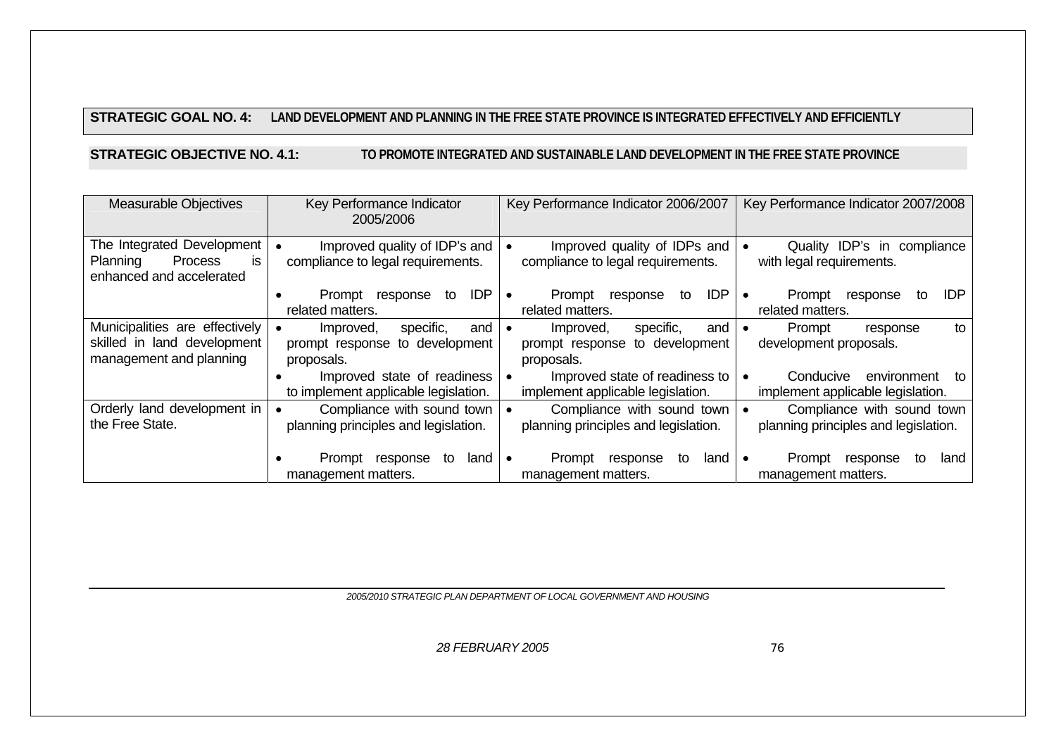**STRATEGIC GOAL NO. 4: LAND DEVELOPMENT AND PLANNING IN THE FREE STATE PROVINCE IS INTEGRATED EFFECTIVELY AND EFFICIENTLY**

**STRATEGIC OBJECTIVE NO. 4.1: TO PROMOTE INTEGRATED AND SUSTAINABLE LAND DEVELOPMENT IN THE FREE STATE PROVINCE**

| Measurable Objectives | Key Performance Indicator 2005/2006 | Key Performance Indicator 2006/2007 | Key Performance Indicator 2007/2008 |
|---|---|---|---|
| The Integrated Development Planning Process is enhanced and accelerated | • Improved quality of IDP's and compliance to legal requirements.<br>• Prompt response to IDP related matters. | • Improved quality of IDPs and compliance to legal requirements.<br>• Prompt response to IDP related matters. | • Quality IDP's in compliance with legal requirements.<br>• Prompt response to IDP related matters. |
| Municipalities are effectively skilled in land development management and planning | • Improved, specific, and prompt response to development proposals.<br>• Improved state of readiness to implement applicable legislation. | • Improved, specific, and prompt response to development proposals.<br>• Improved state of readiness to implement applicable legislation. | • Prompt response to development proposals.<br>• Conducive environment to implement applicable legislation. |
| Orderly land development in the Free State. | • Compliance with sound town planning principles and legislation.<br>• Prompt response to land management matters. | • Compliance with sound town planning principles and legislation.<br>• Prompt response to land management matters. | • Compliance with sound town planning principles and legislation.<br>• Prompt response to land management matters. |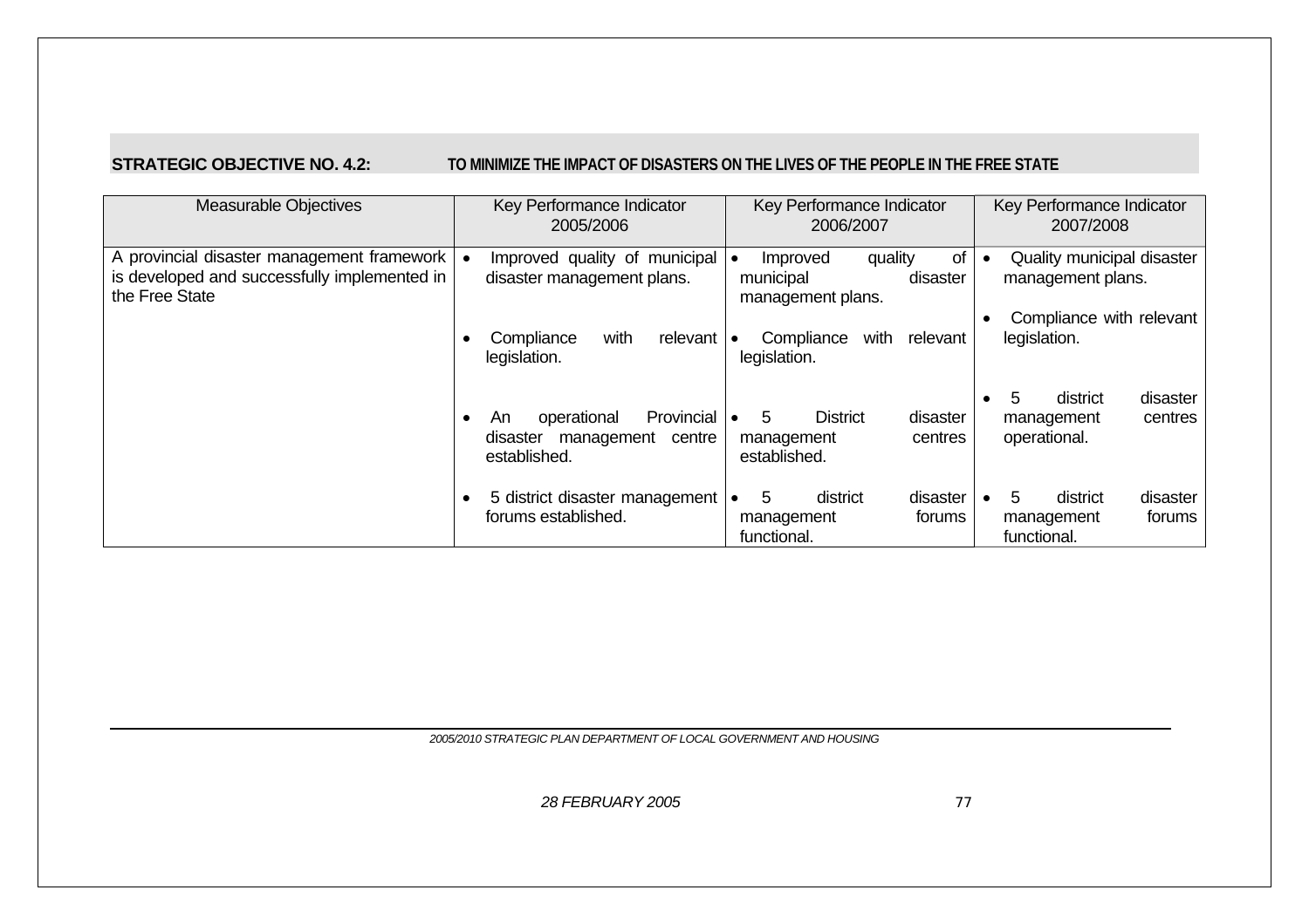**STRATEGIC OBJECTIVE NO. 4.2: TO MINIMIZE THE IMPACT OF DISASTERS ON THE LIVES OF THE PEOPLE IN THE FREE STATE**

| Measurable Objectives | Key Performance Indicator 2005/2006 | Key Performance Indicator 2006/2007 | Key Performance Indicator 2007/2008 |
|---|---|---|---|
| A provincial disaster management framework is developed and successfully implemented in the Free State | • Improved quality of municipal disaster management plans.<br><br>• Compliance with relevant legislation.<br><br>• An operational Provincial disaster management centre established.<br><br>• 5 district disaster management forums established. | • Improved quality of municipal disaster management plans.<br><br>• Compliance with relevant legislation.<br><br>• 5 District disaster management centres established.<br><br>• 5 district disaster management forums functional. | • Quality municipal disaster management plans.<br><br>• Compliance with relevant legislation.<br><br>• 5 district disaster management centres operational.<br><br>• 5 district disaster management forums functional. |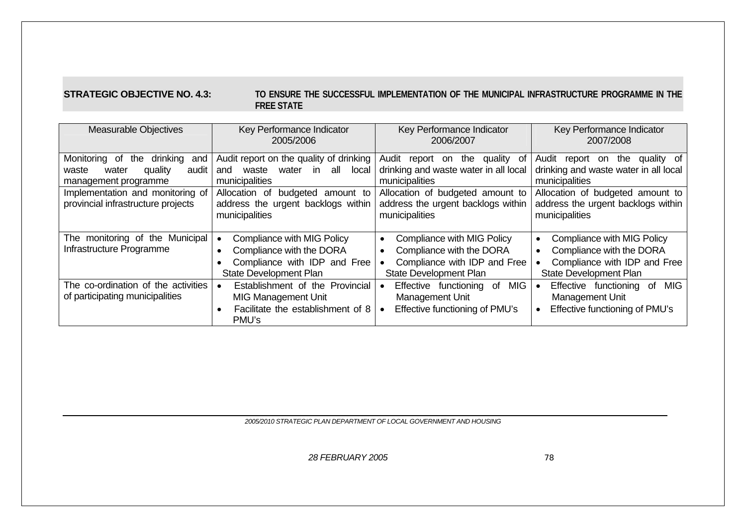**STRATEGIC OBJECTIVE NO. 4.3:** **TO ENSURE THE SUCCESSFUL IMPLEMENTATION OF THE MUNICIPAL INFRASTRUCTURE PROGRAMME IN THE FREE STATE**

| Measurable Objectives | Key Performance Indicator 2005/2006 | Key Performance Indicator 2006/2007 | Key Performance Indicator 2007/2008 |
|---|---|---|---|
| Monitoring of the drinking and waste water quality audit management programme | Audit report on the quality of drinking and waste water in all local municipalities | Audit report on the quality of drinking and waste water in all local municipalities | Audit report on the quality of drinking and waste water in all local municipalities |
| Implementation and monitoring of provincial infrastructure projects | Allocation of budgeted amount to address the urgent backlogs within municipalities | Allocation of budgeted amount to address the urgent backlogs within municipalities | Allocation of budgeted amount to address the urgent backlogs within municipalities |
| The monitoring of the Municipal Infrastructure Programme | • Compliance with MIG Policy<br>• Compliance with the DORA<br>• Compliance with IDP and Free State Development Plan | • Compliance with MIG Policy<br>• Compliance with the DORA<br>• Compliance with IDP and Free State Development Plan | • Compliance with MIG Policy<br>• Compliance with the DORA<br>• Compliance with IDP and Free State Development Plan |
| The co-ordination of the activities of participating municipalities | • Establishment of the Provincial MIG Management Unit<br>• Facilitate the establishment of 8 PMU's | • Effective functioning of MIG Management Unit<br>• Effective functioning of PMU's | • Effective functioning of MIG Management Unit<br>• Effective functioning of PMU's |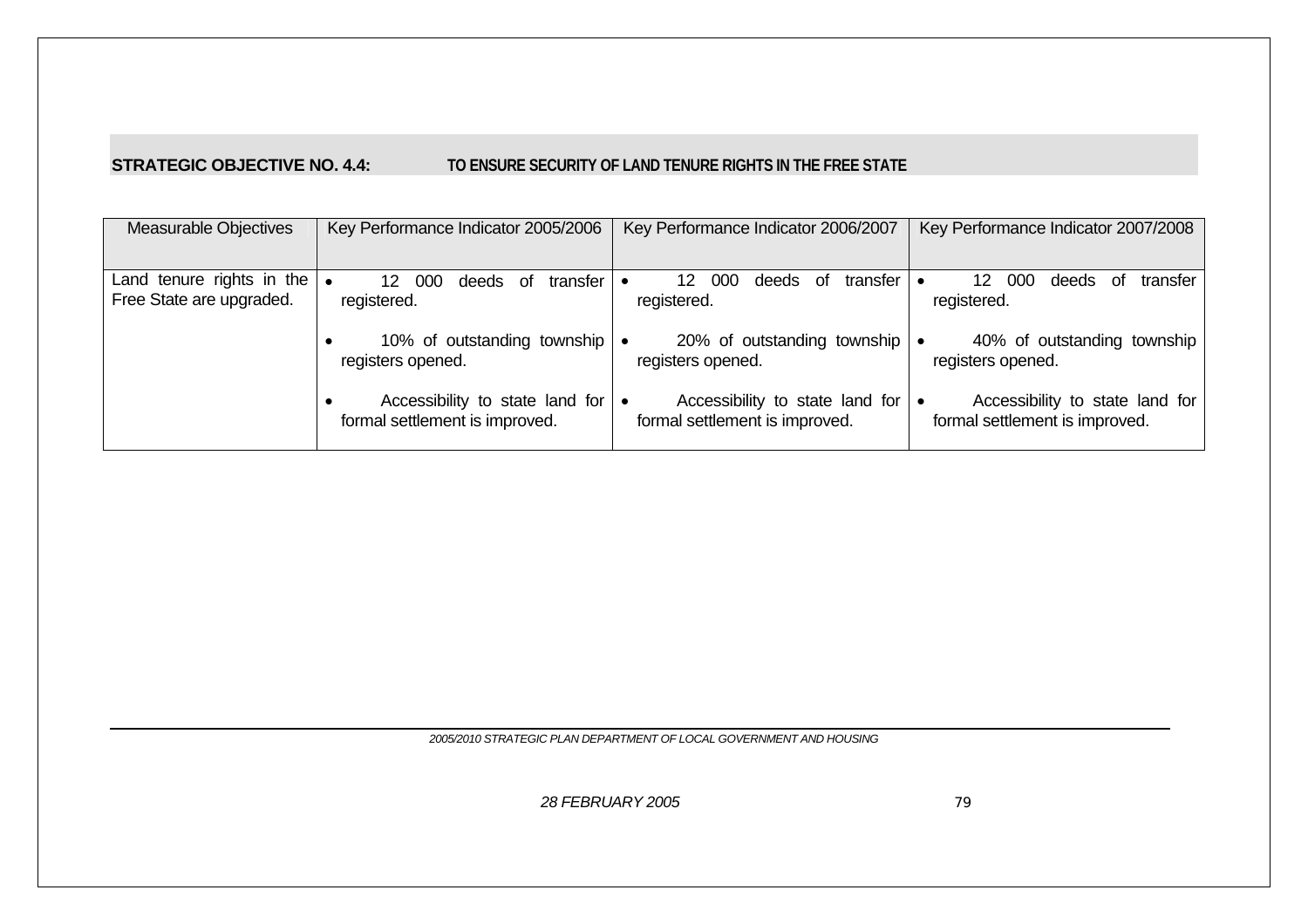**STRATEGIC OBJECTIVE NO. 4.4: TO ENSURE SECURITY OF LAND TENURE RIGHTS IN THE FREE STATE**

| Measurable Objectives | Key Performance Indicator 2005/2006 | Key Performance Indicator 2006/2007 | Key Performance Indicator 2007/2008 |
|---|---|---|---|
| Land tenure rights in the Free State are upgraded. | • 12 000 deeds of transfer registered.<br>• 10% of outstanding township registers opened.<br>• Accessibility to state land for formal settlement is improved. | • 12 000 deeds of transfer registered.<br>• 20% of outstanding township registers opened.<br>• Accessibility to state land for formal settlement is improved. | • 12 000 deeds of transfer registered.<br>• 40% of outstanding township registers opened.<br>• Accessibility to state land for formal settlement is improved. |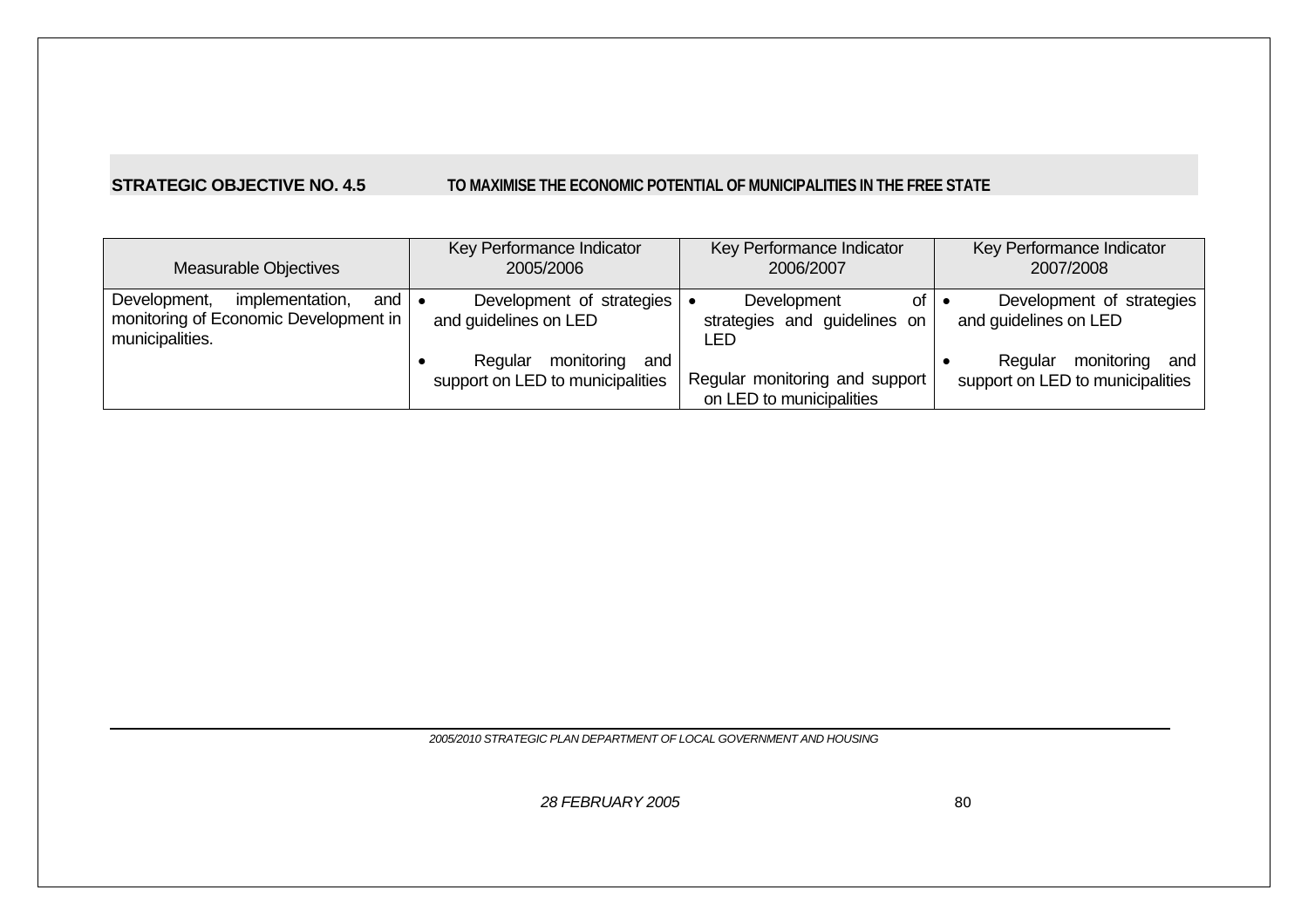**STRATEGIC OBJECTIVE NO. 4.5** **TO MAXIMISE THE ECONOMIC POTENTIAL OF MUNICIPALITIES IN THE FREE STATE**

| Measurable Objectives | Key Performance Indicator 2005/2006 | Key Performance Indicator 2006/2007 | Key Performance Indicator 2007/2008 |
|---|---|---|---|
| Development, implementation, and monitoring of Economic Development in municipalities. | • Development of strategies and guidelines on LED<br>• Regular monitoring and support on LED to municipalities | • Development of strategies and guidelines on LED<br>Regular monitoring and support on LED to municipalities | • Development of strategies and guidelines on LED<br>• Regular monitoring and support on LED to municipalities |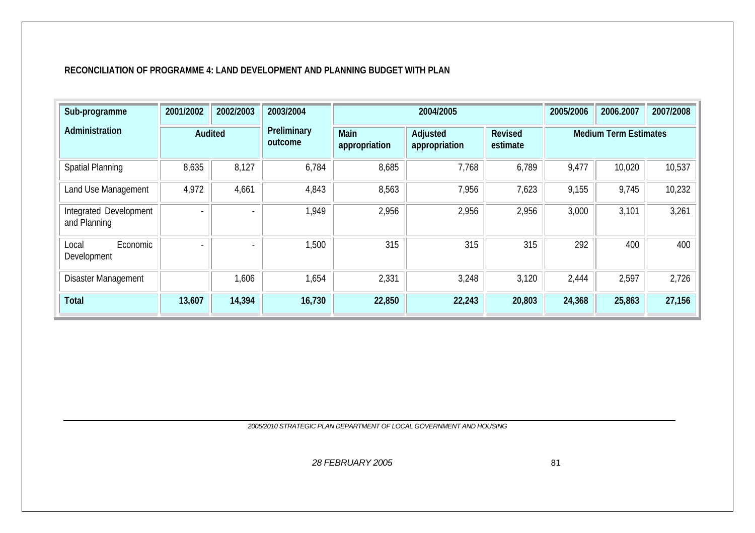**RECONCILIATION OF PROGRAMME 4: LAND DEVELOPMENT AND PLANNING BUDGET WITH PLAN**

| Sub-programme | 2001/2002 | 2002/2003 | 2003/2004 | 2004/2005 | | | 2005/2006 | 2006.2007 | 2007/2008 |
|---|---|---|---|---|---|---|---|---|---|
| **Administration** | **Audited** | | **Preliminary outcome** | **Main appropriation** | **Adjusted appropriation** | **Revised estimate** | **Medium Term Estimates** | | |
| Spatial Planning | 8,635 | 8,127 | 6,784 | 8,685 | 7,768 | 6,789 | 9,477 | 10,020 | 10,537 |
| Land Use Management | 4,972 | 4,661 | 4,843 | 8,563 | 7,956 | 7,623 | 9,155 | 9,745 | 10,232 |
| Integrated Development and Planning | - | - | 1,949 | 2,956 | 2,956 | 2,956 | 3,000 | 3,101 | 3,261 |
| Local Economic Development | - | - | 1,500 | 315 | 315 | 315 | 292 | 400 | 400 |
| Disaster Management | | 1,606 | 1,654 | 2,331 | 3,248 | 3,120 | 2,444 | 2,597 | 2,726 |
| **Total** | **13,607** | **14,394** | **16,730** | **22,850** | **22,243** | **20,803** | **24,368** | **25,863** | **27,156** |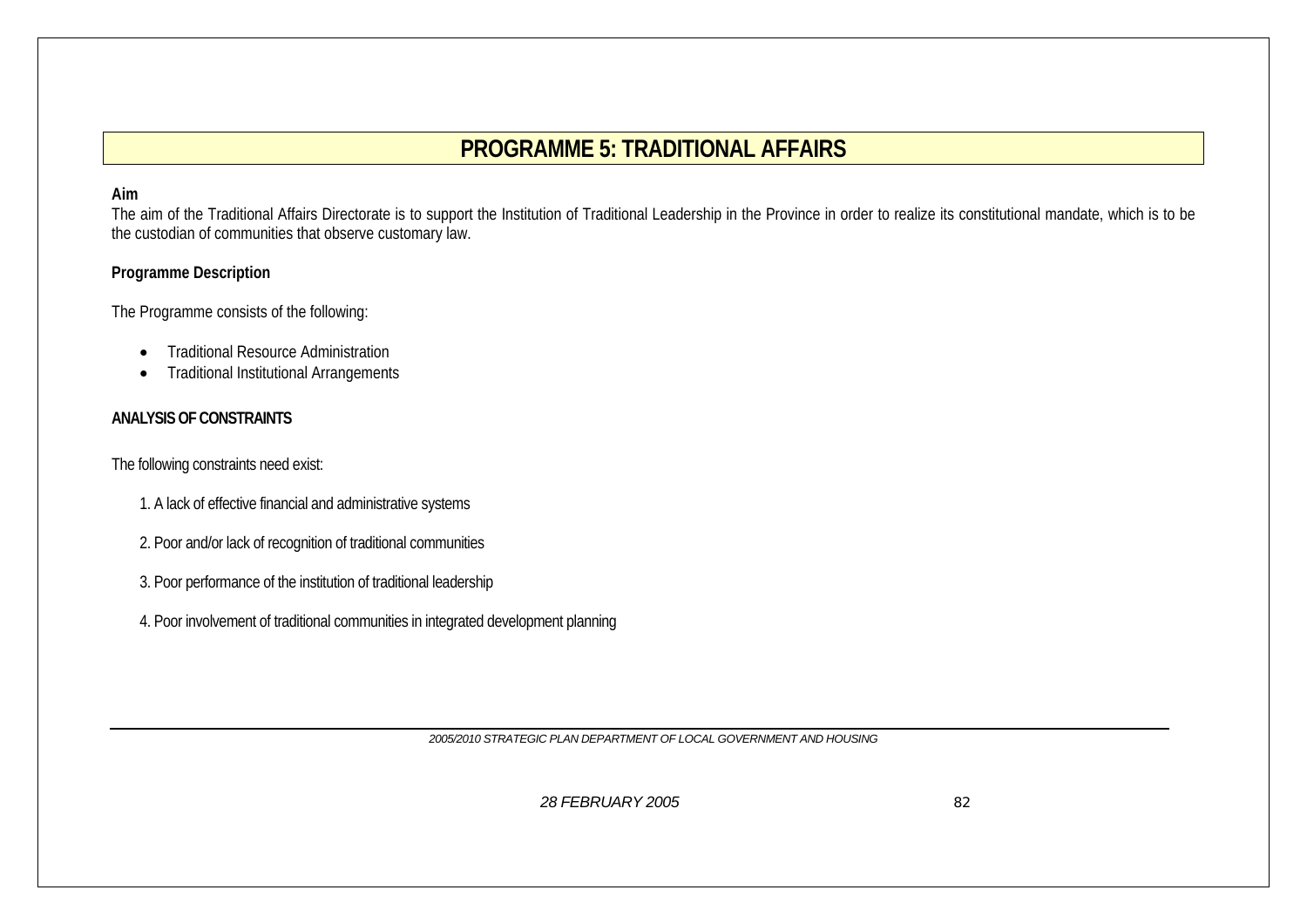# PROGRAMME 5: TRADITIONAL AFFAIRS

**Aim**

The aim of the Traditional Affairs Directorate is to support the Institution of Traditional Leadership in the Province in order to realize its constitutional mandate, which is to be the custodian of communities that observe customary law.

**Programme Description**

The Programme consists of the following:

- Traditional Resource Administration
- Traditional Institutional Arrangements

**ANALYSIS OF CONSTRAINTS**

The following constraints need exist:

1. A lack of effective financial and administrative systems

2. Poor and/or lack of recognition of traditional communities

3. Poor performance of the institution of traditional leadership

4. Poor involvement of traditional communities in integrated development planning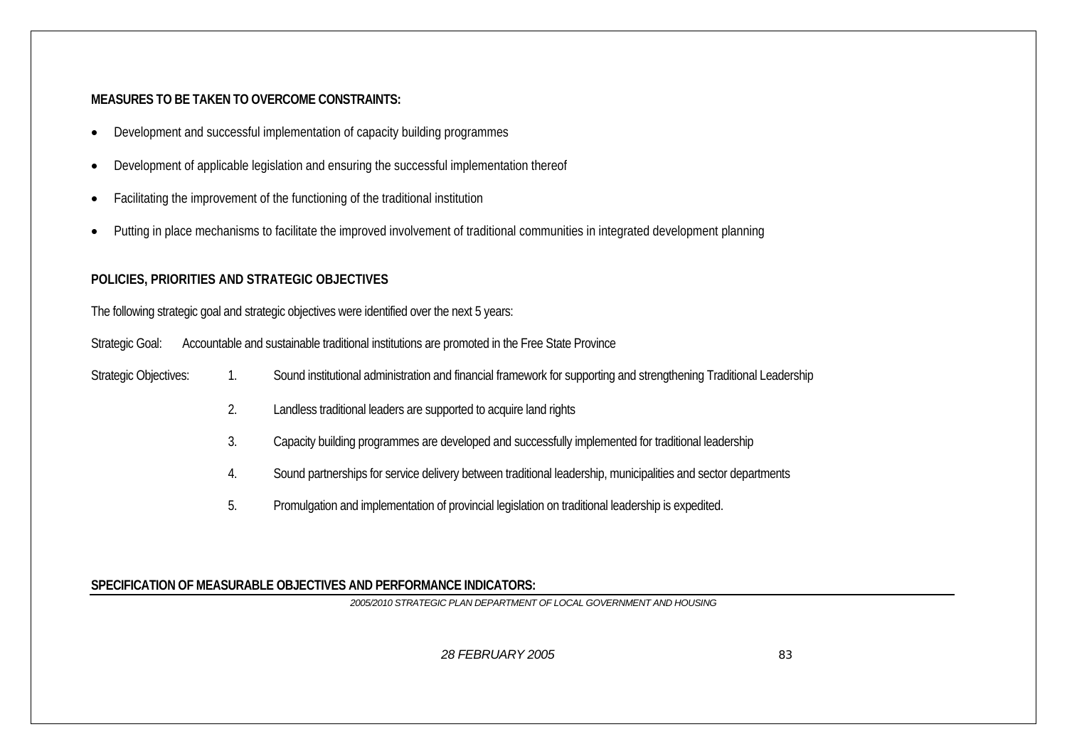**MEASURES TO BE TAKEN TO OVERCOME CONSTRAINTS:**

- Development and successful implementation of capacity building programmes
- Development of applicable legislation and ensuring the successful implementation thereof
- Facilitating the improvement of the functioning of the traditional institution
- Putting in place mechanisms to facilitate the improved involvement of traditional communities in integrated development planning

**POLICIES, PRIORITIES AND STRATEGIC OBJECTIVES**

The following strategic goal and strategic objectives were identified over the next 5 years:

Strategic Goal: Accountable and sustainable traditional institutions are promoted in the Free State Province

Strategic Objectives:

1. Sound institutional administration and financial framework for supporting and strengthening Traditional Leadership
2. Landless traditional leaders are supported to acquire land rights
3. Capacity building programmes are developed and successfully implemented for traditional leadership
4. Sound partnerships for service delivery between traditional leadership, municipalities and sector departments
5. Promulgation and implementation of provincial legislation on traditional leadership is expedited.

**SPECIFICATION OF MEASURABLE OBJECTIVES AND PERFORMANCE INDICATORS:**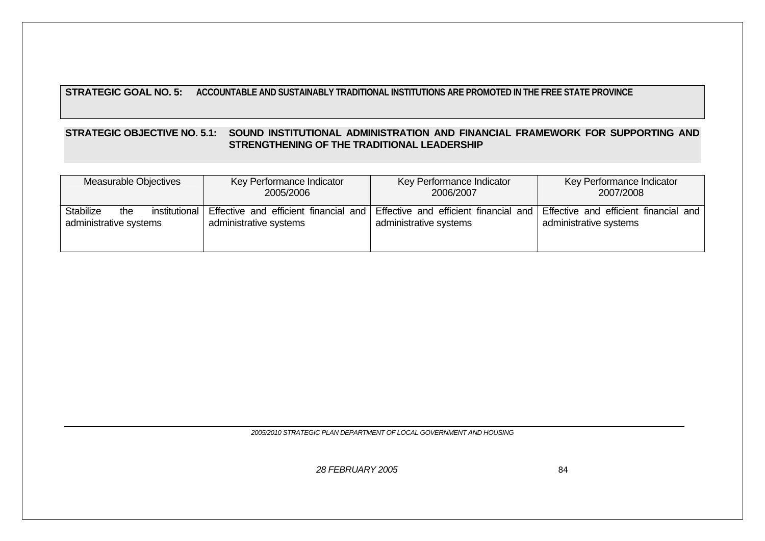**STRATEGIC GOAL NO. 5: ACCOUNTABLE AND SUSTAINABLY TRADITIONAL INSTITUTIONS ARE PROMOTED IN THE FREE STATE PROVINCE**

**STRATEGIC OBJECTIVE NO. 5.1: SOUND INSTITUTIONAL ADMINISTRATION AND FINANCIAL FRAMEWORK FOR SUPPORTING AND STRENGTHENING OF THE TRADITIONAL LEADERSHIP**

| Measurable Objectives | Key Performance Indicator 2005/2006 | Key Performance Indicator 2006/2007 | Key Performance Indicator 2007/2008 |
|---|---|---|---|
| Stabilize the institutional administrative systems | Effective and efficient financial and administrative systems | Effective and efficient financial and administrative systems | Effective and efficient financial and administrative systems |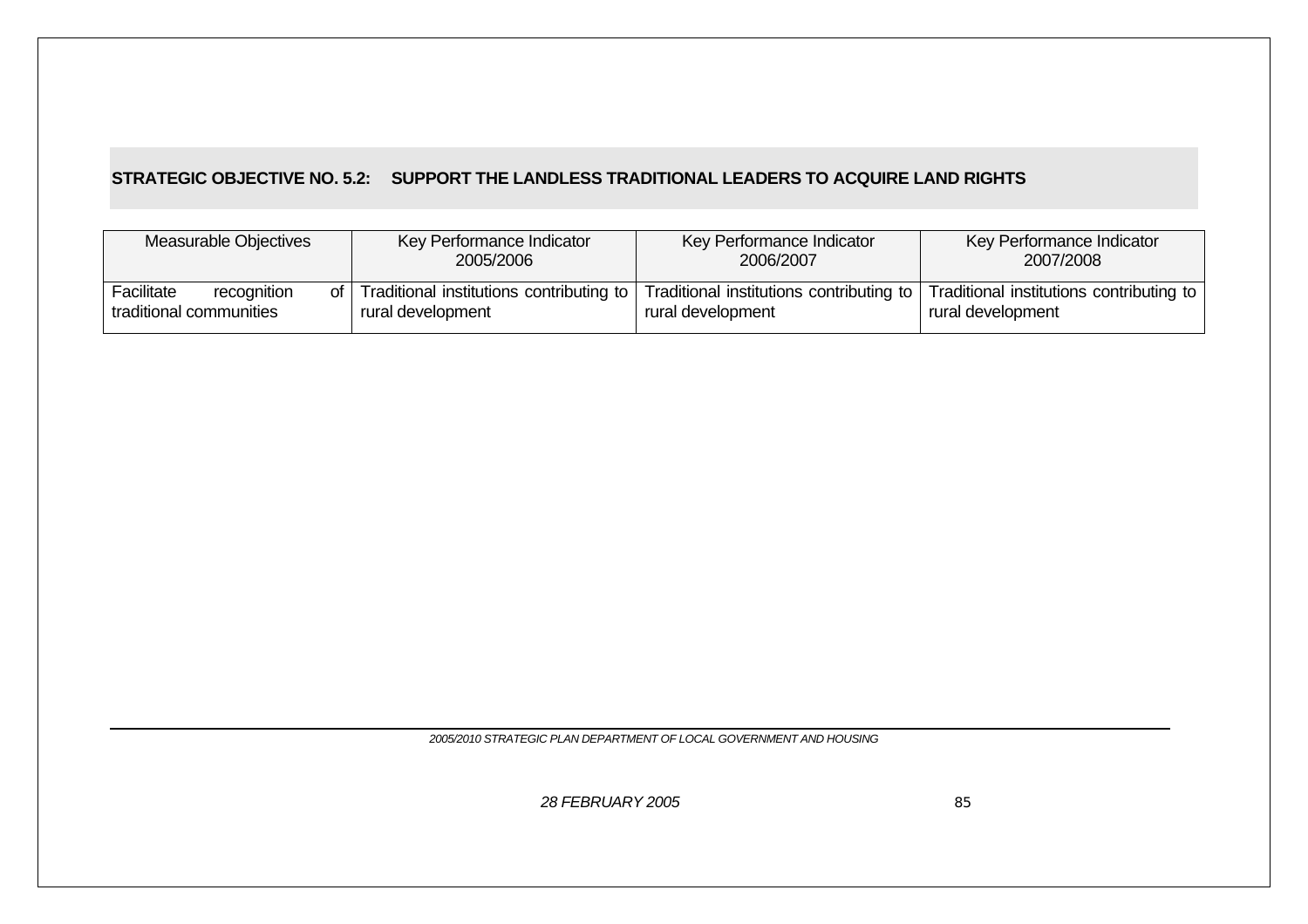**STRATEGIC OBJECTIVE NO. 5.2: SUPPORT THE LANDLESS TRADITIONAL LEADERS TO ACQUIRE LAND RIGHTS**

| Measurable Objectives | Key Performance Indicator 2005/2006 | Key Performance Indicator 2006/2007 | Key Performance Indicator 2007/2008 |
|---|---|---|---|
| Facilitate recognition of traditional communities | Traditional institutions contributing to rural development | Traditional institutions contributing to rural development | Traditional institutions contributing to rural development |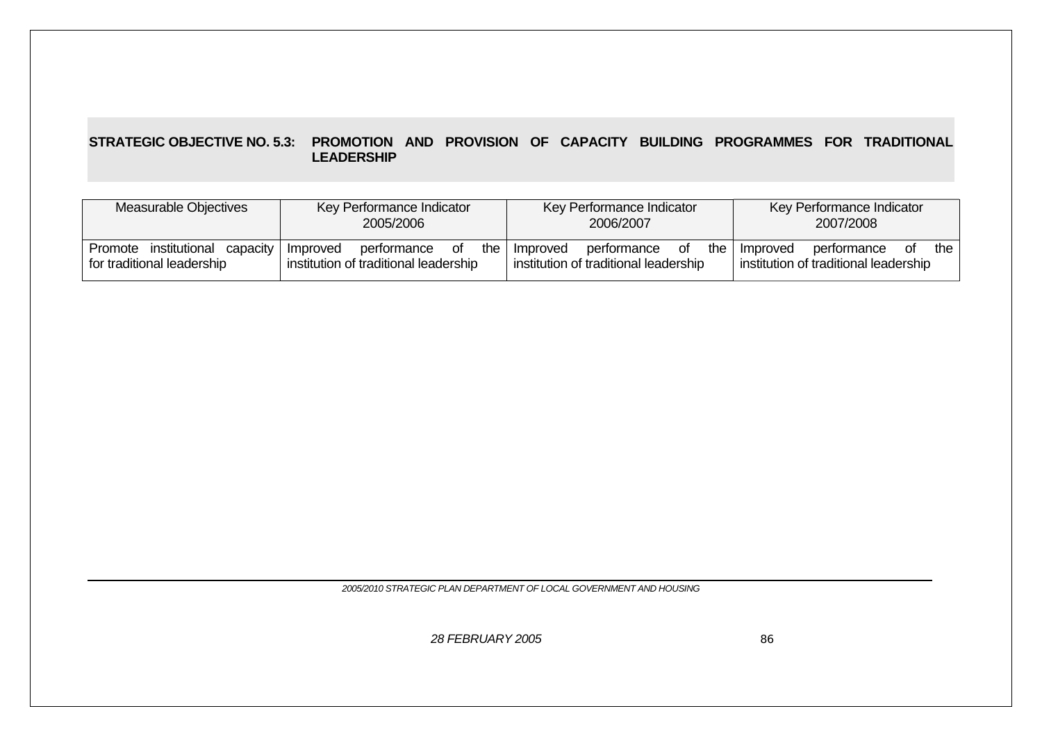**STRATEGIC OBJECTIVE NO. 5.3: PROMOTION AND PROVISION OF CAPACITY BUILDING PROGRAMMES FOR TRADITIONAL LEADERSHIP**

| Measurable Objectives | Key Performance Indicator 2005/2006 | Key Performance Indicator 2006/2007 | Key Performance Indicator 2007/2008 |
|---|---|---|---|
| Promote institutional capacity for traditional leadership | Improved performance of the institution of traditional leadership | Improved performance of the institution of traditional leadership | Improved performance of the institution of traditional leadership |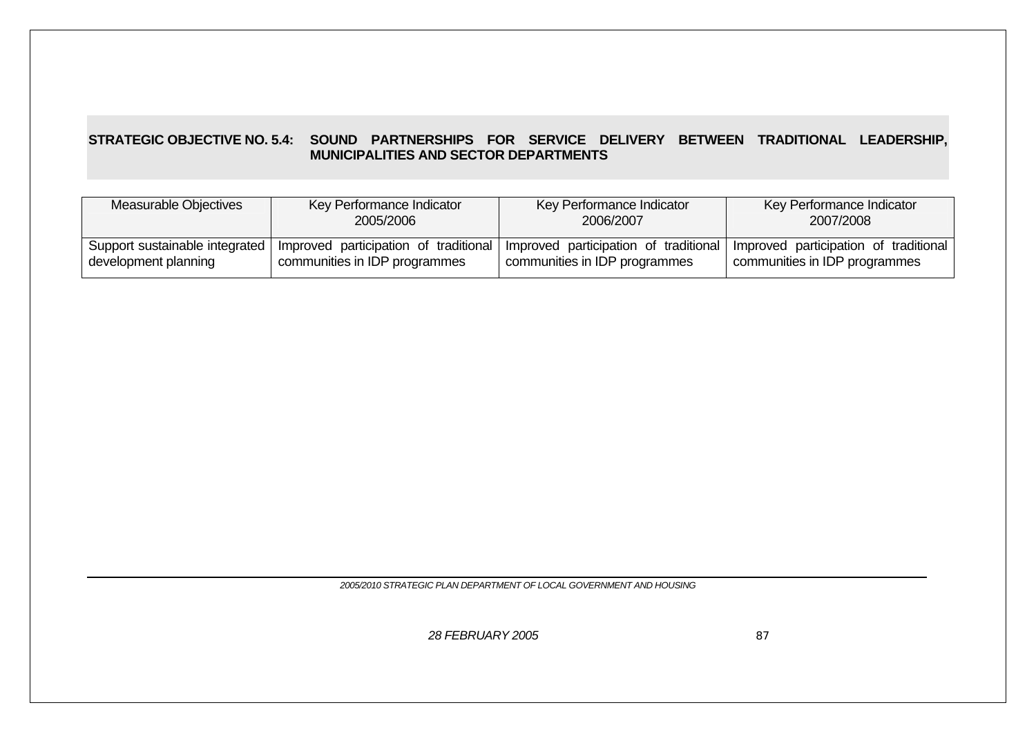**STRATEGIC OBJECTIVE NO. 5.4: SOUND PARTNERSHIPS FOR SERVICE DELIVERY BETWEEN TRADITIONAL LEADERSHIP, MUNICIPALITIES AND SECTOR DEPARTMENTS**

| Measurable Objectives | Key Performance Indicator 2005/2006 | Key Performance Indicator 2006/2007 | Key Performance Indicator 2007/2008 |
|---|---|---|---|
| Support sustainable integrated development planning | Improved participation of traditional communities in IDP programmes | Improved participation of traditional communities in IDP programmes | Improved participation of traditional communities in IDP programmes |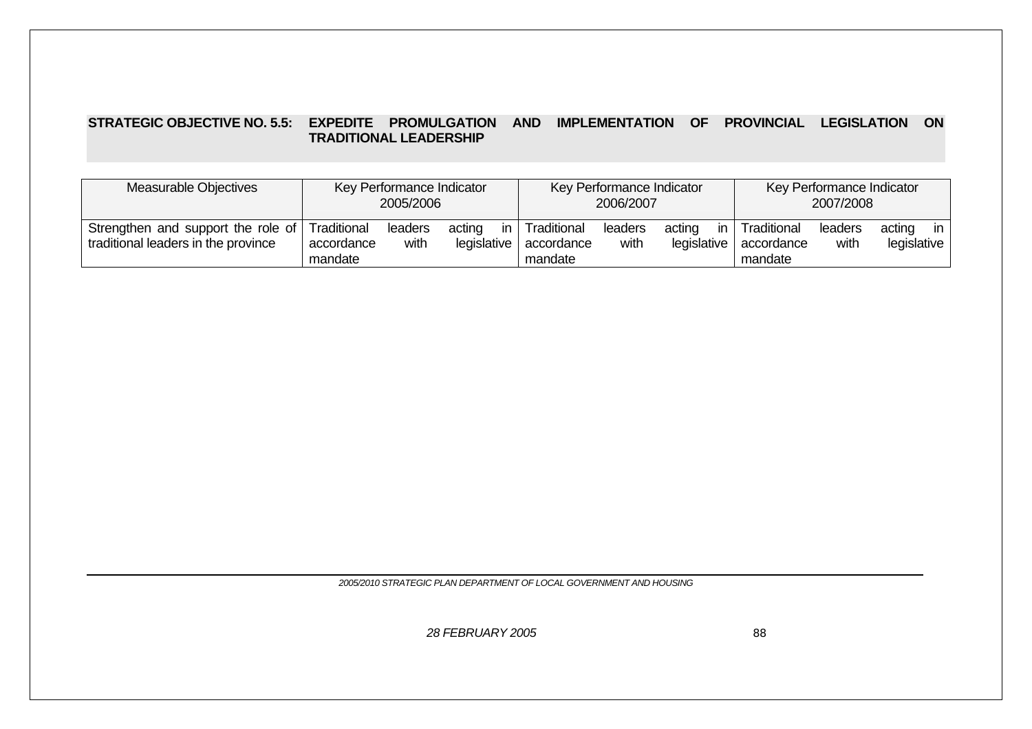**STRATEGIC OBJECTIVE NO. 5.5: EXPEDITE PROMULGATION AND IMPLEMENTATION OF PROVINCIAL LEGISLATION ON TRADITIONAL LEADERSHIP**

| Measurable Objectives | Key Performance Indicator 2005/2006 | Key Performance Indicator 2006/2007 | Key Performance Indicator 2007/2008 |
|---|---|---|---|
| Strengthen and support the role of traditional leaders in the province | Traditional leaders acting in accordance with legislative mandate | Traditional leaders acting in accordance with legislative mandate | Traditional leaders acting in accordance with legislative mandate |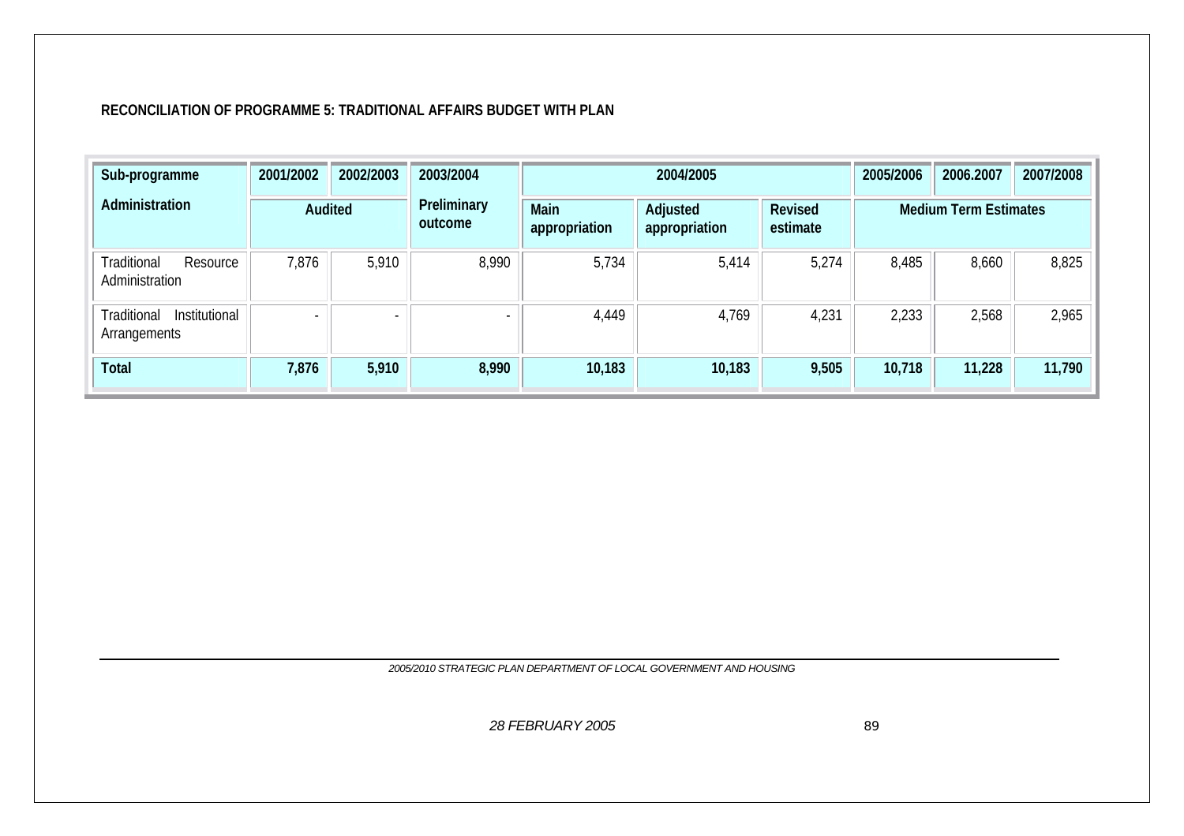**RECONCILIATION OF PROGRAMME 5: TRADITIONAL AFFAIRS BUDGET WITH PLAN**

| Sub-programme | 2001/2002 | 2002/2003 | 2003/2004 | 2004/2005 | | | 2005/2006 | 2006.2007 | 2007/2008 |
|---|---|---|---|---|---|---|---|---|---|
| Administration | Audited | | Preliminary outcome | Main appropriation | Adjusted appropriation | Revised estimate | Medium Term Estimates | | |
| Traditional Resource Administration | 7,876 | 5,910 | 8,990 | 5,734 | 5,414 | 5,274 | 8,485 | 8,660 | 8,825 |
| Traditional Institutional Arrangements | - | - | - | 4,449 | 4,769 | 4,231 | 2,233 | 2,568 | 2,965 |
| **Total** | **7,876** | **5,910** | **8,990** | **10,183** | **10,183** | **9,505** | **10,718** | **11,228** | **11,790** |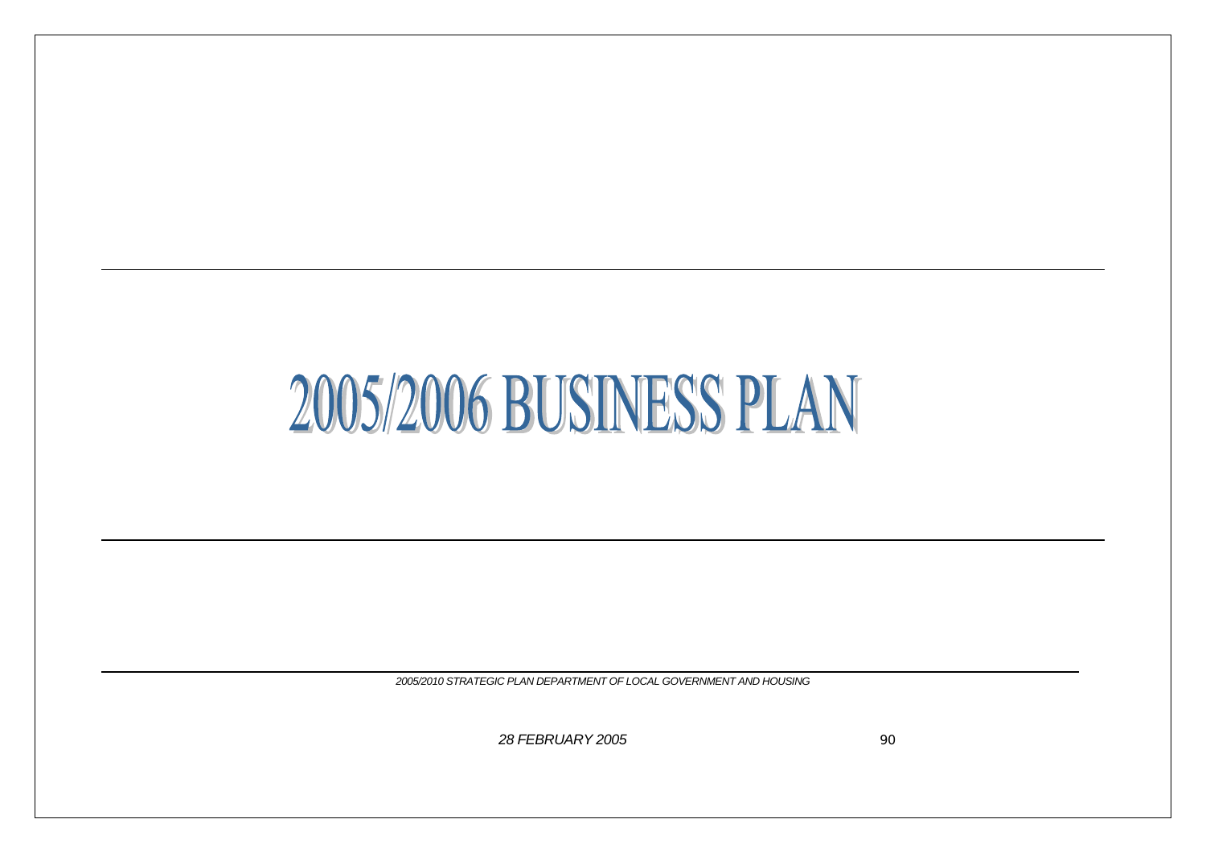# 2005/2006 BUSINESS PLAN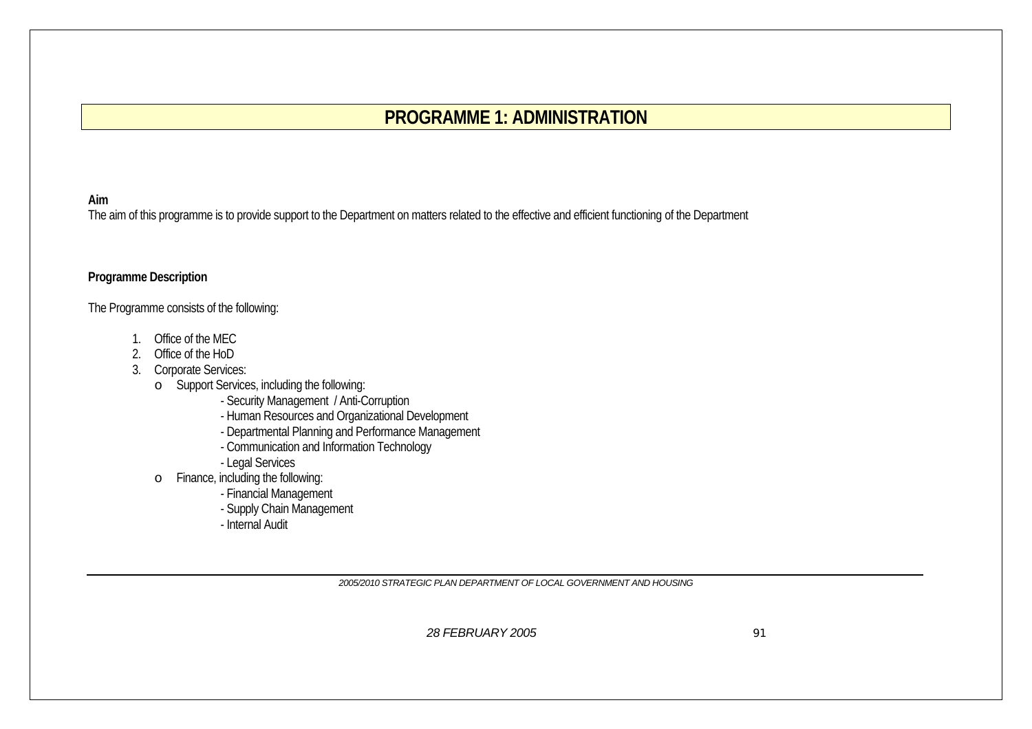# PROGRAMME 1: ADMINISTRATION

**Aim**

The aim of this programme is to provide support to the Department on matters related to the effective and efficient functioning of the Department

**Programme Description**

The Programme consists of the following:

1. Office of the MEC
2. Office of the HoD
3. Corporate Services:
   - Support Services, including the following:
     - Security Management / Anti-Corruption
     - Human Resources and Organizational Development
     - Departmental Planning and Performance Management
     - Communication and Information Technology
     - Legal Services
   - Finance, including the following:
     - Financial Management
     - Supply Chain Management
     - Internal Audit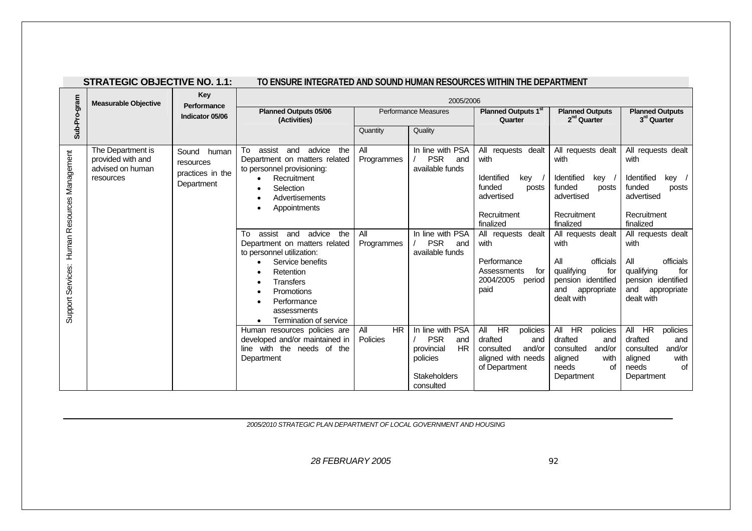**STRATEGIC OBJECTIVE NO. 1.1: TO ENSURE INTEGRATED AND SOUND HUMAN RESOURCES WITHIN THE DEPARTMENT**

| Sub-Pro-gram | Measurable Objective | Key Performance Indicator 05/06 | 2005/2006 | | | | | |
|---|---|---|---|---|---|---|---|---|
| | | | Planned Outputs 05/06 (Activities) | Performance Measures | | Planned Outputs 1st Quarter | Planned Outputs 2nd Quarter | Planned Outputs 3rd Quarter |
| | | | | Quantity | Quality | | | |
| Support Services: Human Resources Management | The Department is provided with and advised on human resources | Sound human resources practices in the Department | To assist and advice the Department on matters related to personnel provisioning:<br>• Recruitment<br>• Selection<br>• Advertisements<br>• Appointments | All Programmes | In line with PSA / PSR and available funds | All requests dealt with<br><br>Identified key / funded posts advertised<br><br>Recruitment finalized | All requests dealt with<br><br>Identified key / funded posts advertised<br><br>Recruitment finalized | All requests dealt with<br><br>Identified key / funded posts advertised<br><br>Recruitment finalized |
| | | | To assist and advice the Department on matters related to personnel utilization:<br>• Service benefits<br>• Retention<br>• Transfers<br>• Promotions<br>• Performance assessments<br>• Termination of service | All Programmes | In line with PSA / PSR and available funds | All requests dealt with<br><br>Performance Assessments for 2004/2005 period paid | All requests dealt with<br><br>All officials qualifying for pension identified and appropriate dealt with | All requests dealt with<br><br>All officials qualifying for pension identified and appropriate dealt with |
| | | | Human resources policies are developed and/or maintained in line with the needs of the Department | All HR Policies | In line with PSA / PSR and provincial HR policies<br><br>Stakeholders consulted | All HR policies drafted and consulted and/or aligned with needs of Department | All HR policies drafted and consulted and/or aligned with needs of Department | All HR policies drafted and consulted and/or aligned with needs of Department |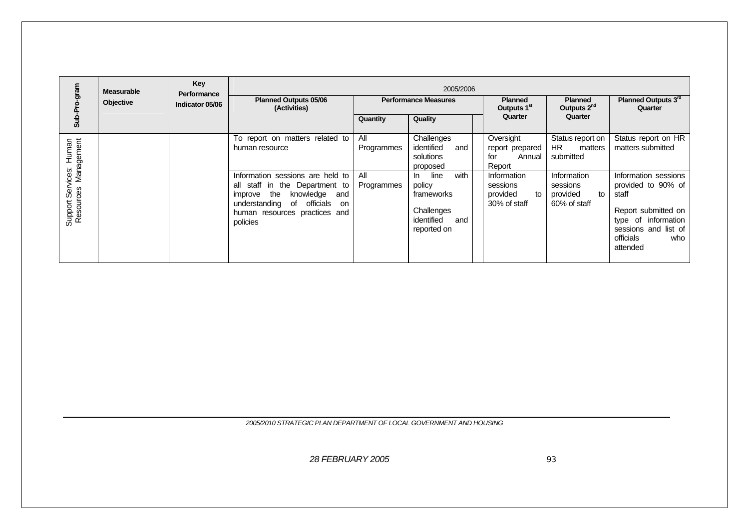| Sub-Pro-gram | Measurable Objective | Key Performance Indicator 05/06 | 2005/2006 | | | | | | |
|---|---|---|---|---|---|---|---|---|---|
| | | | Planned Outputs 05/06 (Activities) | Performance Measures | | | Planned Outputs 1st Quarter | Planned Outputs 2nd Quarter | Planned Outputs 3rd Quarter |
| | | | | Quantity | Quality | | | | |
| Support Services: Human Resources Management | | | To report on matters related to human resource | All Programmes | Challenges identified and solutions proposed | | Oversight report prepared for Annual Report | Status report on HR matters submitted | Status report on HR matters submitted |
| | | | Information sessions are held to all staff in the Department to improve the knowledge and understanding of officials on human resources practices and policies | All Programmes | In line with policy frameworks<br><br>Challenges identified and reported on | | Information sessions provided to 30% of staff | Information sessions provided to 60% of staff | Information sessions provided to 90% of staff<br><br>Report submitted on type of information sessions and list of officials who attended |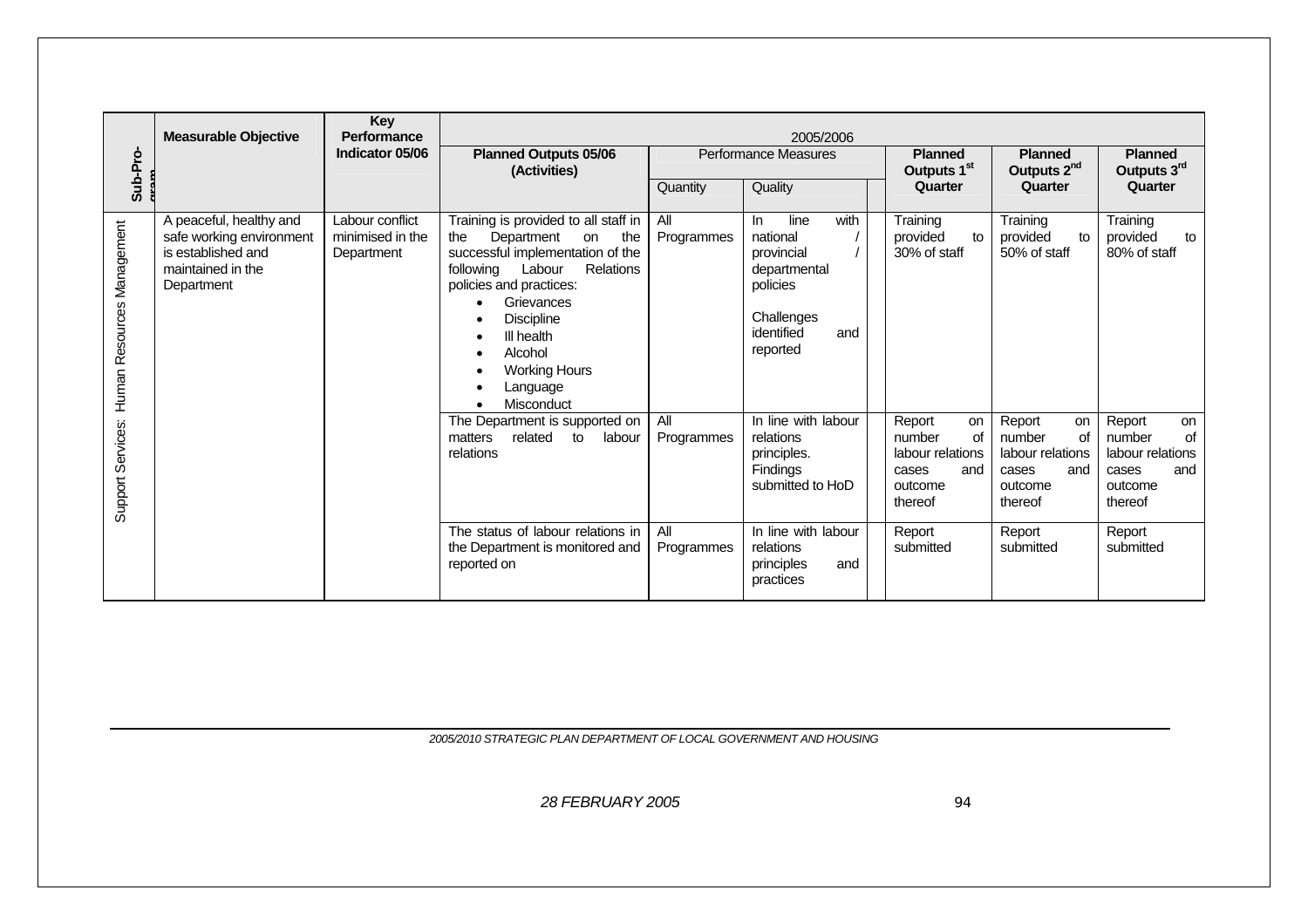| Sub-Programme | Measurable Objective | Key Performance Indicator 05/06 | 2005/2006 | | | | | |
|---|---|---|---|---|---|---|---|---|
| | | | Planned Outputs 05/06 (Activities) | Performance Measures | | Planned Outputs 1st Quarter | Planned Outputs 2nd Quarter | Planned Outputs 3rd Quarter |
| | | | | Quantity | Quality | | | |
| Support Services: Human Resources Management | A peaceful, healthy and safe working environment is established and maintained in the Department | Labour conflict minimised in the Department | Training is provided to all staff in the Department on the successful implementation of the following Labour Relations policies and practices:<br>• Grievances<br>• Discipline<br>• Ill health<br>• Alcohol<br>• Working Hours<br>• Language<br>• Misconduct | All Programmes | In line with national / provincial / departmental policies<br><br>Challenges identified and reported | Training provided to 30% of staff | Training provided to 50% of staff | Training provided to 80% of staff |
| | | | The Department is supported on matters related to labour relations | All Programmes | In line with labour relations principles. Findings submitted to HoD | Report on number of labour relations cases and outcome thereof | Report on number of labour relations cases and outcome thereof | Report on number of labour relations cases and outcome thereof |
| | | | The status of labour relations in the Department is monitored and reported on | All Programmes | In line with labour relations principles and practices | Report submitted | Report submitted | Report submitted |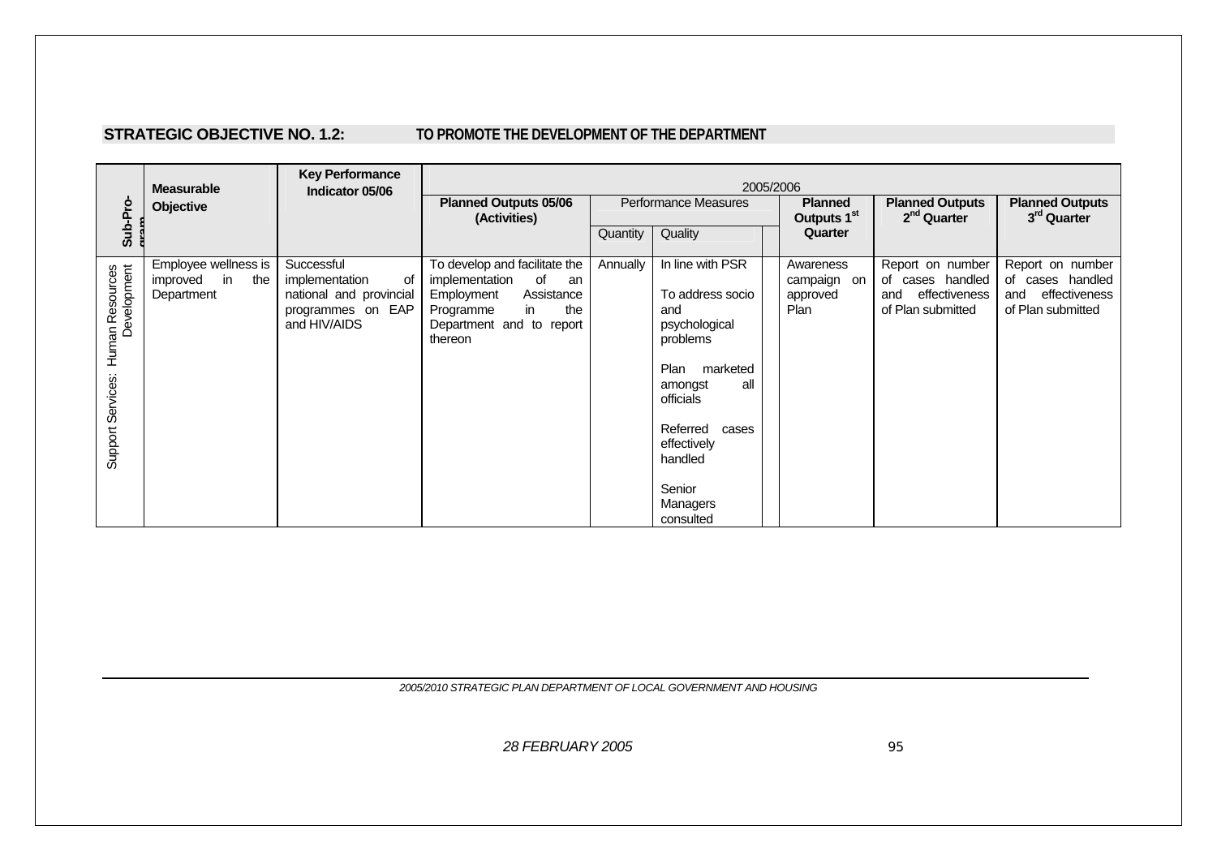**STRATEGIC OBJECTIVE NO. 1.2: TO PROMOTE THE DEVELOPMENT OF THE DEPARTMENT**

| Sub-Programme | Measurable Objective | Key Performance Indicator 05/06 | 2005/2006 | | | | | |
|---|---|---|---|---|---|---|---|---|
| | | | Planned Outputs 05/06 (Activities) | Performance Measures | | Planned Outputs 1st Quarter | Planned Outputs 2nd Quarter | Planned Outputs 3rd Quarter |
| | | | | Quantity | Quality | | | |
| Support Services: Human Resources Development | Employee wellness is improved in the Department | Successful implementation of national and provincial programmes on EAP and HIV/AIDS | To develop and facilitate the implementation of an Employment Assistance Programme in the Department and to report thereon | Annually | In line with PSR<br><br>To address socio and psychological problems<br><br>Plan marketed amongst all officials<br><br>Referred cases effectively handled<br><br>Senior Managers consulted | Awareness campaign on approved Plan | Report on number of cases handled and effectiveness of Plan submitted | Report on number of cases handled and effectiveness of Plan submitted |

*2005/2010 STRATEGIC PLAN DEPARTMENT OF LOCAL GOVERNMENT AND HOUSING*

*28 FEBRUARY 2005*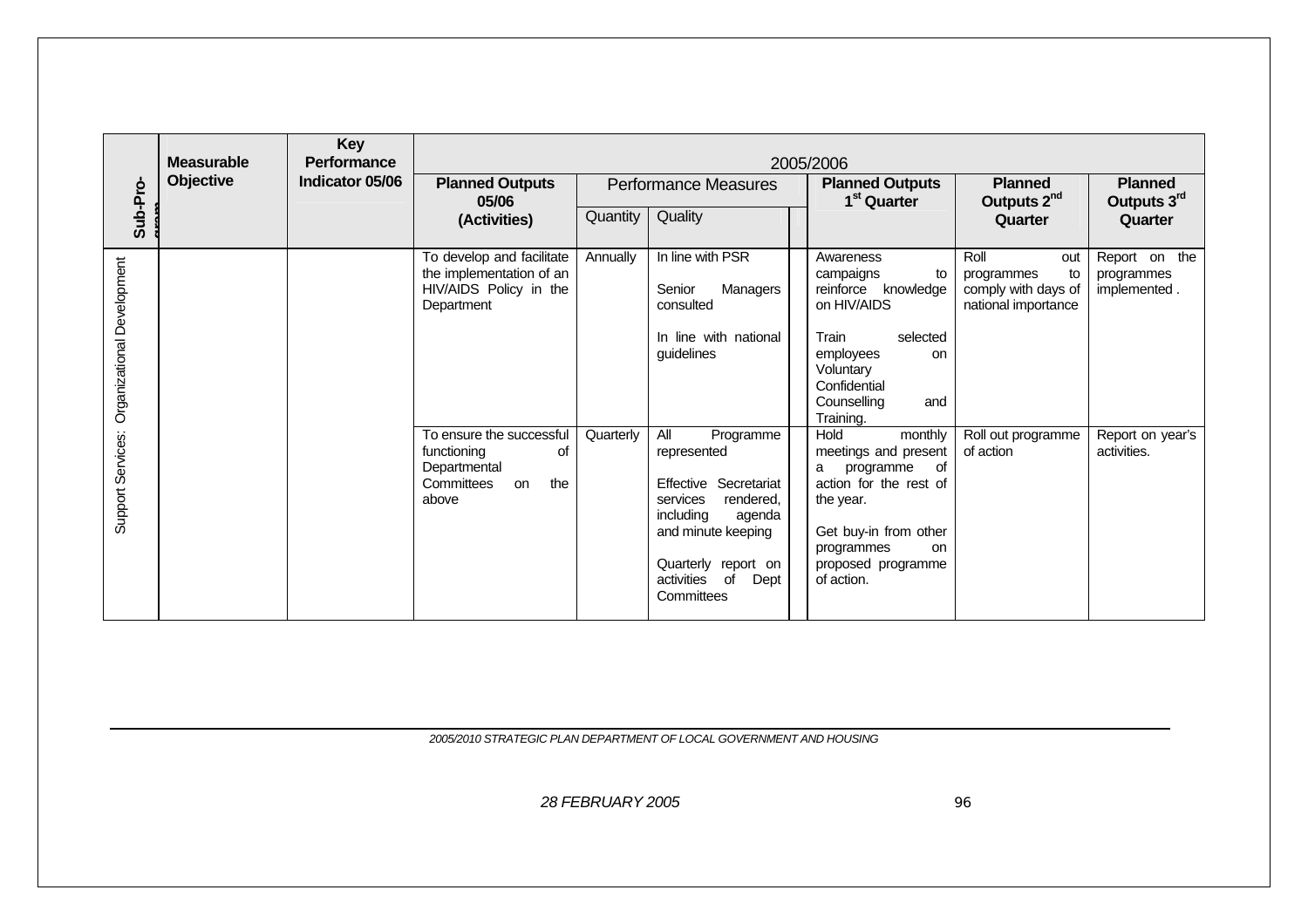| Sub-Programme | Measurable Objective | Key Performance Indicator 05/06 | 2005/2006 | | | | | |
|---|---|---|---|---|---|---|---|---|
| | | | Planned Outputs 05/06 (Activities) | Performance Measures | | Planned Outputs 1st Quarter | Planned Outputs 2nd Quarter | Planned Outputs 3rd Quarter |
| | | | | Quantity | Quality | | | |
| Support Services: Organizational Development | | | To develop and facilitate the implementation of an HIV/AIDS Policy in the Department | Annually | In line with PSR<br><br>Senior Managers consulted<br><br>In line with national guidelines | Awareness campaigns to reinforce knowledge on HIV/AIDS<br><br>Train selected employees on Voluntary Confidential Counselling and Training. | Roll out programmes to comply with days of national importance | Report on the programmes implemented . |
| | | | To ensure the successful functioning of Departmental Committees on the above | Quarterly | All Programme represented<br><br>Effective Secretariat services rendered, including agenda and minute keeping<br><br>Quarterly report on activities of Dept Committees | Hold monthly meetings and present a programme of action for the rest of the year.<br><br>Get buy-in from other programmes on proposed programme of action. | Roll out programme of action | Report on year's activities. |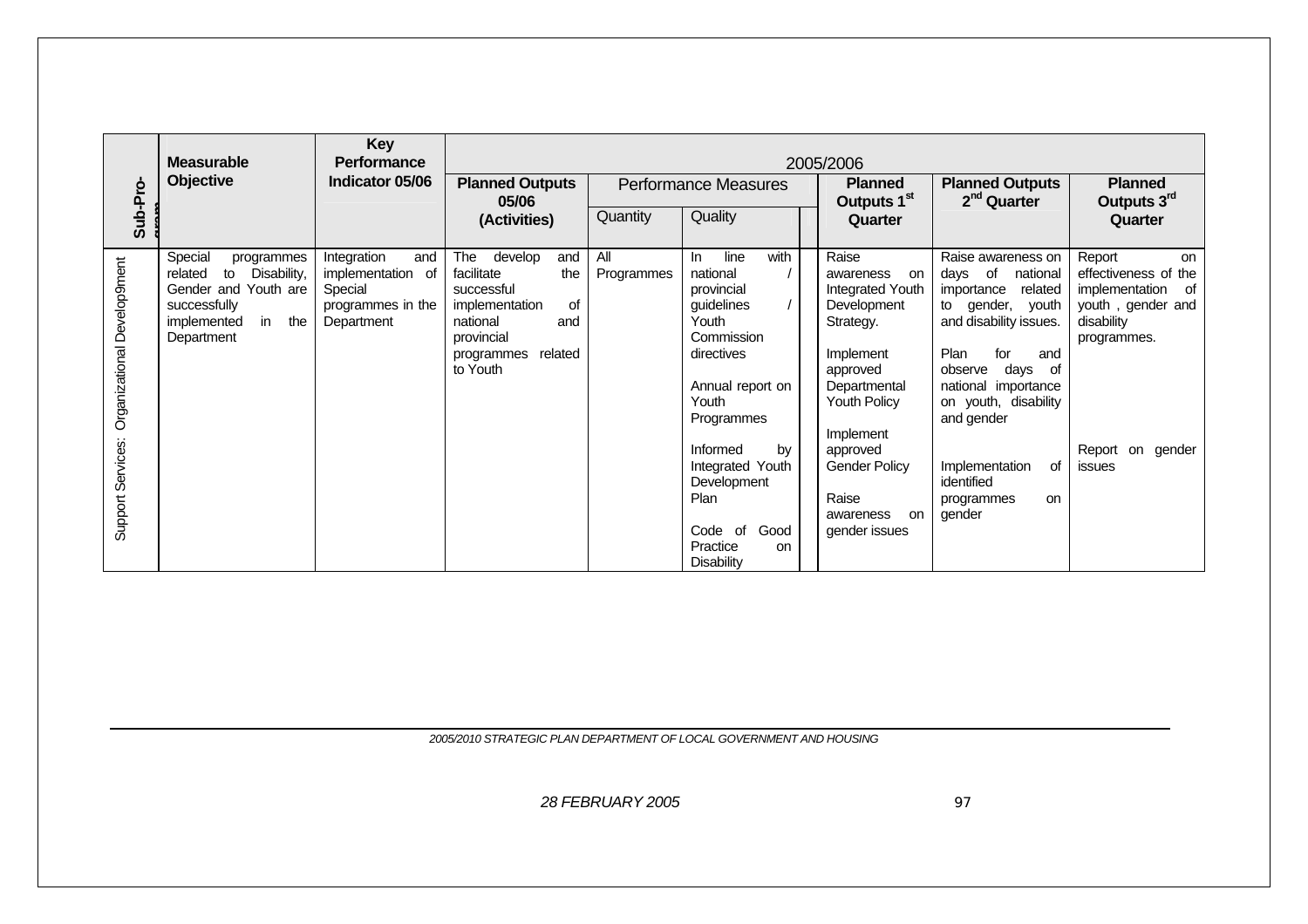| Sub-Programme | Measurable Objective | Key Performance Indicator 05/06 | 2005/2006 | | | | | |
|---|---|---|---|---|---|---|---|---|
| | | | Planned Outputs 05/06 (Activities) | Performance Measures | | Planned Outputs 1st Quarter | Planned Outputs 2nd Quarter | Planned Outputs 3rd Quarter |
| | | | | Quantity | Quality | | | |
| Support Services: Organizational Development | Special programmes related to Disability, Gender and Youth are successfully implemented in the Department | Integration and implementation of Special programmes in the Department | The develop and facilitate the successful implementation of national and provincial programmes related to Youth | All Programmes | In line with national / provincial guidelines / Youth Commission directives<br><br>Annual report on Youth Programmes<br><br>Informed by Integrated Youth Development Plan<br><br>Code of Good Practice on Disability | Raise awareness on Integrated Youth Development Strategy.<br><br>Implement approved Departmental Youth Policy<br><br>Implement approved Gender Policy<br><br>Raise awareness on gender issues | Raise awareness on days of national importance related to gender, youth and disability issues.<br><br>Plan for and observe days of national importance on youth, disability and gender<br><br>Implementation of identified programmes on gender | Report on effectiveness of the implementation of youth , gender and disability programmes.<br><br>Report on gender issues |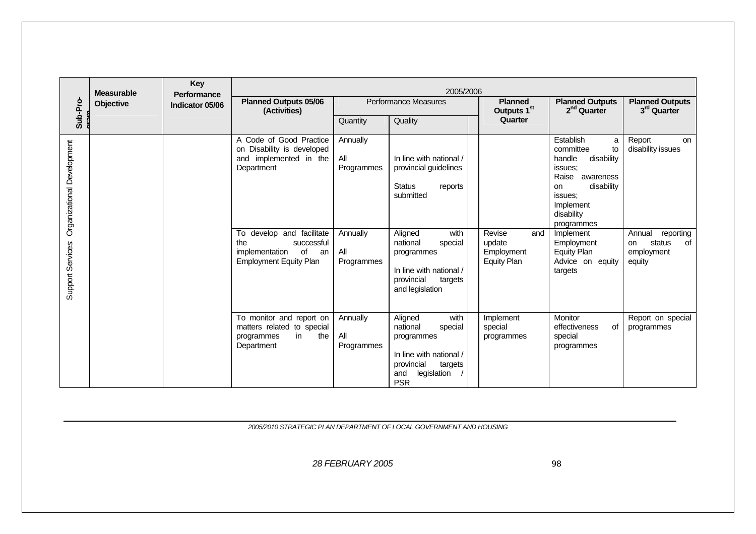| Sub-Programme | Measurable Objective | Key Performance Indicator 05/06 | 2005/2006 | | | | | |
|---|---|---|---|---|---|---|---|---|
| | | | Planned Outputs 05/06 (Activities) | Performance Measures | | Planned Outputs 1st Quarter | Planned Outputs 2nd Quarter | Planned Outputs 3rd Quarter |
| | | | | Quantity | Quality | | | |
| Support Services: Organizational Development | | | A Code of Good Practice on Disability is developed and implemented in the Department | Annually<br><br>All Programmes | In line with national / provincial guidelines<br><br>Status reports submitted | | Establish a committee to handle disability issues;<br>Raise awareness on disability issues;<br>Implement disability programmes | Report on disability issues |
| | | | To develop and facilitate the successful implementation of an Employment Equity Plan | Annually<br><br>All Programmes | Aligned with national special programmes<br><br>In line with national / provincial targets and legislation | Revise and update Employment Equity Plan | Implement Employment Equity Plan<br>Advice on equity targets | Annual reporting on status of employment equity |
| | | | To monitor and report on matters related to special programmes in the Department | Annually<br><br>All Programmes | Aligned with national special programmes<br><br>In line with national / provincial targets and legislation / PSR | Implement special programmes | Monitor effectiveness of special programmes | Report on special programmes |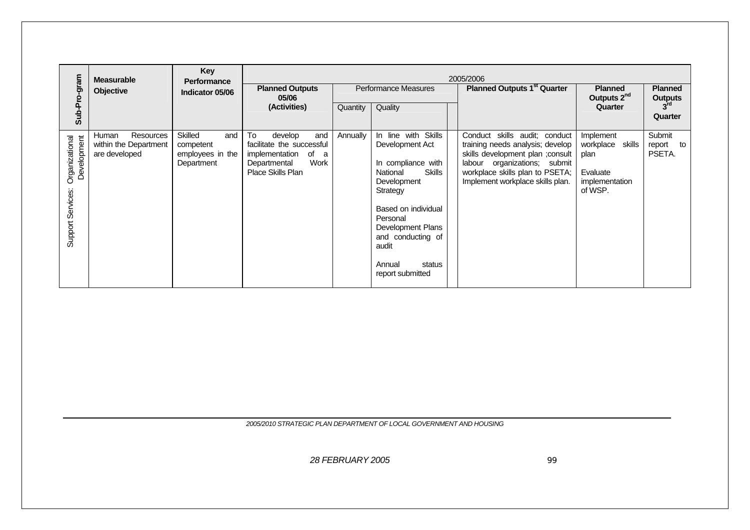| Sub-Pro-gram | Measurable Objective | Key Performance Indicator 05/06 | 2005/2006 | | | | | | |
|---|---|---|---|---|---|---|---|---|---|
| | | | Planned Outputs 05/06 (Activities) | Performance Measures | | | Planned Outputs 1st Quarter | Planned Outputs 2nd Quarter | Planned Outputs 3rd Quarter |
| | | | | Quantity | Quality | | | | |
| Support Services: Organizational Development | Human Resources within the Department are developed | Skilled and competent employees in the Department | To develop and facilitate the successful implementation of a Departmental Work Place Skills Plan | Annually | In line with Skills Development Act<br><br>In compliance with National Skills Development Strategy<br><br>Based on individual Personal Development Plans and conducting of audit<br><br>Annual status report submitted | | Conduct skills audit; conduct training needs analysis; develop skills development plan ;consult labour organizations; submit workplace skills plan to PSETA; Implement workplace skills plan. | Implement workplace skills plan<br><br>Evaluate implementation of WSP. | Submit report to PSETA. |

*2005/2010 STRATEGIC PLAN DEPARTMENT OF LOCAL GOVERNMENT AND HOUSING*

*28 FEBRUARY 2005*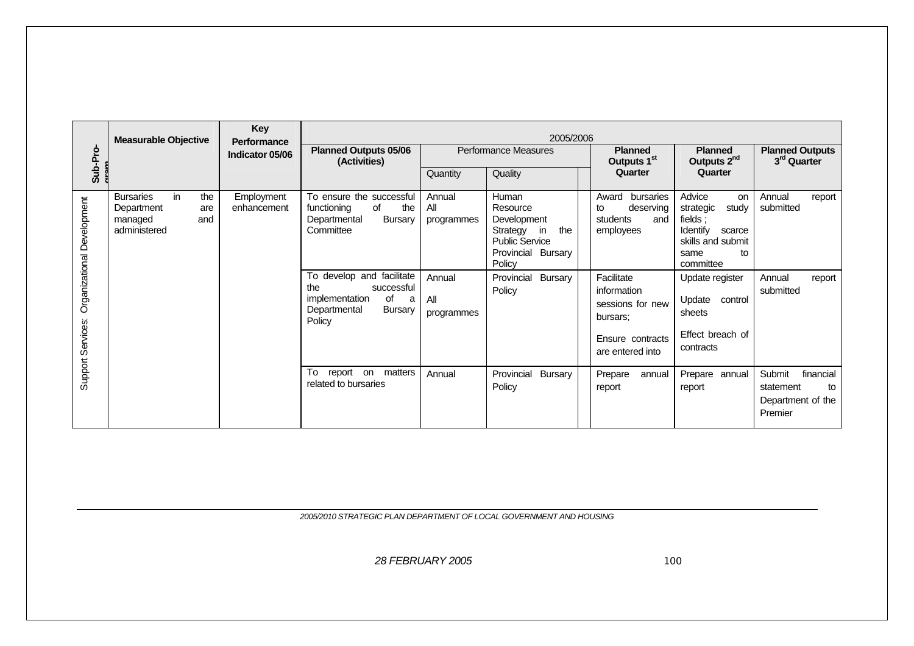| Sub-Programme | Measurable Objective | Key Performance Indicator 05/06 | 2005/2006 | | | | | | |
|---|---|---|---|---|---|---|---|---|---|
| | | | Planned Outputs 05/06 (Activities) | Performance Measures | | | Planned Outputs 1st Quarter | Planned Outputs 2nd Quarter | Planned Outputs 3rd Quarter |
| | | | | Quantity | Quality | | | | |
| Support Services: Organizational Development | Bursaries in the Department are managed and administered | Employment enhancement | To ensure the successful functioning of the Departmental Bursary Committee | Annual All programmes | Human Resource Development Strategy in the Public Service Provincial Bursary Policy | | Award bursaries to deserving students and employees | Advice on strategic study fields ; Identify scarce skills and submit same to committee | Annual report submitted |
| | | | To develop and facilitate the successful implementation of a Departmental Bursary Policy | Annual All programmes | Provincial Bursary Policy | | Facilitate information sessions for new bursars; Ensure contracts are entered into | Update register Update control sheets Effect breach of contracts | Annual report submitted |
| | | | To report on matters related to bursaries | Annual | Provincial Bursary Policy | | Prepare annual report | Prepare annual report | Submit financial statement to Department of the Premier |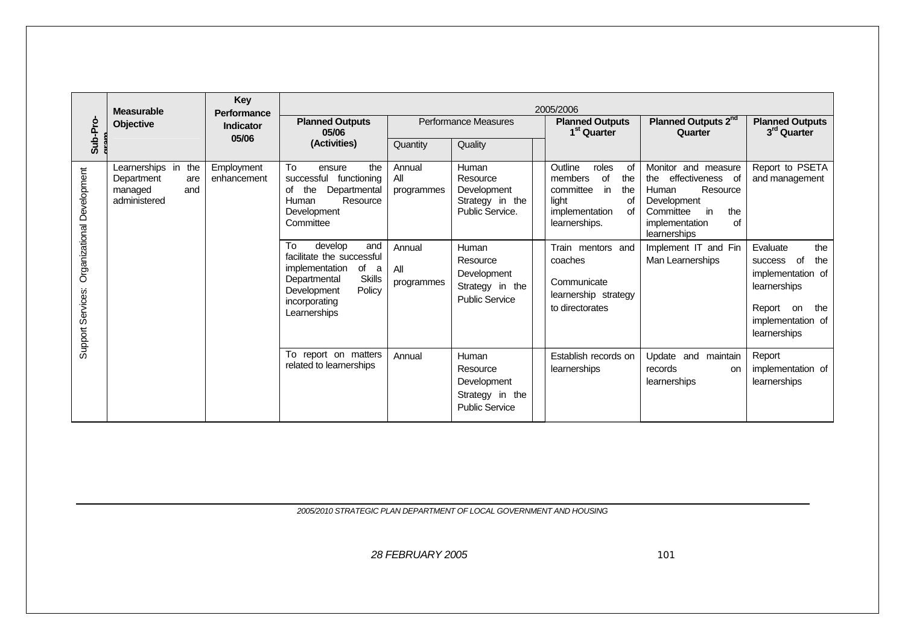| Sub-Programme | Measurable Objective | Key Performance Indicator 05/06 | 2005/2006 | | | | | | |
|---|---|---|---|---|---|---|---|---|---|
| | | | Planned Outputs 05/06 (Activities) | Performance Measures | | | Planned Outputs 1st Quarter | Planned Outputs 2nd Quarter | Planned Outputs 3rd Quarter |
| | | | | Quantity | Quality | | | | |
| Support Services: Organizational Development | Learnerships in the Department are managed and administered | Employment enhancement | To ensure the successful functioning of the Departmental Human Resource Development Committee | Annual All programmes | Human Resource Development Strategy in the Public Service. | | Outline roles of members of the committee in the light of implementation of learnerships. | Monitor and measure the effectiveness of Human Resource Development Committee in the implementation of learnerships | Report to PSETA and management |
| | | | To develop and facilitate the successful implementation of a Departmental Skills Development Policy incorporating Learnerships | Annual All programmes | Human Resource Development Strategy in the Public Service | | Train mentors and coaches<br><br>Communicate learnership strategy to directorates | Implement IT and Fin Man Learnerships | Evaluate the success of the implementation of learnerships<br><br>Report on the implementation of learnerships |
| | | | To report on matters related to learnerships | Annual | Human Resource Development Strategy in the Public Service | | Establish records on learnerships | Update and maintain records on learnerships | Report implementation of learnerships |

*2005/2010 STRATEGIC PLAN DEPARTMENT OF LOCAL GOVERNMENT AND HOUSING*

*28 FEBRUARY 2005*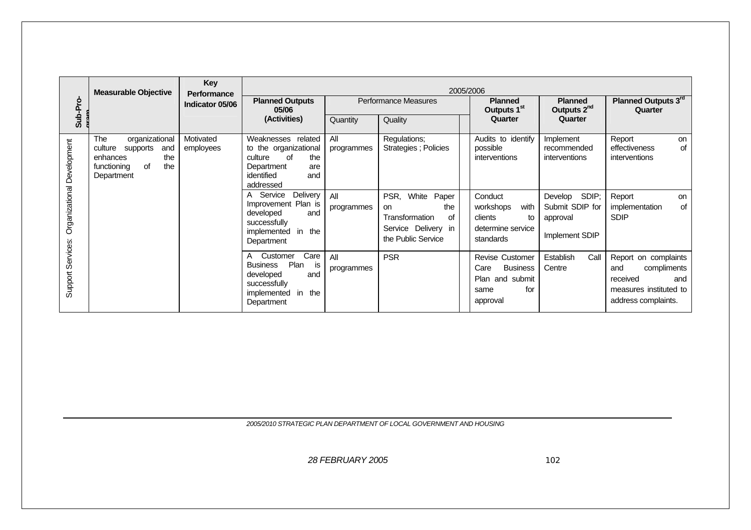| Sub-Programme | Measurable Objective | Key Performance Indicator 05/06 | 2005/2006 | | | | | |
|---|---|---|---|---|---|---|---|---|
| | | | Planned Outputs 05/06 (Activities) | Performance Measures | | Planned Outputs 1st Quarter | Planned Outputs 2nd Quarter | Planned Outputs 3rd Quarter |
| | | | | Quantity | Quality | | | |
| Support Services: Organizational Development | The organizational culture supports and enhances the functioning of the Department | Motivated employees | Weaknesses related to the organizational culture of the Department are identified and addressed | All programmes | Regulations; Strategies ; Policies | Audits to identify possible interventions | Implement recommended interventions | Report on effectiveness of interventions |
| | | | A Service Delivery Improvement Plan is developed and successfully implemented in the Department | All programmes | PSR, White Paper on the Transformation of Service Delivery in the Public Service | Conduct workshops with clients to determine service standards | Develop SDIP; Submit SDIP for approval<br>Implement SDIP | Report on implementation of SDIP |
| | | | A Customer Care Business Plan is developed and successfully implemented in the Department | All programmes | PSR | Revise Customer Care Business Plan and submit same for approval | Establish Call Centre | Report on complaints and compliments received and measures instituted to address complaints. |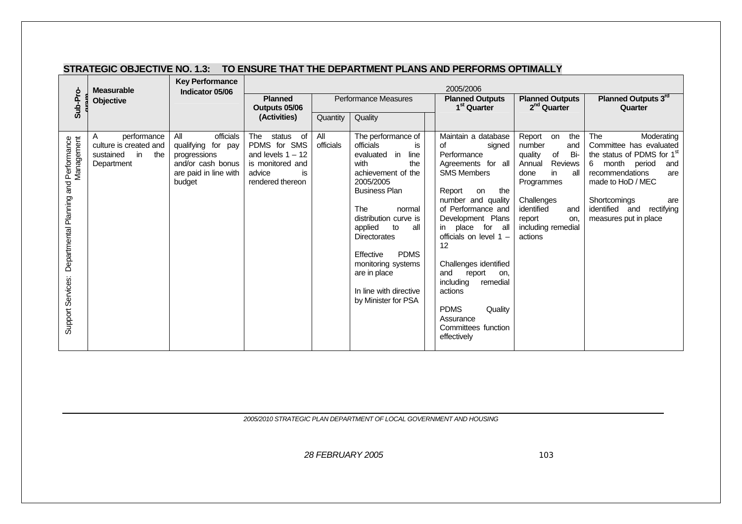## STRATEGIC OBJECTIVE NO. 1.3: TO ENSURE THAT THE DEPARTMENT PLANS AND PERFORMS OPTIMALLY

| Sub-Programme | Measurable Objective | Key Performance Indicator 05/06 | 2005/2006 | | | | | |
|---|---|---|---|---|---|---|---|---|
| | | | Planned Outputs 05/06 (Activities) | Performance Measures | | Planned Outputs 1st Quarter | Planned Outputs 2nd Quarter | Planned Outputs 3rd Quarter |
| | | | | Quantity | Quality | | | |
| Support Services: Departmental Planning and Performance Management | A performance culture is created and sustained in the Department | All officials qualifying for pay progressions and/or cash bonus are paid in line with budget | The status of PDMS for SMS and levels 1 – 12 is monitored and advice is rendered thereon | All officials | The performance of officials is evaluated in line with the achievement of the 2005/2005 Business Plan<br><br>The normal distribution curve is applied to all Directorates<br><br>Effective PDMS monitoring systems are in place<br><br>In line with directive by Minister for PSA | Maintain a database of signed Performance Agreements for all SMS Members<br><br>Report on the number and quality of Performance and Development Plans in place for all officials on level 1 – 12<br><br>Challenges identified and report on, including remedial actions<br><br>PDMS Quality Assurance Committees function effectively | Report on the number and quality of Bi-Annual Reviews done in all Programmes<br><br>Challenges identified and report on, including remedial actions | The Moderating Committee has evaluated the status of PDMS for 1st 6 month period and recommendations are made to HoD / MEC<br><br>Shortcomings are identified and rectifying measures put in place |

*2005/2010 STRATEGIC PLAN DEPARTMENT OF LOCAL GOVERNMENT AND HOUSING*

*28 FEBRUARY 2005*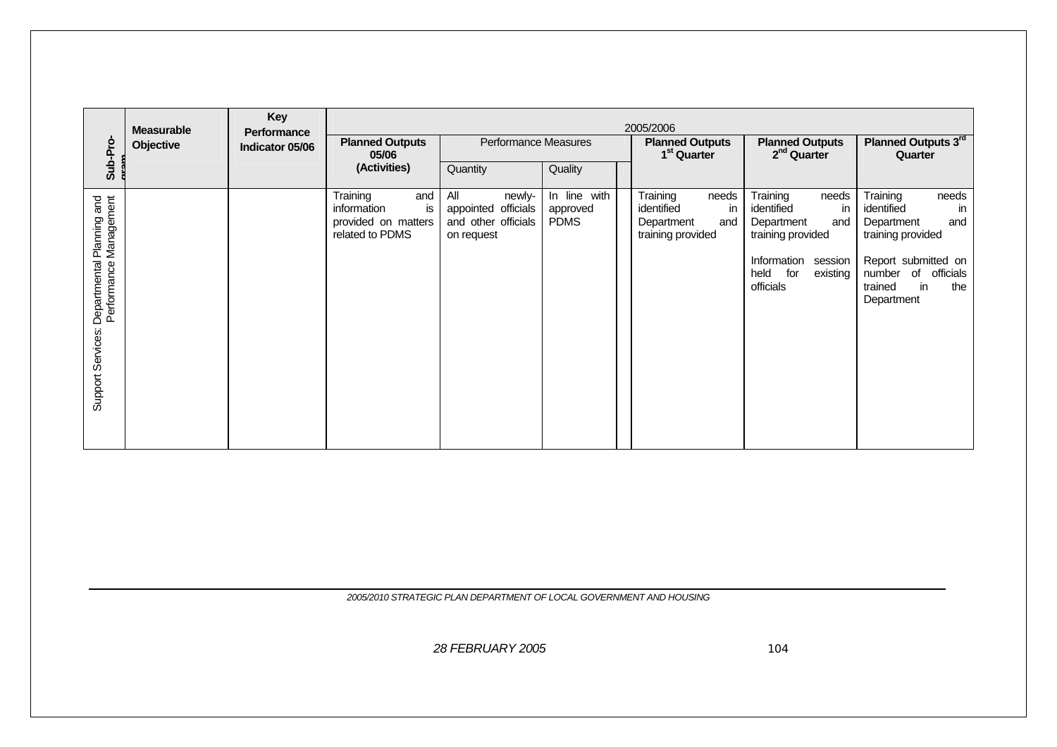| Sub-Pro-gram | Measurable Objective | Key Performance Indicator 05/06 | 2005/2006 | | | | | |
|---|---|---|---|---|---|---|---|---|
| | | | Planned Outputs 05/06 (Activities) | Performance Measures | | Planned Outputs 1st Quarter | Planned Outputs 2nd Quarter | Planned Outputs 3rd Quarter |
| | | | | Quantity | Quality | | | |
| Support Services: Departmental Planning and Performance Management | | | Training and information is provided on matters related to PDMS | All newly-appointed officials and other officials on request | In line with approved PDMS | Training needs identified in Department and training provided | Training needs identified in Department and training provided<br><br>Information session held for existing officials | Training needs identified in Department and training provided<br><br>Report submitted on number of officials trained in the Department |

*2005/2010 STRATEGIC PLAN DEPARTMENT OF LOCAL GOVERNMENT AND HOUSING*

*28 FEBRUARY 2005*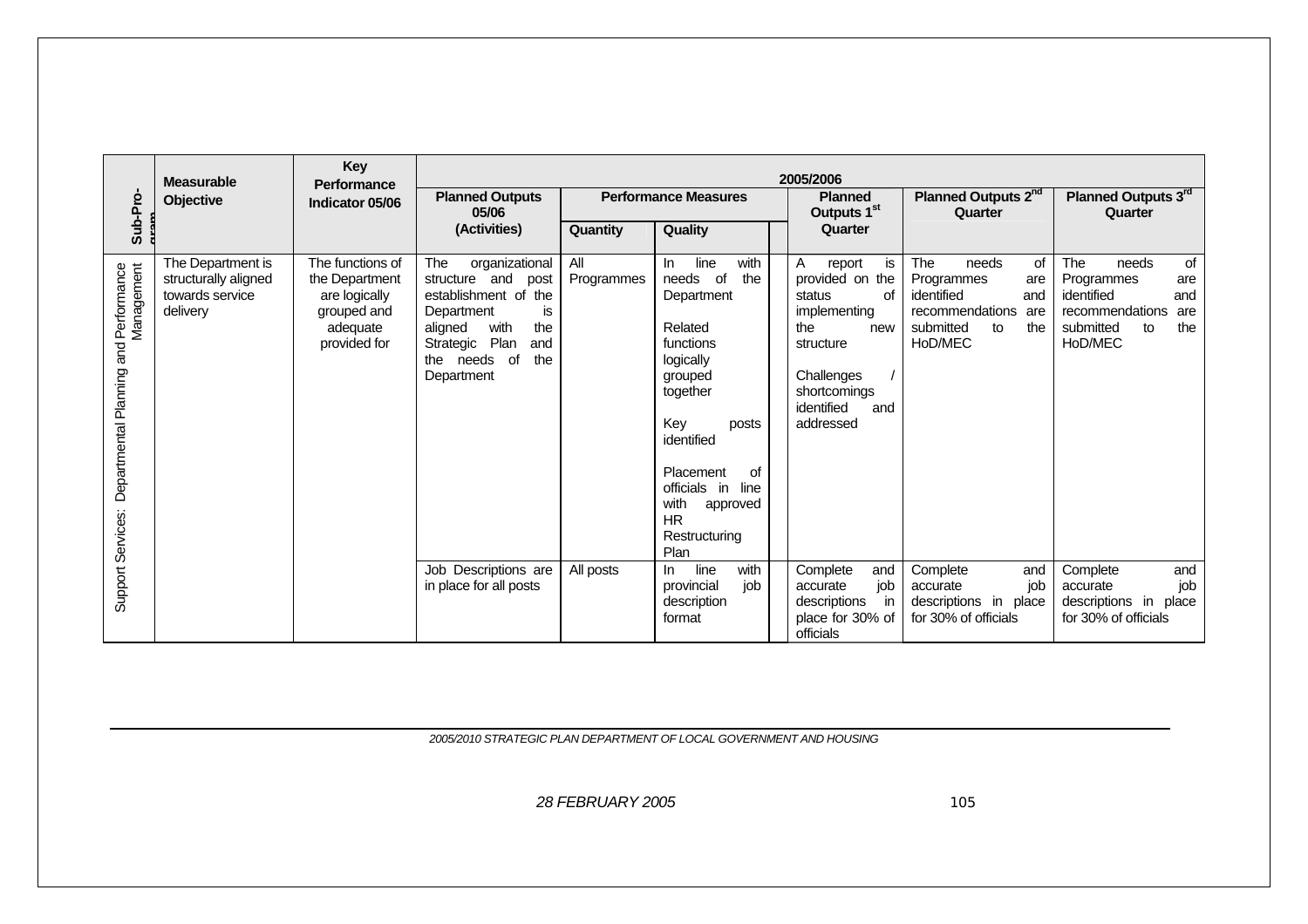| Sub-Programme | Measurable Objective | Key Performance Indicator 05/06 | 2005/2006 | | | | | |
|---|---|---|---|---|---|---|---|---|
| | | | Planned Outputs 05/06 (Activities) | Performance Measures | | Planned Outputs 1st Quarter | Planned Outputs 2nd Quarter | Planned Outputs 3rd Quarter |
| | | | | Quantity | Quality | | | |
| Support Services: Departmental Planning and Performance Management | The Department is structurally aligned towards service delivery | The functions of the Department are logically grouped and adequate provided for | The organizational structure and post establishment of the Department is aligned with the Strategic Plan and the needs of the Department | All Programmes | In line with needs of the Department<br><br>Related functions logically grouped together<br><br>Key posts identified<br><br>Placement of officials in line with approved HR Restructuring Plan | A report is provided on the status of implementing the new structure<br><br>Challenges / shortcomings identified and addressed | The needs of Programmes are identified and recommendations are submitted to the HoD/MEC | The needs of Programmes are identified and recommendations are submitted to the HoD/MEC |
| | | | Job Descriptions are in place for all posts | All posts | In line with provincial job description format | Complete and accurate job descriptions in place for 30% of officials | Complete and accurate job descriptions in place for 30% of officials | Complete and accurate job descriptions in place for 30% of officials |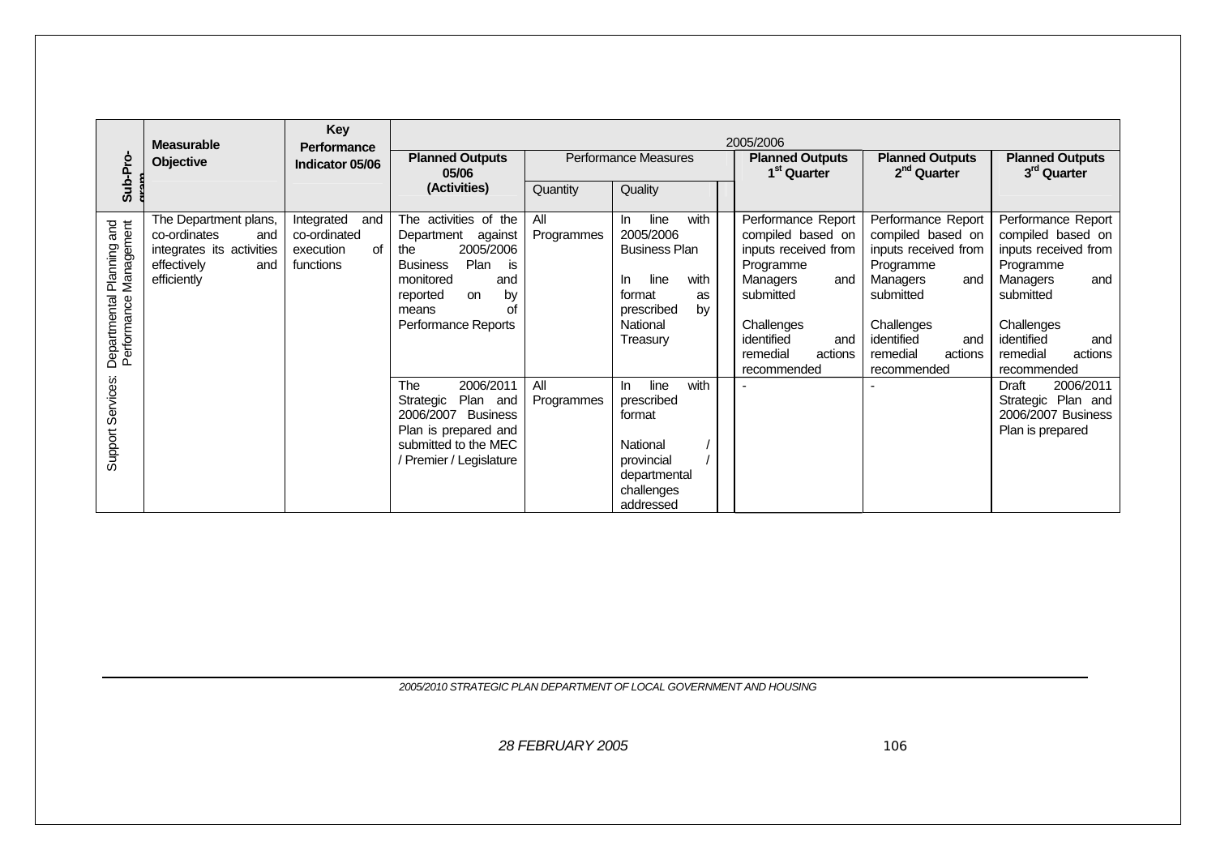| Sub-Programme | Measurable Objective | Key Performance Indicator 05/06 | 2005/2006 | | | | | |
|---|---|---|---|---|---|---|---|---|
| | | | Planned Outputs 05/06 (Activities) | Performance Measures | | Planned Outputs 1st Quarter | Planned Outputs 2nd Quarter | Planned Outputs 3rd Quarter |
| | | | | Quantity | Quality | | | |
| Support Services: Departmental Planning and Performance Management | The Department plans, co-ordinates and integrates its activities effectively and efficiently | Integrated and co-ordinated execution of functions | The activities of the Department against the 2005/2006 Business Plan is monitored and reported on by means of Performance Reports | All Programmes | In line with 2005/2006 Business Plan<br><br>In line with format as prescribed by National Treasury | Performance Report compiled based on inputs received from Programme Managers and submitted<br><br>Challenges identified and remedial actions recommended | Performance Report compiled based on inputs received from Programme Managers and submitted<br><br>Challenges identified and remedial actions recommended | Performance Report compiled based on inputs received from Programme Managers and submitted<br><br>Challenges identified and remedial actions recommended |
| | | | The 2006/2011 Strategic Plan and 2006/2007 Business Plan is prepared and submitted to the MEC / Premier / Legislature | All Programmes | In line with prescribed format<br><br>National / provincial / departmental challenges addressed | - | - | Draft 2006/2011 Strategic Plan and 2006/2007 Business Plan is prepared |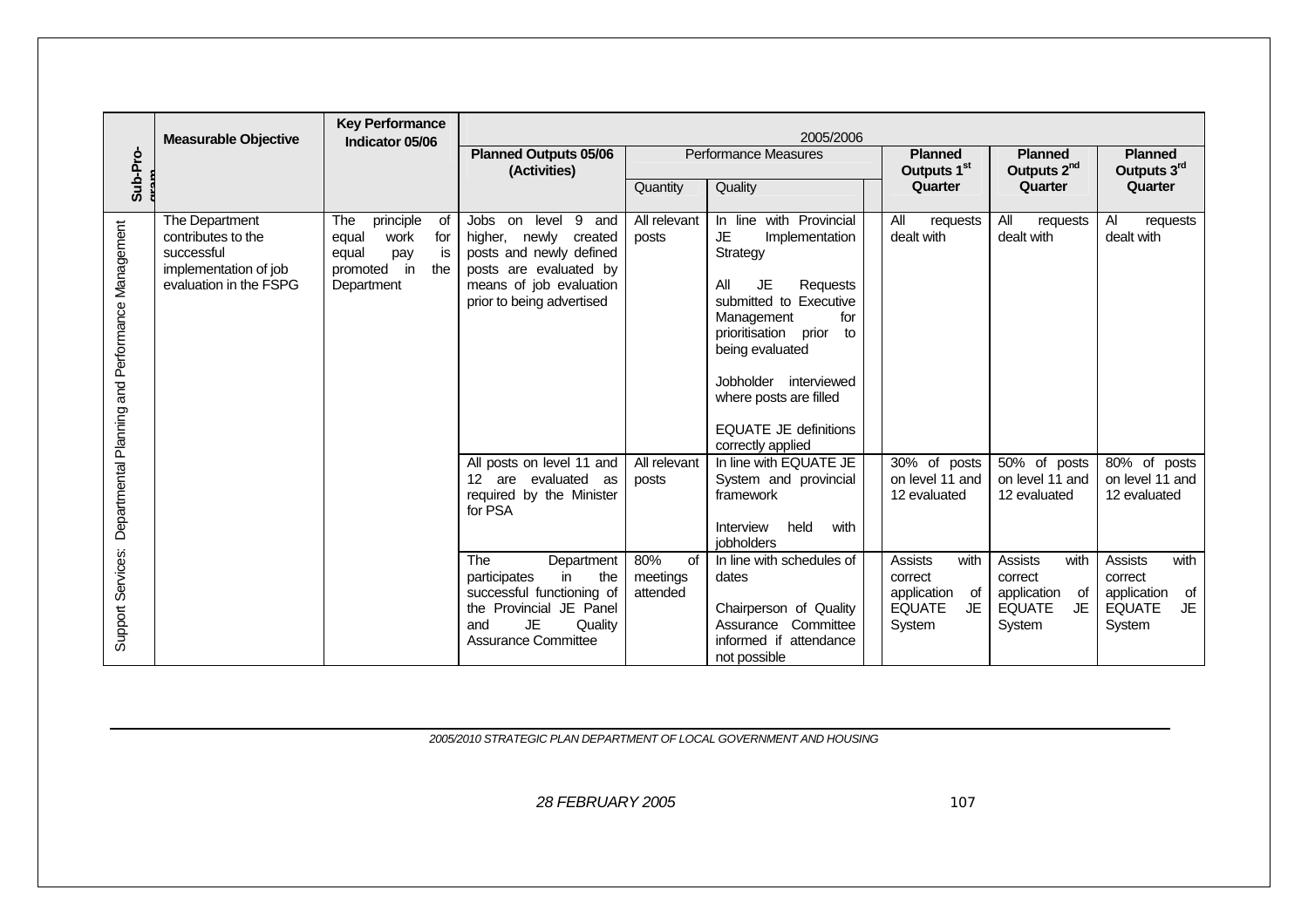| Sub-Programme | Measurable Objective | Key Performance Indicator 05/06 | 2005/2006 | | | | | |
|---|---|---|---|---|---|---|---|---|
| | | | Planned Outputs 05/06 (Activities) | Performance Measures | | Planned Outputs 1st Quarter | Planned Outputs 2nd Quarter | Planned Outputs 3rd Quarter |
| | | | | Quantity | Quality | | | |
| Support Services: Departmental Planning and Performance Management | The Department contributes to the successful implementation of job evaluation in the FSPG | The principle of equal work for equal pay is promoted in the Department | Jobs on level 9 and higher, newly created posts and newly defined posts are evaluated by means of job evaluation prior to being advertised | All relevant posts | In line with Provincial JE Implementation Strategy<br><br>All JE Requests submitted to Executive Management for prioritisation prior to being evaluated<br><br>Jobholder interviewed where posts are filled<br><br>EQUATE JE definitions correctly applied | All requests dealt with | All requests dealt with | Al requests dealt with |
| | | | All posts on level 11 and 12 are evaluated as required by the Minister for PSA | All relevant posts | In line with EQUATE JE System and provincial framework<br><br>Interview held with jobholders | 30% of posts on level 11 and 12 evaluated | 50% of posts on level 11 and 12 evaluated | 80% of posts on level 11 and 12 evaluated |
| | | | The Department participates in the successful functioning of the Provincial JE Panel and JE Quality Assurance Committee | 80% of meetings attended | In line with schedules of dates<br><br>Chairperson of Quality Assurance Committee informed if attendance not possible | Assists with correct application of EQUATE JE System | Assists with correct application of EQUATE JE System | Assists with correct application of EQUATE JE System |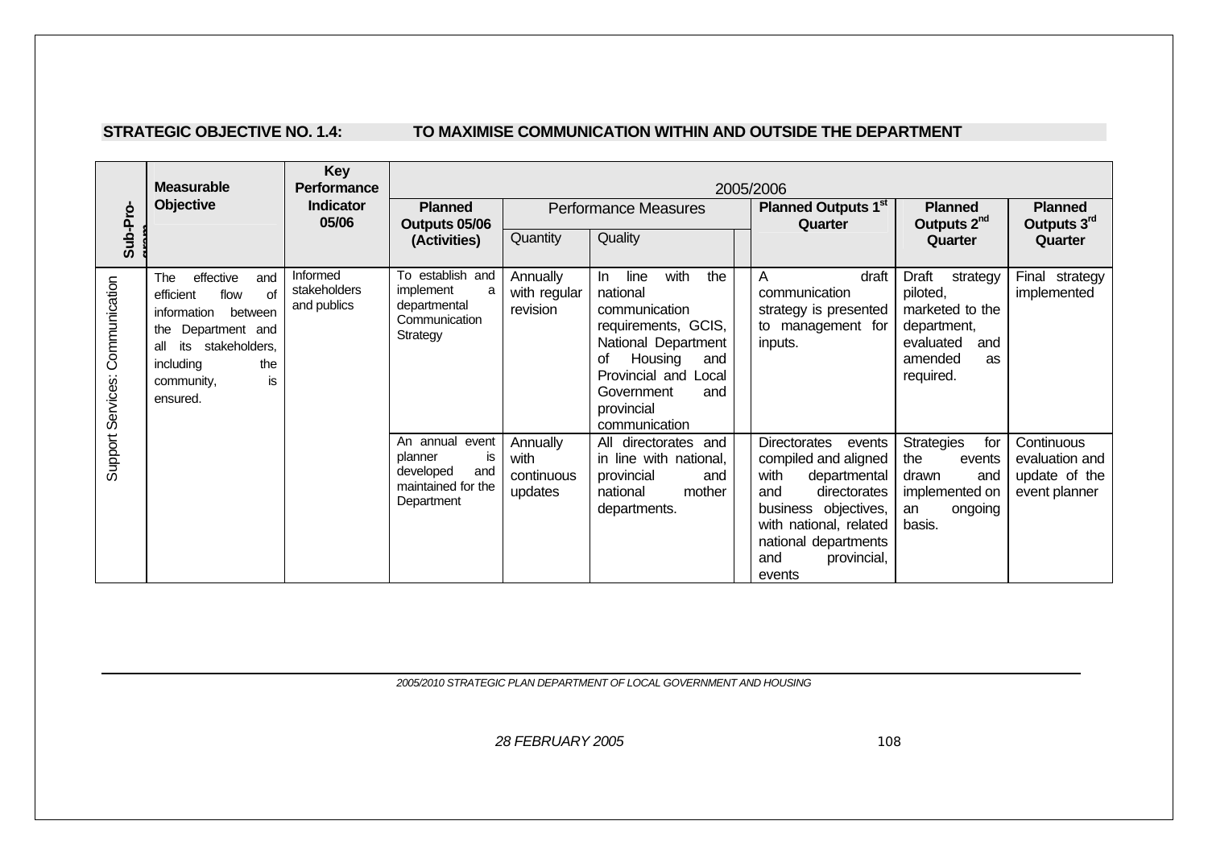**STRATEGIC OBJECTIVE NO. 1.4: TO MAXIMISE COMMUNICATION WITHIN AND OUTSIDE THE DEPARTMENT**

| Sub-Programme | Measurable Objective | Key Performance Indicator 05/06 | 2005/2006 | | | | | |
|---|---|---|---|---|---|---|---|---|
| | | | Planned Outputs 05/06 (Activities) | Performance Measures | | Planned Outputs 1st Quarter | Planned Outputs 2nd Quarter | Planned Outputs 3rd Quarter |
| | | | | Quantity | Quality | | | |
| Support Services: Communication | The effective and efficient flow of information between the Department and all its stakeholders, including the community, is ensured. | Informed stakeholders and publics | To establish and implement a departmental Communication Strategy | Annually with regular revision | In line with the national communication requirements, GCIS, National Department of Housing and Provincial and Local Government and provincial communication | A draft communication strategy is presented to management for inputs. | Draft strategy piloted, marketed to the department, evaluated and amended as required. | Final strategy implemented |
| | | | An annual event planner is developed and maintained for the Department | Annually with continuous updates | All directorates and in line with national, provincial and national mother departments. | Directorates events compiled and aligned with departmental and directorates business objectives, with national, related national departments and provincial, events | Strategies for the events drawn and implemented on an ongoing basis. | Continuous evaluation and update of the event planner |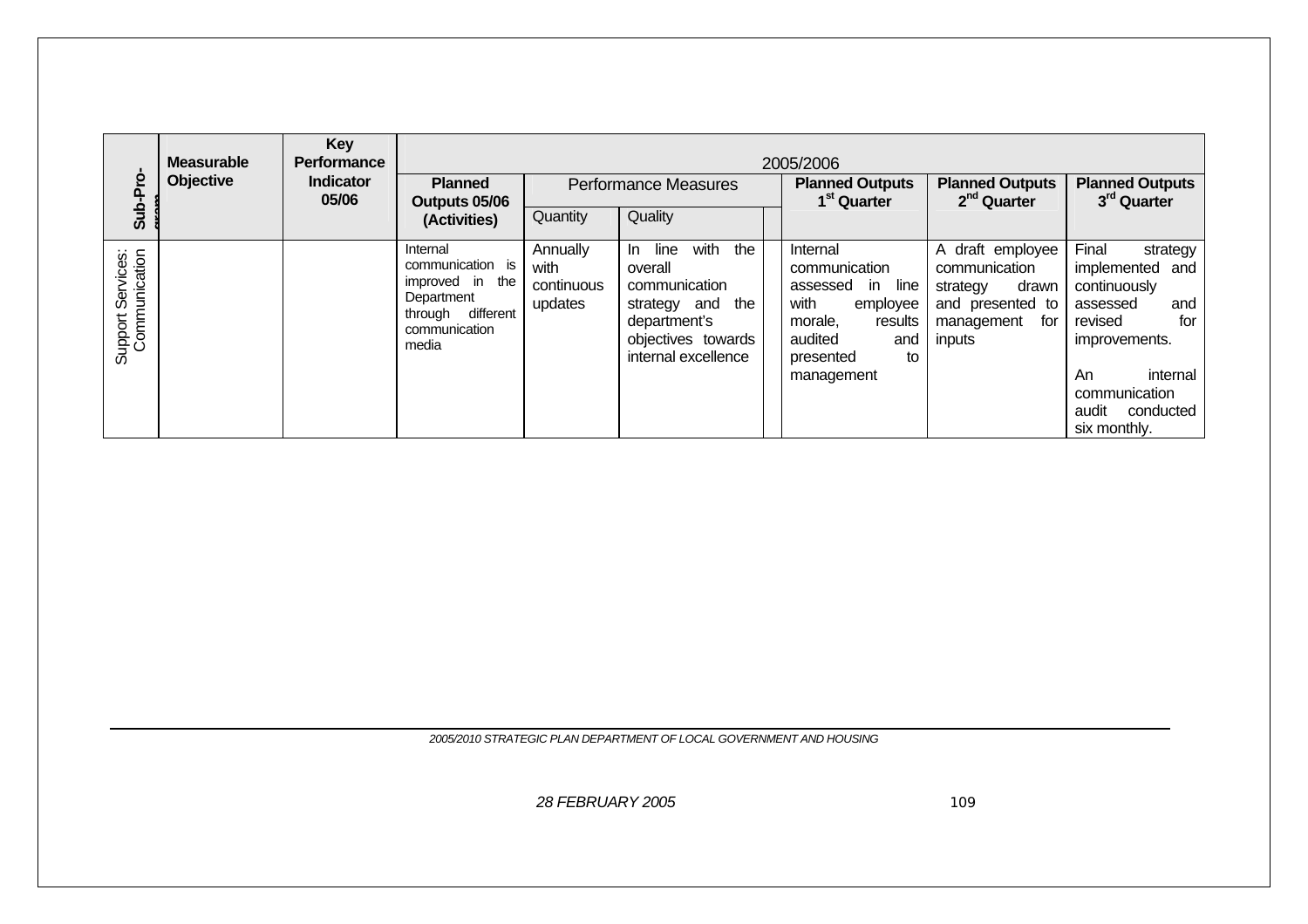| Sub-Programme | Measurable Objective | Key Performance Indicator 05/06 | 2005/2006 | | | | | | |
|---|---|---|---|---|---|---|---|---|---|
| | | | Planned Outputs 05/06 (Activities) | Performance Measures | | | Planned Outputs 1st Quarter | Planned Outputs 2nd Quarter | Planned Outputs 3rd Quarter |
| | | | | Quantity | Quality | | | | |
| Support Services: Communication | | | Internal communication is improved in the Department through different communication media | Annually with continuous updates | In line with the overall communication strategy and the department's objectives towards internal excellence | | Internal communication assessed in line with employee morale, results audited and presented to management | A draft employee communication strategy drawn and presented to management for inputs | Final strategy implemented and continuously assessed and revised for improvements.<br><br>An internal communication audit conducted six monthly. |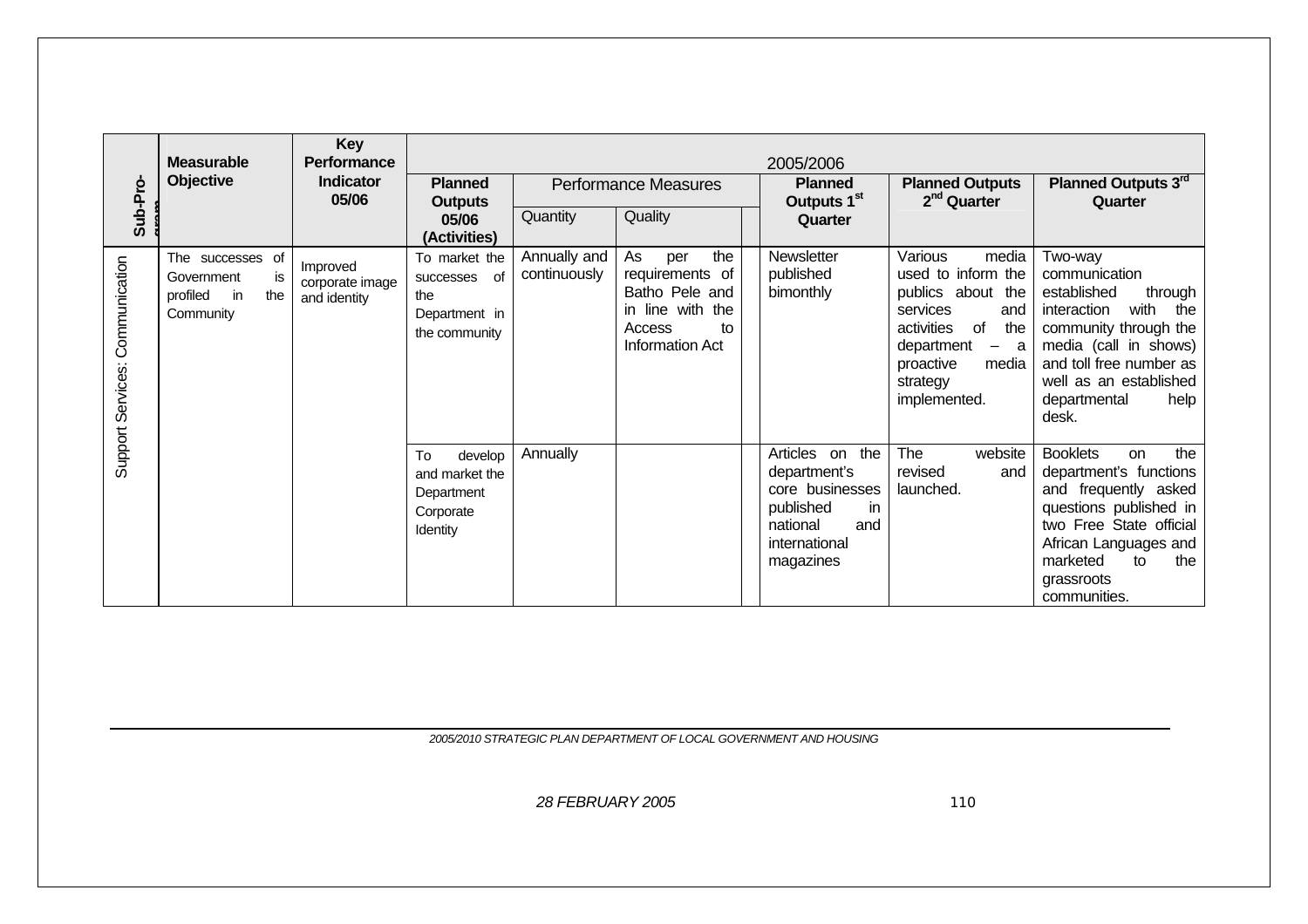| Sub-Programme | Measurable Objective | Key Performance Indicator 05/06 | 2005/2006 | | | | | | |
|---|---|---|---|---|---|---|---|---|---|
| | | | Planned Outputs 05/06 (Activities) | Performance Measures | | | Planned Outputs 1st Quarter | Planned Outputs 2nd Quarter | Planned Outputs 3rd Quarter |
| | | | | Quantity | Quality | | | | |
| Support Services: Communication | The successes of Government is profiled in the Community | Improved corporate image and identity | To market the successes of the Department in the community | Annually and continuously | As per the requirements of Batho Pele and in line with the Access to Information Act | | Newsletter published bimonthly | Various media used to inform the publics about the services and activities of the department – a proactive media strategy implemented. | Two-way communication established through interaction with the community through the media (call in shows) and toll free number as well as an established departmental help desk. |
| | | | To develop and market the Department Corporate Identity | Annually | | | Articles on the department's core businesses published in national and international magazines | The website revised and launched. | Booklets on the department's functions and frequently asked questions published in two Free State official African Languages and marketed to the grassroots communities. |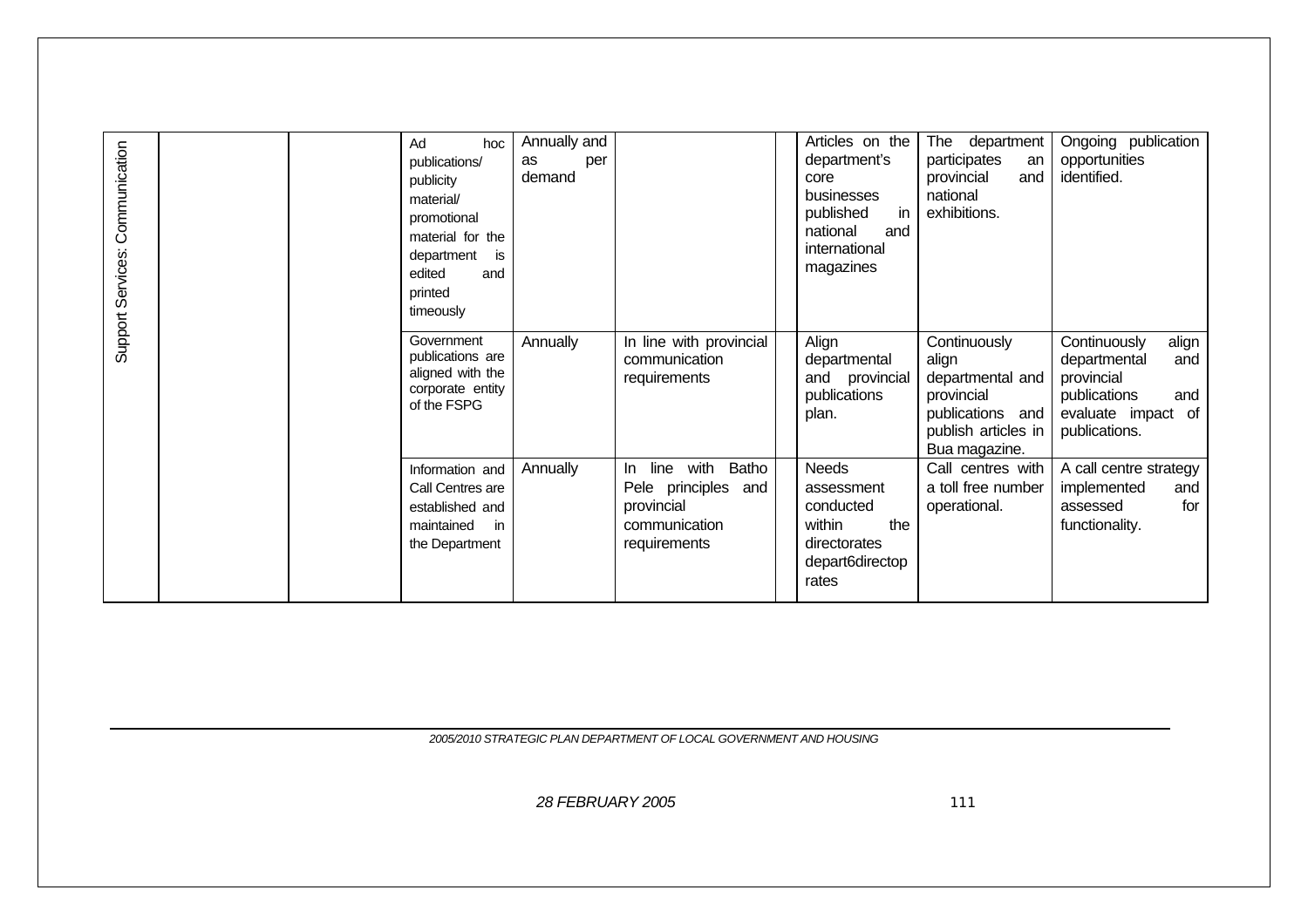| Support Services: Communication | | | Ad hoc publications/ publicity material/ promotional material for the department is edited and printed timeously | Annually and as per demand | | | Articles on the department's core businesses published in national and international magazines | The department participates an provincial and national exhibitions. | Ongoing publication opportunities identified. |
|---|---|---|---|---|---|---|---|---|---|
| | | | Government publications are aligned with the corporate entity of the FSPG | Annually | In line with provincial communication requirements | | Align departmental and provincial publications plan. | Continuously align departmental and provincial publications and publish articles in Bua magazine. | Continuously align departmental and provincial publications and evaluate impact of publications. |
| | | | Information and Call Centres are established and maintained in the Department | Annually | In line with Batho Pele principles and provincial communication requirements | | Needs assessment conducted within the directorates depart6directop rates | Call centres with a toll free number operational. | A call centre strategy implemented and assessed for functionality. |

*2005/2010 STRATEGIC PLAN DEPARTMENT OF LOCAL GOVERNMENT AND HOUSING*

*28 FEBRUARY 2005*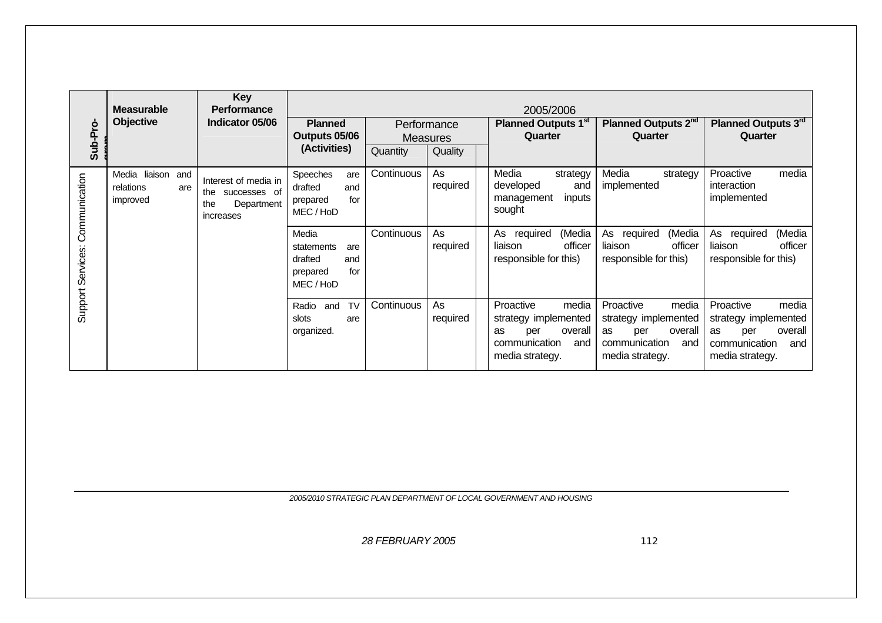| Sub-Programme | Measurable Objective | Key Performance Indicator 05/06 | 2005/2006 | | | | | | |
|---|---|---|---|---|---|---|---|---|---|
| | | | Planned Outputs 05/06 (Activities) | Performance Measures | | | Planned Outputs 1st Quarter | Planned Outputs 2nd Quarter | Planned Outputs 3rd Quarter |
| | | | | Quantity | Quality | | | | |
| Support Services: Communication | Media liaison and relations are improved | Interest of media in the successes of the Department increases | Speeches are drafted and prepared for MEC / HoD | Continuous | As required | | Media strategy developed and management inputs sought | Media strategy implemented | Proactive media interaction implemented |
| | | | Media statements are drafted and prepared for MEC / HoD | Continuous | As required | | As required (Media liaison officer responsible for this) | As required (Media liaison officer responsible for this) | As required (Media liaison officer responsible for this) |
| | | | Radio and TV slots are organized. | Continuous | As required | | Proactive media strategy implemented as per overall communication and media strategy. | Proactive media strategy implemented as per overall communication and media strategy. | Proactive media strategy implemented as per overall communication and media strategy. |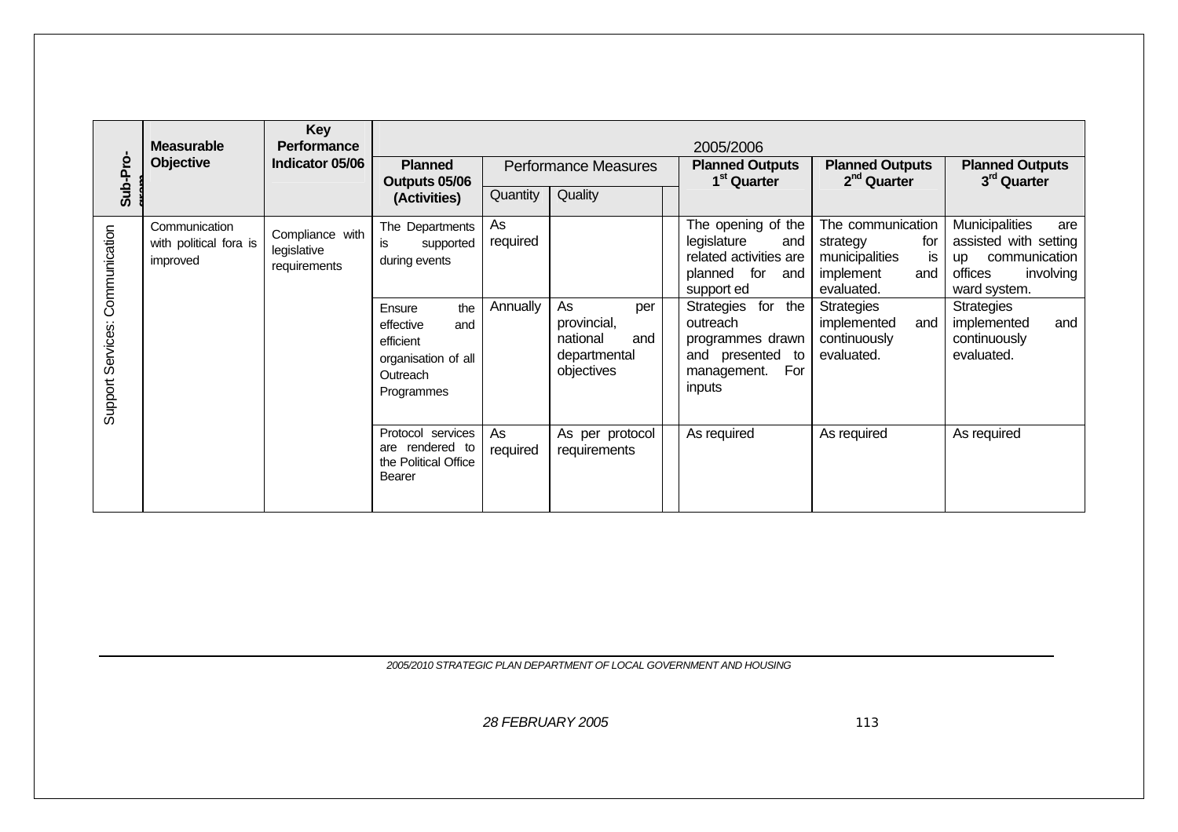| Sub-Programme | Measurable Objective | Key Performance Indicator 05/06 | 2005/2006 | | | | | |
|---|---|---|---|---|---|---|---|---|
| | | | Planned Outputs 05/06 (Activities) | Performance Measures | | Planned Outputs 1st Quarter | Planned Outputs 2nd Quarter | Planned Outputs 3rd Quarter |
| | | | | Quantity | Quality | | | |
| Support Services: Communication | Communication with political fora is improved | Compliance with legislative requirements | The Departments is supported during events | As required | | The opening of the legislature and related activities are planned for and support ed | The communication strategy for municipalities is implement and evaluated. | Municipalities are assisted with setting up communication offices involving ward system. |
| | | | Ensure the effective and efficient organisation of all Outreach Programmes | Annually | As per provincial, national and departmental objectives | Strategies for the outreach programmes drawn and presented to management. For inputs | Strategies implemented and continuously evaluated. | Strategies implemented and continuously evaluated. |
| | | | Protocol services are rendered to the Political Office Bearer | As required | As per protocol requirements | As required | As required | As required |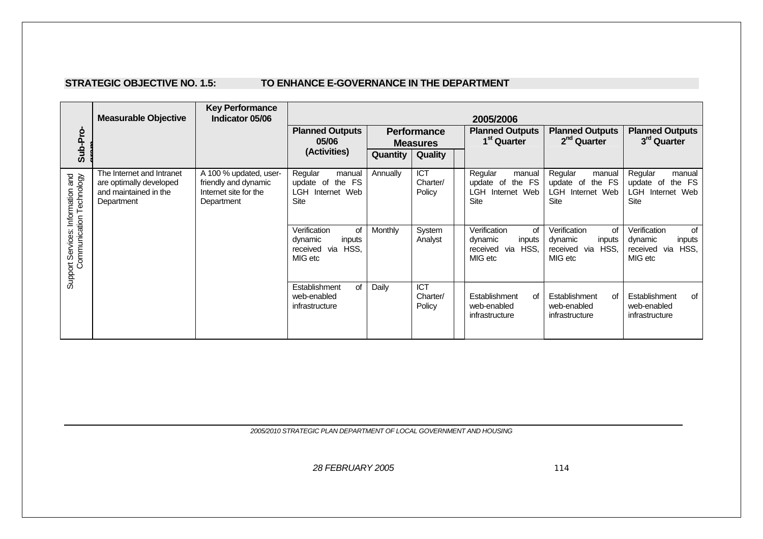**STRATEGIC OBJECTIVE NO. 1.5: TO ENHANCE E-GOVERNANCE IN THE DEPARTMENT**

| Sub-Programme | Measurable Objective | Key Performance Indicator 05/06 | 2005/2006 | | | | | |
|---|---|---|---|---|---|---|---|---|
| | | | Planned Outputs 05/06 (Activities) | Performance Measures | | Planned Outputs 1st Quarter | Planned Outputs 2nd Quarter | Planned Outputs 3rd Quarter |
| | | | | Quantity | Quality | | | |
| Support Services: Information and Communication Technology | The Internet and Intranet are optimally developed and maintained in the Department | A 100 % updated, user-friendly and dynamic Internet site for the Department | Regular manual update of the FS LGH Internet Web Site | Annually | ICT Charter/ Policy | Regular manual update of the FS LGH Internet Web Site | Regular manual update of the FS LGH Internet Web Site | Regular manual update of the FS LGH Internet Web Site |
| | | | Verification of dynamic inputs received via HSS, MIG etc | Monthly | System Analyst | Verification of dynamic inputs received via HSS, MIG etc | Verification of dynamic inputs received via HSS, MIG etc | Verification of dynamic inputs received via HSS, MIG etc |
| | | | Establishment of web-enabled infrastructure | Daily | ICT Charter/ Policy | Establishment of web-enabled infrastructure | Establishment of web-enabled infrastructure | Establishment of web-enabled infrastructure |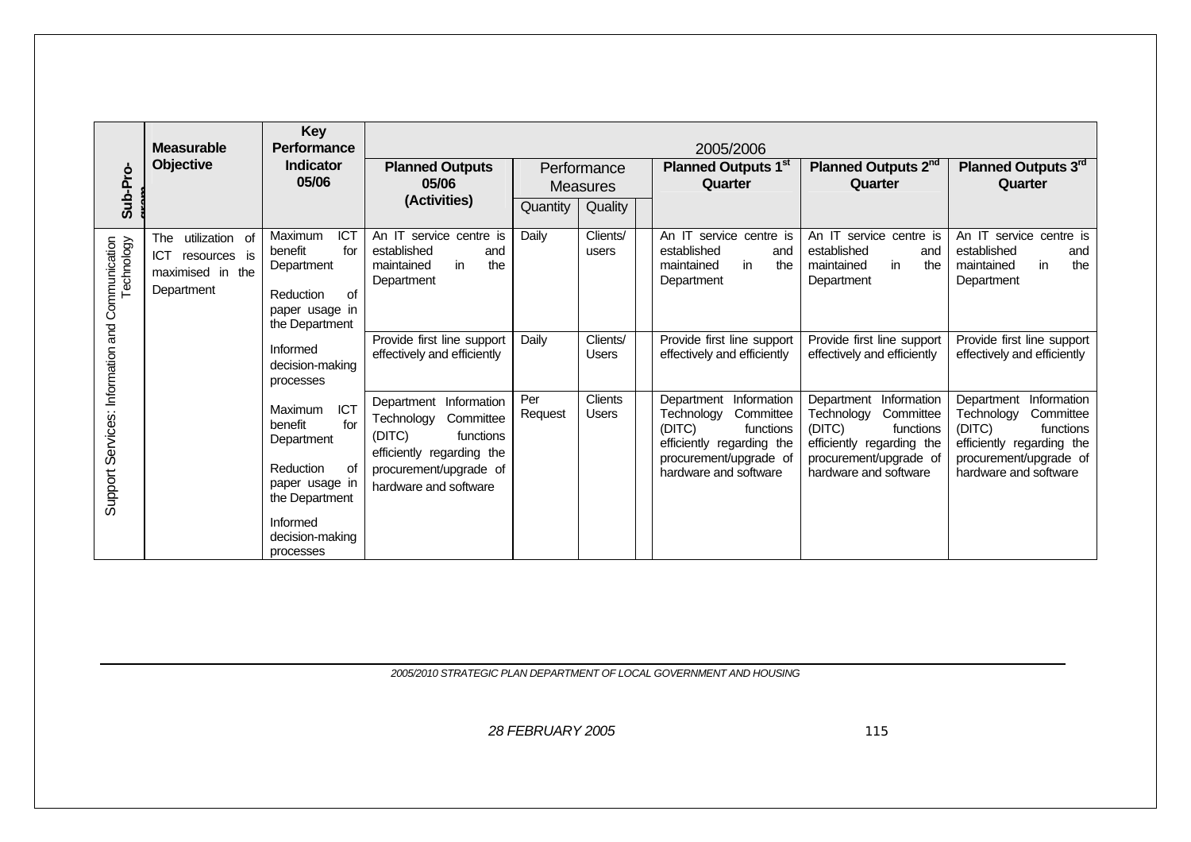| Sub-Pro-gram | Measurable Objective | Key Performance Indicator 05/06 | 2005/2006 | | | | | | |
|---|---|---|---|---|---|---|---|---|---|
| | | | Planned Outputs 05/06 (Activities) | Performance Measures | | | Planned Outputs 1st Quarter | Planned Outputs 2nd Quarter | Planned Outputs 3rd Quarter |
| | | | | Quantity | Quality | | | | |
| Support Services: Information and Communication Technology | The utilization of ICT resources is maximised in the Department | Maximum ICT benefit for Department<br><br>Reduction of paper usage in the Department | An IT service centre is established and maintained in the Department | Daily | Clients/ users | | An IT service centre is established and maintained in the Department | An IT service centre is established and maintained in the Department | An IT service centre is established and maintained in the Department |
| | | Informed decision-making processes | Provide first line support effectively and efficiently | Daily | Clients/ Users | | Provide first line support effectively and efficiently | Provide first line support effectively and efficiently | Provide first line support effectively and efficiently |
| | | Maximum ICT benefit for Department<br><br>Reduction of paper usage in the Department<br><br>Informed decision-making processes | Department Information Technology Committee (DITC) functions efficiently regarding the procurement/upgrade of hardware and software | Per Request | Clients Users | | Department Information Technology Committee (DITC) functions efficiently regarding the procurement/upgrade of hardware and software | Department Information Technology Committee (DITC) functions efficiently regarding the procurement/upgrade of hardware and software | Department Information Technology Committee (DITC) functions efficiently regarding the procurement/upgrade of hardware and software |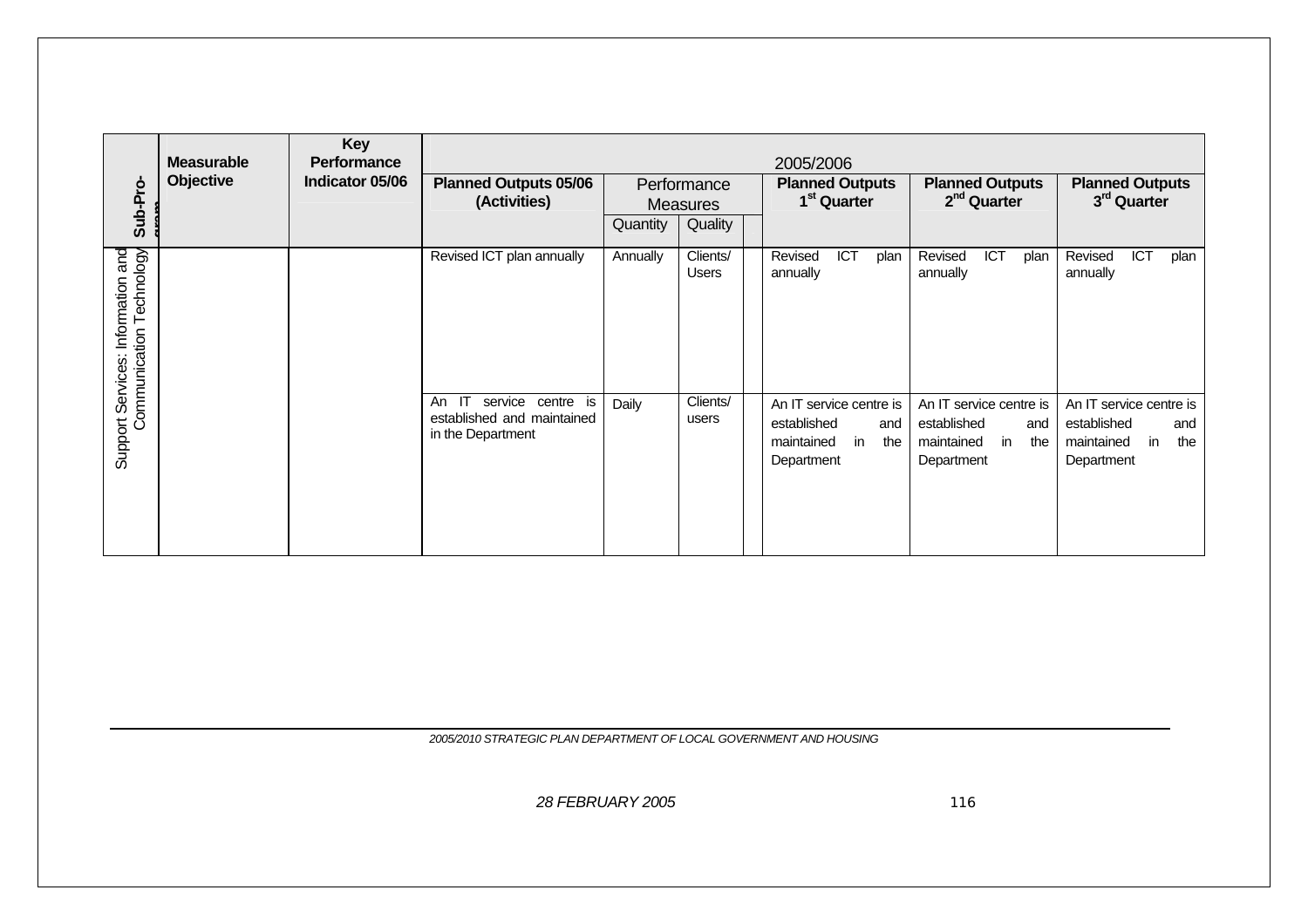| Sub-Programme | Measurable Objective | Key Performance Indicator 05/06 | 2005/2006 | | | | | | |
|---|---|---|---|---|---|---|---|---|---|
| | | | Planned Outputs 05/06 (Activities) | Performance Measures | | | Planned Outputs 1st Quarter | Planned Outputs 2nd Quarter | Planned Outputs 3rd Quarter |
| | | | | Quantity | Quality | | | | |
| Support Services: Information and Communication Technology | | | Revised ICT plan annually | Annually | Clients/ Users | | Revised ICT plan annually | Revised ICT plan annually | Revised ICT plan annually |
| | | | An IT service centre is established and maintained in the Department | Daily | Clients/ users | | An IT service centre is established and maintained in the Department | An IT service centre is established and maintained in the Department | An IT service centre is established and maintained in the Department |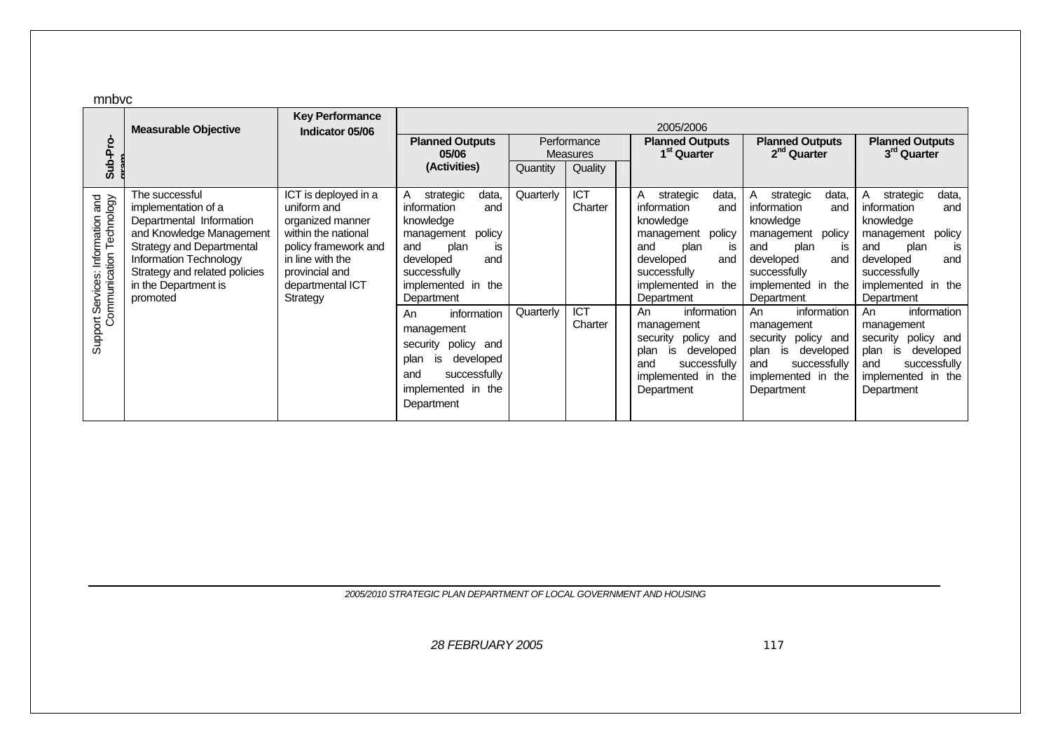mnbvc

| Sub-Programme | Measurable Objective | Key Performance Indicator 05/06 | 2005/2006 | | | | | | |
|---|---|---|---|---|---|---|---|---|---|
| | | | Planned Outputs 05/06 (Activities) | Performance Measures | | | Planned Outputs 1st Quarter | Planned Outputs 2nd Quarter | Planned Outputs 3rd Quarter |
| | | | | Quantity | Quality | | | | |
| Support Services: Information and Communication Technology | The successful implementation of a Departmental Information and Knowledge Management Strategy and Departmental Information Technology Strategy and related policies in the Department is promoted | ICT is deployed in a uniform and organized manner within the national policy framework and in line with the provincial and departmental ICT Strategy | A strategic data, information and knowledge management policy and plan is developed and successfully implemented in the Department | Quarterly | ICT Charter | | A strategic data, information and knowledge management policy and plan is developed and successfully implemented in the Department | A strategic data, information and knowledge management policy and plan is developed and successfully implemented in the Department | A strategic data, information and knowledge management policy and plan is developed and successfully implemented in the Department |
| | | | An information management security policy and plan is developed and successfully implemented in the Department | Quarterly | ICT Charter | | An information management security policy and plan is developed and successfully implemented in the Department | An information management security policy and plan is developed and successfully implemented in the Department | An information management security policy and plan is developed and successfully implemented in the Department |

*2005/2010 STRATEGIC PLAN DEPARTMENT OF LOCAL GOVERNMENT AND HOUSING*

*28 FEBRUARY 2005*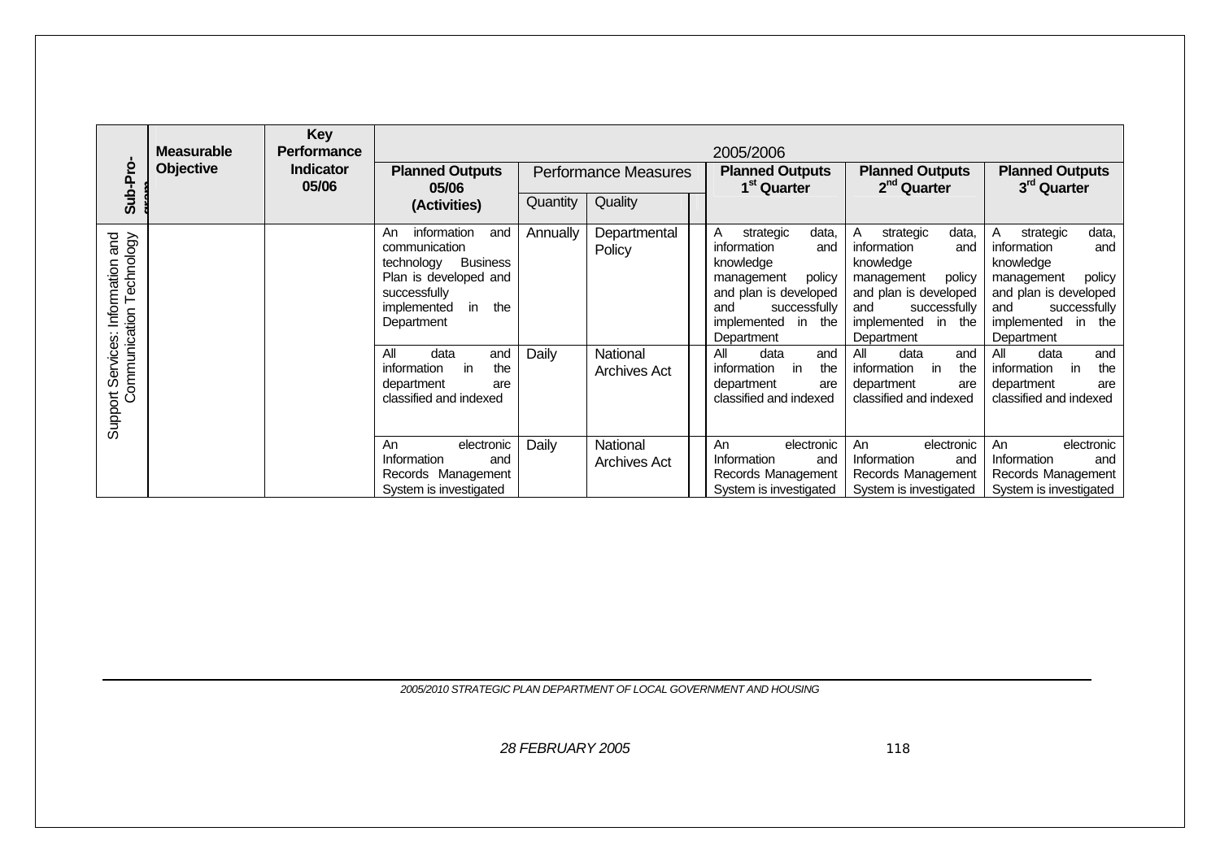| Sub-Programme | Measurable Objective | Key Performance Indicator 05/06 | 2005/2006 | | | | | |
|---|---|---|---|---|---|---|---|---|
| | | | Planned Outputs 05/06 (Activities) | Performance Measures | | Planned Outputs 1st Quarter | Planned Outputs 2nd Quarter | Planned Outputs 3rd Quarter |
| | | | | Quantity | Quality | | | |
| Support Services: Information and Communication Technology | | | An information and communication technology Business Plan is developed and successfully implemented in the Department | Annually | Departmental Policy | A strategic data, information and knowledge management policy and plan is developed and successfully implemented in the Department | A strategic data, information and knowledge management policy and plan is developed and successfully implemented in the Department | A strategic data, information and knowledge management policy and plan is developed and successfully implemented in the Department |
| | | | All data and information in the department are classified and indexed | Daily | National Archives Act | All data and information in the department are classified and indexed | All data and information in the department are classified and indexed | All data and information in the department are classified and indexed |
| | | | An electronic Information and Records Management System is investigated | Daily | National Archives Act | An electronic Information and Records Management System is investigated | An electronic Information and Records Management System is investigated | An electronic Information and Records Management System is investigated |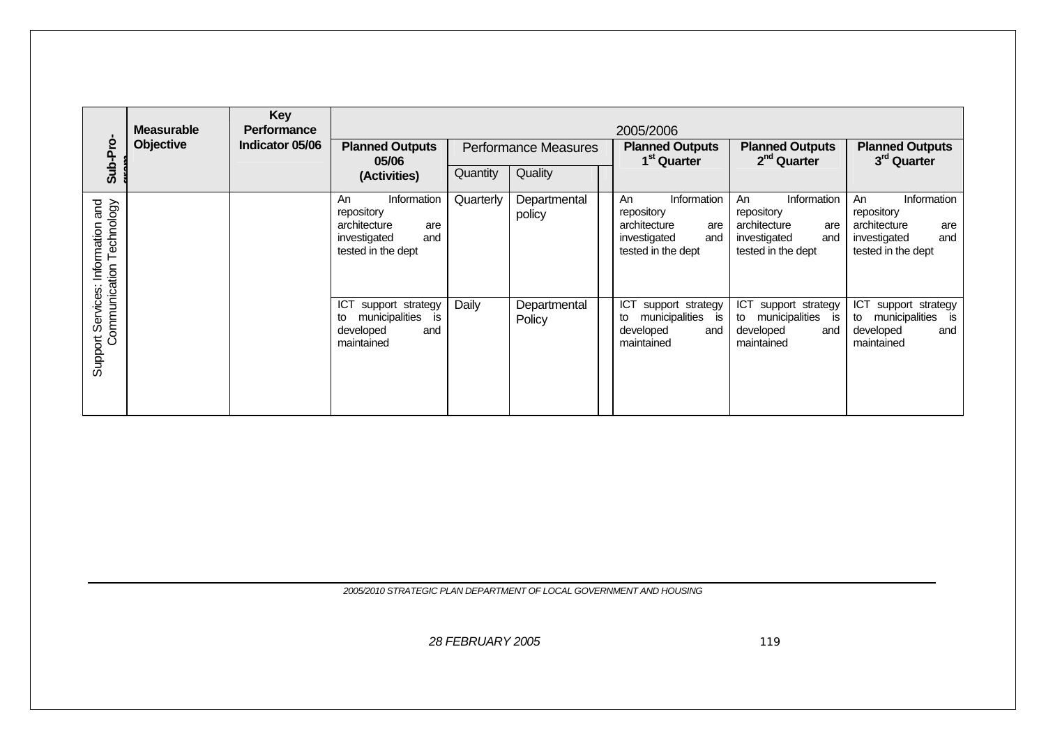| Sub-Programme | Measurable Objective | Key Performance Indicator 05/06 | 2005/2006 | | | | | | |
|---|---|---|---|---|---|---|---|---|---|
| | | | Planned Outputs 05/06 (Activities) | Performance Measures | | | Planned Outputs 1st Quarter | Planned Outputs 2nd Quarter | Planned Outputs 3rd Quarter |
| | | | | Quantity | Quality | | | | |
| Support Services: Information and Communication Technology | | | An Information repository architecture are investigated and tested in the dept | Quarterly | Departmental policy | | An Information repository architecture are investigated and tested in the dept | An Information repository architecture are investigated and tested in the dept | An Information repository architecture are investigated and tested in the dept |
| | | | ICT support strategy to municipalities is developed and maintained | Daily | Departmental Policy | | ICT support strategy to municipalities is developed and maintained | ICT support strategy to municipalities is developed and maintained | ICT support strategy to municipalities is developed and maintained |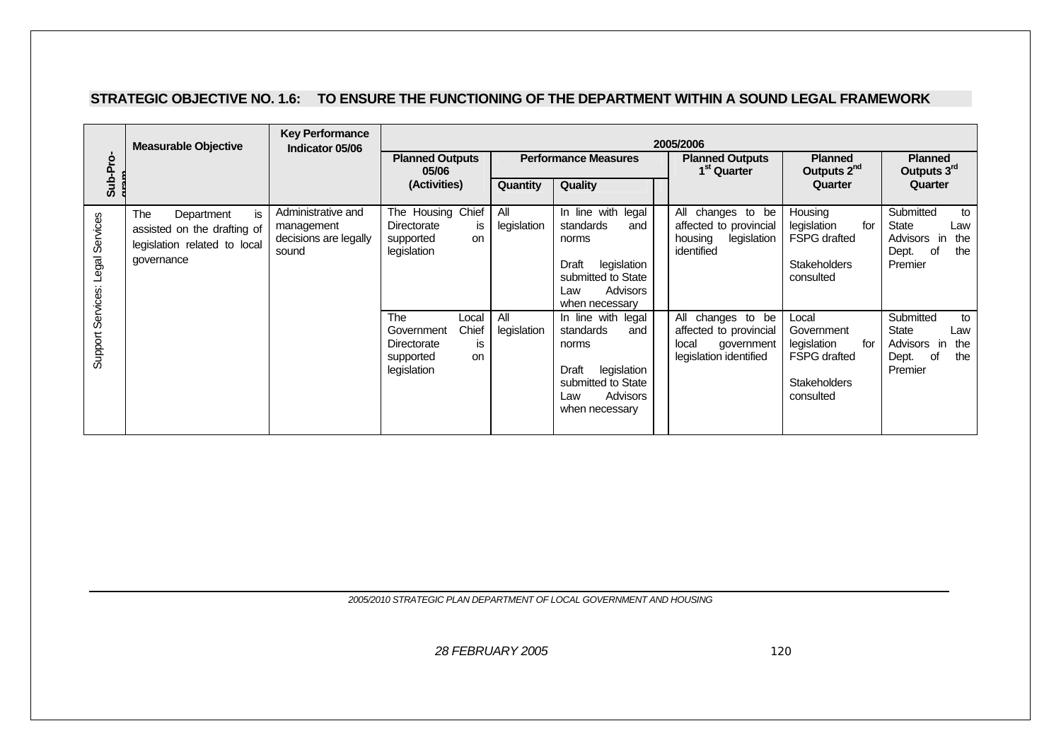## STRATEGIC OBJECTIVE NO. 1.6: TO ENSURE THE FUNCTIONING OF THE DEPARTMENT WITHIN A SOUND LEGAL FRAMEWORK

| Sub-Programme | Measurable Objective | Key Performance Indicator 05/06 | 2005/2006 | | | | | |
|---|---|---|---|---|---|---|---|---|
| | | | Planned Outputs 05/06 (Activities) | Performance Measures | | Planned Outputs 1st Quarter | Planned Outputs 2nd Quarter | Planned Outputs 3rd Quarter |
| | | | | Quantity | Quality | | | |
| Support Services: Legal Services | The Department is assisted on the drafting of legislation related to local governance | Administrative and management decisions are legally sound | The Housing Chief Directorate is supported on legislation | All legislation | In line with legal standards and norms<br><br>Draft legislation submitted to State Law Advisors when necessary | All changes to be affected to provincial housing legislation identified | Housing legislation for FSPG drafted<br><br>Stakeholders consulted | Submitted to State Law Advisors in the Dept. of the Premier |
| | | | The Local Government Chief Directorate is supported on legislation | All legislation | In line with legal standards and norms<br><br>Draft legislation submitted to State Law Advisors when necessary | All changes to be affected to provincial local government legislation identified | Local Government legislation for FSPG drafted<br><br>Stakeholders consulted | Submitted to State Law Advisors in the Dept. of the Premier |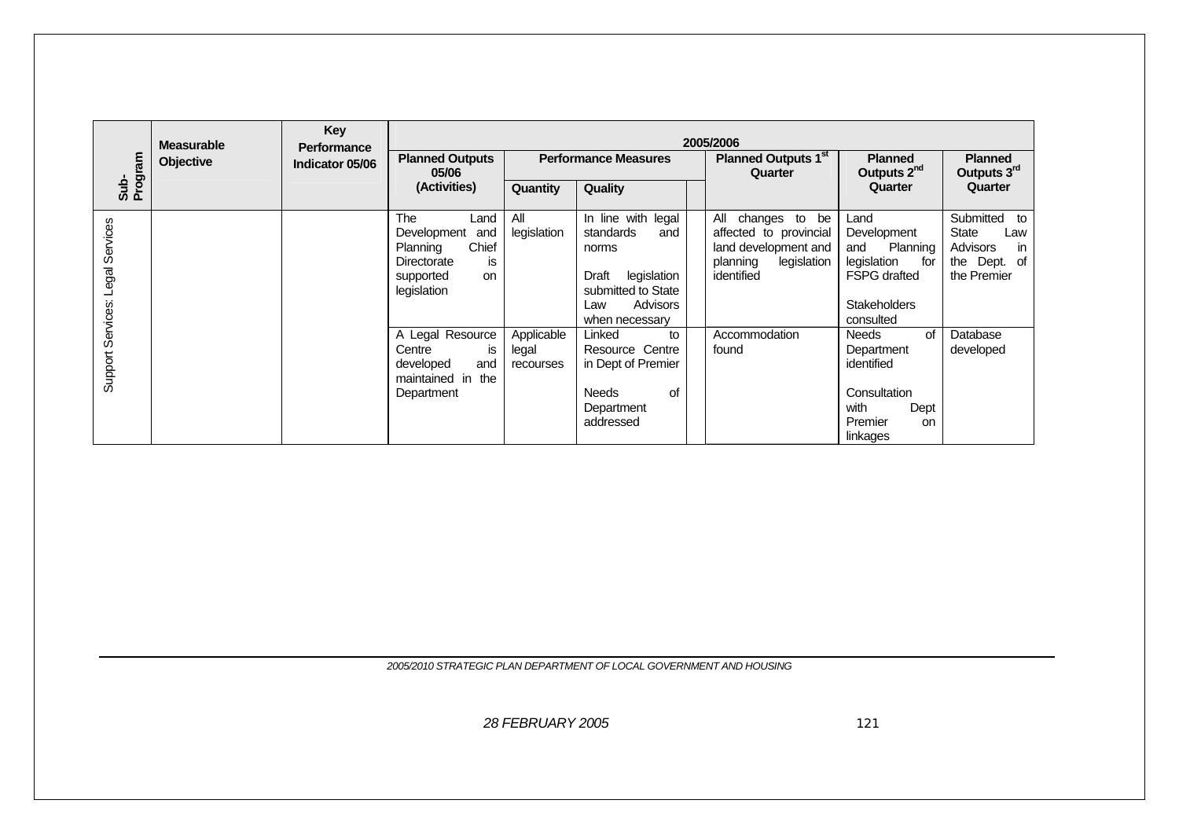| Sub-Program | Measurable Objective | Key Performance Indicator 05/06 | 2005/2006 | | | | | |
|---|---|---|---|---|---|---|---|---|
| | | | Planned Outputs 05/06 (Activities) | Performance Measures | | Planned Outputs 1st Quarter | Planned Outputs 2nd Quarter | Planned Outputs 3rd Quarter |
| | | | | Quantity | Quality | | | |
| Support Services: Legal Services | | | The Land Development and Planning Chief Directorate is supported on legislation | All legislation | In line with legal standards and norms<br><br>Draft legislation submitted to State Law Advisors when necessary | All changes to be affected to provincial land development and planning legislation identified | Land Development and Planning legislation for FSPG drafted<br><br>Stakeholders consulted | Submitted to State Law Advisors in the Dept. of the Premier |
| | | | A Legal Resource Centre is developed and maintained in the Department | Applicable legal recourses | Linked to Resource Centre in Dept of Premier<br><br>Needs of Department addressed | Accommodation found | Needs of Department identified<br><br>Consultation with Dept Premier on linkages | Database developed |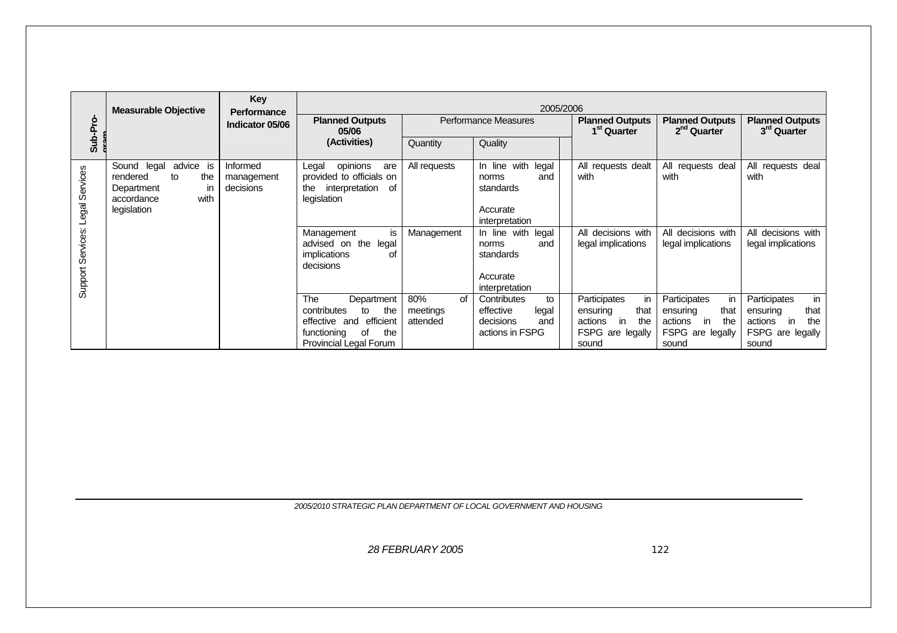| Sub-Programme | Measurable Objective | Key Performance Indicator 05/06 | 2005/2006 | | | | | | |
|---|---|---|---|---|---|---|---|---|---|
| | | | Planned Outputs 05/06 (Activities) | Performance Measures | | | Planned Outputs 1st Quarter | Planned Outputs 2nd Quarter | Planned Outputs 3rd Quarter |
| | | | | Quantity | Quality | | | | |
| Support Services: Legal Services | Sound legal advice is rendered to the Department in accordance with legislation | Informed management decisions | Legal opinions are provided to officials on the interpretation of legislation | All requests | In line with legal norms and standards<br><br>Accurate interpretation | | All requests dealt with | All requests deal with | All requests deal with |
| | | | Management is advised on the legal implications of decisions | Management | In line with legal norms and standards<br><br>Accurate interpretation | | All decisions with legal implications | All decisions with legal implications | All decisions with legal implications |
| | | | The Department contributes to the effective and efficient functioning of the Provincial Legal Forum | 80% of meetings attended | Contributes to effective legal decisions and actions in FSPG | | Participates in ensuring that actions in the FSPG are legally sound | Participates in ensuring that actions in the FSPG are legally sound | Participates in ensuring that actions in the FSPG are legally sound |

*2005/2010 STRATEGIC PLAN DEPARTMENT OF LOCAL GOVERNMENT AND HOUSING*

*28 FEBRUARY 2005*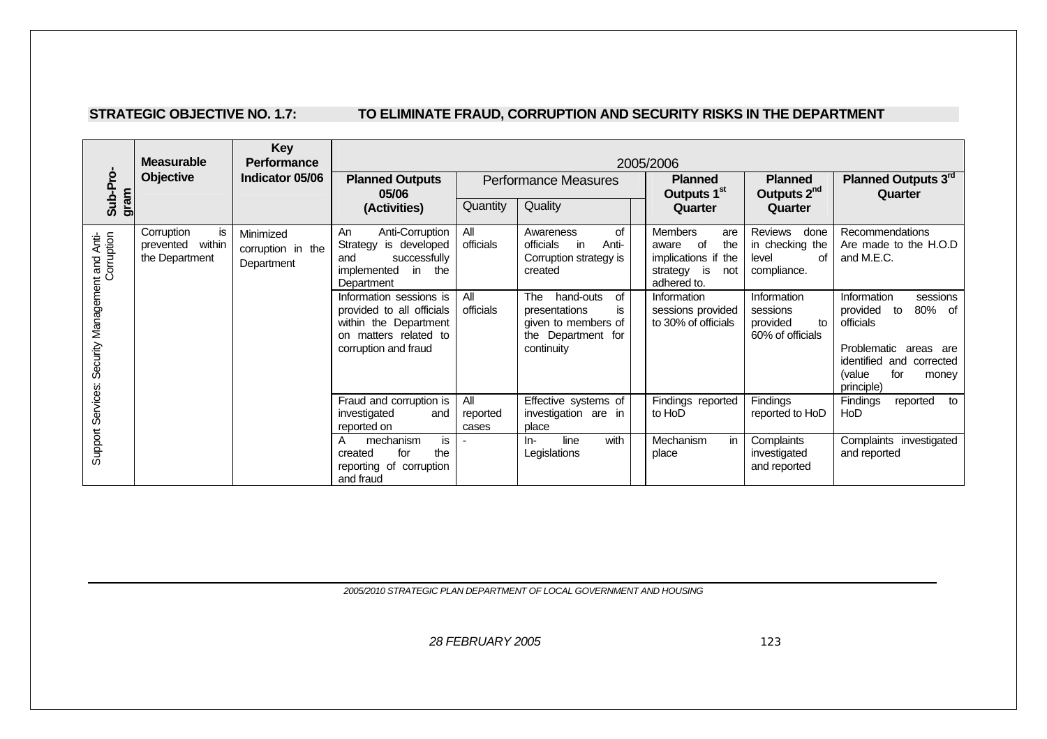**STRATEGIC OBJECTIVE NO. 1.7: TO ELIMINATE FRAUD, CORRUPTION AND SECURITY RISKS IN THE DEPARTMENT**

| Sub-Program | Measurable Objective | Key Performance Indicator 05/06 | 2005/2006 | | | | | |
|---|---|---|---|---|---|---|---|---|
| | | | Planned Outputs 05/06 (Activities) | Performance Measures | | Planned Outputs 1st Quarter | Planned Outputs 2nd Quarter | Planned Outputs 3rd Quarter |
| | | | | Quantity | Quality | | | |
| Support Services: Security Management and Anti-Corruption | Corruption is prevented within the Department | Minimized corruption in the Department | An Anti-Corruption Strategy is developed and successfully implemented in the Department | All officials | Awareness of officials in Anti-Corruption strategy is created | Members are aware of the implications if the strategy is not adhered to. | Reviews done in checking the level of compliance. | Recommendations Are made to the H.O.D and M.E.C. |
| | | | Information sessions is provided to all officials within the Department on matters related to corruption and fraud | All officials | The hand-outs of presentations is given to members of the Department for continuity | Information sessions provided to 30% of officials | Information sessions provided to 60% of officials | Information sessions provided to 80% of officials<br><br>Problematic areas are identified and corrected (value for money principle) |
| | | | Fraud and corruption is investigated and reported on | All reported cases | Effective systems of investigation are in place | Findings reported to HoD | Findings reported to HoD | Findings reported to HoD |
| | | | A mechanism is created for the reporting of corruption and fraud | - | In- line with Legislations | Mechanism in place | Complaints investigated and reported | Complaints investigated and reported |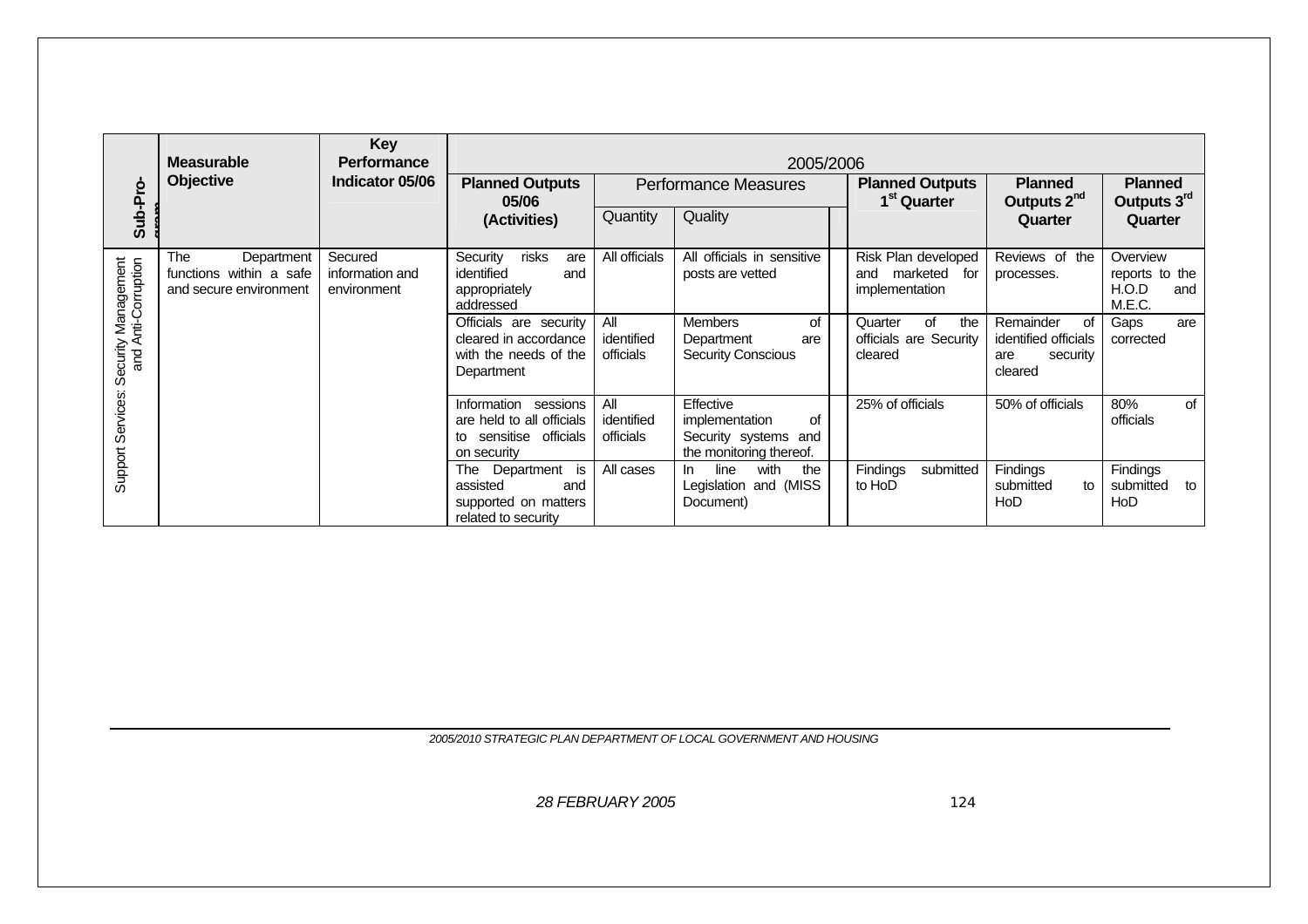| Sub-Programme | Measurable Objective | Key Performance Indicator 05/06 | 2005/2006 | | | | | |
|---|---|---|---|---|---|---|---|---|
| | | | Planned Outputs 05/06 (Activities) | Performance Measures | | Planned Outputs 1st Quarter | Planned Outputs 2nd Quarter | Planned Outputs 3rd Quarter |
| | | | | Quantity | Quality | | | |
| Support Services: Security Management and Anti-Corruption | The Department functions within a safe and secure environment | Secured information and environment | Security risks are identified and appropriately addressed | All officials | All officials in sensitive posts are vetted | Risk Plan developed and marketed for implementation | Reviews of the processes. | Overview reports to the H.O.D and M.E.C. |
| | | | Officials are security cleared in accordance with the needs of the Department | All identified officials | Members of Department are Security Conscious | Quarter of the officials are Security cleared | Remainder of identified officials are security cleared | Gaps are corrected |
| | | | Information sessions are held to all officials to sensitise officials on security | All identified officials | Effective implementation of Security systems and the monitoring thereof. | 25% of officials | 50% of officials | 80% of officials |
| | | | The Department is assisted and supported on matters related to security | All cases | In line with the Legislation and (MISS Document) | Findings submitted to HoD | Findings submitted to HoD | Findings submitted to HoD |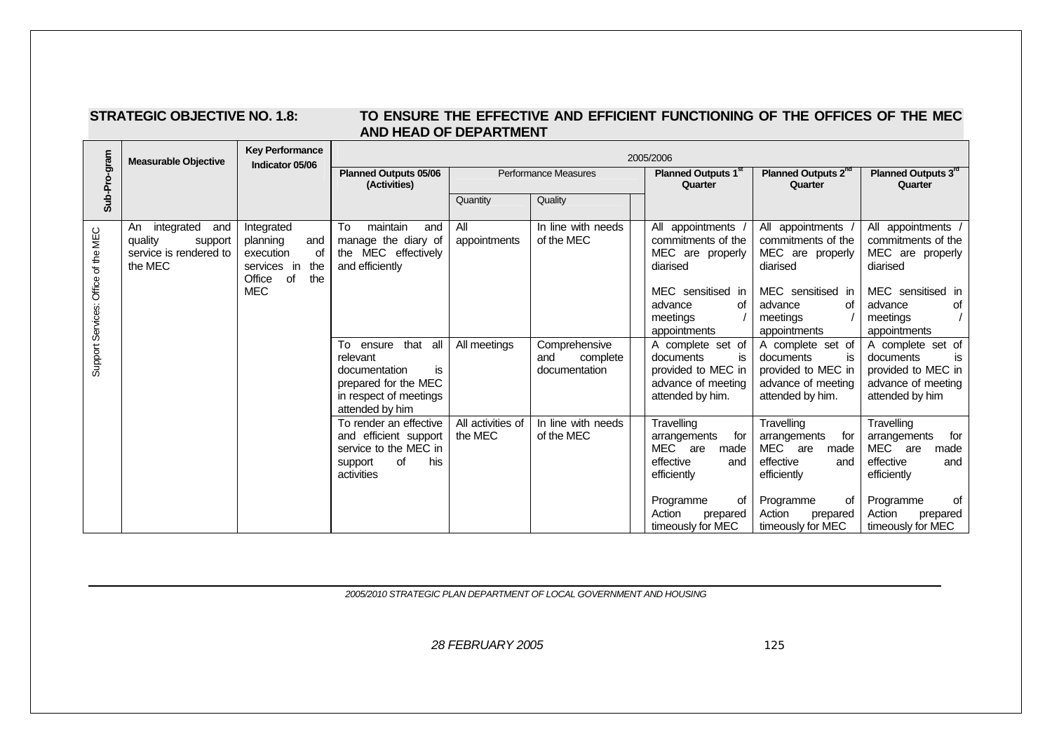**STRATEGIC OBJECTIVE NO. 1.8: TO ENSURE THE EFFECTIVE AND EFFICIENT FUNCTIONING OF THE OFFICES OF THE MEC AND HEAD OF DEPARTMENT**

| Sub-Pro-gram | Measurable Objective | Key Performance Indicator 05/06 | 2005/2006 | | | | | |
|---|---|---|---|---|---|---|---|---|
| | | | Planned Outputs 05/06 (Activities) | Performance Measures | | Planned Outputs 1st Quarter | Planned Outputs 2nd Quarter | Planned Outputs 3rd Quarter |
| | | | | Quantity | Quality | | | |
| Support Services: Office of the MEC | An integrated and quality support service is rendered to the MEC | Integrated planning and execution of services in the Office of the MEC | To maintain and manage the diary of the MEC effectively and efficiently | All appointments | In line with needs of the MEC | All appointments / commitments of the MEC are properly diarised<br><br>MEC sensitised in advance of meetings / appointments | All appointments / commitments of the MEC are properly diarised<br><br>MEC sensitised in advance of meetings / appointments | All appointments / commitments of the MEC are properly diarised<br><br>MEC sensitised in advance of meetings / appointments |
| | | | To ensure that all relevant documentation is prepared for the MEC in respect of meetings attended by him | All meetings | Comprehensive and complete documentation | A complete set of documents is provided to MEC in advance of meeting attended by him. | A complete set of documents is provided to MEC in advance of meeting attended by him. | A complete set of documents is provided to MEC in advance of meeting attended by him |
| | | | To render an effective and efficient support service to the MEC in support of his activities | All activities of the MEC | In line with needs of the MEC | Travelling arrangements for MEC are made effective and efficiently<br><br>Programme of Action prepared timeously for MEC | Travelling arrangements for MEC are made effective and efficiently<br><br>Programme of Action prepared timeously for MEC | Travelling arrangements for MEC are made effective and efficiently<br><br>Programme of Action prepared timeously for MEC |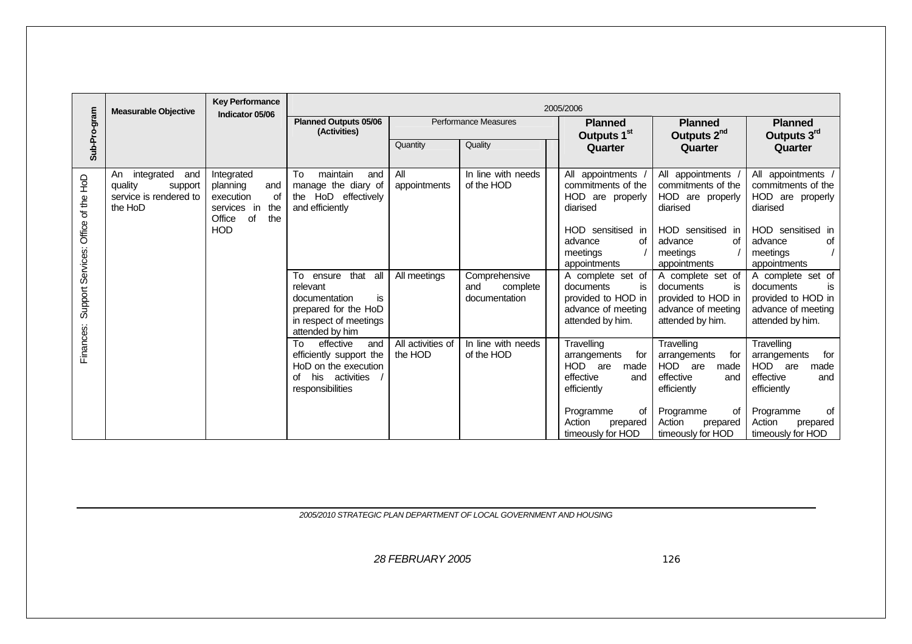| Sub-Pro-gram | Measurable Objective | Key Performance Indicator 05/06 | 2005/2006 | | | | | |
|---|---|---|---|---|---|---|---|---|
| | | | Planned Outputs 05/06 (Activities) | Performance Measures | | Planned Outputs 1st Quarter | Planned Outputs 2nd Quarter | Planned Outputs 3rd Quarter |
| | | | | Quantity | Quality | | | |
| Finances: Support Services: Office of the HoD | An integrated and quality support service is rendered to the HoD | Integrated planning and execution of services in the Office of the HOD | To maintain and manage the diary of the HoD effectively and efficiently | All appointments | In line with needs of the HOD | All appointments / commitments of the HOD are properly diarised<br><br>HOD sensitised in advance of meetings / appointments | All appointments / commitments of the HOD are properly diarised<br><br>HOD sensitised in advance of meetings / appointments | All appointments / commitments of the HOD are properly diarised<br><br>HOD sensitised in advance of meetings / appointments |
| | | | To ensure that all relevant documentation is prepared for the HoD in respect of meetings attended by him | All meetings | Comprehensive and complete documentation | A complete set of documents is provided to HOD in advance of meeting attended by him. | A complete set of documents is provided to HOD in advance of meeting attended by him. | A complete set of documents is provided to HOD in advance of meeting attended by him. |
| | | | To effective and efficiently support the HoD on the execution of his activities / responsibilities | All activities of the HOD | In line with needs of the HOD | Travelling arrangements for HOD are made effective and efficiently<br><br>Programme of Action prepared timeously for HOD | Travelling arrangements for HOD are made effective and efficiently<br><br>Programme of Action prepared timeously for HOD | Travelling arrangements for HOD are made effective and efficiently<br><br>Programme of Action prepared timeously for HOD |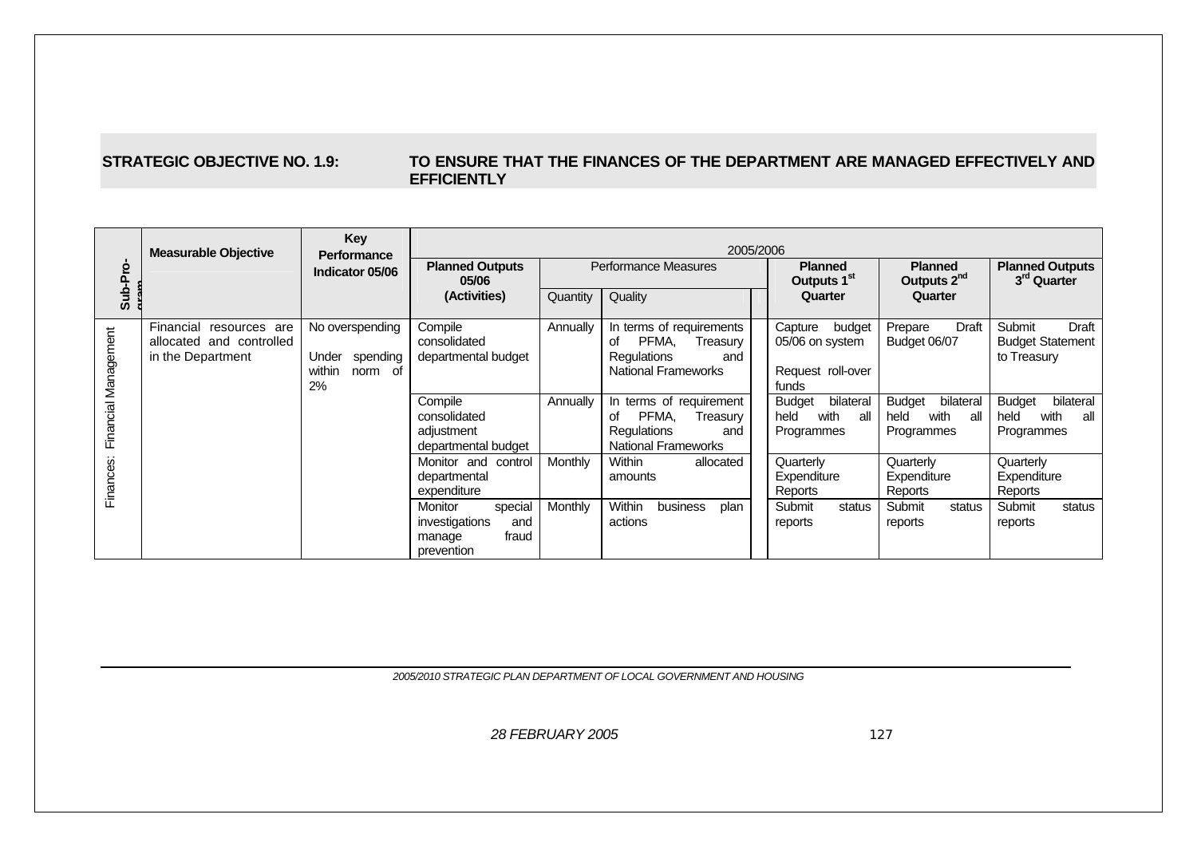**STRATEGIC OBJECTIVE NO. 1.9: TO ENSURE THAT THE FINANCES OF THE DEPARTMENT ARE MANAGED EFFECTIVELY AND EFFICIENTLY**

| Sub-Programme | Measurable Objective | Key Performance Indicator 05/06 | 2005/2006 | | | | | |
|---|---|---|---|---|---|---|---|---|
| | | | Planned Outputs 05/06 (Activities) | Performance Measures | | Planned Outputs 1st Quarter | Planned Outputs 2nd Quarter | Planned Outputs 3rd Quarter |
| | | | | Quantity | Quality | | | |
| Finances: Financial Management | Financial resources are allocated and controlled in the Department | No overspending<br><br>Under spending within norm of 2% | Compile consolidated departmental budget | Annually | In terms of requirements of PFMA, Treasury Regulations and National Frameworks | Capture budget 05/06 on system<br><br>Request roll-over funds | Prepare Draft Budget 06/07 | Submit Draft Budget Statement to Treasury |
| | | | Compile consolidated adjustment departmental budget | Annually | In terms of requirement of PFMA, Treasury Regulations and National Frameworks | Budget bilateral held with all Programmes | Budget bilateral held with all Programmes | Budget bilateral held with all Programmes |
| | | | Monitor and control departmental expenditure | Monthly | Within allocated amounts | Quarterly Expenditure Reports | Quarterly Expenditure Reports | Quarterly Expenditure Reports |
| | | | Monitor special investigations and manage fraud prevention | Monthly | Within business plan actions | Submit status reports | Submit status reports | Submit status reports |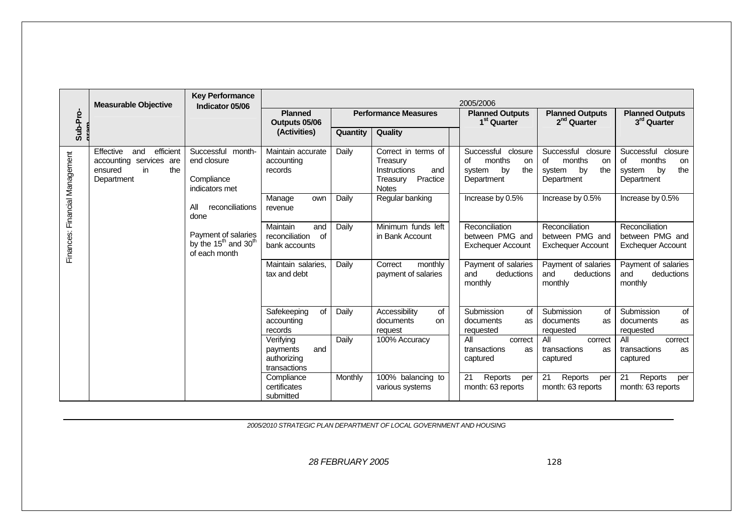| Sub-Programme | Measurable Objective | Key Performance Indicator 05/06 | 2005/2006 | | | | | |
|---|---|---|---|---|---|---|---|---|
| | | | Planned Outputs 05/06 (Activities) | Performance Measures | | Planned Outputs 1st Quarter | Planned Outputs 2nd Quarter | Planned Outputs 3rd Quarter |
| | | | | Quantity | Quality | | | |
| Finances: Financial Management | Effective and efficient accounting services are ensured in the Department | Successful month-end closure<br><br>Compliance indicators met<br><br>All reconciliations done<br><br>Payment of salaries by the 15th and 30th of each month | Maintain accurate accounting records | Daily | Correct in terms of Treasury Instructions and Treasury Practice Notes | Successful closure of months on system by the Department | Successful closure of months on system by the Department | Successful closure of months on system by the Department |
| | | | Manage own revenue | Daily | Regular banking | Increase by 0.5% | Increase by 0.5% | Increase by 0.5% |
| | | | Maintain and reconciliation of bank accounts | Daily | Minimum funds left in Bank Account | Reconciliation between PMG and Exchequer Account | Reconciliation between PMG and Exchequer Account | Reconciliation between PMG and Exchequer Account |
| | | | Maintain salaries, tax and debt | Daily | Correct monthly payment of salaries | Payment of salaries and deductions monthly | Payment of salaries and deductions monthly | Payment of salaries and deductions monthly |
| | | | Safekeeping of accounting records | Daily | Accessibility of documents on request | Submission of documents as requested | Submission of documents as requested | Submission of documents as requested |
| | | | Verifying payments and authorizing transactions | Daily | 100% Accuracy | All correct transactions as captured | All correct transactions as captured | All correct transactions as captured |
| | | | Compliance certificates submitted | Monthly | 100% balancing to various systems | 21 Reports per month: 63 reports | 21 Reports per month: 63 reports | 21 Reports per month: 63 reports |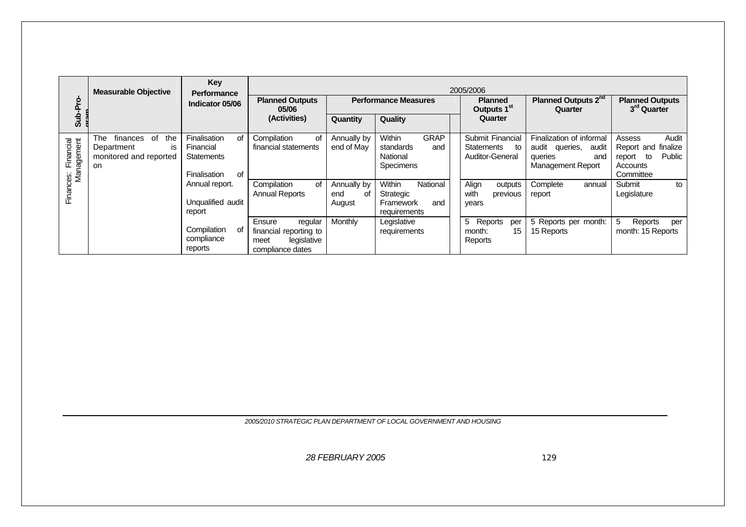| Sub-Programme | Measurable Objective | Key Performance Indicator 05/06 | 2005/2006 | | | | | | |
|---|---|---|---|---|---|---|---|---|---|
| | | | Planned Outputs 05/06 (Activities) | Performance Measures | | | Planned Outputs 1st Quarter | Planned Outputs 2nd Quarter | Planned Outputs 3rd Quarter |
| | | | | Quantity | Quality | | | | |
| Finances: Financial Management | The finances of the Department is monitored and reported on | Finalisation of Financial Statements<br><br>Finalisation of Annual report.<br><br>Unqualified audit report<br><br>Compilation of compliance reports | Compilation of financial statements | Annually by end of May | Within GRAP standards and National Specimens | | Submit Financial Statements to Auditor-General | Finalization of informal audit queries, audit queries and Management Report | Assess Audit Report and finalize report to Public Accounts Committee |
| | | | Compilation of Annual Reports | Annually by end of August | Within National Strategic Framework and requirements | | Align outputs with previous years | Complete annual report | Submit to Legislature |
| | | | Ensure regular financial reporting to meet legislative compliance dates | Monthly | Legislative requirements | | 5 Reports per month: 15 Reports | 5 Reports per month: 15 Reports | 5 Reports per month: 15 Reports |

*2005/2010 STRATEGIC PLAN DEPARTMENT OF LOCAL GOVERNMENT AND HOUSING*

*28 FEBRUARY 2005*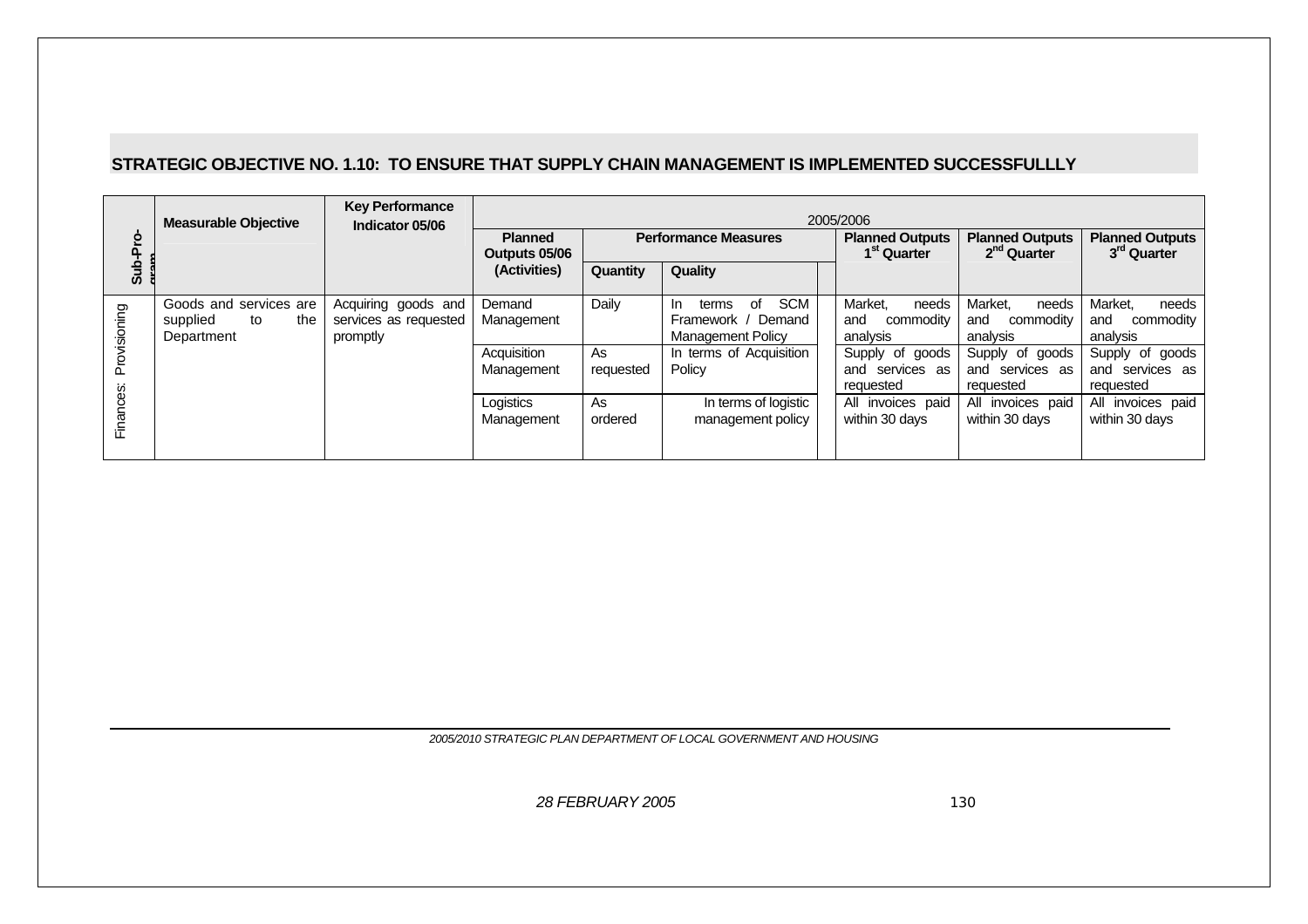## STRATEGIC OBJECTIVE NO. 1.10: TO ENSURE THAT SUPPLY CHAIN MANAGEMENT IS IMPLEMENTED SUCCESSFULLLY

| Sub-Programme | Measurable Objective | Key Performance Indicator 05/06 | 2005/2006 | | | | | |
|---|---|---|---|---|---|---|---|---|
| | | | Planned Outputs 05/06 (Activities) | Performance Measures | | Planned Outputs 1st Quarter | Planned Outputs 2nd Quarter | Planned Outputs 3rd Quarter |
| | | | | Quantity | Quality | | | |
| Finances: Provisioning | Goods and services are supplied to the Department | Acquiring goods and services as requested promptly | Demand Management | Daily | In terms of SCM Framework / Demand Management Policy | Market, needs and commodity analysis | Market, needs and commodity analysis | Market, needs and commodity analysis |
| | | | Acquisition Management | As requested | In terms of Acquisition Policy | Supply of goods and services as requested | Supply of goods and services as requested | Supply of goods and services as requested |
| | | | Logistics Management | As ordered | In terms of logistic management policy | All invoices paid within 30 days | All invoices paid within 30 days | All invoices paid within 30 days |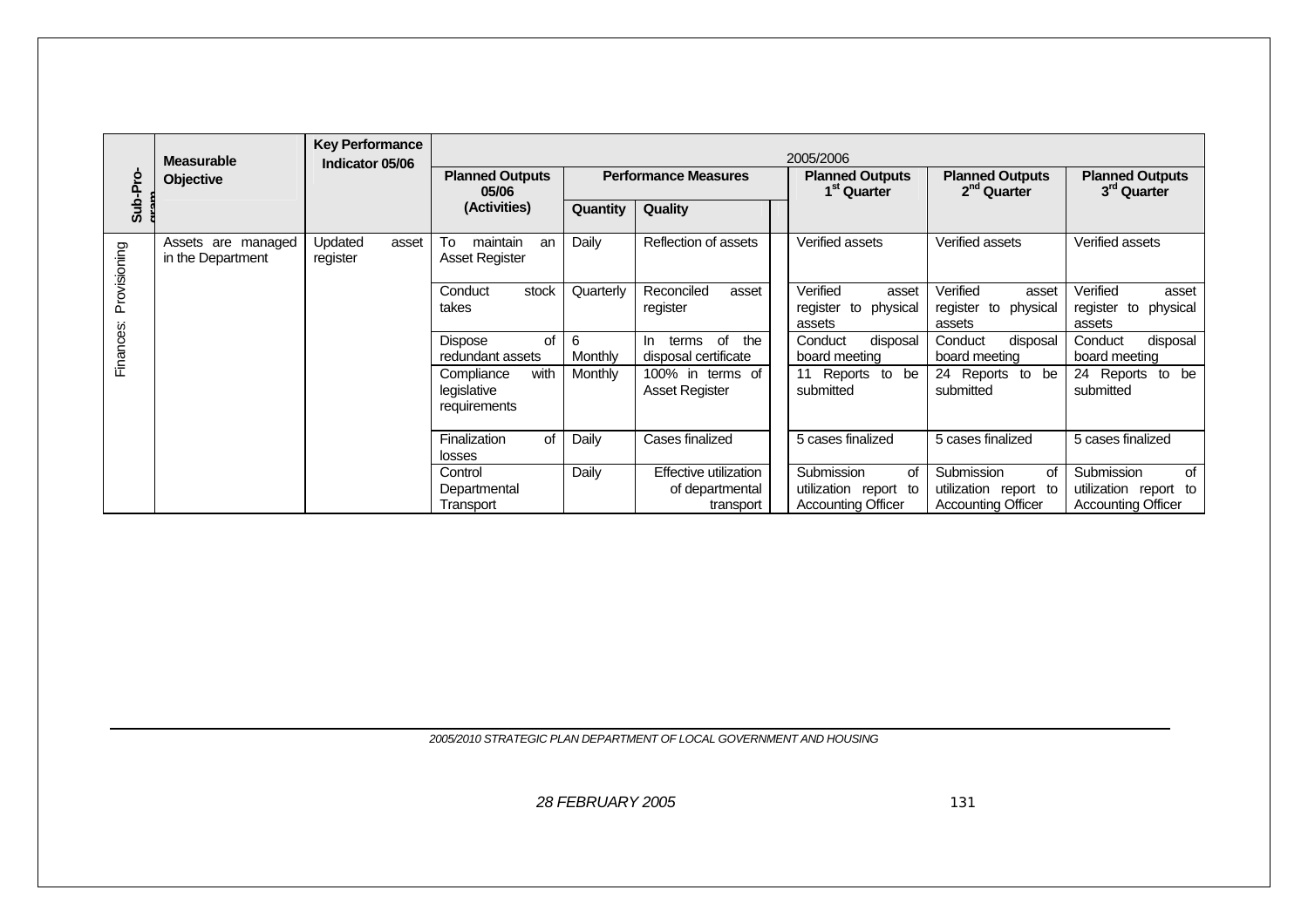| Sub-Programme | Measurable Objective | Key Performance Indicator 05/06 | 2005/2006 | | | | | |
|---|---|---|---|---|---|---|---|---|
| | | | Planned Outputs 05/06 (Activities) | Performance Measures | | Planned Outputs 1st Quarter | Planned Outputs 2nd Quarter | Planned Outputs 3rd Quarter |
| | | | | Quantity | Quality | | | |
| Finances: Provisioning | Assets are managed in the Department | Updated asset register | To maintain an Asset Register | Daily | Reflection of assets | Verified assets | Verified assets | Verified assets |
| | | | Conduct stock takes | Quarterly | Reconciled asset register | Verified asset register to physical assets | Verified asset register to physical assets | Verified asset register to physical assets |
| | | | Dispose of redundant assets | 6 Monthly | In terms of the disposal certificate | Conduct disposal board meeting | Conduct disposal board meeting | Conduct disposal board meeting |
| | | | Compliance with legislative requirements | Monthly | 100% in terms of Asset Register | 11 Reports to be submitted | 24 Reports to be submitted | 24 Reports to be submitted |
| | | | Finalization of losses | Daily | Cases finalized | 5 cases finalized | 5 cases finalized | 5 cases finalized |
| | | | Control Departmental Transport | Daily | Effective utilization of departmental transport | Submission of utilization report to Accounting Officer | Submission of utilization report to Accounting Officer | Submission of utilization report to Accounting Officer |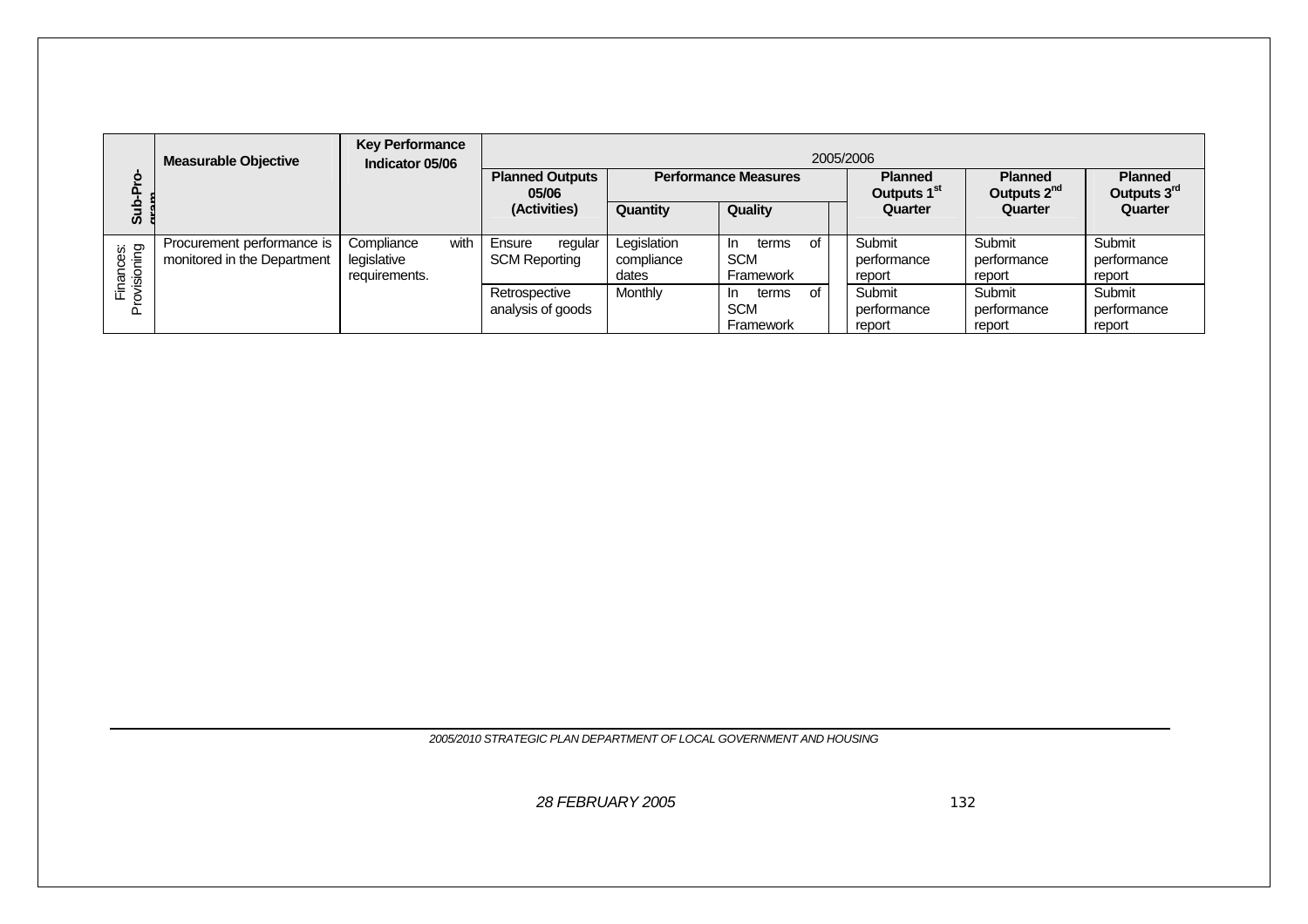| Sub-Programme | Measurable Objective | Key Performance Indicator 05/06 | 2005/2006 | | | | | |
|---|---|---|---|---|---|---|---|---|
| | | | Planned Outputs 05/06 (Activities) | Performance Measures | | Planned Outputs 1st Quarter | Planned Outputs 2nd Quarter | Planned Outputs 3rd Quarter |
| | | | | Quantity | Quality | | | |
| Finances: Provisioning | Procurement performance is monitored in the Department | Compliance with legislative requirements. | Ensure regular SCM Reporting | Legislation compliance dates | In terms of SCM Framework | Submit performance report | Submit performance report | Submit performance report |
| | | | Retrospective analysis of goods | Monthly | In terms of SCM Framework | Submit performance report | Submit performance report | Submit performance report |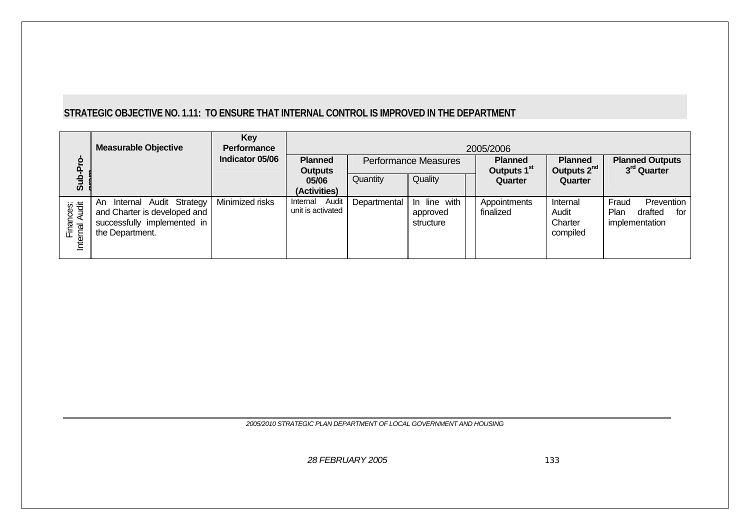**STRATEGIC OBJECTIVE NO. 1.11: TO ENSURE THAT INTERNAL CONTROL IS IMPROVED IN THE DEPARTMENT**

| Sub-Programme | Measurable Objective | Key Performance Indicator 05/06 | 2005/2006 | | | | | | |
|---|---|---|---|---|---|---|---|---|---|
| | | | Planned Outputs 05/06 (Activities) | Performance Measures | | | Planned Outputs 1st Quarter | Planned Outputs 2nd Quarter | Planned Outputs 3rd Quarter |
| | | | | Quantity | Quality | | | | |
| Finances: Internal Audit | An Internal Audit Strategy and Charter is developed and successfully implemented in the Department. | Minimized risks | Internal Audit unit is activated | Departmental | In line with approved structure | | Appointments finalized | Internal Audit Charter compiled | Fraud Prevention Plan drafted for implementation |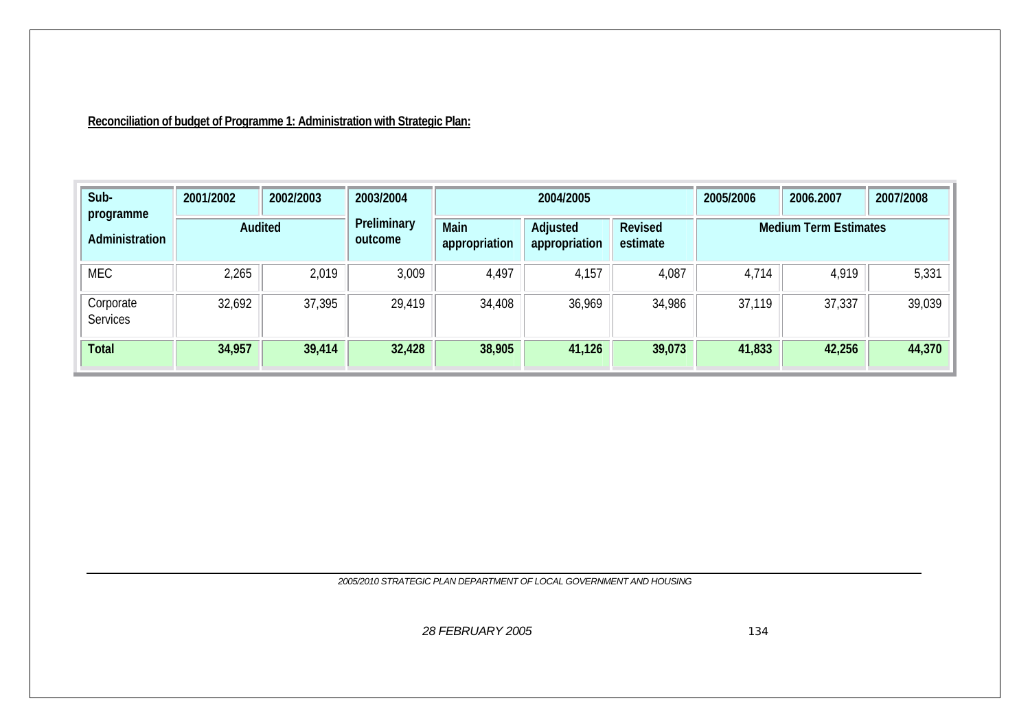**Reconciliation of budget of Programme 1: Administration with Strategic Plan:**

| Sub-programme | 2001/2002 | 2002/2003 | 2003/2004 | 2004/2005 | | | 2005/2006 | 2006.2007 | 2007/2008 |
|---|---|---|---|---|---|---|---|---|---|
| Administration | Audited | | Preliminary outcome | Main appropriation | Adjusted appropriation | Revised estimate | Medium Term Estimates | | |
| MEC | 2,265 | 2,019 | 3,009 | 4,497 | 4,157 | 4,087 | 4,714 | 4,919 | 5,331 |
| Corporate Services | 32,692 | 37,395 | 29,419 | 34,408 | 36,969 | 34,986 | 37,119 | 37,337 | 39,039 |
| **Total** | **34,957** | **39,414** | **32,428** | **38,905** | **41,126** | **39,073** | **41,833** | **42,256** | **44,370** |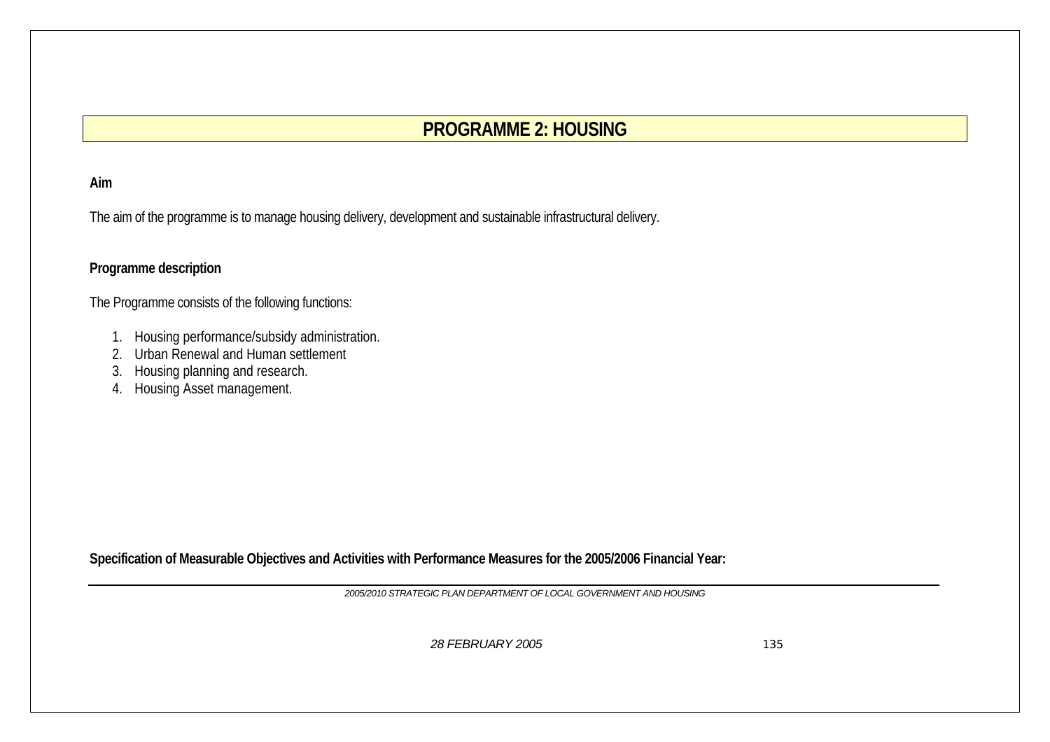# PROGRAMME 2: HOUSING

**Aim**

The aim of the programme is to manage housing delivery, development and sustainable infrastructural delivery.

**Programme description**

The Programme consists of the following functions:

1. Housing performance/subsidy administration.
2. Urban Renewal and Human settlement
3. Housing planning and research.
4. Housing Asset management.

**Specification of Measurable Objectives and Activities with Performance Measures for the 2005/2006 Financial Year:**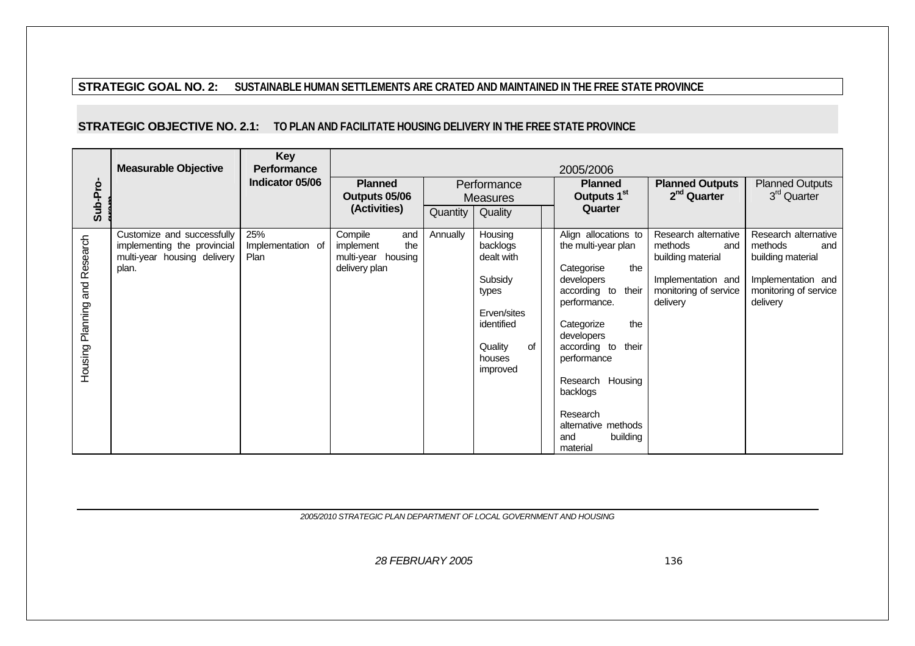**STRATEGIC GOAL NO. 2: SUSTAINABLE HUMAN SETTLEMENTS ARE CRATED AND MAINTAINED IN THE FREE STATE PROVINCE**

**STRATEGIC OBJECTIVE NO. 2.1: TO PLAN AND FACILITATE HOUSING DELIVERY IN THE FREE STATE PROVINCE**

| Sub-Programme | Measurable Objective | Key Performance Indicator 05/06 | 2005/2006 | | | | | |
|---|---|---|---|---|---|---|---|---|
| | | | Planned Outputs 05/06 (Activities) | Performance Measures | | Planned Outputs 1st Quarter | Planned Outputs 2nd Quarter | Planned Outputs 3rd Quarter |
| | | | | Quantity | Quality | | | |
| Housing Planning and Research | Customize and successfully implementing the provincial multi-year housing delivery plan. | 25% Implementation of Plan | Compile and implement the multi-year housing delivery plan | Annually | Housing backlogs dealt with<br><br>Subsidy types<br><br>Erven/sites identified<br><br>Quality of houses improved | Align allocations to the multi-year plan<br><br>Categorise the developers according to their performance.<br><br>Categorize the developers according to their performance<br><br>Research Housing backlogs<br><br>Research alternative methods and building material | Research alternative methods and building material<br><br>Implementation and monitoring of service delivery | Research alternative methods and building material<br><br>Implementation and monitoring of service delivery |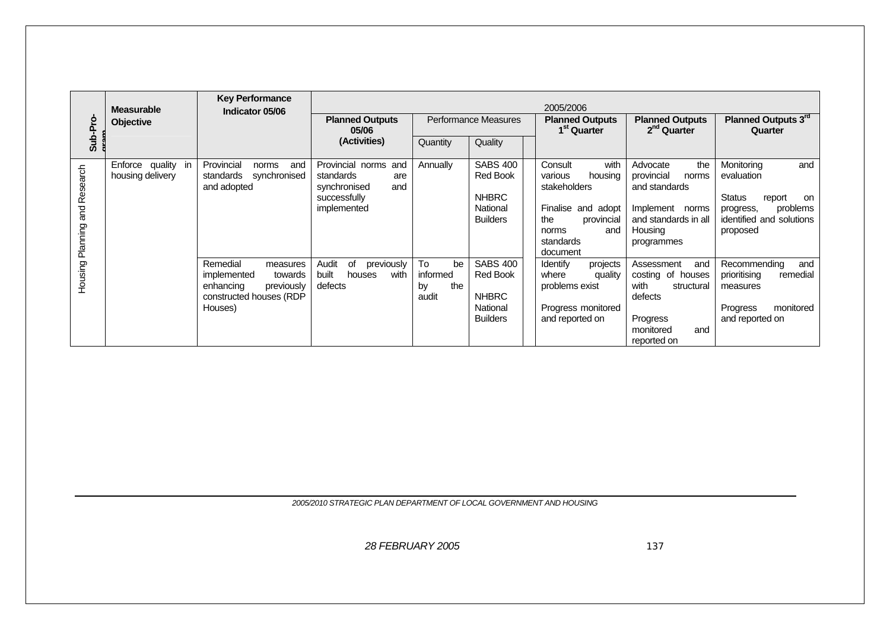| Sub-Programme | Measurable Objective | Key Performance Indicator 05/06 | 2005/2006 | | | | | |
|---|---|---|---|---|---|---|---|---|
| | | | Planned Outputs 05/06 (Activities) | Performance Measures | | Planned Outputs 1st Quarter | Planned Outputs 2nd Quarter | Planned Outputs 3rd Quarter |
| | | | | Quantity | Quality | | | |
| Housing Planning and Research | Enforce quality in housing delivery | Provincial norms and standards synchronised and adopted | Provincial norms and standards are synchronised and successfully implemented | Annually | SABS 400 Red Book<br><br>NHBRC National Builders | Consult with various housing stakeholders<br><br>Finalise and adopt the provincial norms and standards document | Advocate the provincial norms and standards<br><br>Implement norms and standards in all Housing programmes | Monitoring and evaluation<br><br>Status report on progress, problems identified and solutions proposed |
| | | Remedial measures implemented towards enhancing previously constructed houses (RDP Houses) | Audit of previously built houses with defects | To be informed by the audit | SABS 400 Red Book<br><br>NHBRC National Builders | Identify projects where quality problems exist<br><br>Progress monitored and reported on | Assessment and costing of houses with structural defects<br><br>Progress monitored and reported on | Recommending and prioritising remedial measures<br><br>Progress monitored and reported on |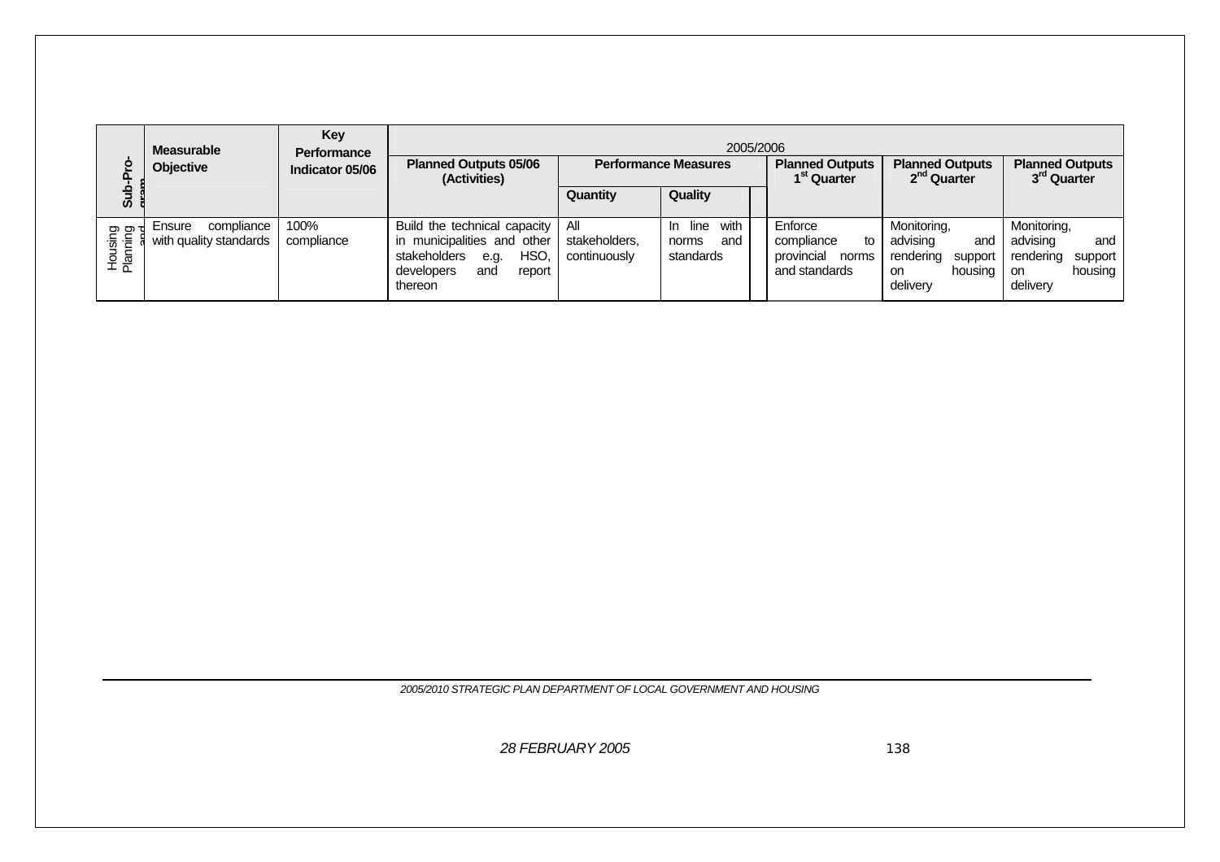| Sub-Programme | Measurable Objective | Key Performance Indicator 05/06 | 2005/2006 | | | | | | |
|---|---|---|---|---|---|---|---|---|---|
| | | | Planned Outputs 05/06 (Activities) | Performance Measures | | | Planned Outputs 1st Quarter | Planned Outputs 2nd Quarter | Planned Outputs 3rd Quarter |
| | | | | Quantity | Quality | | | | |
| Housing Planning and | Ensure compliance with quality standards | 100% compliance | Build the technical capacity in municipalities and other stakeholders e.g. HSO, developers and report thereon | All stakeholders, continuously | In line with norms and standards | | Enforce compliance to provincial norms and standards | Monitoring, advising and rendering support on housing delivery | Monitoring, advising and rendering support on housing delivery |

*2005/2010 STRATEGIC PLAN DEPARTMENT OF LOCAL GOVERNMENT AND HOUSING*

*28 FEBRUARY 2005*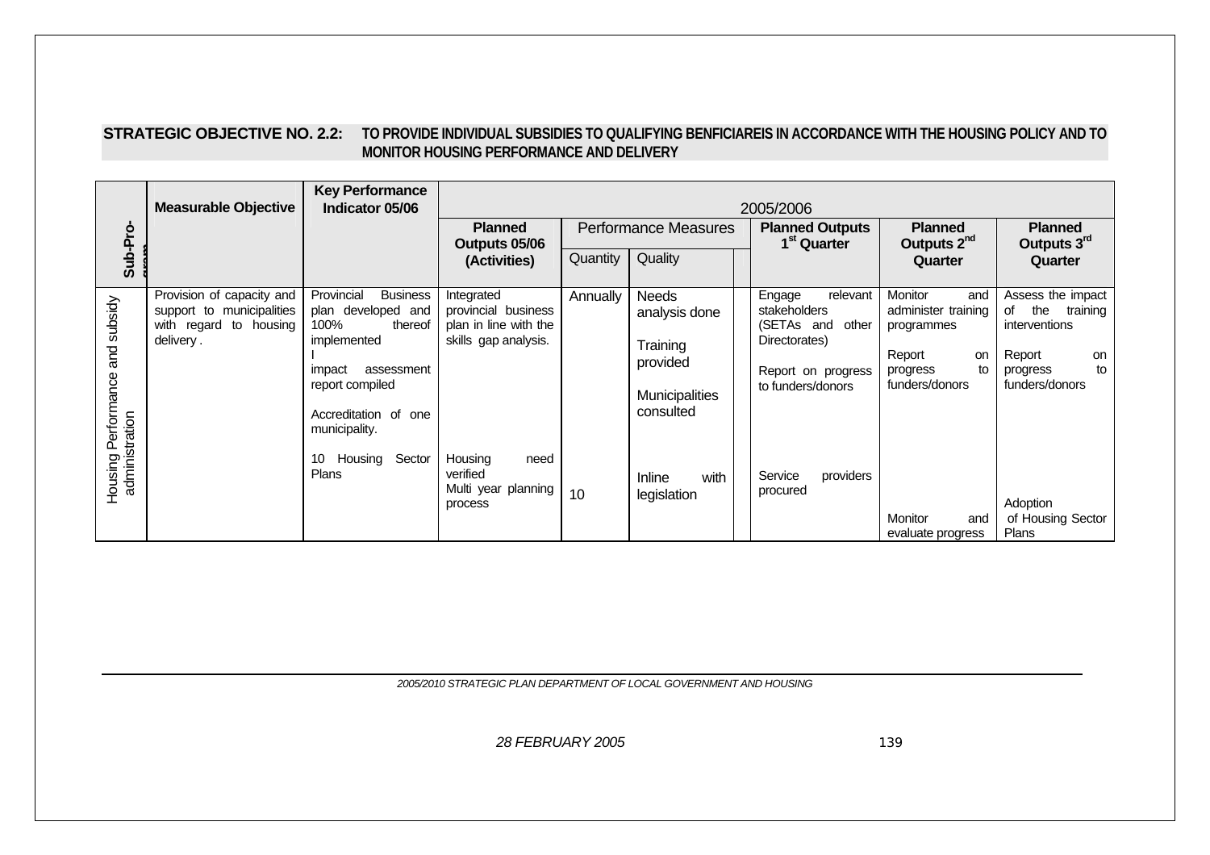**STRATEGIC OBJECTIVE NO. 2.2: TO PROVIDE INDIVIDUAL SUBSIDIES TO QUALIFYING BENFICIAREIS IN ACCORDANCE WITH THE HOUSING POLICY AND TO MONITOR HOUSING PERFORMANCE AND DELIVERY**

| Sub-Programme | Measurable Objective | Key Performance Indicator 05/06 | 2005/2006 | | | | | |
|---|---|---|---|---|---|---|---|---|
| | | | Planned Outputs 05/06 (Activities) | Performance Measures | | Planned Outputs 1st Quarter | Planned Outputs 2nd Quarter | Planned Outputs 3rd Quarter |
| | | | | Quantity | Quality | | | |
| Housing Performance and subsidy administration | Provision of capacity and support to municipalities with regard to housing delivery . | Provincial Business plan developed and 100% thereof implemented<br><br>I<br>impact assessment report compiled<br><br>Accreditation of one municipality.<br><br>10 Housing Sector Plans | Integrated provincial business plan in line with the skills gap analysis.<br><br>Housing need verified<br>Multi year planning process | Annually<br><br>10 | Needs analysis done<br><br>Training provided<br><br>Municipalities consulted<br><br>Inline with legislation | Engage relevant stakeholders (SETAs and other Directorates)<br><br>Report on progress to funders/donors<br><br>Service providers procured | Monitor and administer training programmes<br><br>Report on progress to funders/donors<br><br>Monitor and evaluate progress | Assess the impact of the training interventions<br><br>Report on progress to funders/donors<br><br>Adoption of Housing Sector Plans |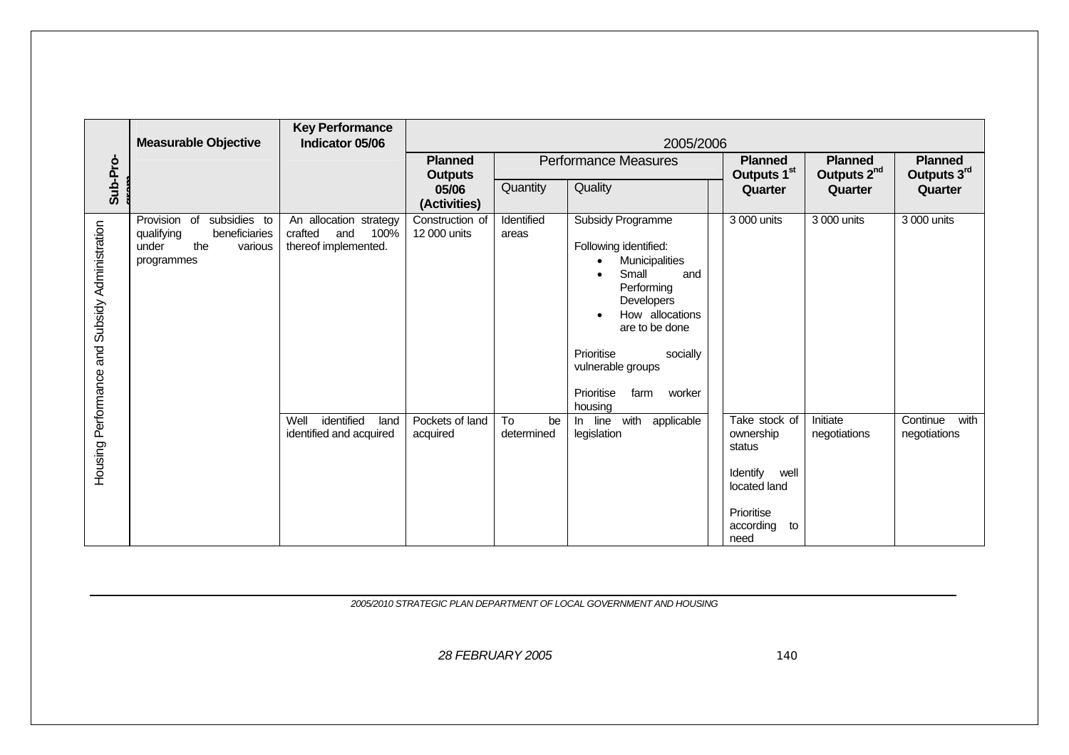| Sub-Programme | Measurable Objective | Key Performance Indicator 05/06 | 2005/2006 | | | | | |
|---|---|---|---|---|---|---|---|---|
| | | | Planned Outputs 05/06 (Activities) | Performance Measures | | Planned Outputs 1st Quarter | Planned Outputs 2nd Quarter | Planned Outputs 3rd Quarter |
| | | | | Quantity | Quality | | | |
| Housing Performance and Subsidy Administration | Provision of subsidies to qualifying beneficiaries under the various programmes | An allocation strategy crafted and 100% thereof implemented. | Construction of 12 000 units | Identified areas | Subsidy Programme<br><br>Following identified:<br>• Municipalities<br>• Small and Performing Developers<br>• How allocations are to be done<br><br>Prioritise socially vulnerable groups<br><br>Prioritise farm worker housing | 3 000 units | 3 000 units | 3 000 units |
| | | Well identified land identified and acquired | Pockets of land acquired | To be determined | In line with applicable legislation | Take stock of ownership status<br><br>Identify well located land<br><br>Prioritise according to need | Initiate negotiations | Continue with negotiations |

*2005/2010 STRATEGIC PLAN DEPARTMENT OF LOCAL GOVERNMENT AND HOUSING*

*28 FEBRUARY 2005*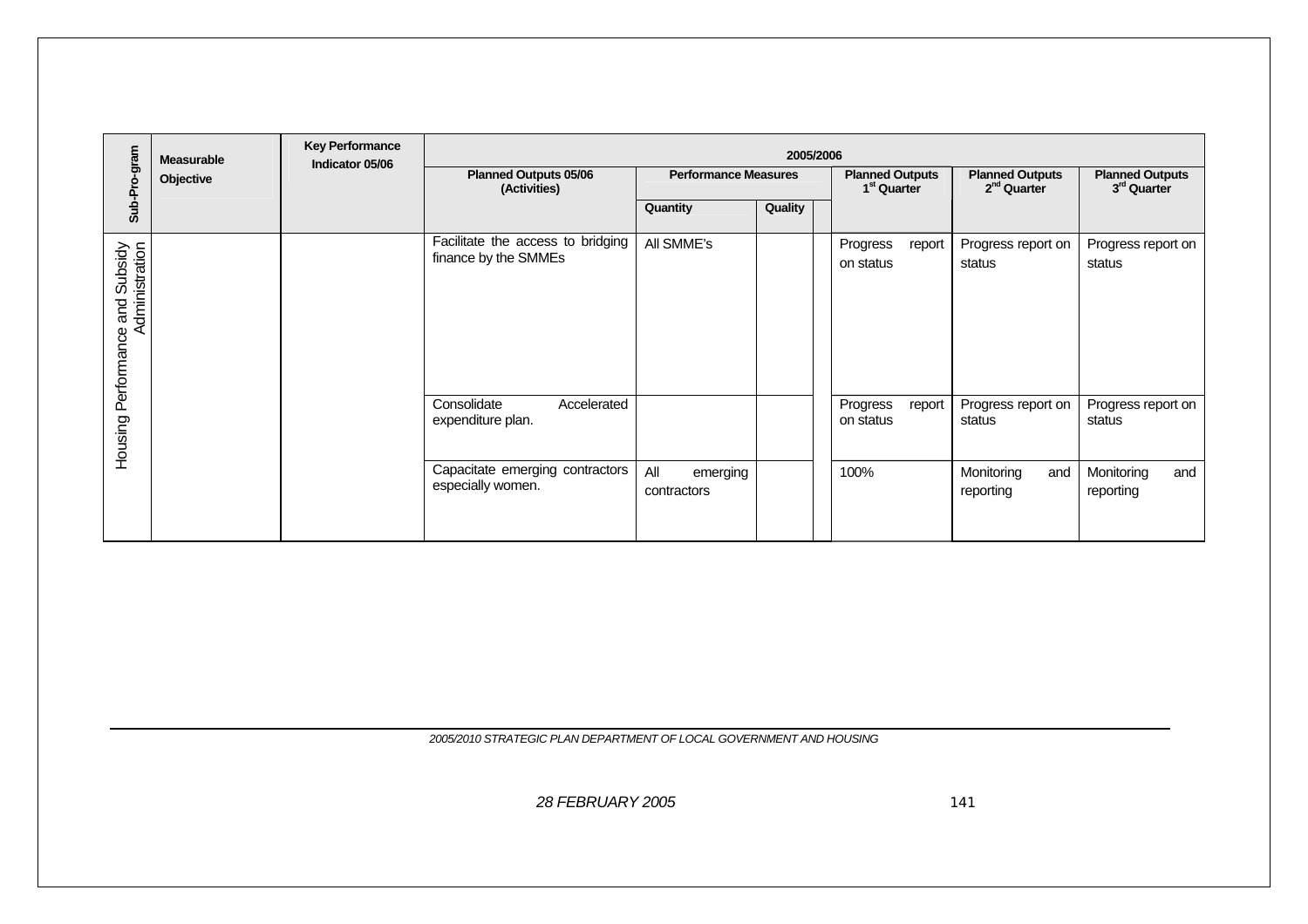| Sub-Pro-gram | Measurable Objective | Key Performance Indicator 05/06 | 2005/2006 | | | | | |
|---|---|---|---|---|---|---|---|---|
| | | | Planned Outputs 05/06 (Activities) | Performance Measures | | Planned Outputs 1st Quarter | Planned Outputs 2nd Quarter | Planned Outputs 3rd Quarter |
| | | | | Quantity | Quality | | | |
| Housing Performance and Subsidy Administration | | | Facilitate the access to bridging finance by the SMMEs | All SMME's | | Progress report on status | Progress report on status | Progress report on status |
| | | | Consolidate Accelerated expenditure plan. | | | Progress report on status | Progress report on status | Progress report on status |
| | | | Capacitate emerging contractors especially women. | All emerging contractors | | 100% | Monitoring and reporting | Monitoring and reporting |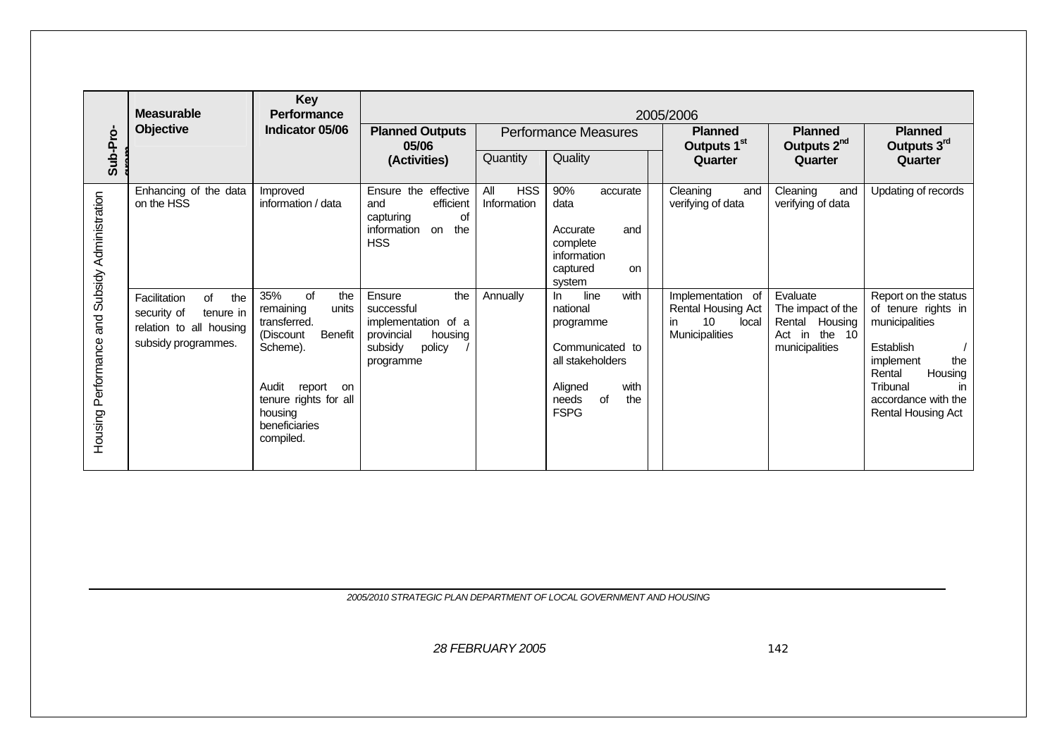| Sub-Programme | Measurable Objective | Key Performance Indicator 05/06 | 2005/2006 | | | | | |
|---|---|---|---|---|---|---|---|---|
| | | | Planned Outputs 05/06 (Activities) | Performance Measures | | Planned Outputs 1st Quarter | Planned Outputs 2nd Quarter | Planned Outputs 3rd Quarter |
| | | | | Quantity | Quality | | | |
| Housing Performance and Subsidy Administration | Enhancing of the data on the HSS | Improved information / data | Ensure the effective and efficient capturing of information on the HSS | All HSS Information | 90% accurate data<br><br>Accurate and complete information captured on system | Cleaning and verifying of data | Cleaning and verifying of data | Updating of records |
| | Facilitation of the security of tenure in relation to all housing subsidy programmes. | 35% of the remaining units transferred. (Discount Benefit Scheme).<br><br>Audit report on tenure rights for all housing beneficiaries compiled. | Ensure the successful implementation of a provincial housing subsidy policy / programme | Annually | In line with national programme<br><br>Communicated to all stakeholders<br><br>Aligned with needs of the FSPG | Implementation of Rental Housing Act in 10 local Municipalities | Evaluate The impact of the Rental Housing Act in the 10 municipalities | Report on the status of tenure rights in municipalities<br><br>Establish / implement the Rental Housing Tribunal in accordance with the Rental Housing Act |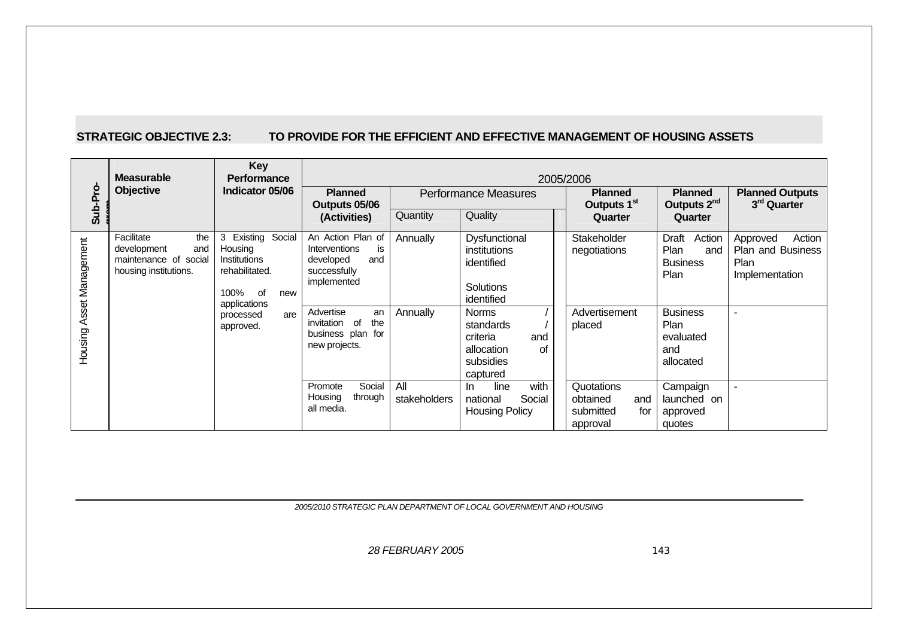**STRATEGIC OBJECTIVE 2.3: TO PROVIDE FOR THE EFFICIENT AND EFFECTIVE MANAGEMENT OF HOUSING ASSETS**

| Sub-Programme | Measurable Objective | Key Performance Indicator 05/06 | 2005/2006 | | | | | |
|---|---|---|---|---|---|---|---|---|
| | | | Planned Outputs 05/06 (Activities) | Performance Measures | | Planned Outputs 1st Quarter | Planned Outputs 2nd Quarter | Planned Outputs 3rd Quarter |
| | | | | Quantity | Quality | | | |
| Housing Asset Management | Facilitate the development and maintenance of social housing institutions. | 3 Existing Social Housing Institutions rehabilitated.<br><br>100% of new applications processed are approved. | An Action Plan of Interventions is developed and successfully implemented | Annually | Dysfunctional institutions identified<br><br>Solutions identified | Stakeholder negotiations | Draft Action Plan and Business Plan | Approved Action Plan and Business Plan Implementation |
| | | | Advertise an invitation of the business plan for new projects. | Annually | Norms / standards / criteria and allocation of subsidies captured | Advertisement placed | Business Plan evaluated and allocated | - |
| | | | Promote Social Housing through all media. | All stakeholders | In line with national Social Housing Policy | Quotations obtained and submitted for approval | Campaign launched on approved quotes | - |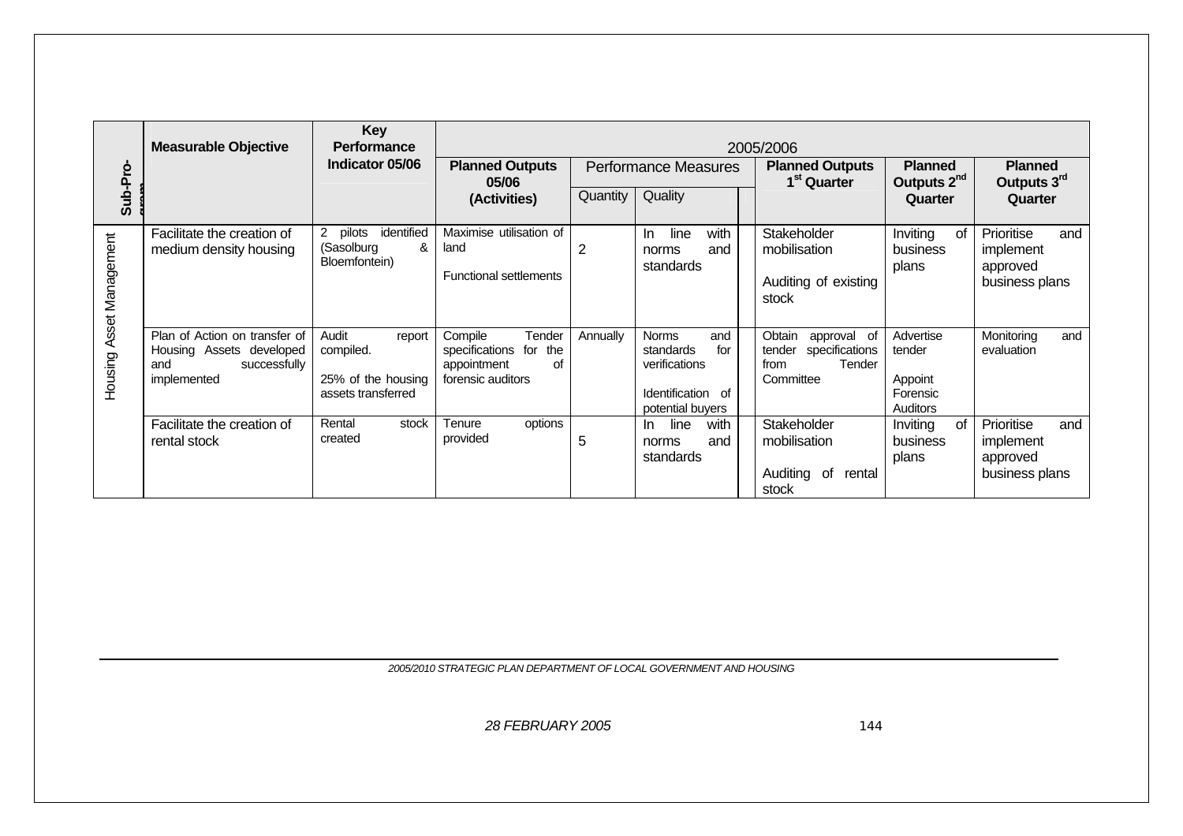| Sub-Programme | Measurable Objective | Key Performance Indicator 05/06 | 2005/2006 | | | | | |
|---|---|---|---|---|---|---|---|---|
| | | | Planned Outputs 05/06 (Activities) | Performance Measures | | Planned Outputs 1st Quarter | Planned Outputs 2nd Quarter | Planned Outputs 3rd Quarter |
| | | | | Quantity | Quality | | | |
| Housing Asset Management | Facilitate the creation of medium density housing | 2 pilots identified (Sasolburg & Bloemfontein) | Maximise utilisation of land<br><br>Functional settlements | 2 | In line with norms and standards | Stakeholder mobilisation<br><br>Auditing of existing stock | Inviting of business plans | Prioritise and implement approved business plans |
| | Plan of Action on transfer of Housing Assets developed and successfully implemented | Audit report compiled.<br><br>25% of the housing assets transferred | Compile Tender specifications for the appointment of forensic auditors | Annually | Norms and standards for verifications<br><br>Identification of potential buyers | Obtain approval of tender specifications from Tender Committee | Advertise tender<br><br>Appoint Forensic Auditors | Monitoring and evaluation |
| | Facilitate the creation of rental stock | Rental stock created | Tenure options provided | 5 | In line with norms and standards | Stakeholder mobilisation<br><br>Auditing of rental stock | Inviting of business plans | Prioritise and implement approved business plans |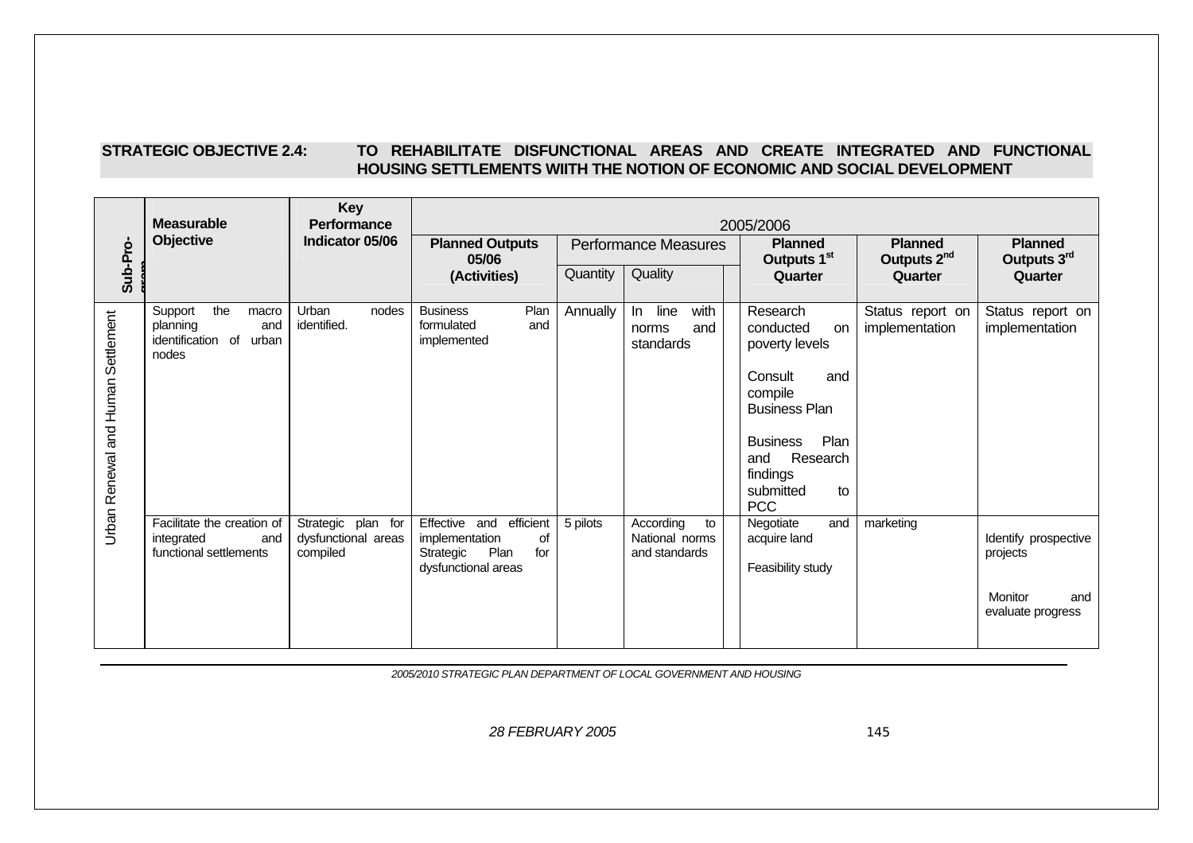**STRATEGIC OBJECTIVE 2.4: TO REHABILITATE DISFUNCTIONAL AREAS AND CREATE INTEGRATED AND FUNCTIONAL HOUSING SETTLEMENTS WIITH THE NOTION OF ECONOMIC AND SOCIAL DEVELOPMENT**

| Sub-Programme | Measurable Objective | Key Performance Indicator 05/06 | 2005/2006 | | | | | | |
|---|---|---|---|---|---|---|---|---|---|
| | | | Planned Outputs 05/06 (Activities) | Performance Measures | | | Planned Outputs 1st Quarter | Planned Outputs 2nd Quarter | Planned Outputs 3rd Quarter |
| | | | | Quantity | Quality | | | | |
| Urban Renewal and Human Settlement | Support the macro planning and identification of urban nodes | Urban nodes identified. | Business Plan formulated and implemented | Annually | In line with norms and standards | | Research conducted on poverty levels<br><br>Consult and compile Business Plan<br><br>Business Plan and Research findings submitted to PCC | Status report on implementation | Status report on implementation |
| | Facilitate the creation of integrated and functional settlements | Strategic plan for dysfunctional areas compiled | Effective and efficient implementation of Strategic Plan for dysfunctional areas | 5 pilots | According to National norms and standards | | Negotiate and acquire land<br><br>Feasibility study | marketing | Identify prospective projects<br><br>Monitor and evaluate progress |

*2005/2010 STRATEGIC PLAN DEPARTMENT OF LOCAL GOVERNMENT AND HOUSING*

*28 FEBRUARY 2005*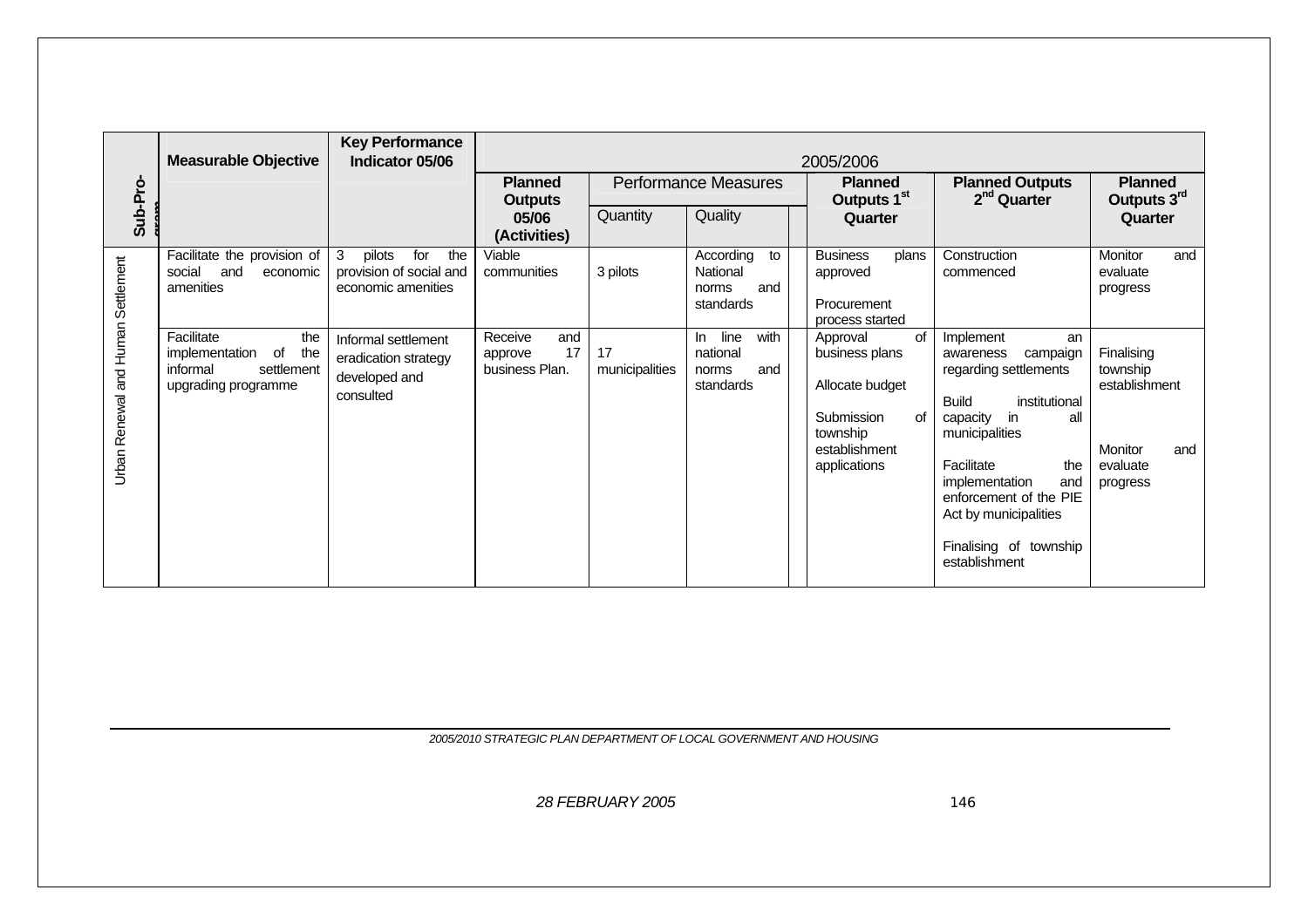| Sub-Programme | Measurable Objective | Key Performance Indicator 05/06 | 2005/2006 | | | | | | |
|---|---|---|---|---|---|---|---|---|---|
| | | | Planned Outputs 05/06 (Activities) | Performance Measures | | | Planned Outputs 1st Quarter | Planned Outputs 2nd Quarter | Planned Outputs 3rd Quarter |
| | | | | Quantity | Quality | | | | |
| Urban Renewal and Human Settlement | Facilitate the provision of social and economic amenities | 3 pilots for the provision of social and economic amenities | Viable communities | 3 pilots | According to National norms and standards | | Business plans approved<br><br>Procurement process started | Construction commenced | Monitor and evaluate progress |
| | Facilitate the implementation of the informal settlement upgrading programme | Informal settlement eradication strategy developed and consulted | Receive and approve 17 business Plan. | 17 municipalities | In line with national norms and standards | | Approval of business plans<br><br>Allocate budget<br><br>Submission of township establishment applications | Implement an awareness campaign regarding settlements<br><br>Build institutional capacity in all municipalities<br><br>Facilitate the implementation and enforcement of the PIE Act by municipalities<br><br>Finalising of township establishment | Finalising township establishment<br><br>Monitor and evaluate progress |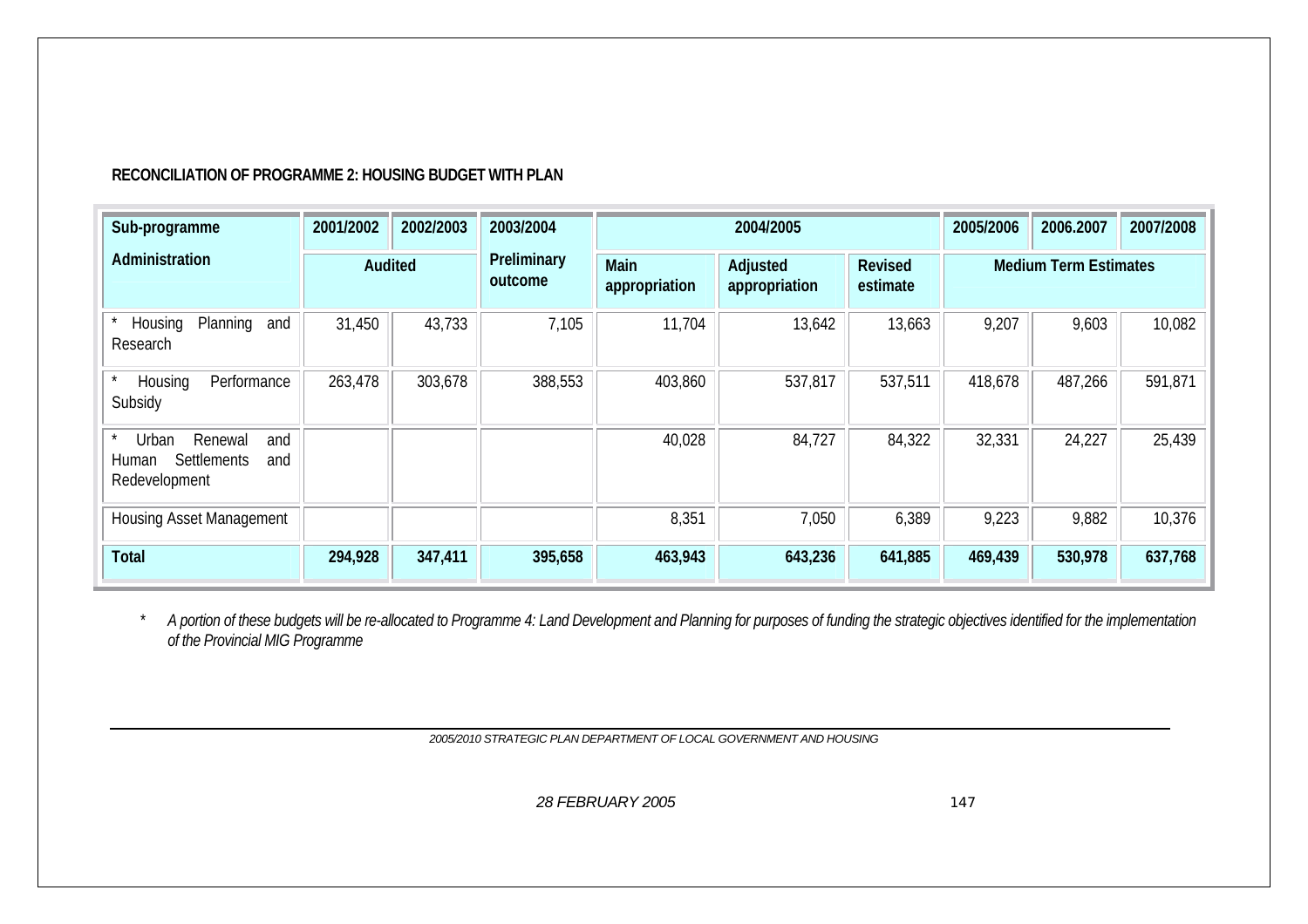**RECONCILIATION OF PROGRAMME 2: HOUSING BUDGET WITH PLAN**

| Sub-programme | 2001/2002 | 2002/2003 | 2003/2004 | 2004/2005 | | | 2005/2006 | 2006.2007 | 2007/2008 |
|---|---|---|---|---|---|---|---|---|---|
| **Administration** | **Audited** | | **Preliminary outcome** | **Main appropriation** | **Adjusted appropriation** | **Revised estimate** | **Medium Term Estimates** | | |
| * Housing Planning and Research | 31,450 | 43,733 | 7,105 | 11,704 | 13,642 | 13,663 | 9,207 | 9,603 | 10,082 |
| * Housing Performance Subsidy | 263,478 | 303,678 | 388,553 | 403,860 | 537,817 | 537,511 | 418,678 | 487,266 | 591,871 |
| * Urban Renewal and Human Settlements and Redevelopment | | | | 40,028 | 84,727 | 84,322 | 32,331 | 24,227 | 25,439 |
| Housing Asset Management | | | | 8,351 | 7,050 | 6,389 | 9,223 | 9,882 | 10,376 |
| **Total** | **294,928** | **347,411** | **395,658** | **463,943** | **643,236** | **641,885** | **469,439** | **530,978** | **637,768** |

* *A portion of these budgets will be re-allocated to Programme 4: Land Development and Planning for purposes of funding the strategic objectives identified for the implementation of the Provincial MIG Programme*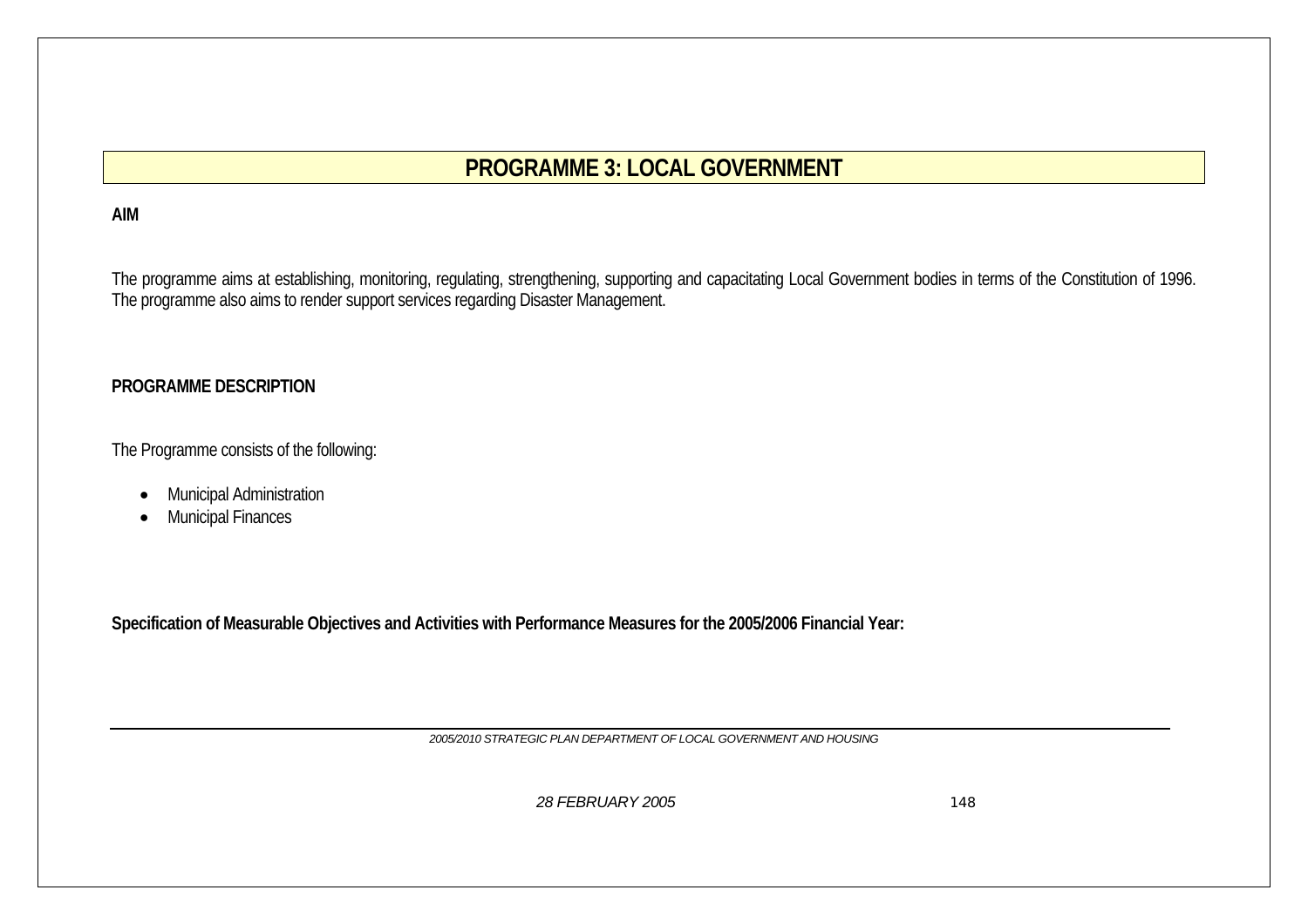# PROGRAMME 3: LOCAL GOVERNMENT

**AIM**

The programme aims at establishing, monitoring, regulating, strengthening, supporting and capacitating Local Government bodies in terms of the Constitution of 1996. The programme also aims to render support services regarding Disaster Management.

**PROGRAMME DESCRIPTION**

The Programme consists of the following:

- Municipal Administration
- Municipal Finances

**Specification of Measurable Objectives and Activities with Performance Measures for the 2005/2006 Financial Year:**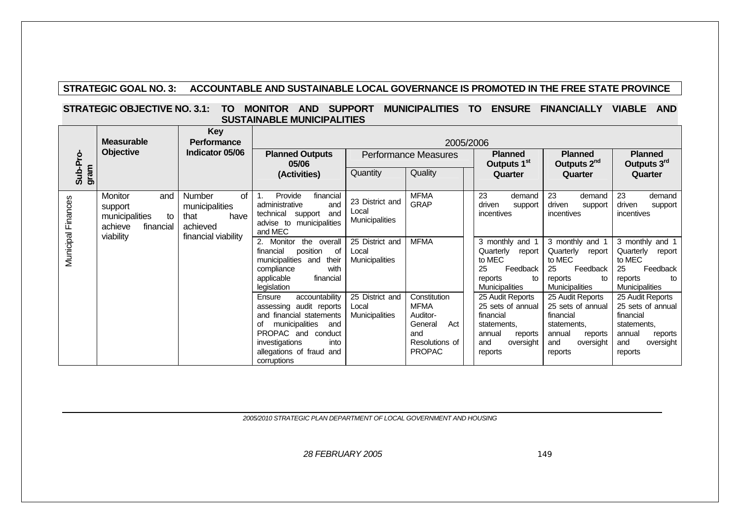**STRATEGIC GOAL NO. 3: ACCOUNTABLE AND SUSTAINABLE LOCAL GOVERNANCE IS PROMOTED IN THE FREE STATE PROVINCE**

**STRATEGIC OBJECTIVE NO. 3.1: TO MONITOR AND SUPPORT MUNICIPALITIES TO ENSURE FINANCIALLY VIABLE AND SUSTAINABLE MUNICIPALITIES**

| Sub-Program | Measurable Objective | Key Performance Indicator 05/06 | 2005/2006 | | | | | |
|---|---|---|---|---|---|---|---|---|
| | | | Planned Outputs 05/06 (Activities) | Performance Measures | | Planned Outputs 1st Quarter | Planned Outputs 2nd Quarter | Planned Outputs 3rd Quarter |
| | | | | Quantity | Quality | | | |
| Municipal Finances | Monitor and support municipalities to achieve financial viability | Number of municipalities that have achieved financial viability | 1. Provide financial administrative and technical support and advise to municipalities and MEC | 23 District and Local Municipalities | MFMA GRAP | 23 demand driven support incentives | 23 demand driven support incentives | 23 demand driven support incentives |
| | | | 2. Monitor the overall financial position of municipalities and their compliance with applicable financial legislation | 25 District and Local Municipalities | MFMA | 3 monthly and 1 Quarterly report to MEC 25 Feedback reports to Municipalities | 3 monthly and 1 Quarterly report to MEC 25 Feedback reports to Municipalities | 3 monthly and 1 Quarterly report to MEC 25 Feedback reports to Municipalities |
| | | | Ensure accountability assessing audit reports and financial statements of municipalities and PROPAC and conduct investigations into allegations of fraud and corruptions | 25 District and Local Municipalities | Constitution MFMA Auditor-General Act and Resolutions of PROPAC | 25 Audit Reports 25 sets of annual financial statements, annual reports and oversight reports | 25 Audit Reports 25 sets of annual financial statements, annual reports and oversight reports | 25 Audit Reports 25 sets of annual financial statements, annual reports and oversight reports |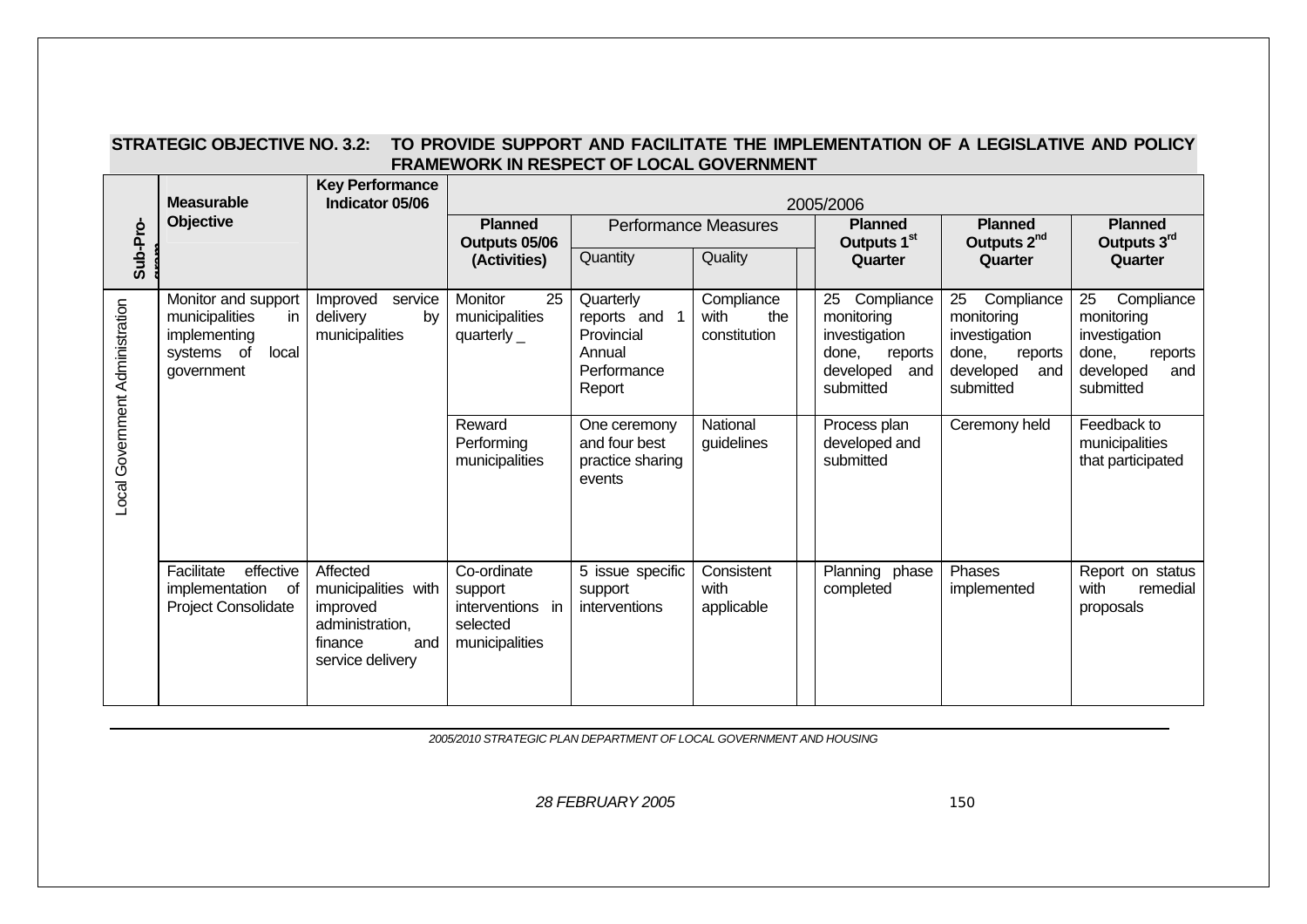## STRATEGIC OBJECTIVE NO. 3.2: TO PROVIDE SUPPORT AND FACILITATE THE IMPLEMENTATION OF A LEGISLATIVE AND POLICY FRAMEWORK IN RESPECT OF LOCAL GOVERNMENT

| Sub-Programme | Measurable Objective | Key Performance Indicator 05/06 | 2005/2006 | | | | | | |
|---|---|---|---|---|---|---|---|---|---|
| | | | Planned Outputs 05/06 (Activities) | Performance Measures | | | Planned Outputs 1st Quarter | Planned Outputs 2nd Quarter | Planned Outputs 3rd Quarter |
| | | | | Quantity | Quality | | | | |
| Local Government Administration | Monitor and support municipalities in implementing systems of local government | Improved service delivery by municipalities | Monitor 25 municipalities quarterly _ | Quarterly reports and 1 Provincial Annual Performance Report | Compliance with the constitution | | 25 Compliance monitoring investigation done, reports developed and submitted | 25 Compliance monitoring investigation done, reports developed and submitted | 25 Compliance monitoring investigation done, reports developed and submitted |
| | | | Reward Performing municipalities | One ceremony and four best practice sharing events | National guidelines | | Process plan developed and submitted | Ceremony held | Feedback to municipalities that participated |
| | Facilitate effective implementation of Project Consolidate | Affected municipalities with improved administration, finance and service delivery | Co-ordinate support interventions in selected municipalities | 5 issue specific support interventions | Consistent with applicable | | Planning phase completed | Phases implemented | Report on status with remedial proposals |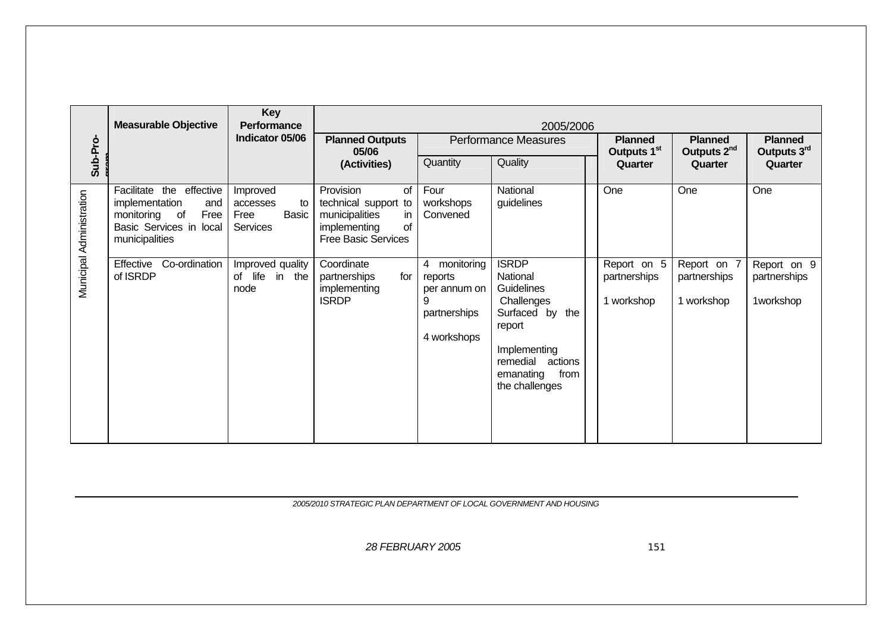| Sub-Programme | Measurable Objective | Key Performance Indicator 05/06 | 2005/2006 | | | | | | |
|---|---|---|---|---|---|---|---|---|---|
| | | | Planned Outputs 05/06 (Activities) | Performance Measures | | | Planned Outputs 1st Quarter | Planned Outputs 2nd Quarter | Planned Outputs 3rd Quarter |
| | | | | Quantity | Quality | | | | |
| Municipal Administration | Facilitate the effective implementation and monitoring of Free Basic Services in local municipalities | Improved accesses to Free Basic Services | Provision of technical support to municipalities in implementing of Free Basic Services | Four workshops Convened | National guidelines | | One | One | One |
| | Effective Co-ordination of ISRDP | Improved quality of life in the node | Coordinate partnerships for implementing ISRDP | 4 monitoring reports per annum on 9 partnerships<br><br>4 workshops | ISRDP National Guidelines<br>Challenges Surfaced by the report<br><br>Implementing remedial actions emanating from the challenges | | Report on 5 partnerships<br><br>1 workshop | Report on 7 partnerships<br><br>1 workshop | Report on 9 partnerships<br><br>1workshop |

*2005/2010 STRATEGIC PLAN DEPARTMENT OF LOCAL GOVERNMENT AND HOUSING*

*28 FEBRUARY 2005*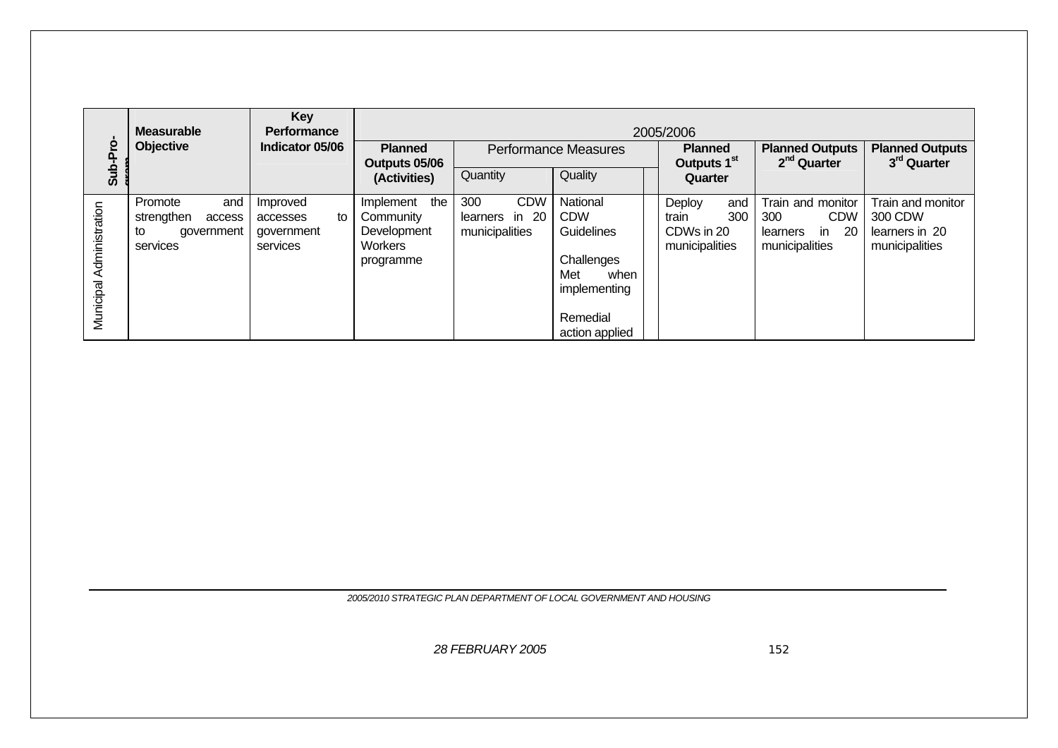| Sub-Programme | Measurable Objective | Key Performance Indicator 05/06 | 2005/2006 | | | | | | |
|---|---|---|---|---|---|---|---|---|---|
| | | | Planned Outputs 05/06 (Activities) | Performance Measures | | | Planned Outputs 1st Quarter | Planned Outputs 2nd Quarter | Planned Outputs 3rd Quarter |
| | | | | Quantity | Quality | | | | |
| Municipal Administration | Promote and strengthen access to government services | Improved accesses to government services | Implement the Community Development Workers programme | 300 CDW learners in 20 municipalities | National CDW Guidelines<br><br>Challenges Met when implementing<br><br>Remedial action applied | | Deploy and train 300 CDWs in 20 municipalities | Train and monitor 300 CDW learners in 20 municipalities | Train and monitor 300 CDW learners in 20 municipalities |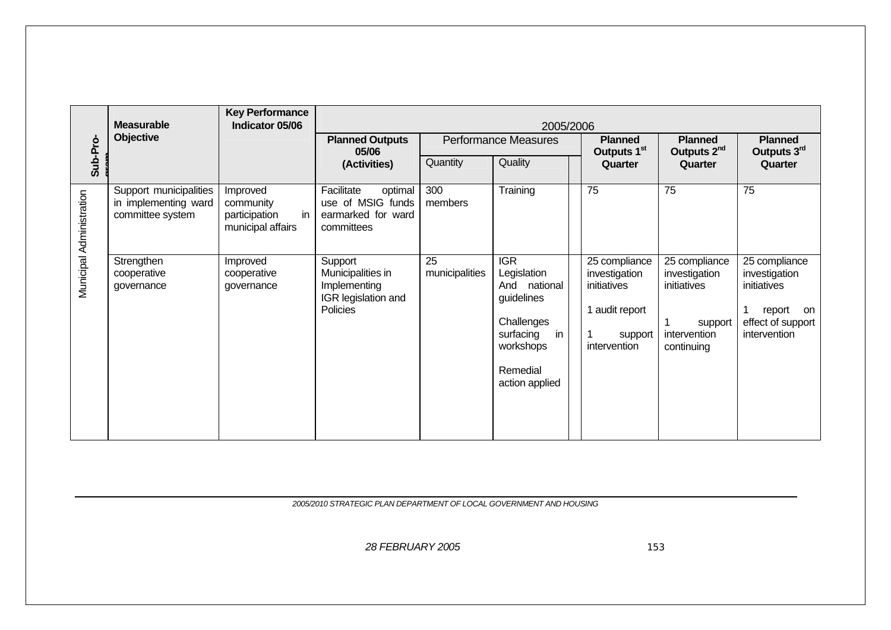| Sub-Programme | Measurable Objective | Key Performance Indicator 05/06 | 2005/2006 | | | | | |
|---|---|---|---|---|---|---|---|---|
| | | | Planned Outputs 05/06 (Activities) | Performance Measures | | Planned Outputs 1[st] Quarter | Planned Outputs 2[nd] Quarter | Planned Outputs 3[rd] Quarter |
| | | | | Quantity | Quality | | | |
| Municipal Administration | Support municipalities in implementing ward committee system | Improved community participation in municipal affairs | Facilitate optimal use of MSIG funds earmarked for ward committees | 300 members | Training | 75 | 75 | 75 |
| | Strengthen cooperative governance | Improved cooperative governance | Support Municipalities in Implementing IGR legislation and Policies | 25 municipalities | IGR Legislation And national guidelines<br><br>Challenges surfacing in workshops<br><br>Remedial action applied | 25 compliance investigation initiatives<br><br>1 audit report<br><br>1 support intervention | 25 compliance investigation initiatives<br><br>1 support intervention continuing | 25 compliance investigation initiatives<br><br>1 report on effect of support intervention |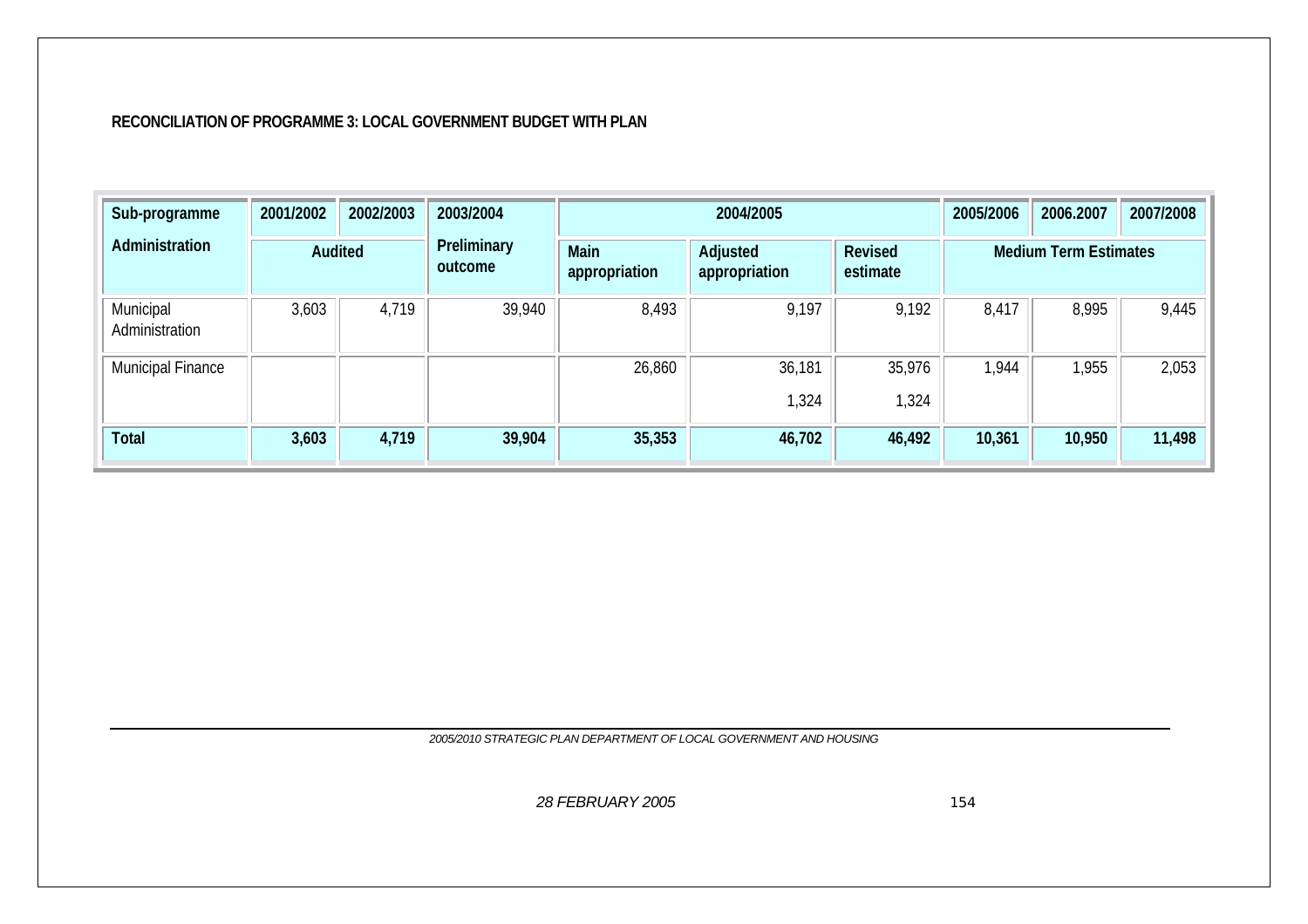**RECONCILIATION OF PROGRAMME 3: LOCAL GOVERNMENT BUDGET WITH PLAN**

| Sub-programme | 2001/2002 | 2002/2003 | 2003/2004 | 2004/2005 | | | 2005/2006 | 2006.2007 | 2007/2008 |
|---|---|---|---|---|---|---|---|---|---|
| Administration | Audited | | Preliminary outcome | Main appropriation | Adjusted appropriation | Revised estimate | Medium Term Estimates | | |
| Municipal Administration | 3,603 | 4,719 | 39,940 | 8,493 | 9,197 | 9,192 | 8,417 | 8,995 | 9,445 |
| Municipal Finance | | | | 26,860 | 36,181<br>1,324 | 35,976<br>1,324 | 1,944 | 1,955 | 2,053 |
| **Total** | **3,603** | **4,719** | **39,904** | **35,353** | **46,702** | **46,492** | **10,361** | **10,950** | **11,498** |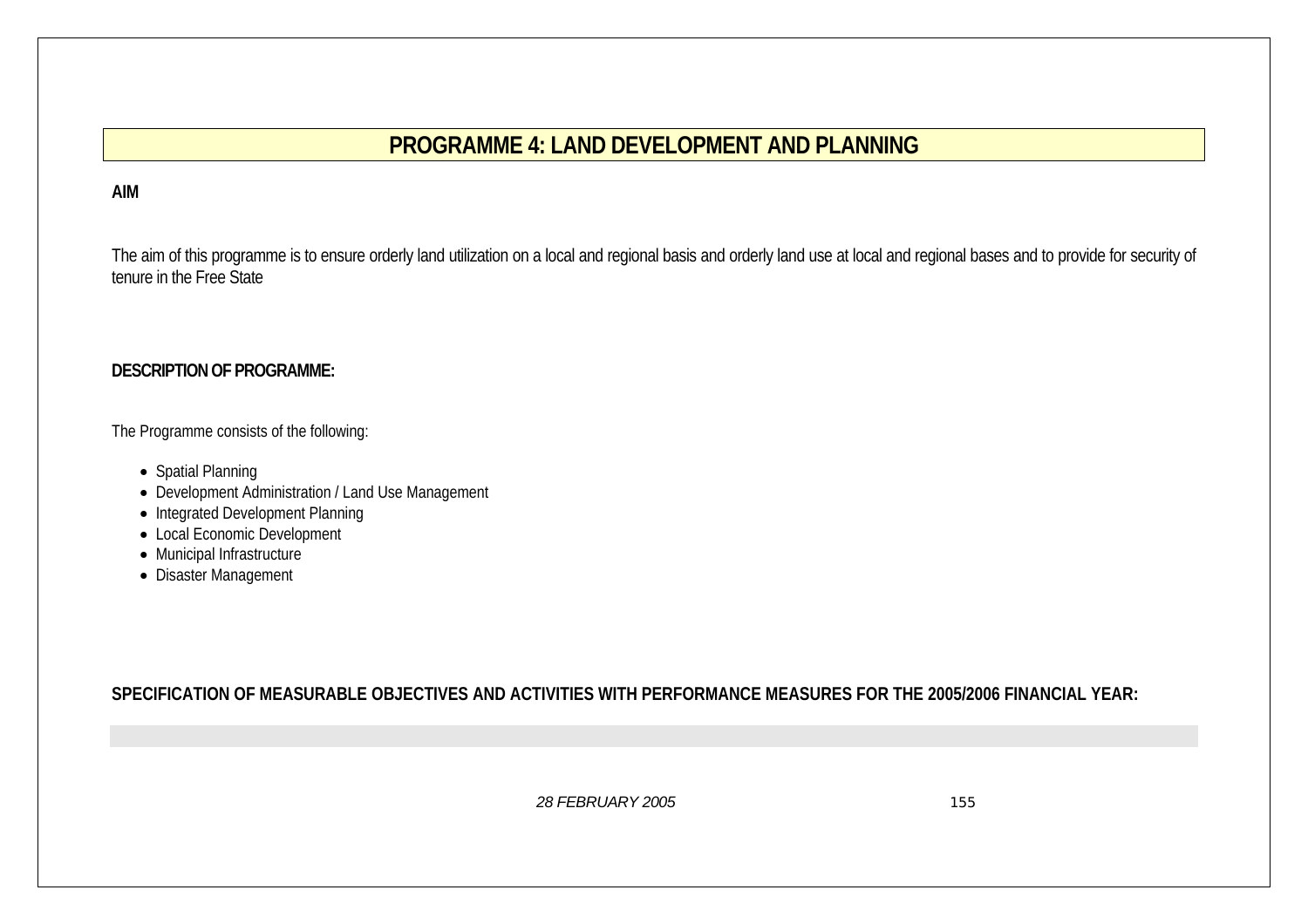# PROGRAMME 4: LAND DEVELOPMENT AND PLANNING

**AIM**

The aim of this programme is to ensure orderly land utilization on a local and regional basis and orderly land use at local and regional bases and to provide for security of tenure in the Free State

**DESCRIPTION OF PROGRAMME:**

The Programme consists of the following:

- Spatial Planning
- Development Administration / Land Use Management
- Integrated Development Planning
- Local Economic Development
- Municipal Infrastructure
- Disaster Management

**SPECIFICATION OF MEASURABLE OBJECTIVES AND ACTIVITIES WITH PERFORMANCE MEASURES FOR THE 2005/2006 FINANCIAL YEAR:**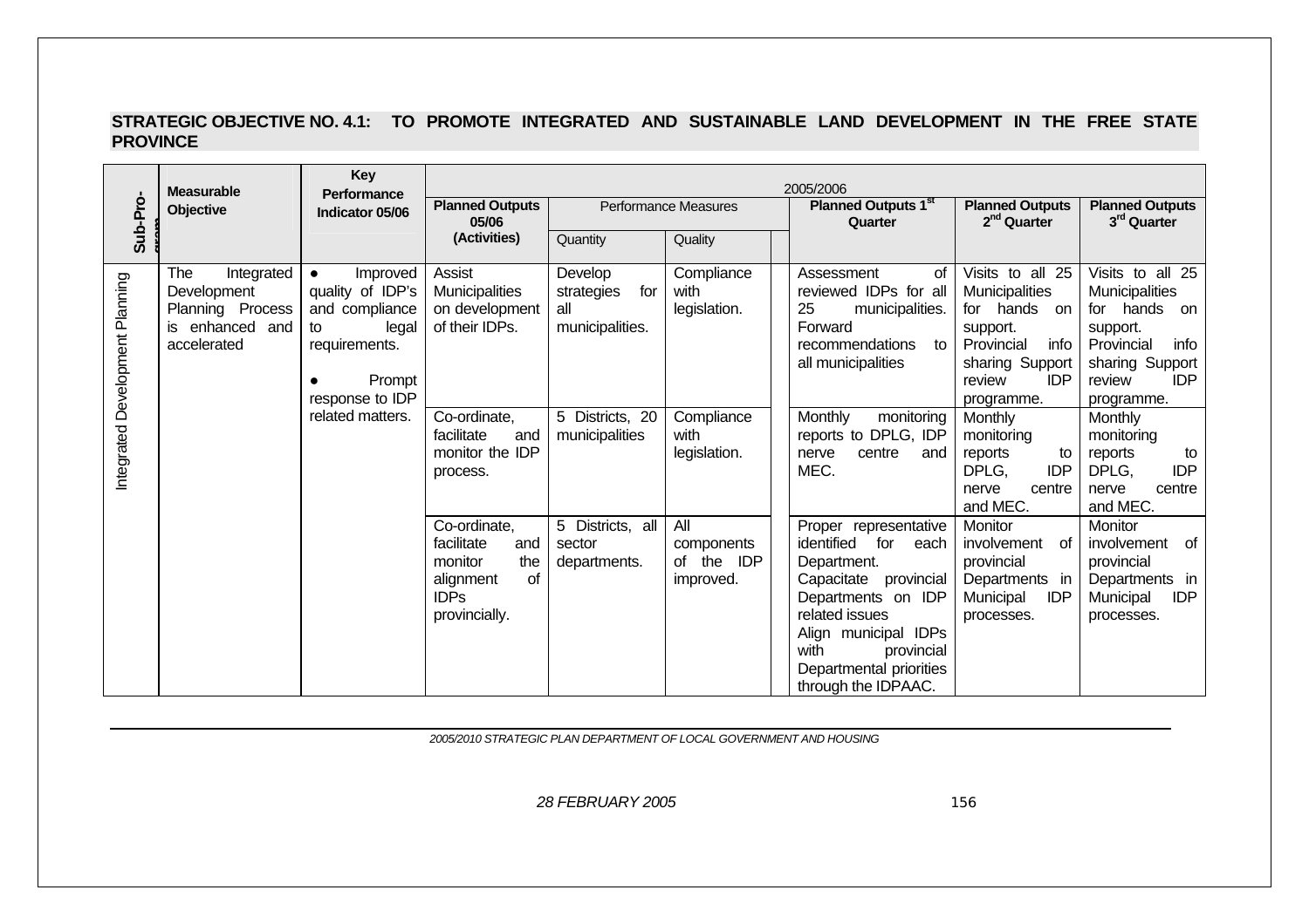**STRATEGIC OBJECTIVE NO. 4.1: TO PROMOTE INTEGRATED AND SUSTAINABLE LAND DEVELOPMENT IN THE FREE STATE PROVINCE**

| Sub-Programme | Measurable Objective | Key Performance Indicator 05/06 | 2005/2006 | | | | | | |
|---|---|---|---|---|---|---|---|---|---|
| | | | Planned Outputs 05/06 (Activities) | Performance Measures | | | Planned Outputs 1st Quarter | Planned Outputs 2nd Quarter | Planned Outputs 3rd Quarter |
| | | | | Quantity | Quality | | | | |
| Integrated Development Planning | The Integrated Development Planning Process is enhanced and accelerated | ● Improved quality of IDP's and compliance to legal requirements.<br>● Prompt response to IDP related matters. | Assist Municipalities on development of their IDPs. | Develop strategies for all municipalities. | Compliance with legislation. | | Assessment of reviewed IDPs for all 25 municipalities. Forward recommendations to all municipalities | Visits to all 25 Municipalities for hands on support. Provincial info sharing Support review IDP programme. | Visits to all 25 Municipalities for hands on support. Provincial info sharing Support review IDP programme. |
| | | | Co-ordinate, facilitate and monitor the IDP process. | 5 Districts, 20 municipalities | Compliance with legislation. | | Monthly monitoring reports to DPLG, IDP nerve centre and MEC. | Monthly monitoring reports to DPLG, IDP nerve centre and MEC. | Monthly monitoring reports to DPLG, IDP nerve centre and MEC. |
| | | | Co-ordinate, facilitate and monitor the alignment of IDPs provincially. | 5 Districts, all sector departments. | All components of the IDP improved. | | Proper representative identified for each Department. Capacitate provincial Departments on IDP related issues Align municipal IDPs with provincial Departmental priorities through the IDPAAC. | Monitor involvement of provincial Departments in Municipal IDP processes. | Monitor involvement of provincial Departments in Municipal IDP processes. |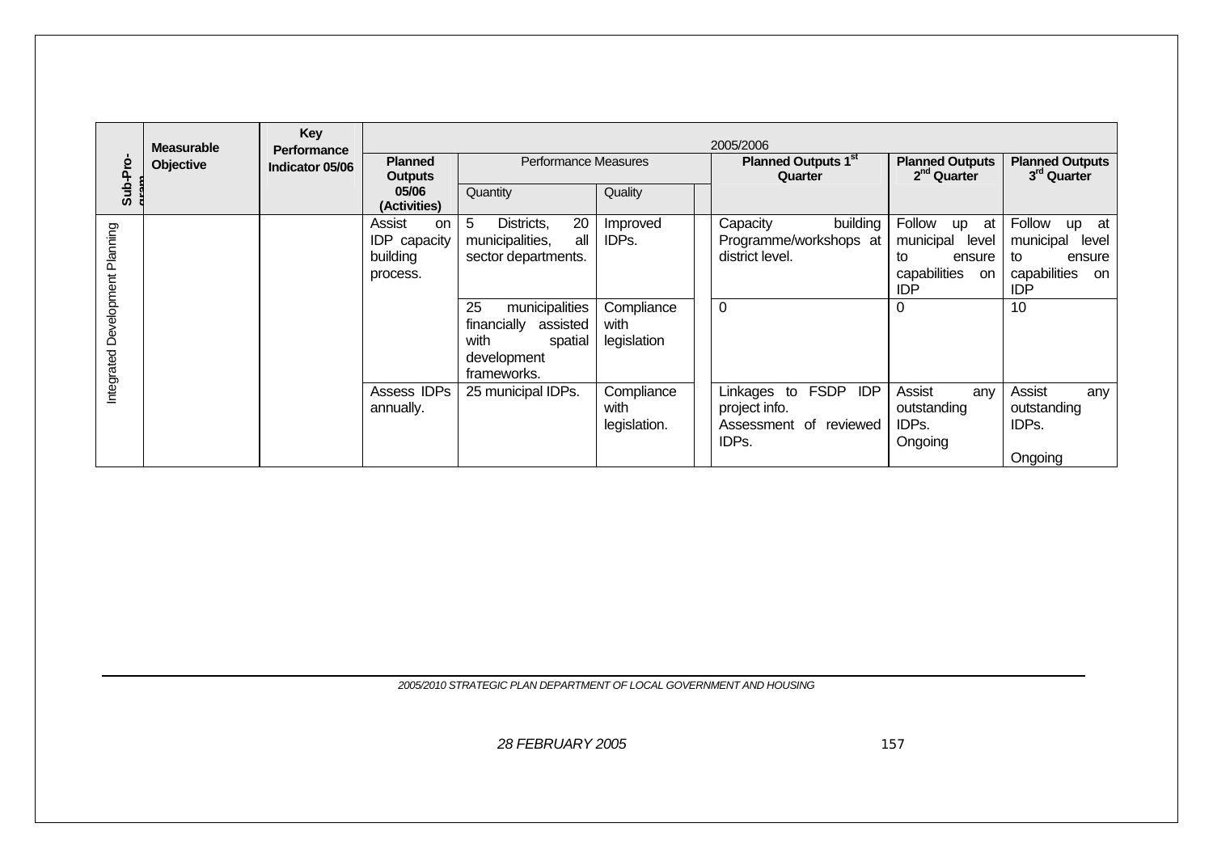| Sub-Programme | Measurable Objective | Key Performance Indicator 05/06 | 2005/2006 | | | | | | |
|---|---|---|---|---|---|---|---|---|---|
| | | | Planned Outputs 05/06 (Activities) | Performance Measures | | | Planned Outputs 1st Quarter | Planned Outputs 2nd Quarter | Planned Outputs 3rd Quarter |
| | | | | Quantity | Quality | | | | |
| Integrated Development Planning | | | Assist on IDP capacity building process. | 5 Districts, 20 municipalities, all sector departments. | Improved IDPs. | | Capacity building Programme/workshops at district level. | Follow up at municipal level to ensure capabilities on IDP | Follow up at municipal level to ensure capabilities on IDP |
| | | | | 25 municipalities financially assisted with spatial development frameworks. | Compliance with legislation | | 0 | 0 | 10 |
| | | | Assess IDPs annually. | 25 municipal IDPs. | Compliance with legislation. | | Linkages to FSDP IDP project info. Assessment of reviewed IDPs. | Assist any outstanding IDPs. Ongoing | Assist any outstanding IDPs. Ongoing |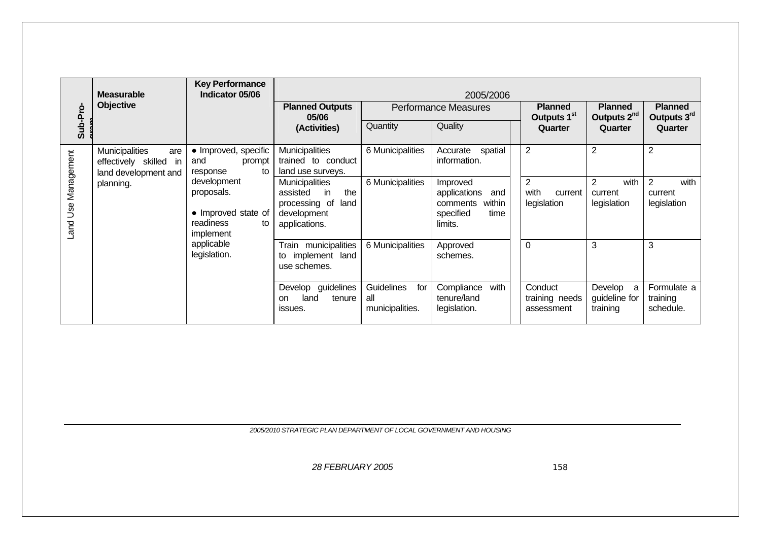| Sub-Programme | Measurable Objective | Key Performance Indicator 05/06 | 2005/2006 | | | | | | |
|---|---|---|---|---|---|---|---|---|---|
| | | | Planned Outputs 05/06 (Activities) | Performance Measures | | | Planned Outputs 1st Quarter | Planned Outputs 2nd Quarter | Planned Outputs 3rd Quarter |
| | | | | Quantity | Quality | | | | |
| Land Use Management | Municipalities are effectively skilled in land development and planning. | • Improved, specific and prompt response to development proposals.<br><br>• Improved state of readiness to implement applicable legislation. | Municipalities trained to conduct land use surveys. | 6 Municipalities | Accurate spatial information. | | 2 | 2 | 2 |
| | | | Municipalities assisted in the processing of land development applications. | 6 Municipalities | Improved applications and comments within specified time limits. | | 2 with current legislation | 2 with current legislation | 2 with current legislation |
| | | | Train municipalities to implement land use schemes. | 6 Municipalities | Approved schemes. | | 0 | 3 | 3 |
| | | | Develop guidelines on land tenure issues. | Guidelines for all municipalities. | Compliance with tenure/land legislation. | | Conduct training needs assessment | Develop a guideline for training | Formulate a training schedule. |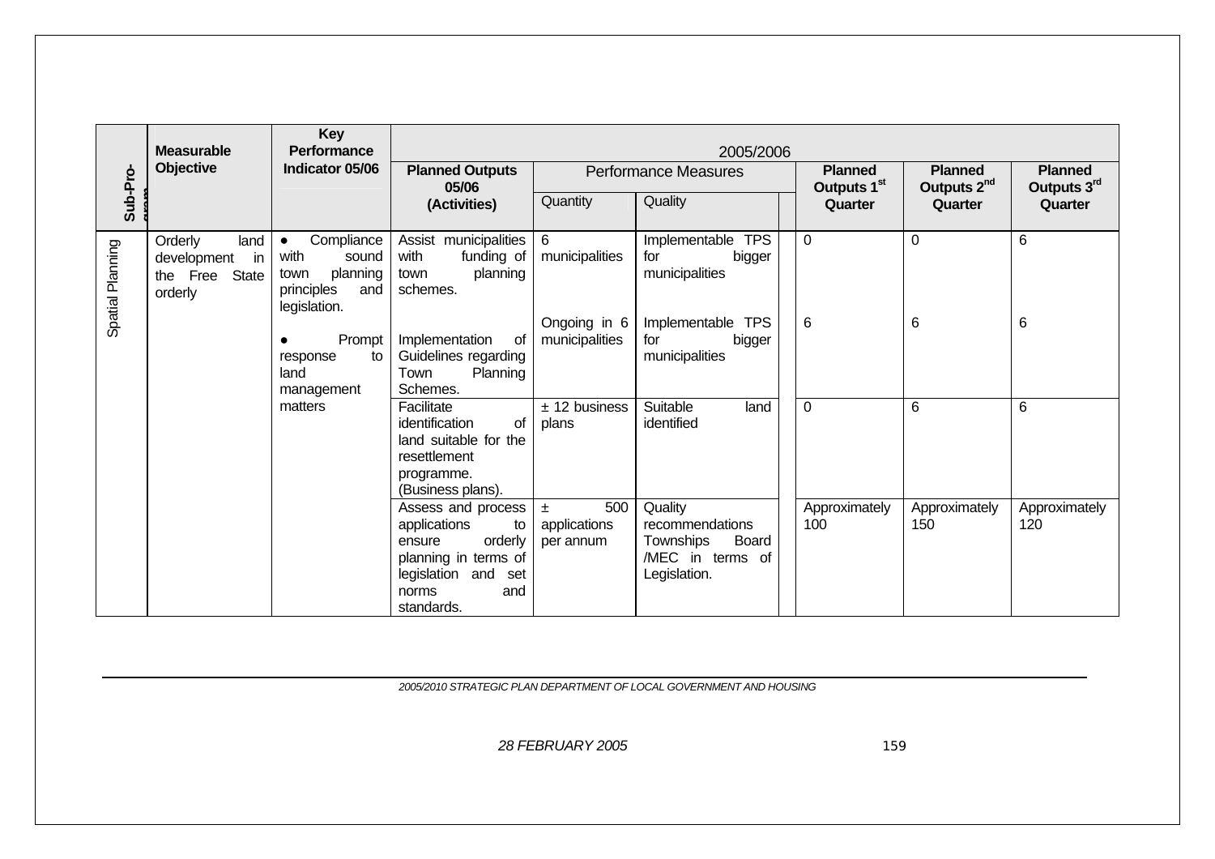| Sub-Programme | Measurable Objective | Key Performance Indicator 05/06 | 2005/2006 | | | | | |
|---|---|---|---|---|---|---|---|---|
| | | | Planned Outputs 05/06 (Activities) | Performance Measures | | Planned Outputs 1st Quarter | Planned Outputs 2nd Quarter | Planned Outputs 3rd Quarter |
| | | | | Quantity | Quality | | | |
| Spatial Planning | Orderly land development in the Free State orderly | • Compliance with sound town planning principles and legislation.<br><br>• Prompt response to land management matters | Assist municipalities with funding of town planning schemes. | 6 municipalities | Implementable TPS for bigger municipalities | 0 | 0 | 6 |
| | | | Implementation of Guidelines regarding Town Planning Schemes. | Ongoing in 6 municipalities | Implementable TPS for bigger municipalities | 6 | 6 | 6 |
| | | | Facilitate identification of land suitable for the resettlement programme. (Business plans). | ± 12 business plans | Suitable land identified | 0 | 6 | 6 |
| | | | Assess and process applications to ensure orderly planning in terms of legislation and set norms and standards. | ± 500 applications per annum | Quality recommendations Townships Board /MEC in terms of Legislation. | Approximately 100 | Approximately 150 | Approximately 120 |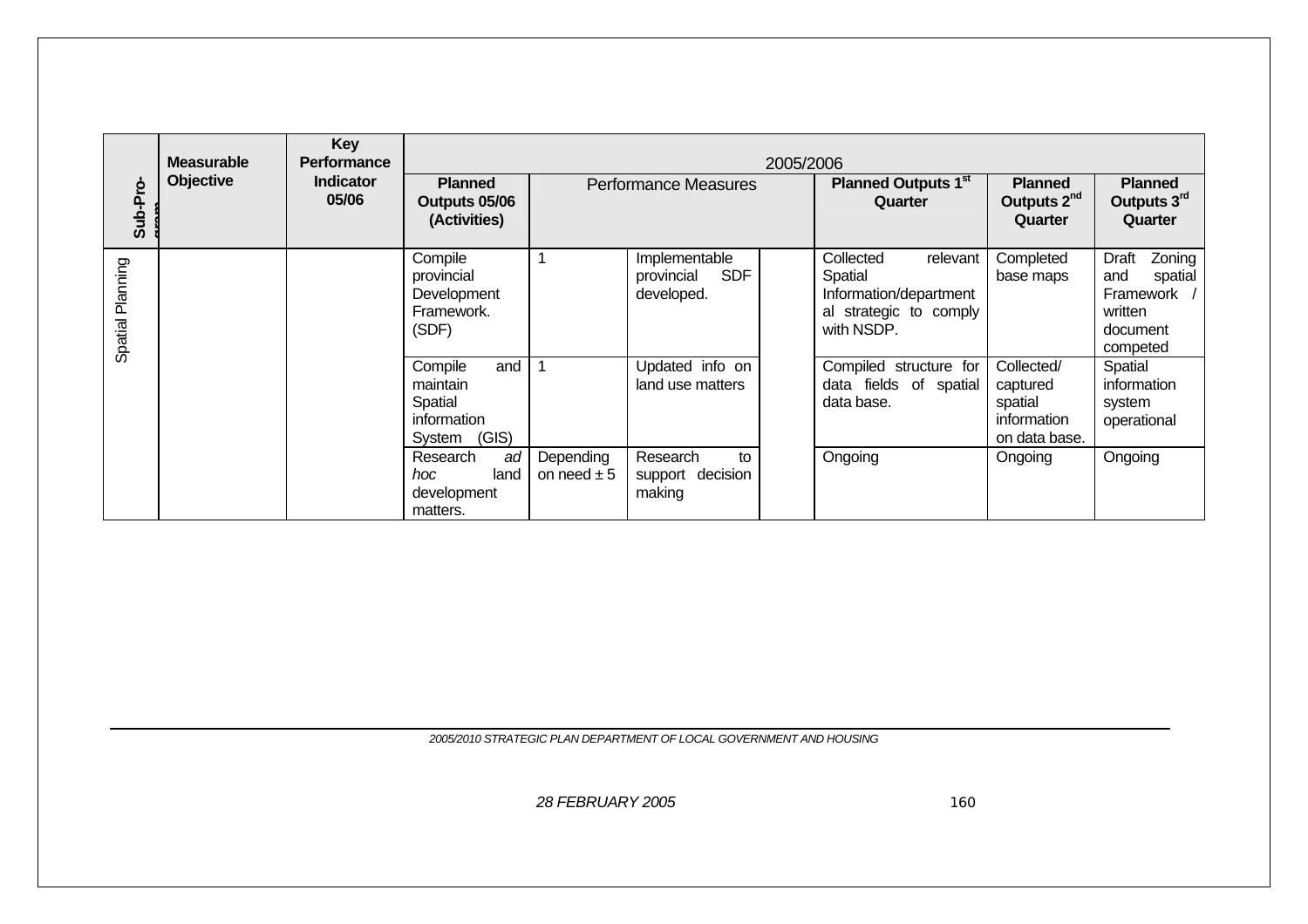| Sub-Programme | Measurable Objective | Key Performance Indicator 05/06 | 2005/2006 | | | | | | |
|---|---|---|---|---|---|---|---|---|---|
| | | | Planned Outputs 05/06 (Activities) | Performance Measures | | | Planned Outputs 1st Quarter | Planned Outputs 2nd Quarter | Planned Outputs 3rd Quarter |
| Spatial Planning | | | Compile provincial Development Framework. (SDF) | 1 | Implementable provincial SDF developed. | | Collected relevant Spatial Information/departmental strategic to comply with NSDP. | Completed base maps | Draft Zoning and spatial Framework / written document competed |
| | | | Compile and maintain Spatial information System (GIS) | 1 | Updated info on land use matters | | Compiled structure for data fields of spatial data base. | Collected/ captured spatial information on data base. | Spatial information system operational |
| | | | Research *ad hoc* land development matters. | Depending on need ± 5 | Research to support decision making | | Ongoing | Ongoing | Ongoing |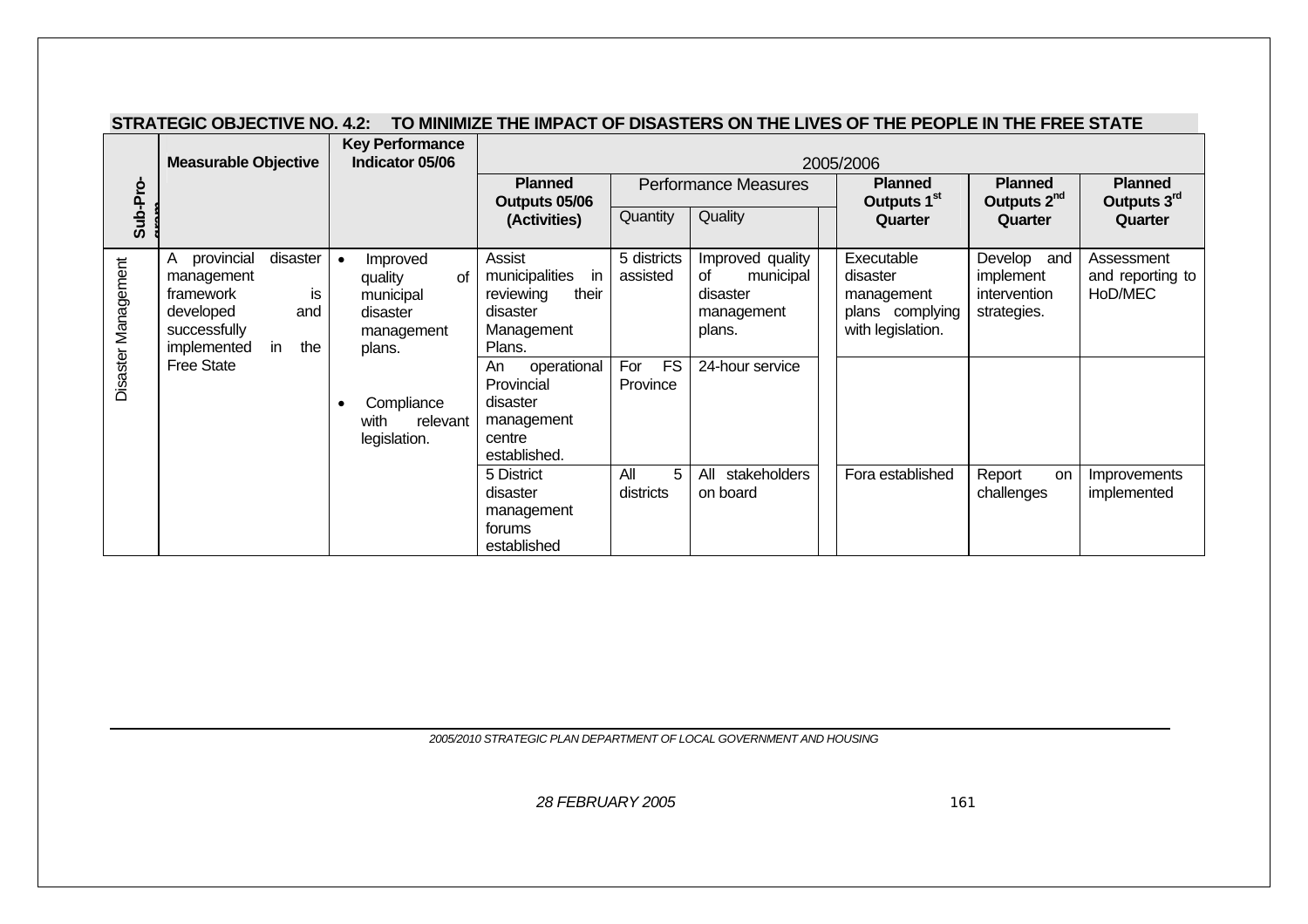**STRATEGIC OBJECTIVE NO. 4.2: TO MINIMIZE THE IMPACT OF DISASTERS ON THE LIVES OF THE PEOPLE IN THE FREE STATE**

| Sub-Programme | Measurable Objective | Key Performance Indicator 05/06 | 2005/2006 | | | | | |
|---|---|---|---|---|---|---|---|---|
| | | | Planned Outputs 05/06 (Activities) | Performance Measures | | Planned Outputs 1st Quarter | Planned Outputs 2nd Quarter | Planned Outputs 3rd Quarter |
| | | | | Quantity | Quality | | | |
| Disaster Management | A provincial disaster management framework is developed and successfully implemented in the Free State | • Improved quality of municipal disaster management plans.<br><br>• Compliance with relevant legislation. | Assist municipalities in reviewing their disaster Management Plans. | 5 districts assisted | Improved quality of municipal disaster management plans. | Executable disaster management plans complying with legislation. | Develop and implement intervention strategies. | Assessment and reporting to HoD/MEC |
| | | | An operational Provincial disaster management centre established. | For FS Province | 24-hour service | | | |
| | | | 5 District disaster management forums established | All 5 districts | All stakeholders on board | Fora established | Report on challenges | Improvements implemented |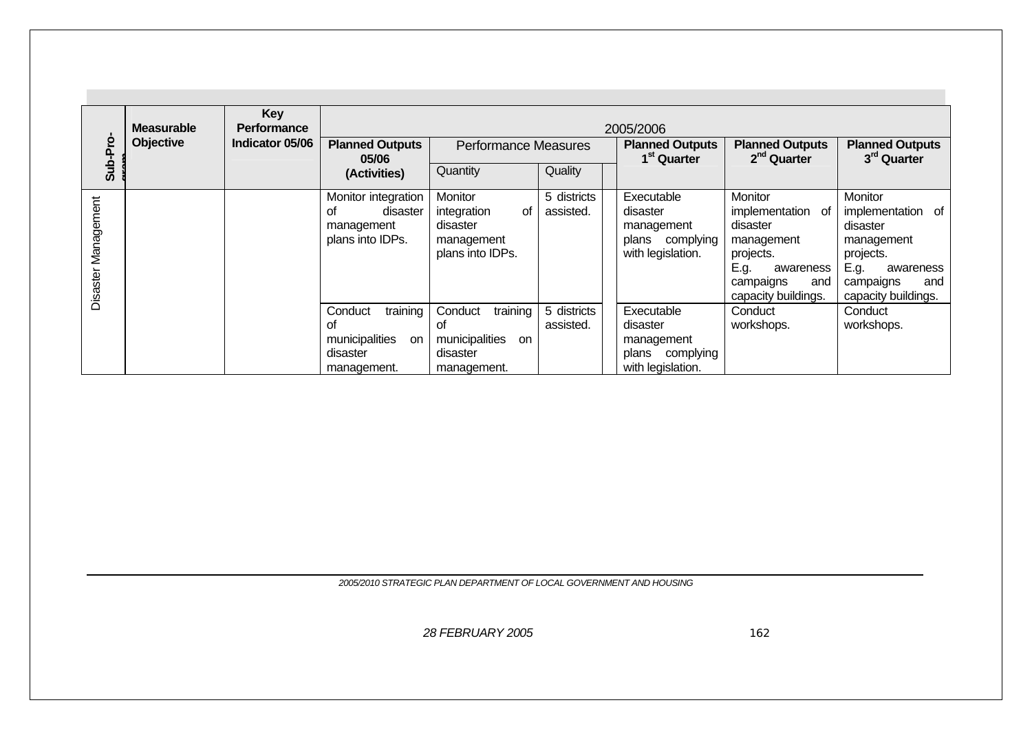| Sub-Programme | Measurable Objective | Key Performance Indicator 05/06 | 2005/2006 | | | | | | |
|---|---|---|---|---|---|---|---|---|---|
| | | | Planned Outputs 05/06 (Activities) | Performance Measures | | | Planned Outputs 1st Quarter | Planned Outputs 2nd Quarter | Planned Outputs 3rd Quarter |
| | | | | Quantity | Quality | | | | |
| Disaster Management | | | Monitor integration of disaster management plans into IDPs. | Monitor integration of disaster management plans into IDPs. | 5 districts assisted. | | Executable disaster management plans complying with legislation. | Monitor implementation of disaster management projects. E.g. awareness campaigns and capacity buildings. | Monitor implementation of disaster management projects. E.g. awareness campaigns and capacity buildings. |
| | | | Conduct training of municipalities on disaster management. | Conduct training of municipalities on disaster management. | 5 districts assisted. | | Executable disaster management plans complying with legislation. | Conduct workshops. | Conduct workshops. |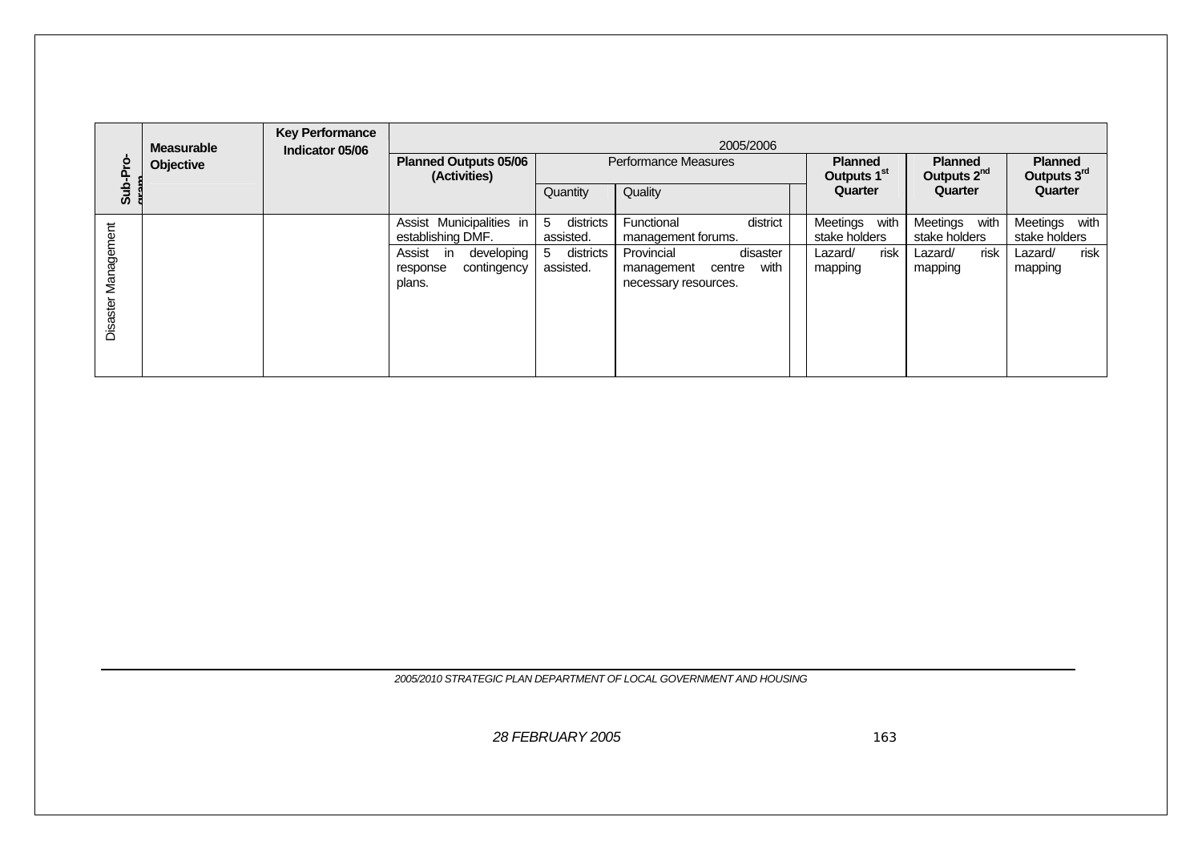| Sub-Programme | Measurable Objective | Key Performance Indicator 05/06 | 2005/2006 | | | | | |
|---|---|---|---|---|---|---|---|---|
| | | | Planned Outputs 05/06 (Activities) | Performance Measures | | Planned Outputs 1st Quarter | Planned Outputs 2nd Quarter | Planned Outputs 3rd Quarter |
| | | | | Quantity | Quality | | | |
| Disaster Management | | | Assist Municipalities in establishing DMF. | 5 districts assisted. | Functional district management forums. | Meetings with stake holders | Meetings with stake holders | Meetings with stake holders |
| | | | Assist in developing response contingency plans. | 5 districts assisted. | Provincial disaster management centre with necessary resources. | Lazard/ risk mapping | Lazard/ risk mapping | Lazard/ risk mapping |

*2005/2010 STRATEGIC PLAN DEPARTMENT OF LOCAL GOVERNMENT AND HOUSING*

*28 FEBRUARY 2005*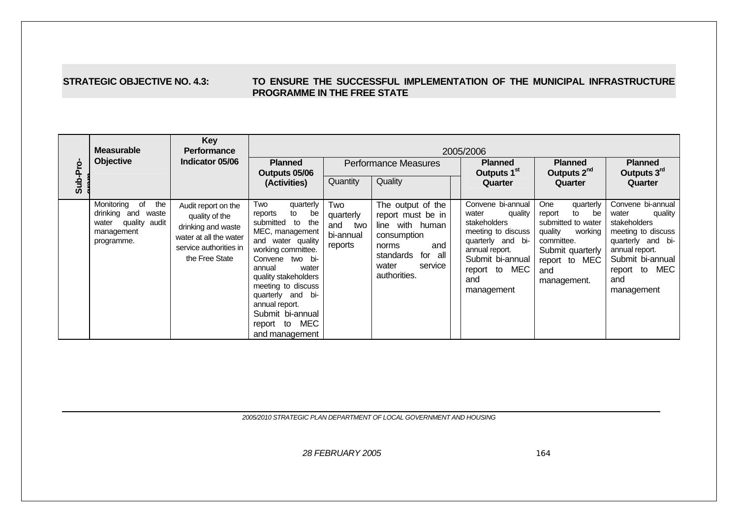**STRATEGIC OBJECTIVE NO. 4.3: TO ENSURE THE SUCCESSFUL IMPLEMENTATION OF THE MUNICIPAL INFRASTRUCTURE PROGRAMME IN THE FREE STATE**

| Sub-Pro-gram | Measurable Objective | Key Performance Indicator 05/06 | 2005/2006 | | | | | | |
|---|---|---|---|---|---|---|---|---|---|
| | | | Planned Outputs 05/06 (Activities) | Performance Measures | | | Planned Outputs 1st Quarter | Planned Outputs 2nd Quarter | Planned Outputs 3rd Quarter |
| | | | | Quantity | Quality | | | | |
| | Monitoring of the drinking and waste water quality audit management programme. | Audit report on the quality of the drinking and waste water at all the water service authorities in the Free State | Two quarterly reports to be submitted to the MEC, management and water quality working committee. Convene two bi-annual water quality stakeholders meeting to discuss quarterly and bi-annual report. Submit bi-annual report to MEC and management | Two quarterly and two bi-annual reports | The output of the report must be in line with human consumption norms and standards for all water service authorities. | | Convene bi-annual water quality stakeholders meeting to discuss quarterly and bi-annual report. Submit bi-annual report to MEC and management | One quarterly report to be submitted to water quality working committee. Submit quarterly report to MEC and management. | Convene bi-annual water quality stakeholders meeting to discuss quarterly and bi-annual report. Submit bi-annual report to MEC and management |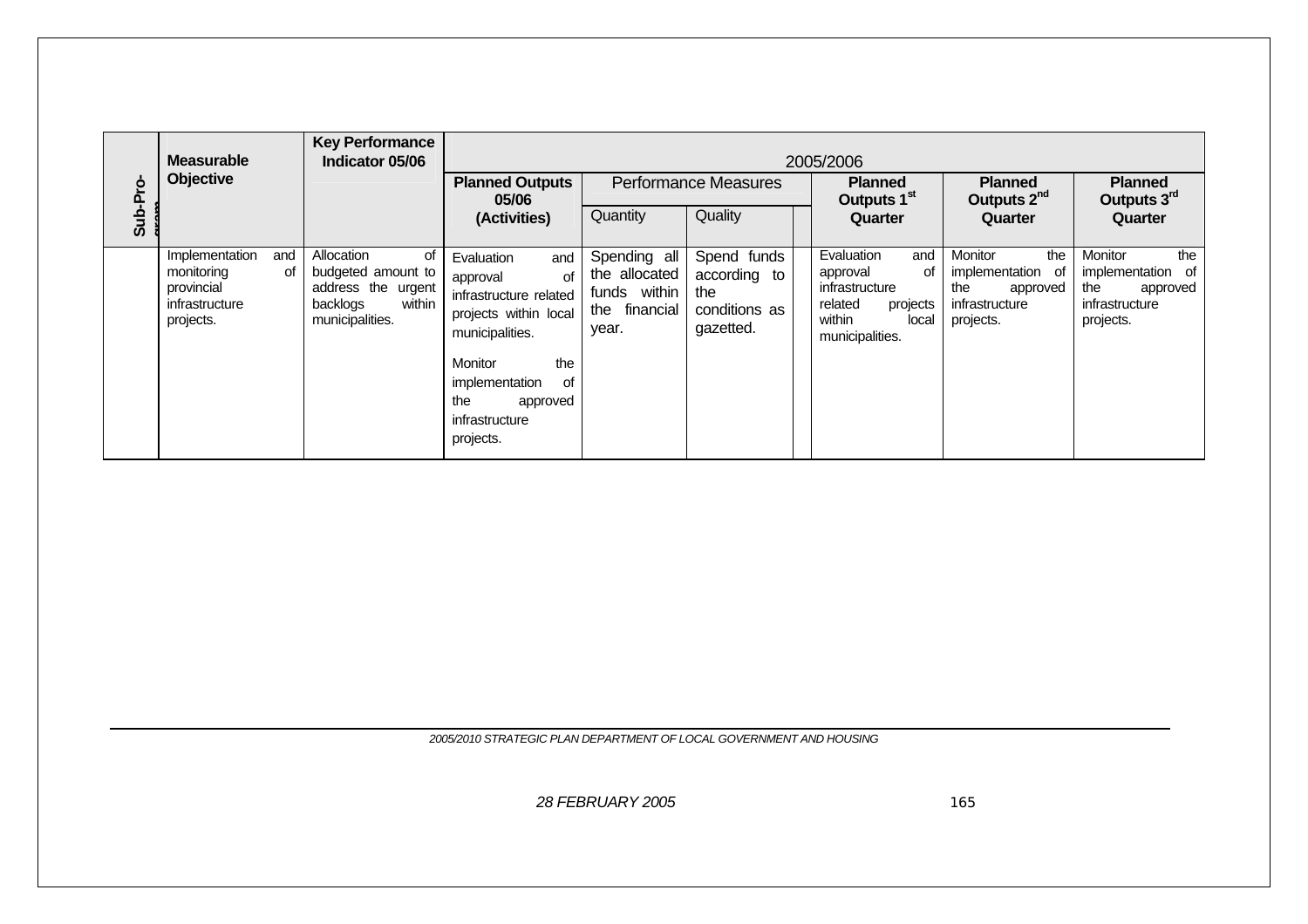| Sub-Pro-gram | Measurable Objective | Key Performance Indicator 05/06 | 2005/2006 | | | | | | |
|---|---|---|---|---|---|---|---|---|---|
| | | | Planned Outputs 05/06 (Activities) | Performance Measures | | | Planned Outputs 1st Quarter | Planned Outputs 2nd Quarter | Planned Outputs 3rd Quarter |
| | | | | Quantity | Quality | | | | |
| | Implementation and monitoring of provincial infrastructure projects. | Allocation of budgeted amount to address the urgent backlogs within municipalities. | Evaluation and approval of infrastructure related projects within local municipalities.<br><br>Monitor the implementation of the approved infrastructure projects. | Spending all the allocated funds within the financial year. | Spend funds according to the conditions as gazetted. | | Evaluation and approval of infrastructure related projects within local municipalities. | Monitor the implementation of the approved infrastructure projects. | Monitor the implementation of the approved infrastructure projects. |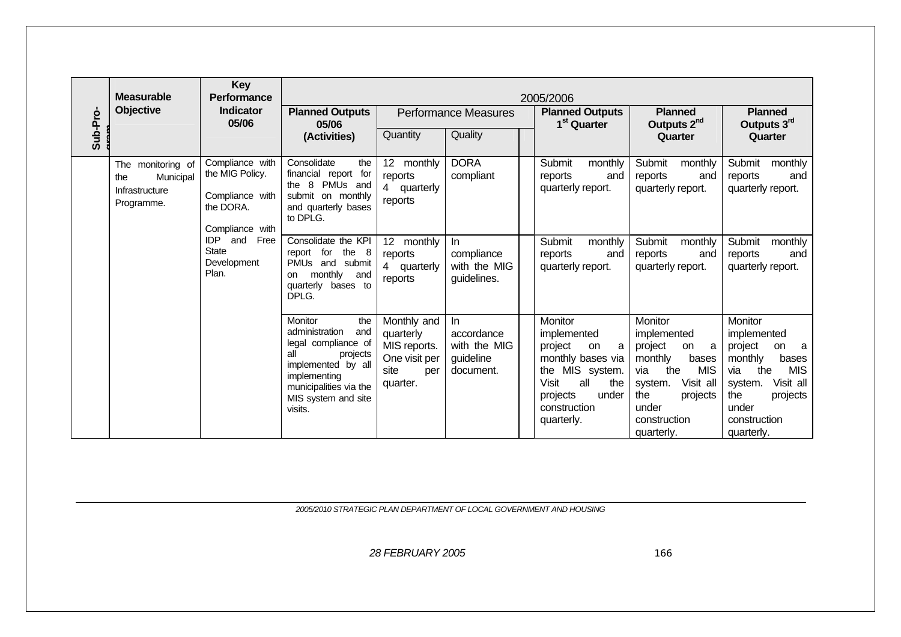| Sub-Programme | Measurable Objective | Key Performance Indicator 05/06 | 2005/2006 | | | | | |
|---|---|---|---|---|---|---|---|---|
| | | | Planned Outputs 05/06 (Activities) | Performance Measures | | Planned Outputs 1st Quarter | Planned Outputs 2nd Quarter | Planned Outputs 3rd Quarter |
| | | | | Quantity | Quality | | | |
| | The monitoring of the Municipal Infrastructure Programme. | Compliance with the MIG Policy.<br><br>Compliance with the DORA.<br><br>Compliance with IDP and Free State Development Plan. | Consolidate the financial report for the 8 PMUs and submit on monthly and quarterly bases to DPLG. | 12 monthly reports<br>4 quarterly reports | DORA compliant | Submit monthly reports and quarterly report. | Submit monthly reports and quarterly report. | Submit monthly reports and quarterly report. |
| | | | Consolidate the KPI report for the 8 PMUs and submit on monthly and quarterly bases to DPLG. | 12 monthly reports<br>4 quarterly reports | In compliance with the MIG guidelines. | Submit monthly reports and quarterly report. | Submit monthly reports and quarterly report. | Submit monthly reports and quarterly report. |
| | | | Monitor the administration and legal compliance of all projects implemented by all implementing municipalities via the MIS system and site visits. | Monthly and quarterly MIS reports. One visit per site per quarter. | In accordance with the MIG guideline document. | Monitor implemented project on a monthly bases via the MIS system. Visit all the projects under construction quarterly. | Monitor implemented project on a monthly bases via the MIS system. Visit all the projects under construction quarterly. | Monitor implemented project on a monthly bases via the MIS system. Visit all the projects under construction quarterly. |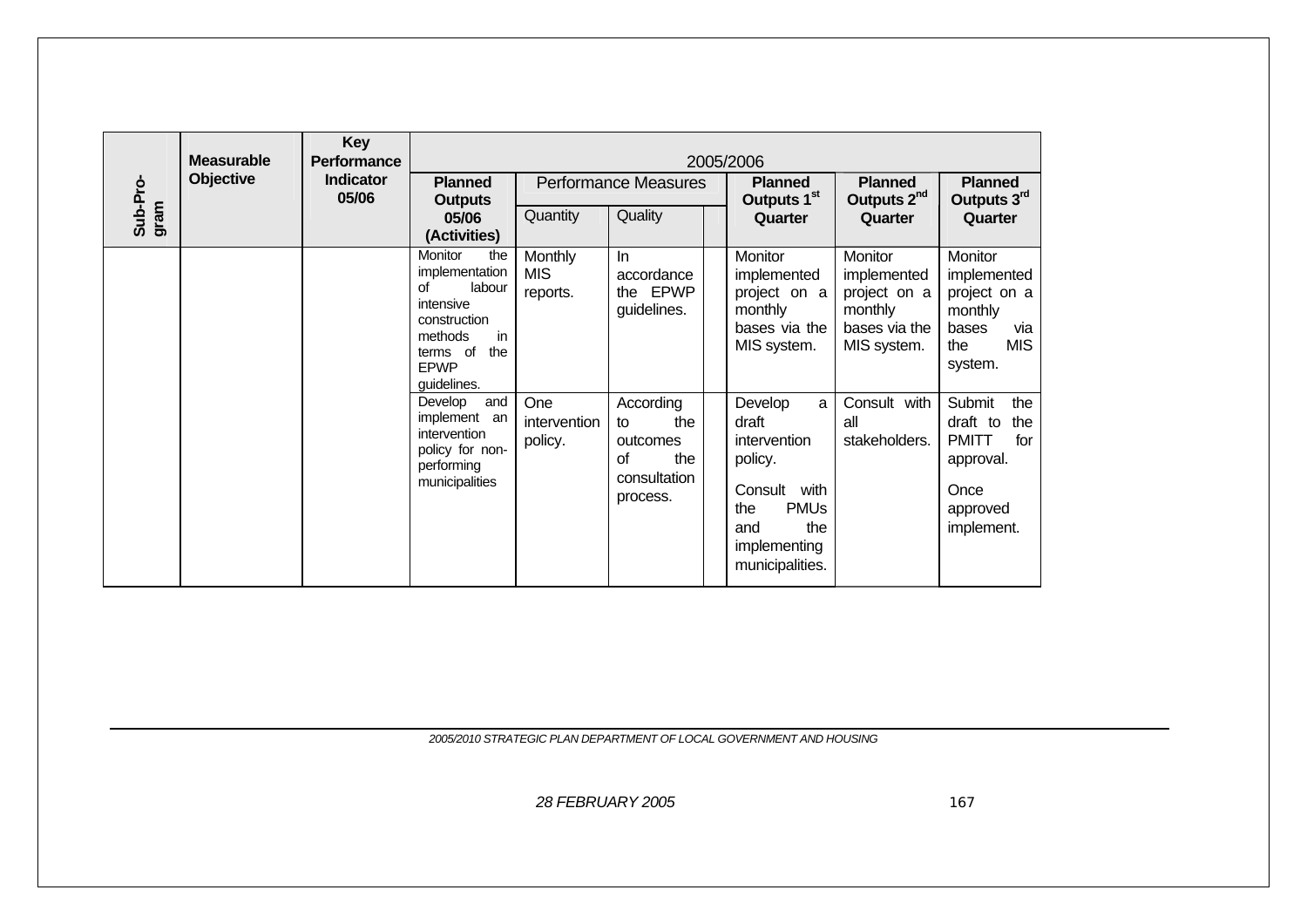| Sub-Pro-gram | Measurable Objective | Key Performance Indicator 05/06 | 2005/2006 | | | | | | |
|---|---|---|---|---|---|---|---|---|---|
| | | | Planned Outputs 05/06 (Activities) | Performance Measures | | | Planned Outputs 1st Quarter | Planned Outputs 2nd Quarter | Planned Outputs 3rd Quarter |
| | | | | Quantity | Quality | | | | |
| | | | Monitor the implementation of labour intensive construction methods in terms of the EPWP guidelines. | Monthly MIS reports. | In accordance the EPWP guidelines. | | Monitor implemented project on a monthly bases via the MIS system. | Monitor implemented project on a monthly bases via the MIS system. | Monitor implemented project on a monthly bases via the MIS system. |
| | | | Develop and implement an intervention policy for non-performing municipalities | One intervention policy. | According to the outcomes of the consultation process. | | Develop a draft intervention policy.<br><br>Consult with the PMUs and the implementing municipalities. | Consult with all stakeholders. | Submit the draft to the PMITT for approval.<br><br>Once approved implement. |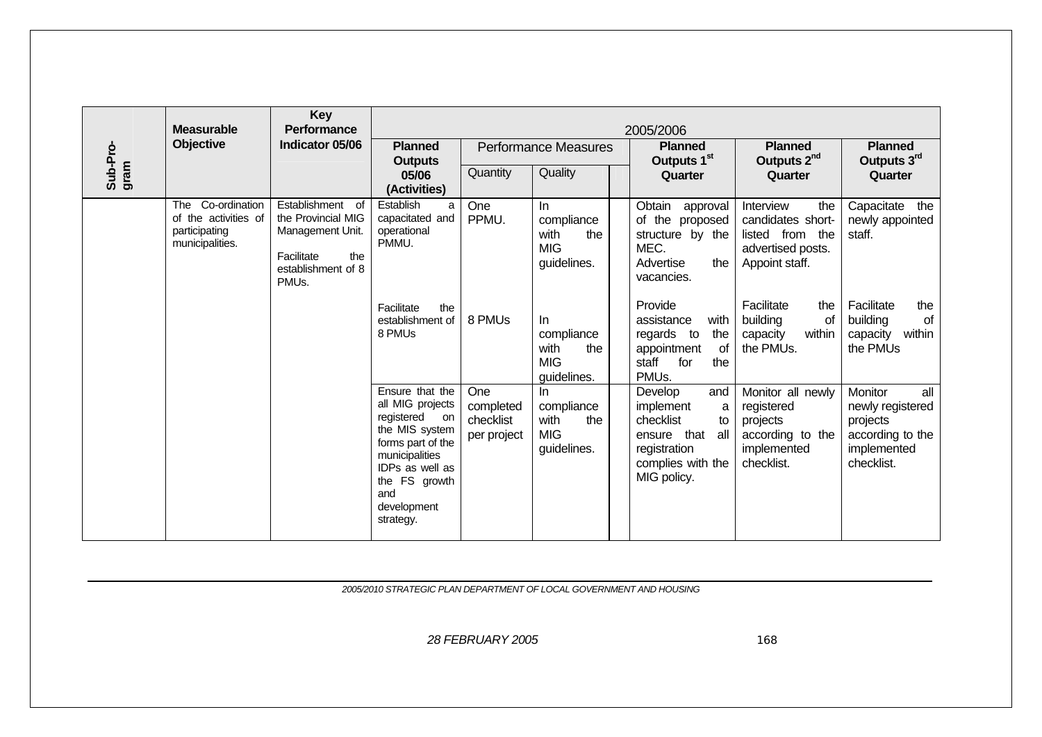| Sub-Pro-gram | Measurable Objective | Key Performance Indicator 05/06 | 2005/2006 | | | | | |
|---|---|---|---|---|---|---|---|---|
| | | | Planned Outputs 05/06 (Activities) | Performance Measures | | Planned Outputs 1st Quarter | Planned Outputs 2nd Quarter | Planned Outputs 3rd Quarter |
| | | | | Quantity | Quality | | | |
| | The Co-ordination of the activities of participating municipalities. | Establishment of the Provincial MIG Management Unit.<br><br>Facilitate the establishment of 8 PMUs. | Establish a capacitated and operational PMMU. | One PPMU. | In compliance with the MIG guidelines. | Obtain approval of the proposed structure by the MEC.<br>Advertise the vacancies. | Interview the candidates short-listed from the advertised posts.<br>Appoint staff. | Capacitate the newly appointed staff. |
| | | | Facilitate the establishment of 8 PMUs | 8 PMUs | In compliance with the MIG guidelines. | Provide assistance with regards to the appointment of staff for the PMUs. | Facilitate the building of capacity within the PMUs. | Facilitate the building of capacity within the PMUs |
| | | | Ensure that the all MIG projects registered on the MIS system forms part of the municipalities IDPs as well as the FS growth and development strategy. | One completed checklist per project | In compliance with the MIG guidelines. | Develop and implement a checklist to ensure that all registration complies with the MIG policy. | Monitor all newly registered projects according to the implemented checklist. | Monitor all newly registered projects according to the implemented checklist. |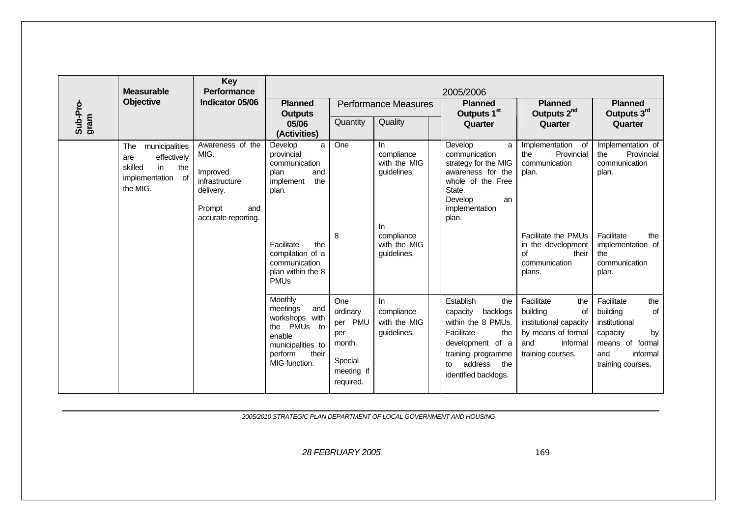| Sub-Programme | Measurable Objective | Key Performance Indicator 05/06 | 2005/2006 | | | | | |
|---|---|---|---|---|---|---|---|---|
| | | | Planned Outputs 05/06 (Activities) | Performance Measures | | Planned Outputs 1st Quarter | Planned Outputs 2nd Quarter | Planned Outputs 3rd Quarter |
| | | | | Quantity | Quality | | | |
| | The municipalities are effectively skilled in the implementation of the MIG. | Awareness of the MIG.<br><br>Improved infrastructure delivery.<br><br>Prompt and accurate reporting. | Develop a provincial communication plan and implement the plan. | One | In compliance with the MIG guidelines. | Develop a communication strategy for the MIG awareness for the whole of the Free State.<br>Develop an implementation plan. | Implementation of the Provincial communication plan. | Implementation of the Provincial communication plan. |
| | | | Facilitate the compilation of a communication plan within the 8 PMUs | 8 | In compliance with the MIG guidelines. | | Facilitate the PMUs in the development of their communication plans. | Facilitate the implementation of the communication plan. |
| | | | Monthly meetings and workshops with the PMUs to enable municipalities to perform their MIG function. | One ordinary per PMU per month.<br><br>Special meeting if required. | In compliance with the MIG guidelines. | Establish the capacity backlogs within the 8 PMUs. Facilitate the development of a training programme to address the identified backlogs. | Facilitate the building of institutional capacity by means of formal and informal training courses. | Facilitate the building of institutional capacity by means of formal and informal training courses. |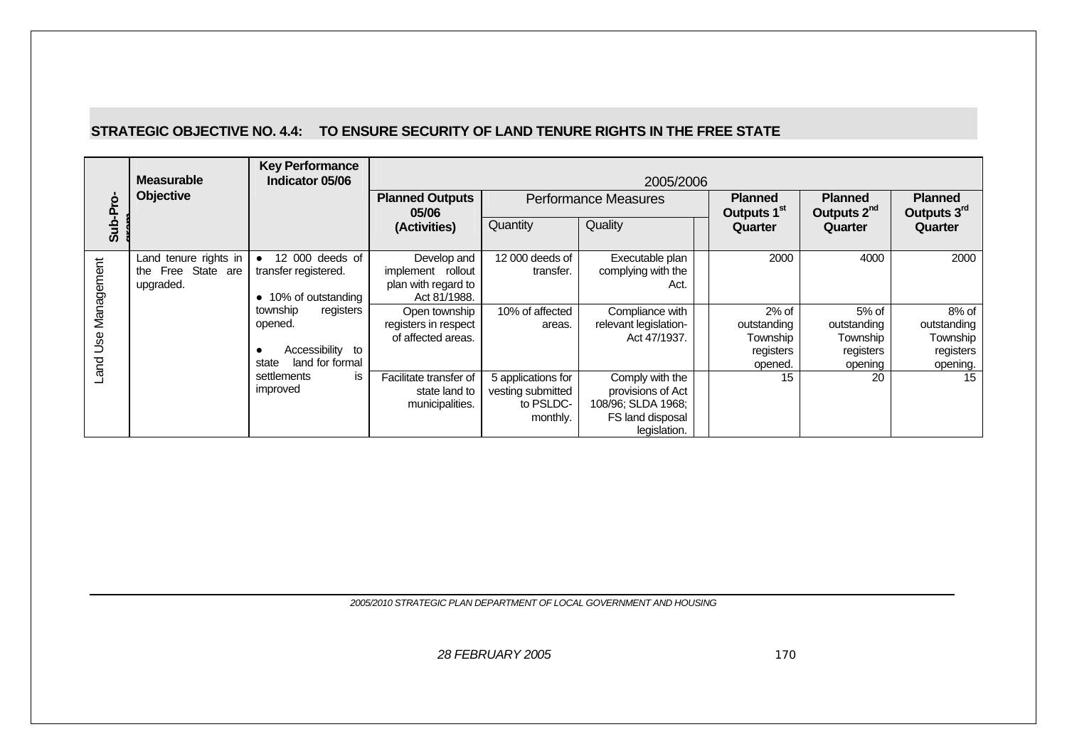## STRATEGIC OBJECTIVE NO. 4.4: TO ENSURE SECURITY OF LAND TENURE RIGHTS IN THE FREE STATE

| Sub-Programme | Measurable Objective | Key Performance Indicator 05/06 | 2005/2006 | | | | | |
|---|---|---|---|---|---|---|---|---|
| | | | Planned Outputs 05/06 (Activities) | Performance Measures | | Planned Outputs 1st Quarter | Planned Outputs 2nd Quarter | Planned Outputs 3rd Quarter |
| | | | | Quantity | Quality | | | |
| Land Use Management | Land tenure rights in the Free State are upgraded. | • 12 000 deeds of transfer registered.<br>• 10% of outstanding township registers opened.<br>• Accessibility to state land for formal settlements is improved | Develop and implement rollout plan with regard to Act 81/1988. | 12 000 deeds of transfer. | Executable plan complying with the Act. | 2000 | 4000 | 2000 |
| | | | Open township registers in respect of affected areas. | 10% of affected areas. | Compliance with relevant legislation- Act 47/1937. | 2% of outstanding Township registers opened. | 5% of outstanding Township registers opening | 8% of outstanding Township registers opening. |
| | | | Facilitate transfer of state land to municipalities. | 5 applications for vesting submitted to PSLDC- monthly. | Comply with the provisions of Act 108/96; SLDA 1968; FS land disposal legislation. | 15 | 20 | 15 |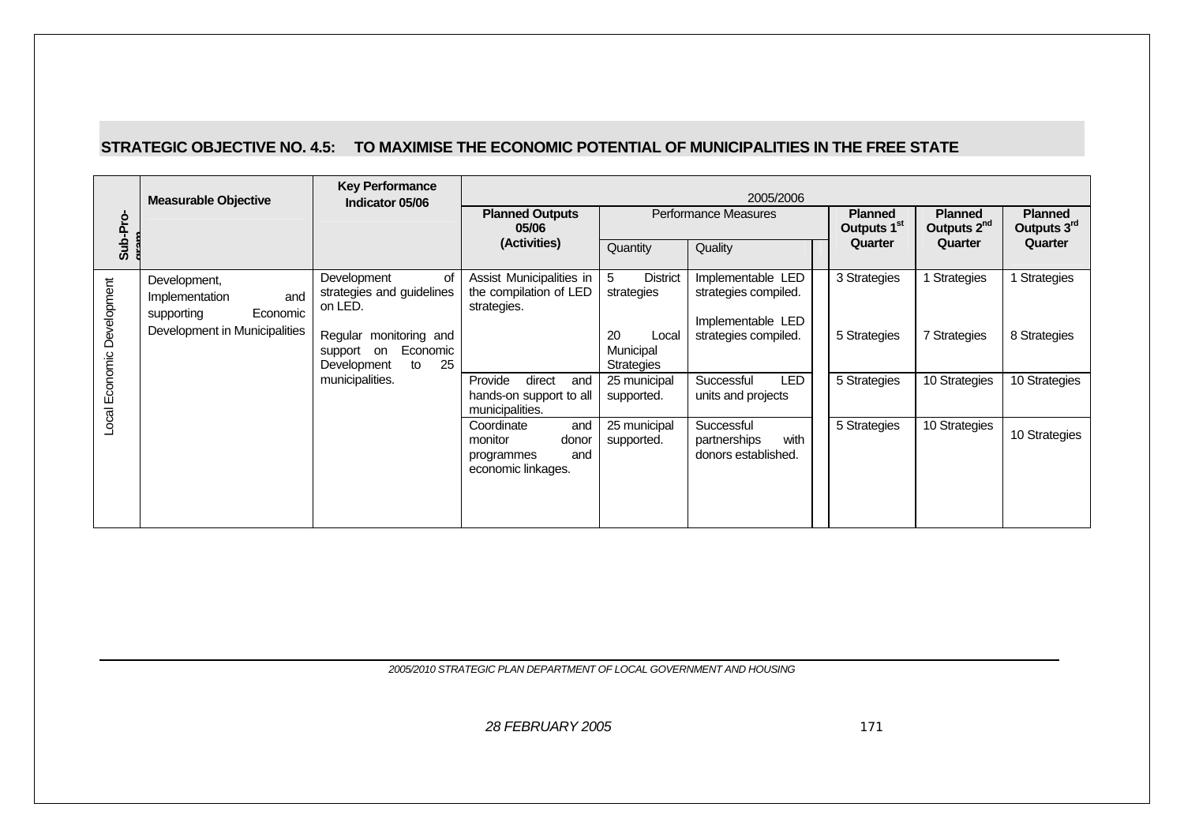## STRATEGIC OBJECTIVE NO. 4.5: TO MAXIMISE THE ECONOMIC POTENTIAL OF MUNICIPALITIES IN THE FREE STATE

| Sub-Programme | Measurable Objective | Key Performance Indicator 05/06 | 2005/2006 | | | | | |
|---|---|---|---|---|---|---|---|---|
| | | | Planned Outputs 05/06 (Activities) | Performance Measures | | Planned Outputs 1st Quarter | Planned Outputs 2nd Quarter | Planned Outputs 3rd Quarter |
| | | | | Quantity | Quality | | | |
| Local Economic Development | Development, Implementation and supporting Economic Development in Municipalities | Development of strategies and guidelines on LED. | Assist Municipalities in the compilation of LED strategies. | 5 District strategies | Implementable LED strategies compiled. | 3 Strategies | 1 Strategies | 1 Strategies |
| | | Regular monitoring and support on Economic Development to 25 municipalities. | | 20 Local Municipal Strategies | Implementable LED strategies compiled. | 5 Strategies | 7 Strategies | 8 Strategies |
| | | | Provide direct and hands-on support to all municipalities. | 25 municipal supported. | Successful LED units and projects | 5 Strategies | 10 Strategies | 10 Strategies |
| | | | Coordinate and monitor donor programmes and economic linkages. | 25 municipal supported. | Successful partnerships with donors established. | 5 Strategies | 10 Strategies | 10 Strategies |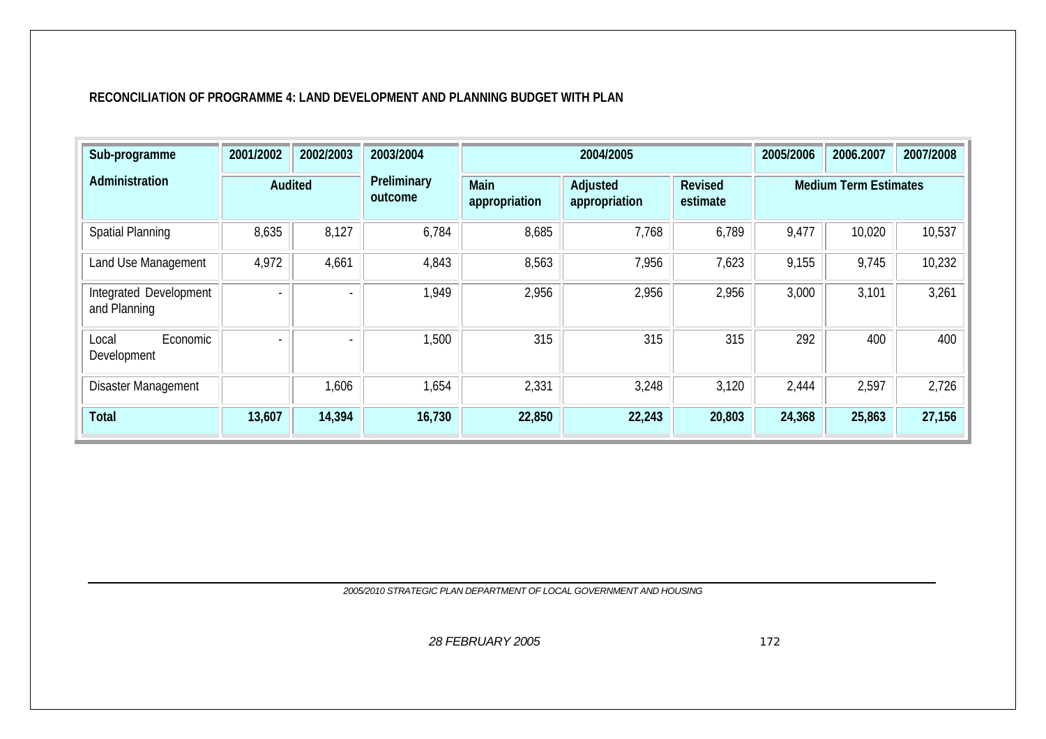**RECONCILIATION OF PROGRAMME 4: LAND DEVELOPMENT AND PLANNING BUDGET WITH PLAN**

| Sub-programme | 2001/2002 | 2002/2003 | 2003/2004 | 2004/2005 | | | 2005/2006 | 2006.2007 | 2007/2008 |
|---|---|---|---|---|---|---|---|---|---|
| **Administration** | **Audited** | | **Preliminary outcome** | **Main appropriation** | **Adjusted appropriation** | **Revised estimate** | **Medium Term Estimates** | | |
| Spatial Planning | 8,635 | 8,127 | 6,784 | 8,685 | 7,768 | 6,789 | 9,477 | 10,020 | 10,537 |
| Land Use Management | 4,972 | 4,661 | 4,843 | 8,563 | 7,956 | 7,623 | 9,155 | 9,745 | 10,232 |
| Integrated Development and Planning | - | - | 1,949 | 2,956 | 2,956 | 2,956 | 3,000 | 3,101 | 3,261 |
| Local Economic Development | - | - | 1,500 | 315 | 315 | 315 | 292 | 400 | 400 |
| Disaster Management | | 1,606 | 1,654 | 2,331 | 3,248 | 3,120 | 2,444 | 2,597 | 2,726 |
| **Total** | **13,607** | **14,394** | **16,730** | **22,850** | **22,243** | **20,803** | **24,368** | **25,863** | **27,156** |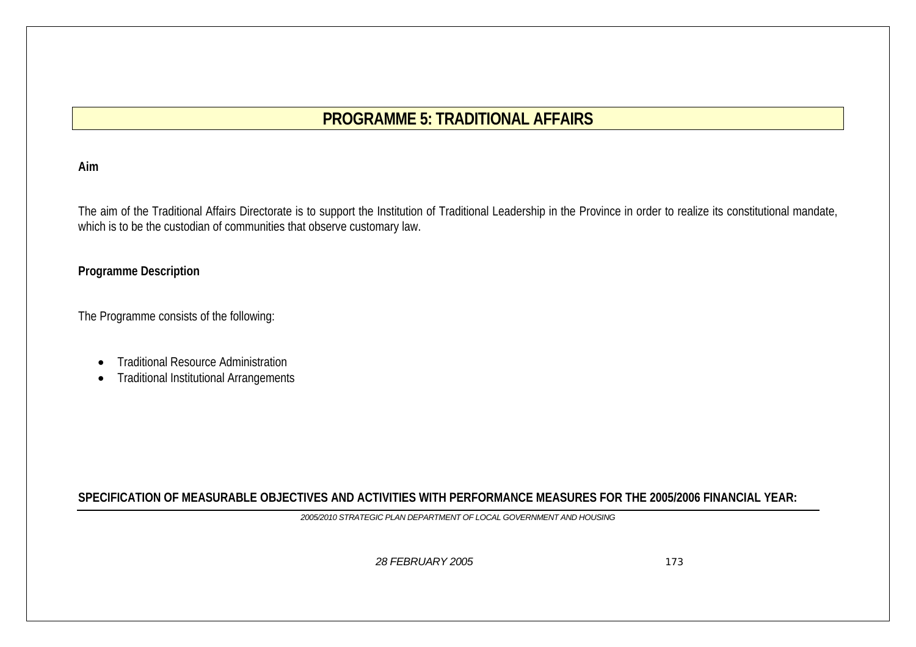# PROGRAMME 5: TRADITIONAL AFFAIRS

**Aim**

The aim of the Traditional Affairs Directorate is to support the Institution of Traditional Leadership in the Province in order to realize its constitutional mandate, which is to be the custodian of communities that observe customary law.

**Programme Description**

The Programme consists of the following:

- Traditional Resource Administration
- Traditional Institutional Arrangements

**SPECIFICATION OF MEASURABLE OBJECTIVES AND ACTIVITIES WITH PERFORMANCE MEASURES FOR THE 2005/2006 FINANCIAL YEAR:**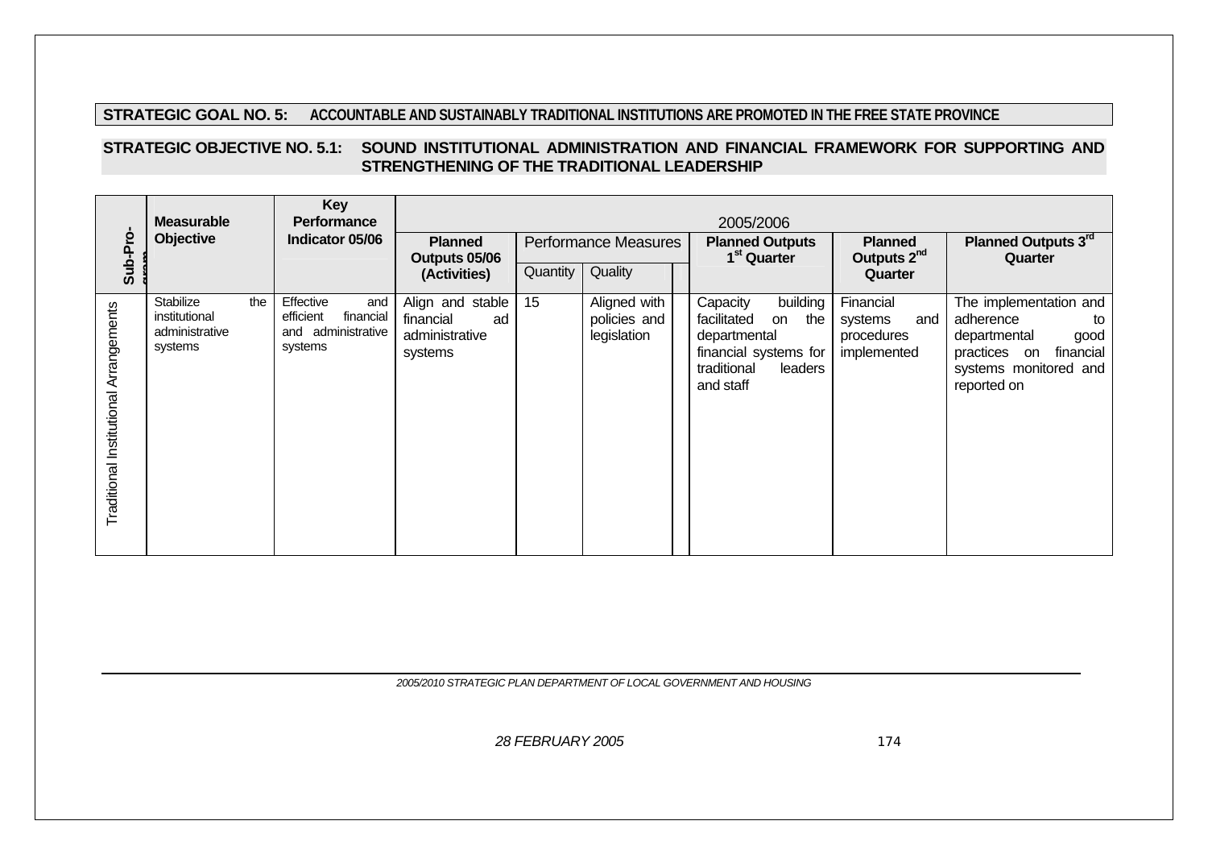**STRATEGIC GOAL NO. 5: ACCOUNTABLE AND SUSTAINABLY TRADITIONAL INSTITUTIONS ARE PROMOTED IN THE FREE STATE PROVINCE**

**STRATEGIC OBJECTIVE NO. 5.1: SOUND INSTITUTIONAL ADMINISTRATION AND FINANCIAL FRAMEWORK FOR SUPPORTING AND STRENGTHENING OF THE TRADITIONAL LEADERSHIP**

| Sub-Programme | Measurable Objective | Key Performance Indicator 05/06 | 2005/2006 | | | | | | |
|---|---|---|---|---|---|---|---|---|---|
| | | | Planned Outputs 05/06 (Activities) | Performance Measures | | | Planned Outputs 1[st] Quarter | Planned Outputs 2[nd] Quarter | Planned Outputs 3[rd] Quarter |
| | | | | Quantity | Quality | | | | |
| Traditional Institutional Arrangements | Stabilize the institutional administrative systems | Effective and efficient financial and administrative systems | Align and stable financial ad administrative systems | 15 | Aligned with policies and legislation | | Capacity building facilitated on the departmental financial systems for traditional leaders and staff | Financial systems and procedures implemented | The implementation and adherence to departmental good practices on financial systems monitored and reported on |

*2005/2010 STRATEGIC PLAN DEPARTMENT OF LOCAL GOVERNMENT AND HOUSING*

*28 FEBRUARY 2005*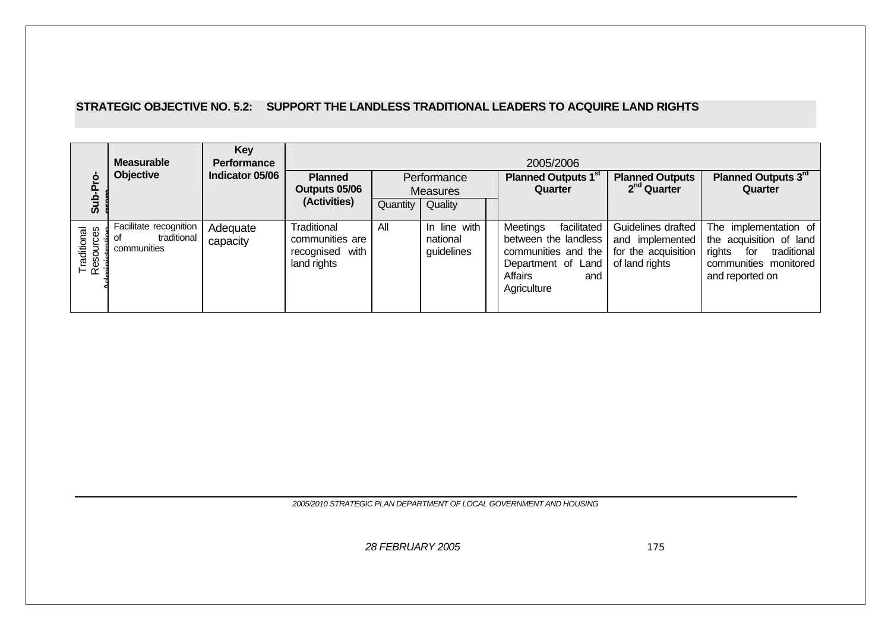**STRATEGIC OBJECTIVE NO. 5.2: SUPPORT THE LANDLESS TRADITIONAL LEADERS TO ACQUIRE LAND RIGHTS**

| Sub-Programme | Measurable Objective | Key Performance Indicator 05/06 | 2005/2006 | | | | | |
|---|---|---|---|---|---|---|---|---|
| | | | Planned Outputs 05/06 (Activities) | Performance Measures | | Planned Outputs 1st Quarter | Planned Outputs 2nd Quarter | Planned Outputs 3rd Quarter |
| | | | | Quantity | Quality | | | |
| Traditional Resources Administration | Facilitate recognition of traditional communities | Adequate capacity | Traditional communities are recognised with land rights | All | In line with national guidelines | Meetings facilitated between the landless communities and the Department of Land Affairs and Agriculture | Guidelines drafted and implemented for the acquisition of land rights | The implementation of the acquisition of land rights for traditional communities monitored and reported on |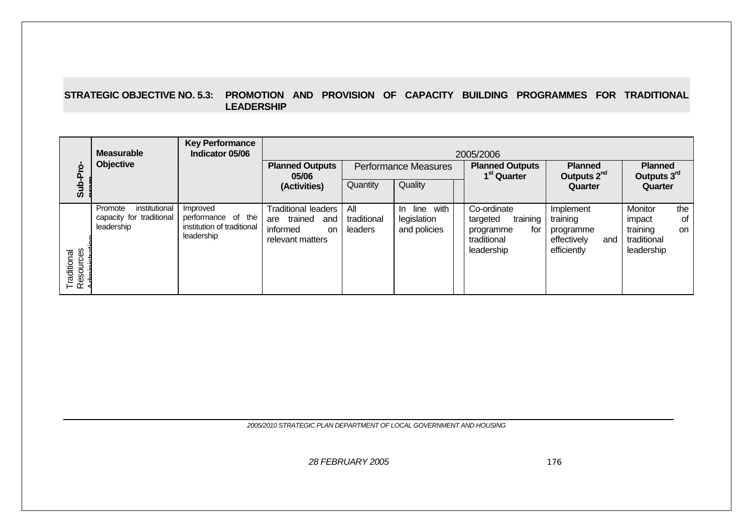**STRATEGIC OBJECTIVE NO. 5.3: PROMOTION AND PROVISION OF CAPACITY BUILDING PROGRAMMES FOR TRADITIONAL LEADERSHIP**

| Sub-Programme | Measurable Objective | Key Performance Indicator 05/06 | 2005/2006 | | | | | | |
|---|---|---|---|---|---|---|---|---|---|
| | | | Planned Outputs 05/06 (Activities) | Performance Measures | | | Planned Outputs 1st Quarter | Planned Outputs 2nd Quarter | Planned Outputs 3rd Quarter |
| | | | | Quantity | Quality | | | | |
| Traditional Resources Administration | Promote institutional capacity for traditional leadership | Improved performance of the institution of traditional leadership | Traditional leaders are trained and informed on relevant matters | All traditional leaders | In line with legislation and policies | | Co-ordinate targeted training programme for traditional leadership | Implement training programme effectively and efficiently | Monitor the impact of training on traditional leadership |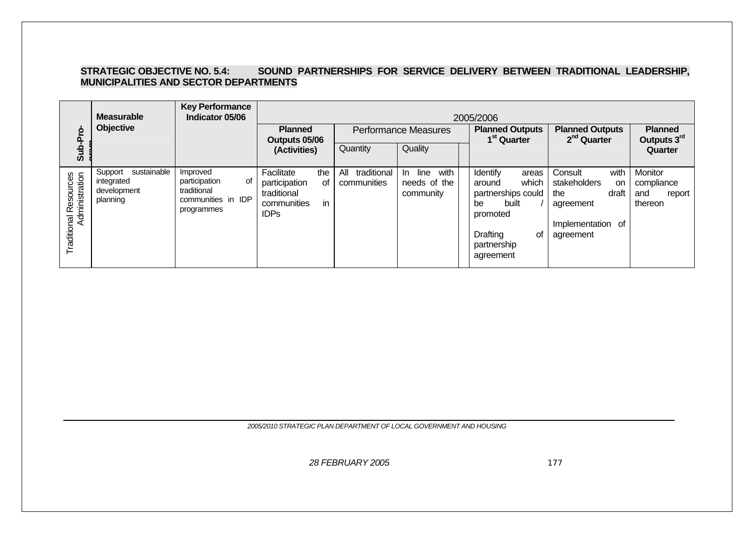**STRATEGIC OBJECTIVE NO. 5.4: SOUND PARTNERSHIPS FOR SERVICE DELIVERY BETWEEN TRADITIONAL LEADERSHIP, MUNICIPALITIES AND SECTOR DEPARTMENTS**

| Sub-Pro-gram | Measurable Objective | Key Performance Indicator 05/06 | 2005/2006 | | | | | | |
|---|---|---|---|---|---|---|---|---|---|
| | | | Planned Outputs 05/06 (Activities) | Performance Measures | | | Planned Outputs 1st Quarter | Planned Outputs 2nd Quarter | Planned Outputs 3rd Quarter |
| | | | | Quantity | Quality | | | | |
| Traditional Resources Administration | Support sustainable integrated development planning | Improved participation of traditional communities in IDP programmes | Facilitate the participation of traditional communities in IDPs | All traditional communities | In line with needs of the community | | Identify areas around which partnerships could be built / promoted<br><br>Drafting of partnership agreement | Consult with stakeholders on the draft agreement<br><br>Implementation of agreement | Monitor compliance and report thereon |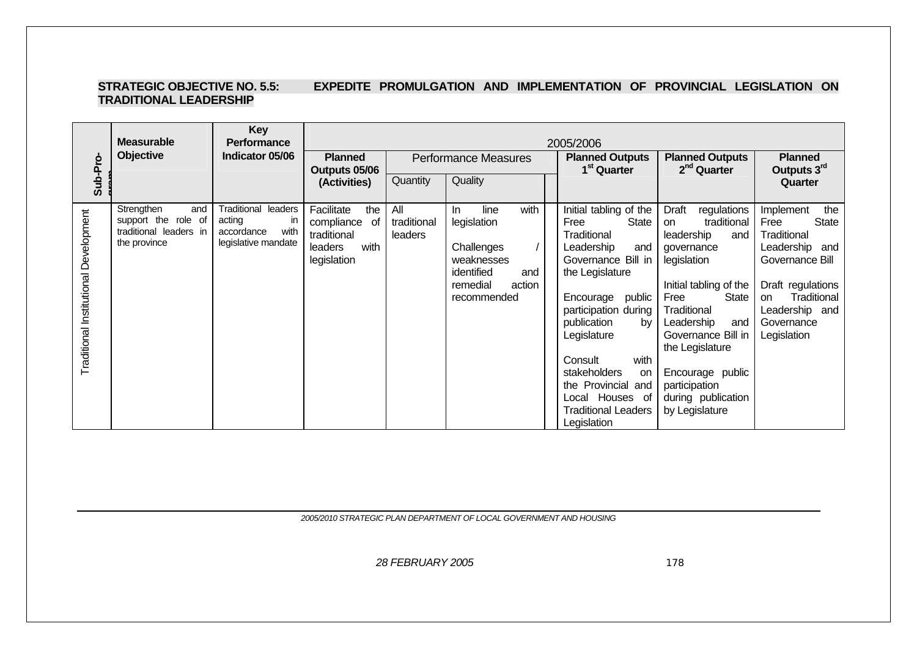**STRATEGIC OBJECTIVE NO. 5.5: EXPEDITE PROMULGATION AND IMPLEMENTATION OF PROVINCIAL LEGISLATION ON TRADITIONAL LEADERSHIP**

| Sub-Programme | Measurable Objective | Key Performance Indicator 05/06 | 2005/2006 | | | | | |
|---|---|---|---|---|---|---|---|---|
| | | | Planned Outputs 05/06 (Activities) | Performance Measures | | Planned Outputs 1st Quarter | Planned Outputs 2nd Quarter | Planned Outputs 3rd Quarter |
| | | | | Quantity | Quality | | | |
| Traditional Institutional Development | Strengthen and support the role of traditional leaders in the province | Traditional leaders acting in accordance with legislative mandate | Facilitate the compliance of traditional leaders with legislation | All traditional leaders | In line with legislation<br><br>Challenges / weaknesses identified and remedial action recommended | Initial tabling of the Free State Traditional Leadership and Governance Bill in the Legislature<br><br>Encourage public participation during publication by Legislature<br><br>Consult with stakeholders on the Provincial and Local Houses of Traditional Leaders Legislation | Draft regulations on traditional leadership and governance legislation<br><br>Initial tabling of the Free State Traditional Leadership and Governance Bill in the Legislature<br><br>Encourage public participation during publication by Legislature | Implement the Free State Traditional Leadership and Governance Bill<br><br>Draft regulations on Traditional Leadership and Governance Legislation |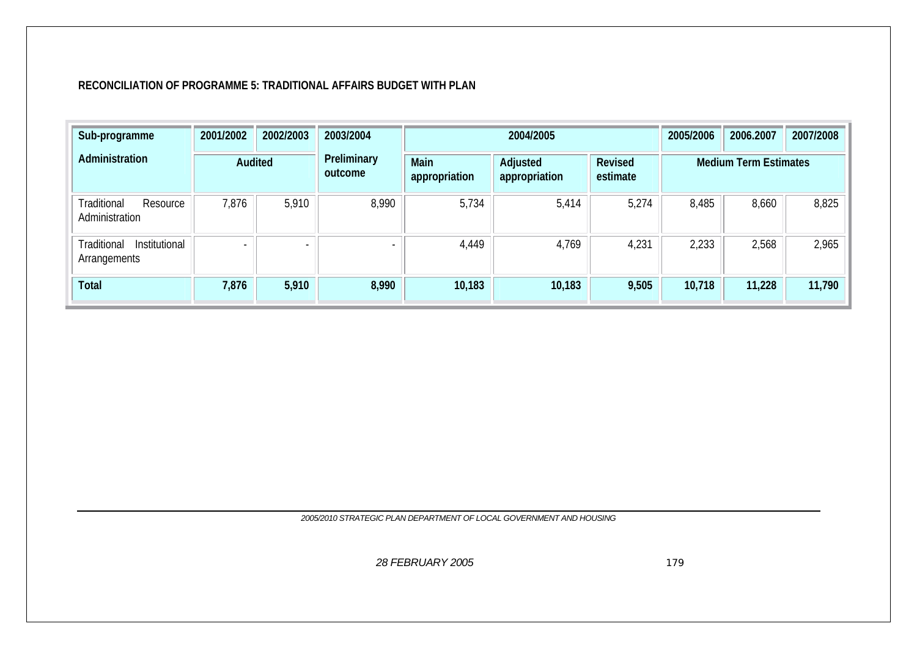**RECONCILIATION OF PROGRAMME 5: TRADITIONAL AFFAIRS BUDGET WITH PLAN**

| Sub-programme | 2001/2002 | 2002/2003 | 2003/2004 | 2004/2005 | | | 2005/2006 | 2006.2007 | 2007/2008 |
|---|---|---|---|---|---|---|---|---|---|
| **Administration** | **Audited** | | **Preliminary outcome** | **Main appropriation** | **Adjusted appropriation** | **Revised estimate** | **Medium Term Estimates** | | |
| Traditional Resource Administration | 7,876 | 5,910 | 8,990 | 5,734 | 5,414 | 5,274 | 8,485 | 8,660 | 8,825 |
| Traditional Institutional Arrangements | - | - | - | 4,449 | 4,769 | 4,231 | 2,233 | 2,568 | 2,965 |
| **Total** | **7,876** | **5,910** | **8,990** | **10,183** | **10,183** | **9,505** | **10,718** | **11,228** | **11,790** |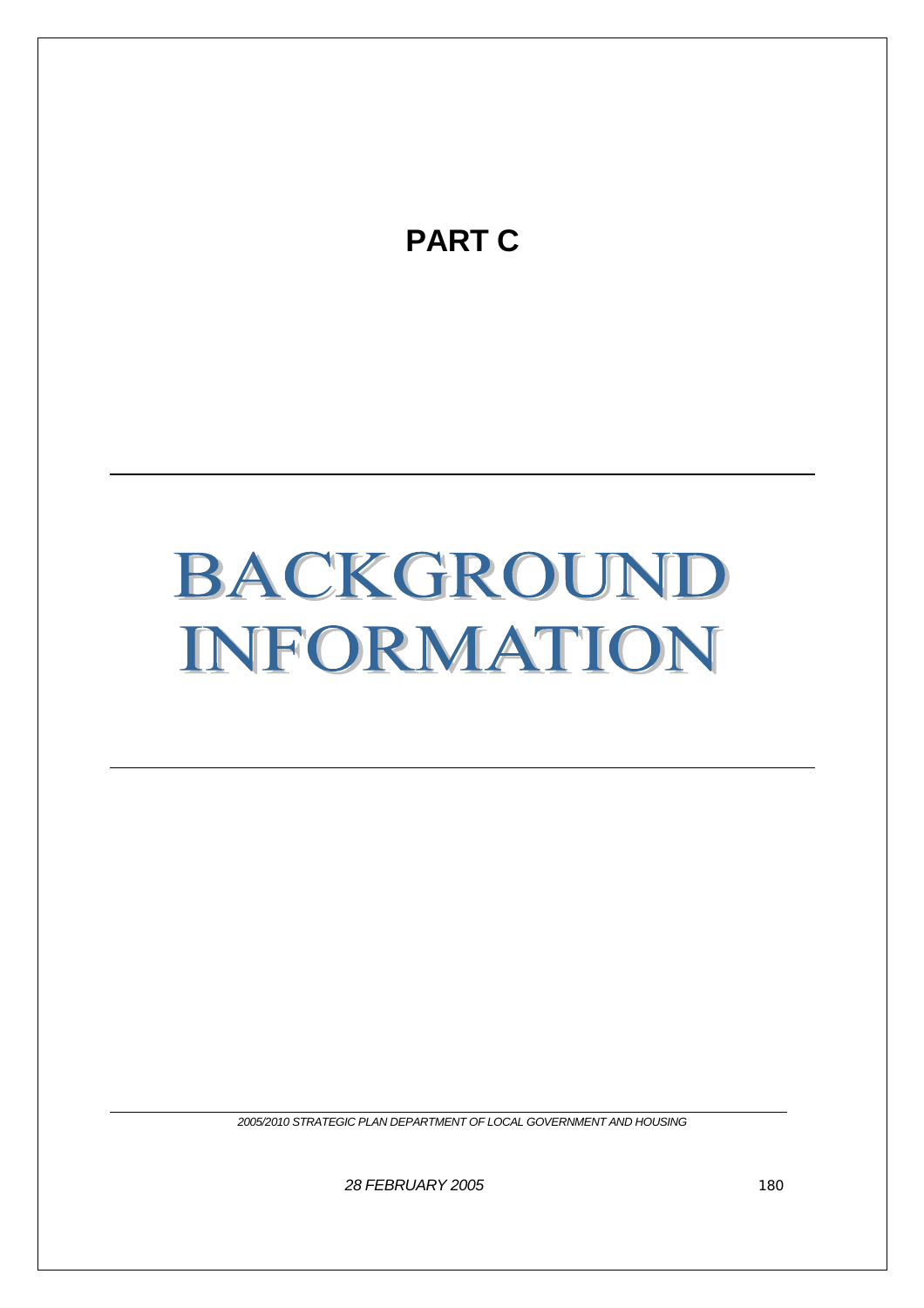# PART C

# BACKGROUND INFORMATION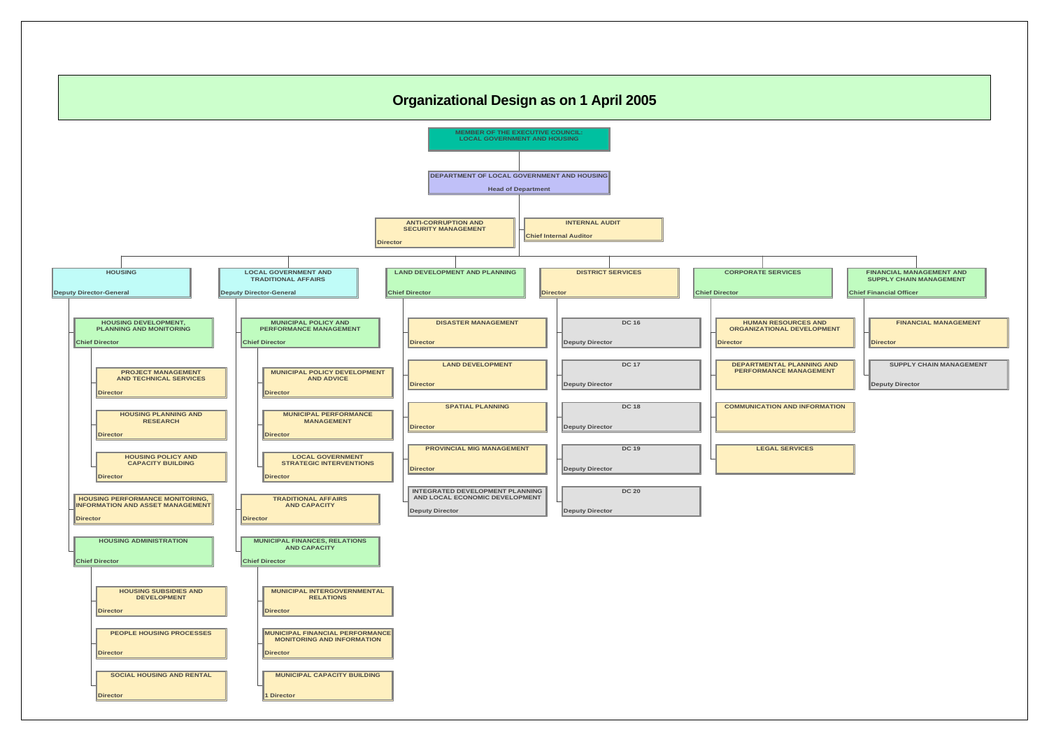# Organizational Design as on 1 April 2005

- **MEMBER OF THE EXECUTIVE COUNCIL: LOCAL GOVERNMENT AND HOUSING**
  - **DEPARTMENT OF LOCAL GOVERNMENT AND HOUSING** — Head of Department
    - **ANTI-CORRUPTION AND SECURITY MANAGEMENT** — Director
    - **INTERNAL AUDIT** — Chief Internal Auditor
    - **HOUSING** — Deputy Director-General
      - **HOUSING DEVELOPMENT, PLANNING AND MONITORING** — Chief Director
        - PROJECT MANAGEMENT AND TECHNICAL SERVICES — Director
        - HOUSING PLANNING AND RESEARCH — Director
        - HOUSING POLICY AND CAPACITY BUILDING — Director
      - **HOUSING PERFORMANCE MONITORING, INFORMATION AND ASSET MANAGEMENT** — Director
      - **HOUSING ADMINISTRATION** — Chief Director
        - HOUSING SUBSIDIES AND DEVELOPMENT — Director
        - PEOPLE HOUSING PROCESSES — Director
        - SOCIAL HOUSING AND RENTAL — Director
    - **LOCAL GOVERNMENT AND TRADITIONAL AFFAIRS** — Deputy Director-General
      - **MUNICIPAL POLICY AND PERFORMANCE MANAGEMENT** — Chief Director
        - MUNICIPAL POLICY DEVELOPMENT AND ADVICE — Director
        - MUNICIPAL PERFORMANCE MANAGEMENT — Director
        - LOCAL GOVERNMENT STRATEGIC INTERVENTIONS — Director
      - **TRADITIONAL AFFAIRS AND CAPACITY** — Director
      - **MUNICIPAL FINANCES, RELATIONS AND CAPACITY** — Chief Director
        - MUNICIPAL INTERGOVERNMENTAL RELATIONS — Director
        - MUNICIPAL FINANCIAL PERFORMANCE MONITORING AND INFORMATION — Director
        - MUNICIPAL CAPACITY BUILDING — 1 Director
    - **LAND DEVELOPMENT AND PLANNING** — Chief Director
      - DISASTER MANAGEMENT — Director
      - LAND DEVELOPMENT — Director
      - SPATIAL PLANNING — Director
      - PROVINCIAL MIG MANAGEMENT — Director
      - INTEGRATED DEVELOPMENT PLANNING AND LOCAL ECONOMIC DEVELOPMENT — Deputy Director
    - **DISTRICT SERVICES** — Director
      - DC 16 — Deputy Director
      - DC 17 — Deputy Director
      - DC 18 — Deputy Director
      - DC 19 — Deputy Director
      - DC 20 — Deputy Director
    - **CORPORATE SERVICES** — Chief Director
      - HUMAN RESOURCES AND ORGANIZATIONAL DEVELOPMENT — Director
      - DEPARTMENTAL PLANNING AND PERFORMANCE MANAGEMENT
      - COMMUNICATION AND INFORMATION
      - LEGAL SERVICES
    - **FINANCIAL MANAGEMENT AND SUPPLY CHAIN MANAGEMENT** — Chief Financial Officer
      - FINANCIAL MANAGEMENT — Director
      - SUPPLY CHAIN MANAGEMENT — Deputy Director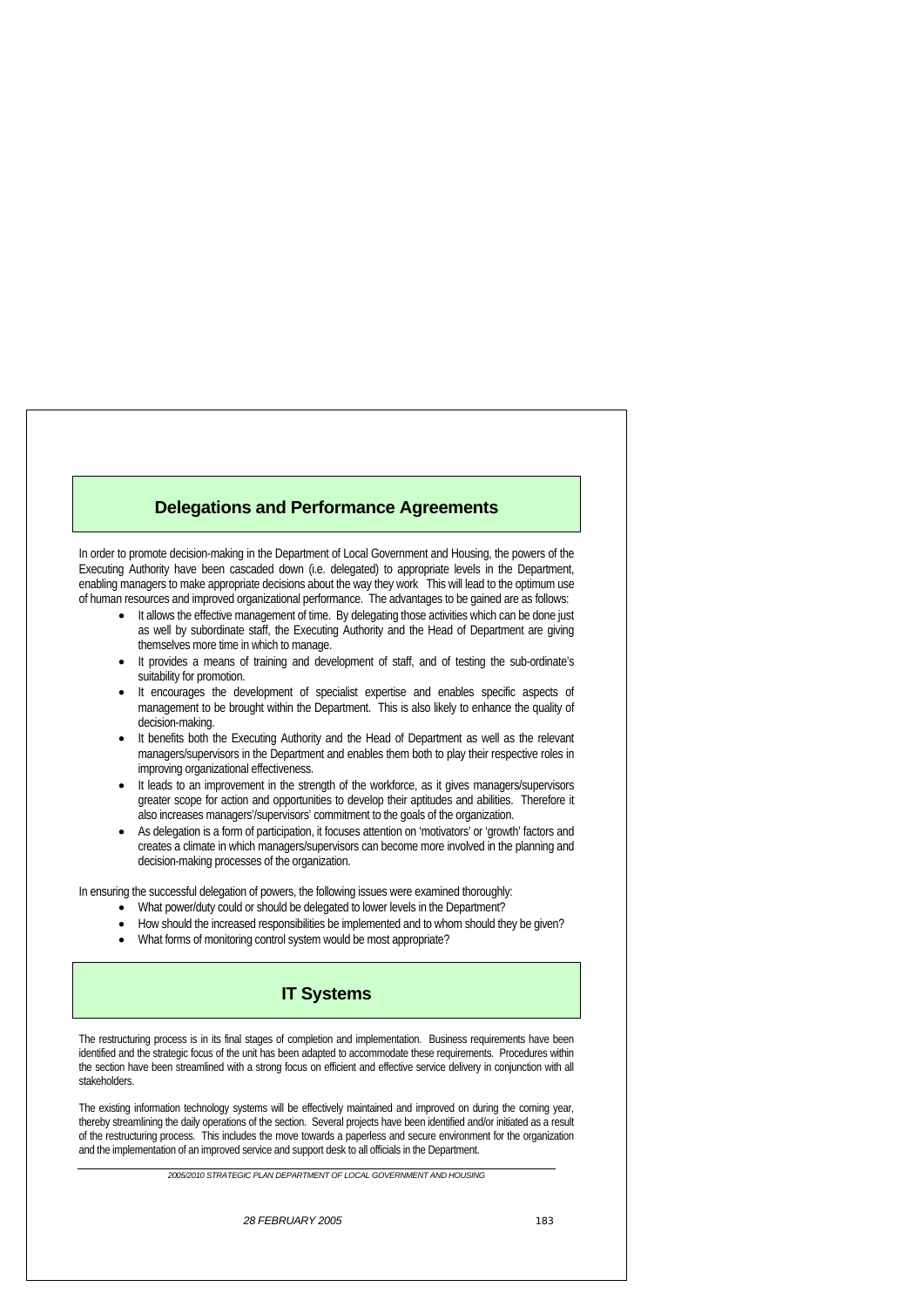## Delegations and Performance Agreements

In order to promote decision-making in the Department of Local Government and Housing, the powers of the Executing Authority have been cascaded down (i.e. delegated) to appropriate levels in the Department, enabling managers to make appropriate decisions about the way they work This will lead to the optimum use of human resources and improved organizational performance. The advantages to be gained are as follows:

- It allows the effective management of time. By delegating those activities which can be done just as well by subordinate staff, the Executing Authority and the Head of Department are giving themselves more time in which to manage.
- It provides a means of training and development of staff, and of testing the sub-ordinate's suitability for promotion.
- It encourages the development of specialist expertise and enables specific aspects of management to be brought within the Department. This is also likely to enhance the quality of decision-making.
- It benefits both the Executing Authority and the Head of Department as well as the relevant managers/supervisors in the Department and enables them both to play their respective roles in improving organizational effectiveness.
- It leads to an improvement in the strength of the workforce, as it gives managers/supervisors greater scope for action and opportunities to develop their aptitudes and abilities. Therefore it also increases managers'/supervisors' commitment to the goals of the organization.
- As delegation is a form of participation, it focuses attention on 'motivators' or 'growth' factors and creates a climate in which managers/supervisors can become more involved in the planning and decision-making processes of the organization.

In ensuring the successful delegation of powers, the following issues were examined thoroughly:

- What power/duty could or should be delegated to lower levels in the Department?
- How should the increased responsibilities be implemented and to whom should they be given?
- What forms of monitoring control system would be most appropriate?

## IT Systems

The restructuring process is in its final stages of completion and implementation. Business requirements have been identified and the strategic focus of the unit has been adapted to accommodate these requirements. Procedures within the section have been streamlined with a strong focus on efficient and effective service delivery in conjunction with all stakeholders.

The existing information technology systems will be effectively maintained and improved on during the coming year, thereby streamlining the daily operations of the section. Several projects have been identified and/or initiated as a result of the restructuring process. This includes the move towards a paperless and secure environment for the organization and the implementation of an improved service and support desk to all officials in the Department.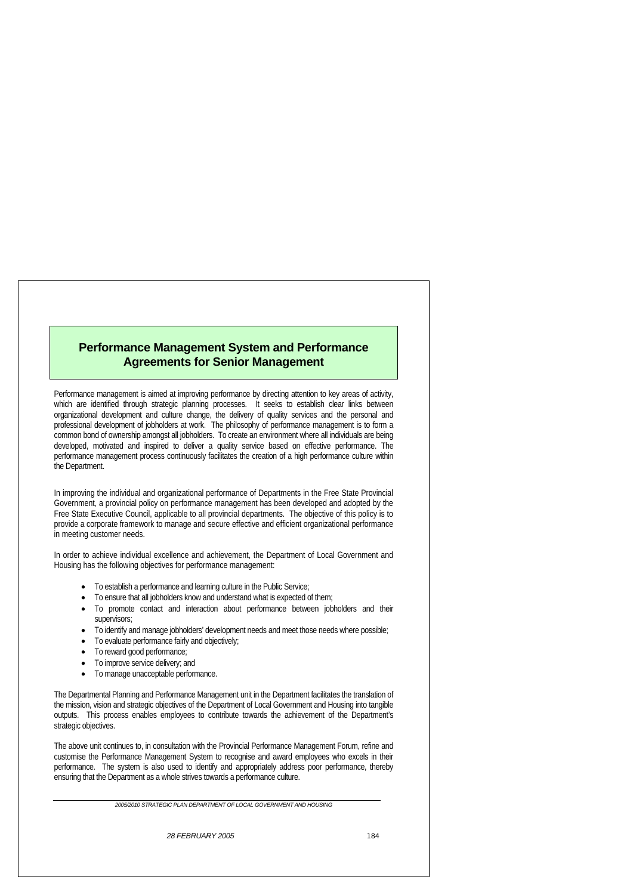## Performance Management System and Performance Agreements for Senior Management

Performance management is aimed at improving performance by directing attention to key areas of activity, which are identified through strategic planning processes. It seeks to establish clear links between organizational development and culture change, the delivery of quality services and the personal and professional development of jobholders at work. The philosophy of performance management is to form a common bond of ownership amongst all jobholders. To create an environment where all individuals are being developed, motivated and inspired to deliver a quality service based on effective performance. The performance management process continuously facilitates the creation of a high performance culture within the Department.

In improving the individual and organizational performance of Departments in the Free State Provincial Government, a provincial policy on performance management has been developed and adopted by the Free State Executive Council, applicable to all provincial departments. The objective of this policy is to provide a corporate framework to manage and secure effective and efficient organizational performance in meeting customer needs.

In order to achieve individual excellence and achievement, the Department of Local Government and Housing has the following objectives for performance management:

- To establish a performance and learning culture in the Public Service;
- To ensure that all jobholders know and understand what is expected of them;
- To promote contact and interaction about performance between jobholders and their supervisors;
- To identify and manage jobholders' development needs and meet those needs where possible;
- To evaluate performance fairly and objectively;
- To reward good performance;
- To improve service delivery; and
- To manage unacceptable performance.

The Departmental Planning and Performance Management unit in the Department facilitates the translation of the mission, vision and strategic objectives of the Department of Local Government and Housing into tangible outputs. This process enables employees to contribute towards the achievement of the Department's strategic objectives.

The above unit continues to, in consultation with the Provincial Performance Management Forum, refine and customise the Performance Management System to recognise and award employees who excels in their performance. The system is also used to identify and appropriately address poor performance, thereby ensuring that the Department as a whole strives towards a performance culture.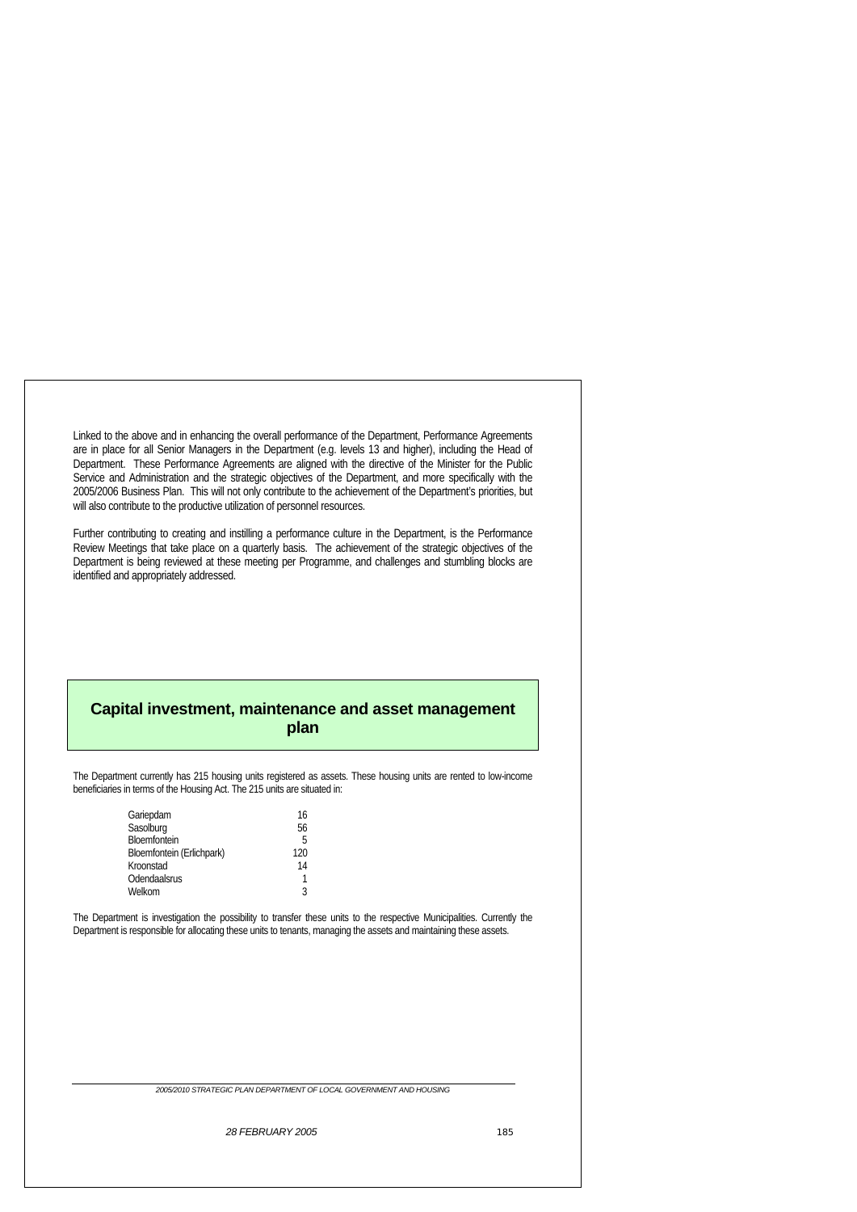Linked to the above and in enhancing the overall performance of the Department, Performance Agreements are in place for all Senior Managers in the Department (e.g. levels 13 and higher), including the Head of Department. These Performance Agreements are aligned with the directive of the Minister for the Public Service and Administration and the strategic objectives of the Department, and more specifically with the 2005/2006 Business Plan. This will not only contribute to the achievement of the Department's priorities, but will also contribute to the productive utilization of personnel resources.

Further contributing to creating and instilling a performance culture in the Department, is the Performance Review Meetings that take place on a quarterly basis. The achievement of the strategic objectives of the Department is being reviewed at these meeting per Programme, and challenges and stumbling blocks are identified and appropriately addressed.

## Capital investment, maintenance and asset management plan

The Department currently has 215 housing units registered as assets. These housing units are rented to low-income beneficiaries in terms of the Housing Act. The 215 units are situated in:

| | |
|---|---|
| Gariepdam | 16 |
| Sasolburg | 56 |
| Bloemfontein | 5 |
| Bloemfontein (Erlichpark) | 120 |
| Kroonstad | 14 |
| Odendaalsrus | 1 |
| Welkom | 3 |

The Department is investigation the possibility to transfer these units to the respective Municipalities. Currently the Department is responsible for allocating these units to tenants, managing the assets and maintaining these assets.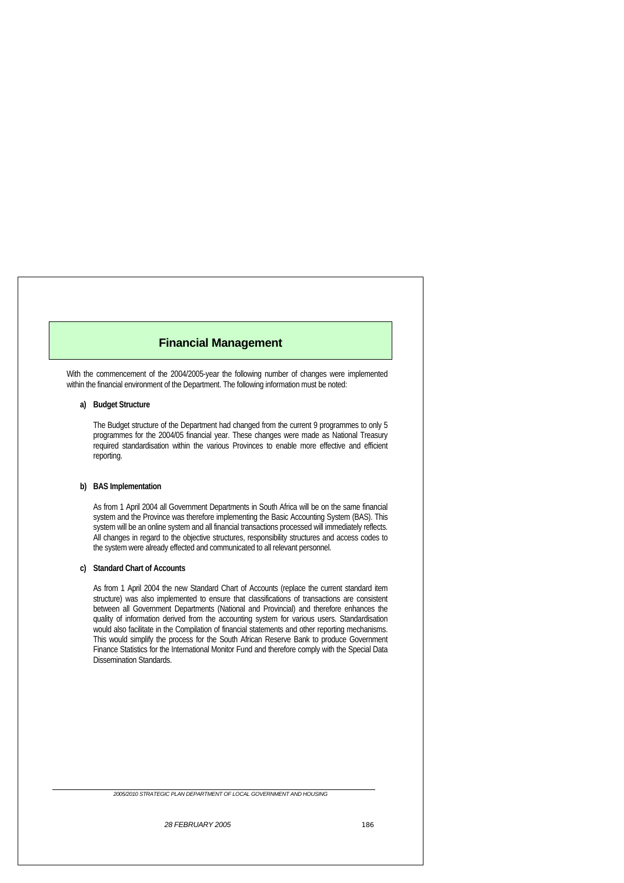# Financial Management

With the commencement of the 2004/2005-year the following number of changes were implemented within the financial environment of the Department. The following information must be noted:

**a) Budget Structure**

The Budget structure of the Department had changed from the current 9 programmes to only 5 programmes for the 2004/05 financial year. These changes were made as National Treasury required standardisation within the various Provinces to enable more effective and efficient reporting.

**b) BAS Implementation**

As from 1 April 2004 all Government Departments in South Africa will be on the same financial system and the Province was therefore implementing the Basic Accounting System (BAS). This system will be an online system and all financial transactions processed will immediately reflects. All changes in regard to the objective structures, responsibility structures and access codes to the system were already effected and communicated to all relevant personnel.

**c) Standard Chart of Accounts**

As from 1 April 2004 the new Standard Chart of Accounts (replace the current standard item structure) was also implemented to ensure that classifications of transactions are consistent between all Government Departments (National and Provincial) and therefore enhances the quality of information derived from the accounting system for various users. Standardisation would also facilitate in the Compilation of financial statements and other reporting mechanisms. This would simplify the process for the South African Reserve Bank to produce Government Finance Statistics for the International Monitor Fund and therefore comply with the Special Data Dissemination Standards.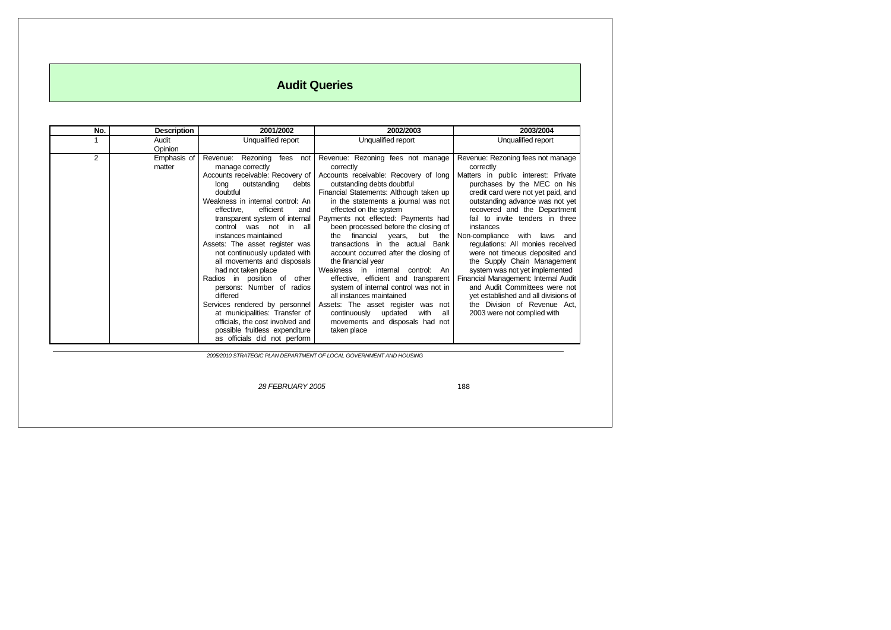# Audit Queries

| No. | Description | 2001/2002 | 2002/2003 | 2003/2004 |
|---|---|---|---|---|
| 1 | Audit Opinion | Unqualified report | Unqualified report | Unqualified report |
| 2 | Emphasis of matter | Revenue: Rezoning fees not manage correctly<br>Accounts receivable: Recovery of long outstanding debts doubtful<br>Weakness in internal control: An effective, efficient and transparent system of internal control was not in all instances maintained<br>Assets: The asset register was not continuously updated with all movements and disposals had not taken place<br>Radios in position of other persons: Number of radios differed<br>Services rendered by personnel at municipalities: Transfer of officials, the cost involved and possible fruitless expenditure as officials did not perform | Revenue: Rezoning fees not manage correctly<br>Accounts receivable: Recovery of long outstanding debts doubtful<br>Financial Statements: Although taken up in the statements a journal was not effected on the system<br>Payments not effected: Payments had been processed before the closing of the financial years, but the transactions in the actual Bank account occurred after the closing of the financial year<br>Weakness in internal control: An effective, efficient and transparent system of internal control was not in all instances maintained<br>Assets: The asset register was not continuously updated with all movements and disposals had not taken place | Revenue: Rezoning fees not manage correctly<br>Matters in public interest: Private purchases by the MEC on his credit card were not yet paid, and outstanding advance was not yet recovered and the Department fail to invite tenders in three instances<br>Non-compliance with laws and regulations: All monies received were not timeous deposited and the Supply Chain Management system was not yet implemented<br>Financial Management: Internal Audit and Audit Committees were not yet established and all divisions of the Division of Revenue Act, 2003 were not complied with |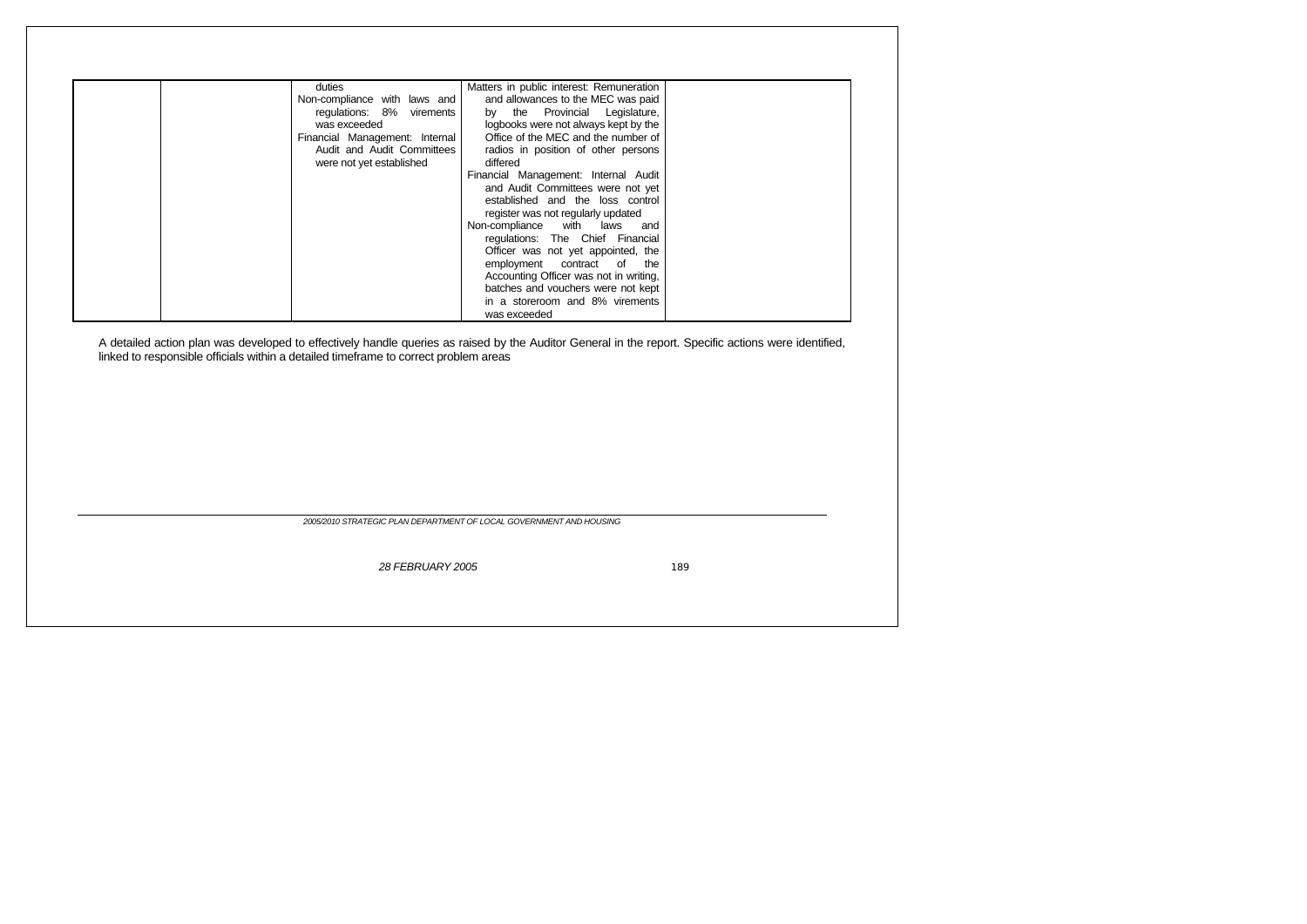| | | duties<br>Non-compliance with laws and regulations: 8% virements was exceeded<br>Financial Management: Internal Audit and Audit Committees were not yet established | Matters in public interest: Remuneration and allowances to the MEC was paid by the Provincial Legislature, logbooks were not always kept by the Office of the MEC and the number of radios in position of other persons differed<br>Financial Management: Internal Audit and Audit Committees were not yet established and the loss control register was not regularly updated<br>Non-compliance with laws and regulations: The Chief Financial Officer was not yet appointed, the employment contract of the Accounting Officer was not in writing, batches and vouchers were not kept in a storeroom and 8% virements was exceeded | |
|---|---|---|---|---|

A detailed action plan was developed to effectively handle queries as raised by the Auditor General in the report. Specific actions were identified, linked to responsible officials within a detailed timeframe to correct problem areas